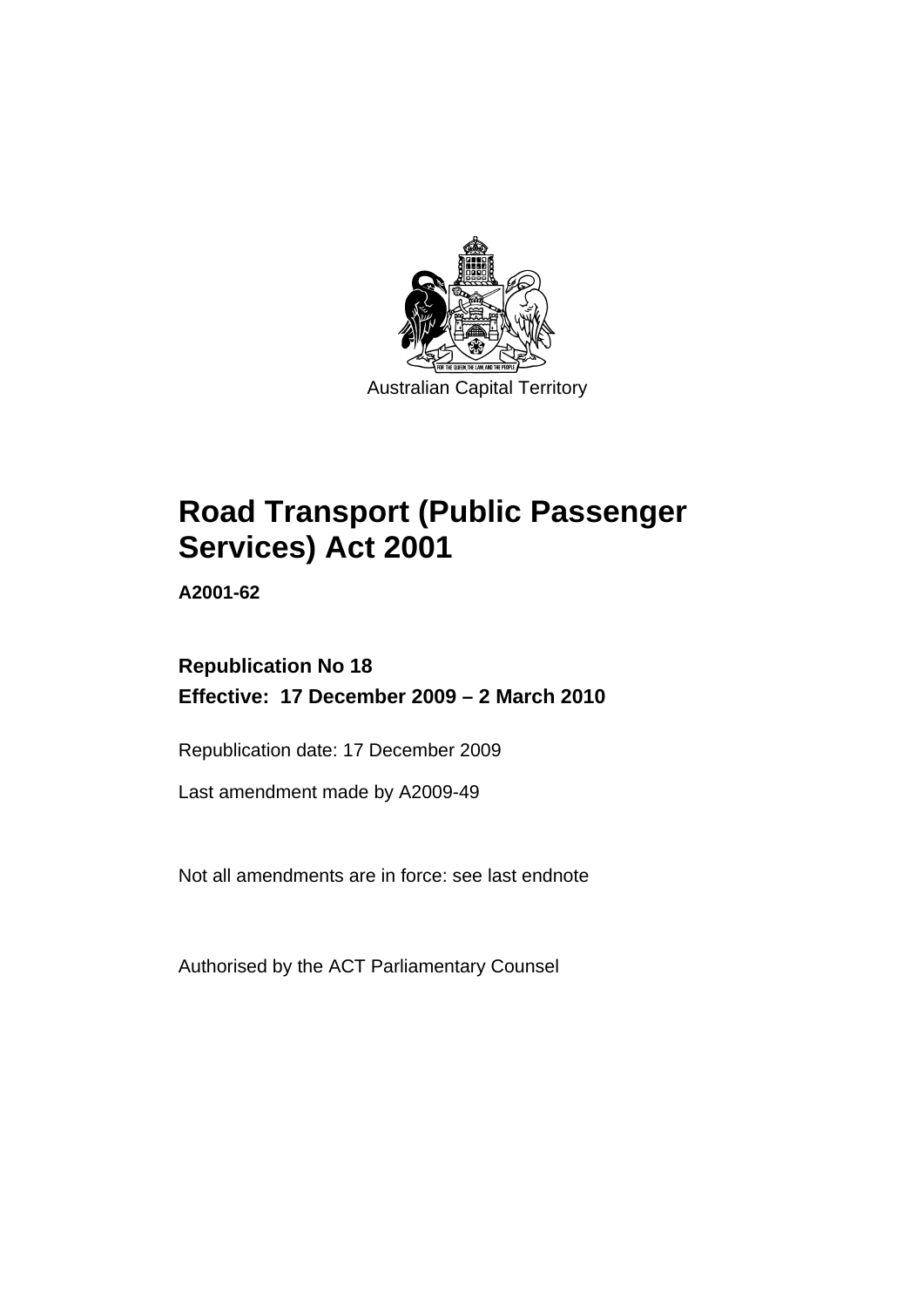Australian Capital Territory

# Road Transport (Public Passenger Services) Act 2001

**A2001-62**

**Republication No 18**

**Effective: 17 December 2009 – 2 March 2010**

Republication date: 17 December 2009

Last amendment made by A2009-49

Not all amendments are in force: see last endnote

Authorised by the ACT Parliamentary Counsel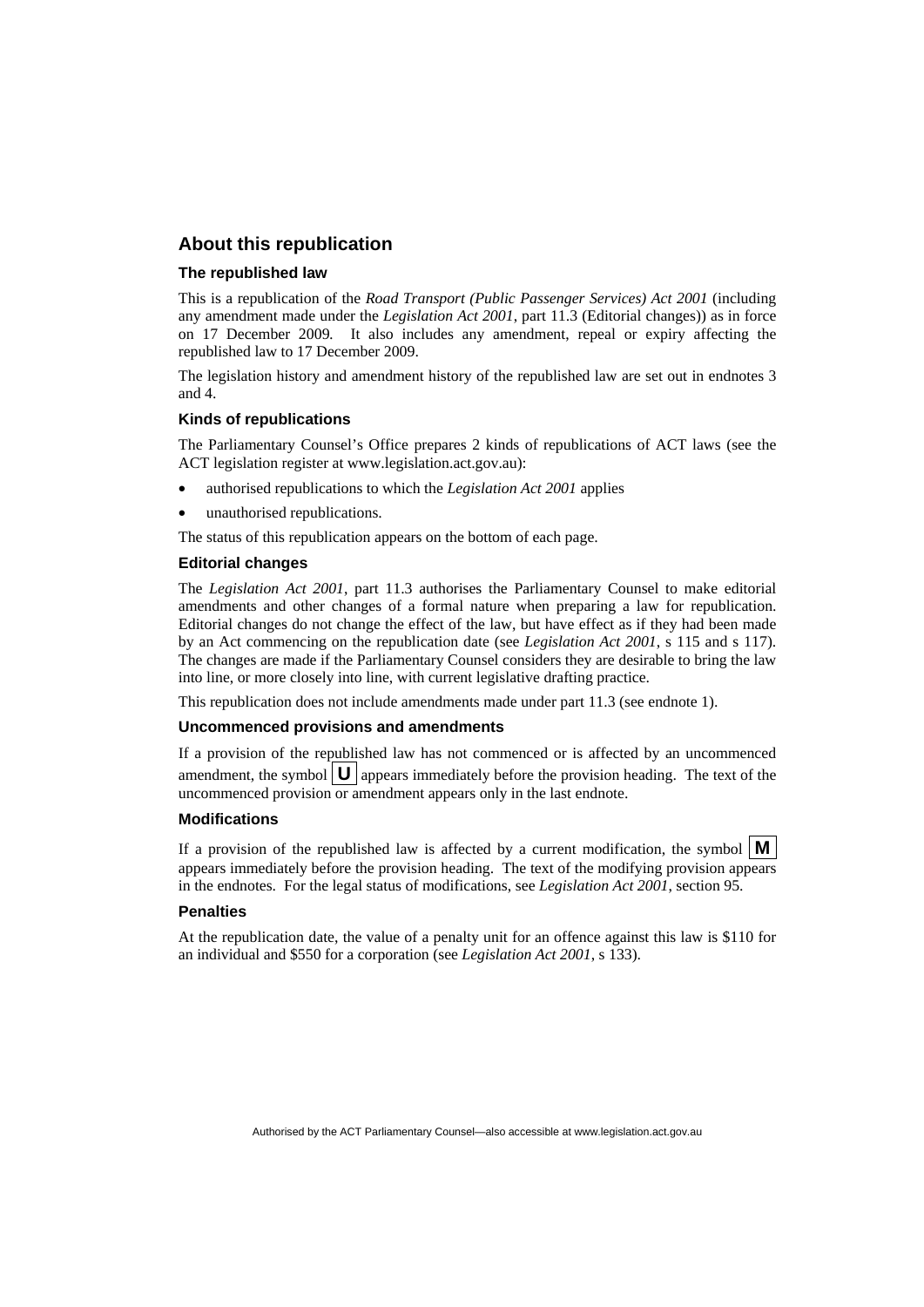## About this republication

### The republished law

This is a republication of the *Road Transport (Public Passenger Services) Act 2001* (including any amendment made under the *Legislation Act 2001*, part 11.3 (Editorial changes)) as in force on 17 December 2009*.* It also includes any amendment, repeal or expiry affecting the republished law to 17 December 2009.

The legislation history and amendment history of the republished law are set out in endnotes 3 and 4.

### Kinds of republications

The Parliamentary Counsel's Office prepares 2 kinds of republications of ACT laws (see the ACT legislation register at www.legislation.act.gov.au):

- authorised republications to which the *Legislation Act 2001* applies
- unauthorised republications.

The status of this republication appears on the bottom of each page.

### Editorial changes

The *Legislation Act 2001*, part 11.3 authorises the Parliamentary Counsel to make editorial amendments and other changes of a formal nature when preparing a law for republication. Editorial changes do not change the effect of the law, but have effect as if they had been made by an Act commencing on the republication date (see *Legislation Act 2001*, s 115 and s 117). The changes are made if the Parliamentary Counsel considers they are desirable to bring the law into line, or more closely into line, with current legislative drafting practice.

This republication does not include amendments made under part 11.3 (see endnote 1).

### Uncommenced provisions and amendments

If a provision of the republished law has not commenced or is affected by an uncommenced amendment, the symbol **U** appears immediately before the provision heading. The text of the uncommenced provision or amendment appears only in the last endnote.

### Modifications

If a provision of the republished law is affected by a current modification, the symbol **M** appears immediately before the provision heading. The text of the modifying provision appears in the endnotes. For the legal status of modifications, see *Legislation Act 2001*, section 95.

### Penalties

At the republication date, the value of a penalty unit for an offence against this law is $110 for an individual and $550 for a corporation (see *Legislation Act 2001*, s 133).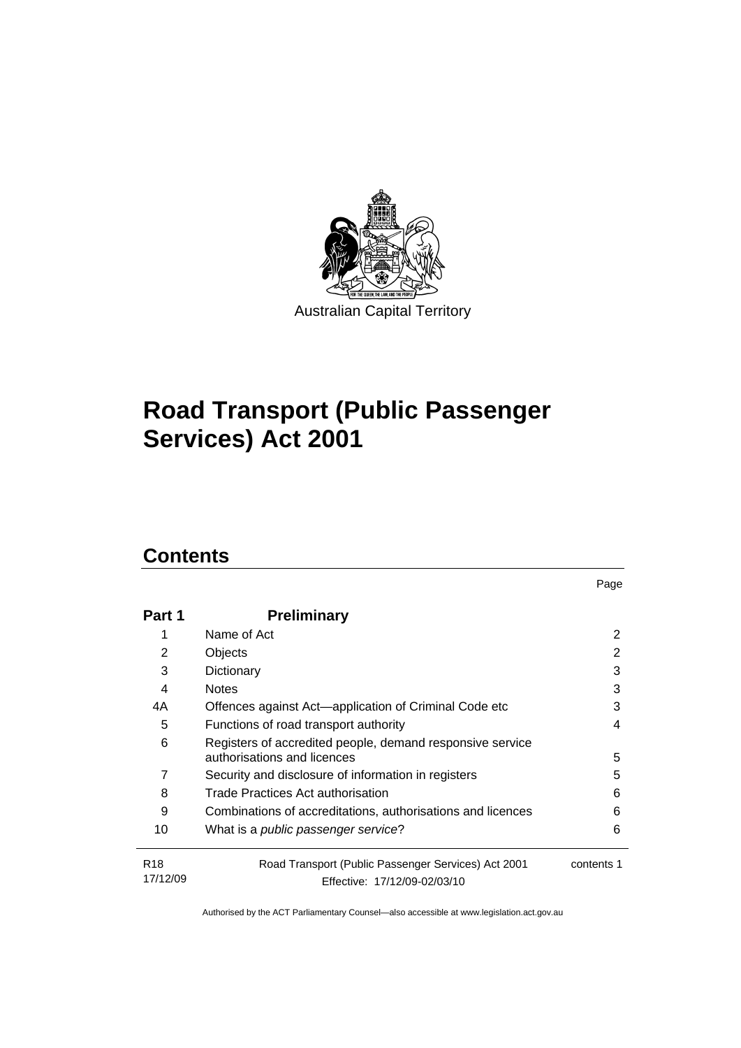Australian Capital Territory

# Road Transport (Public Passenger Services) Act 2001

## Contents

| | | Page |
|---|---|---|
| **Part 1** | **Preliminary** | |
| 1 | Name of Act | 2 |
| 2 | Objects | 2 |
| 3 | Dictionary | 3 |
| 4 | Notes | 3 |
| 4A | Offences against Act—application of Criminal Code etc | 3 |
| 5 | Functions of road transport authority | 4 |
| 6 | Registers of accredited people, demand responsive service authorisations and licences | 5 |
| 7 | Security and disclosure of information in registers | 5 |
| 8 | Trade Practices Act authorisation | 6 |
| 9 | Combinations of accreditations, authorisations and licences | 6 |
| 10 | What is a *public passenger service*? | 6 |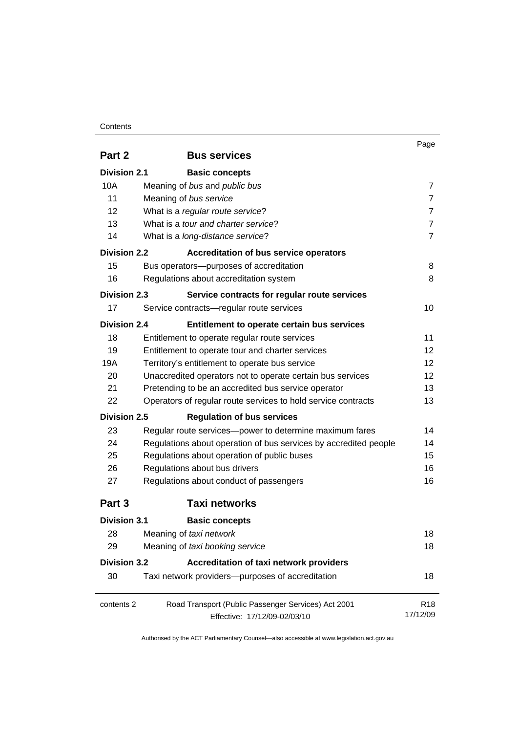| | | Page |
|---|---|---|
| **Part 2** | **Bus services** | |
| **Division 2.1** | **Basic concepts** | |
| 10A | Meaning of *bus* and *public bus* | 7 |
| 11 | Meaning of *bus service* | 7 |
| 12 | What is a *regular route service*? | 7 |
| 13 | What is a *tour and charter service*? | 7 |
| 14 | What is a *long-distance service*? | 7 |
| **Division 2.2** | **Accreditation of bus service operators** | |
| 15 | Bus operators—purposes of accreditation | 8 |
| 16 | Regulations about accreditation system | 8 |
| **Division 2.3** | **Service contracts for regular route services** | |
| 17 | Service contracts—regular route services | 10 |
| **Division 2.4** | **Entitlement to operate certain bus services** | |
| 18 | Entitlement to operate regular route services | 11 |
| 19 | Entitlement to operate tour and charter services | 12 |
| 19A | Territory's entitlement to operate bus service | 12 |
| 20 | Unaccredited operators not to operate certain bus services | 12 |
| 21 | Pretending to be an accredited bus service operator | 13 |
| 22 | Operators of regular route services to hold service contracts | 13 |
| **Division 2.5** | **Regulation of bus services** | |
| 23 | Regular route services—power to determine maximum fares | 14 |
| 24 | Regulations about operation of bus services by accredited people | 14 |
| 25 | Regulations about operation of public buses | 15 |
| 26 | Regulations about bus drivers | 16 |
| 27 | Regulations about conduct of passengers | 16 |
| **Part 3** | **Taxi networks** | |
| **Division 3.1** | **Basic concepts** | |
| 28 | Meaning of *taxi network* | 18 |
| 29 | Meaning of *taxi booking service* | 18 |
| **Division 3.2** | **Accreditation of taxi network providers** | |
| 30 | Taxi network providers—purposes of accreditation | 18 |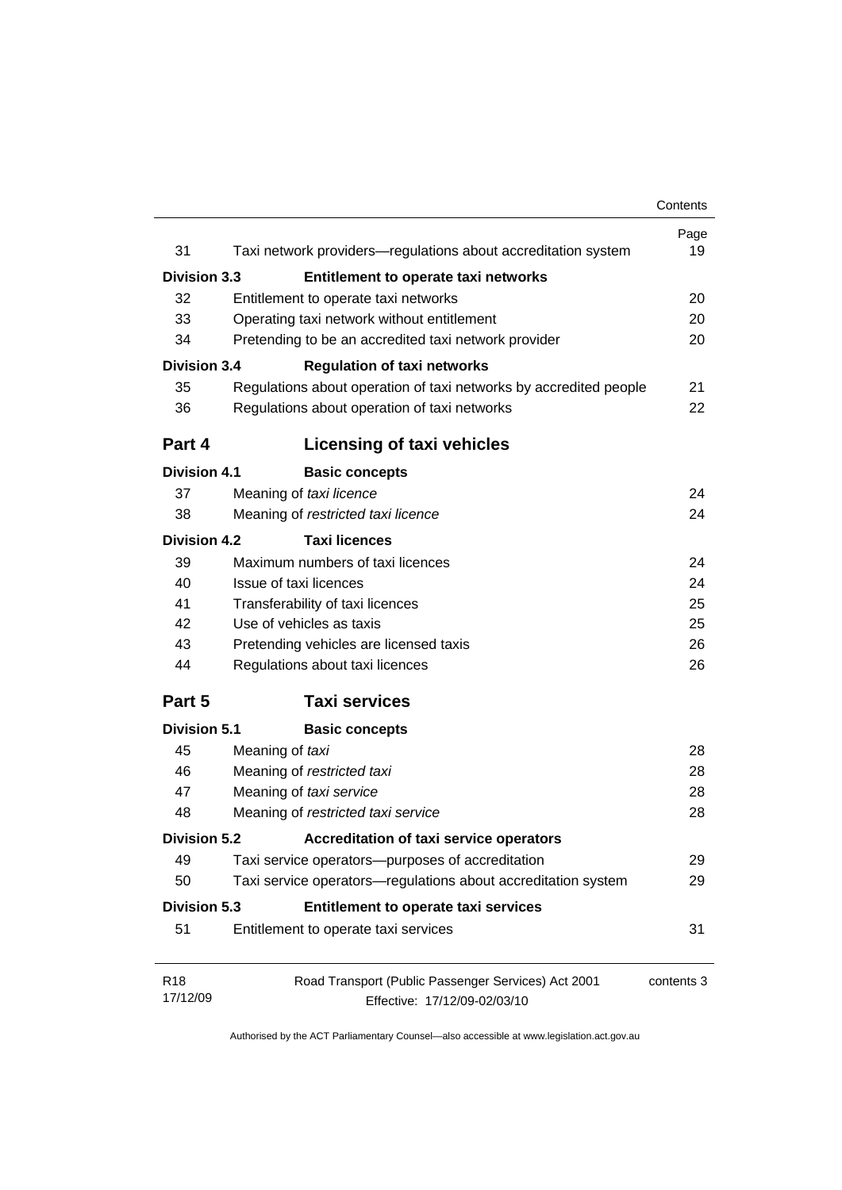| | | Page |
|---|---|---|
| 31 | Taxi network providers—regulations about accreditation system | 19 |
| **Division 3.3** | **Entitlement to operate taxi networks** | |
| 32 | Entitlement to operate taxi networks | 20 |
| 33 | Operating taxi network without entitlement | 20 |
| 34 | Pretending to be an accredited taxi network provider | 20 |
| **Division 3.4** | **Regulation of taxi networks** | |
| 35 | Regulations about operation of taxi networks by accredited people | 21 |
| 36 | Regulations about operation of taxi networks | 22 |
| **Part 4** | **Licensing of taxi vehicles** | |
| **Division 4.1** | **Basic concepts** | |
| 37 | Meaning of *taxi licence* | 24 |
| 38 | Meaning of *restricted taxi licence* | 24 |
| **Division 4.2** | **Taxi licences** | |
| 39 | Maximum numbers of taxi licences | 24 |
| 40 | Issue of taxi licences | 24 |
| 41 | Transferability of taxi licences | 25 |
| 42 | Use of vehicles as taxis | 25 |
| 43 | Pretending vehicles are licensed taxis | 26 |
| 44 | Regulations about taxi licences | 26 |
| **Part 5** | **Taxi services** | |
| **Division 5.1** | **Basic concepts** | |
| 45 | Meaning of *taxi* | 28 |
| 46 | Meaning of *restricted taxi* | 28 |
| 47 | Meaning of *taxi service* | 28 |
| 48 | Meaning of *restricted taxi service* | 28 |
| **Division 5.2** | **Accreditation of taxi service operators** | |
| 49 | Taxi service operators—purposes of accreditation | 29 |
| 50 | Taxi service operators—regulations about accreditation system | 29 |
| **Division 5.3** | **Entitlement to operate taxi services** | |
| 51 | Entitlement to operate taxi services | 31 |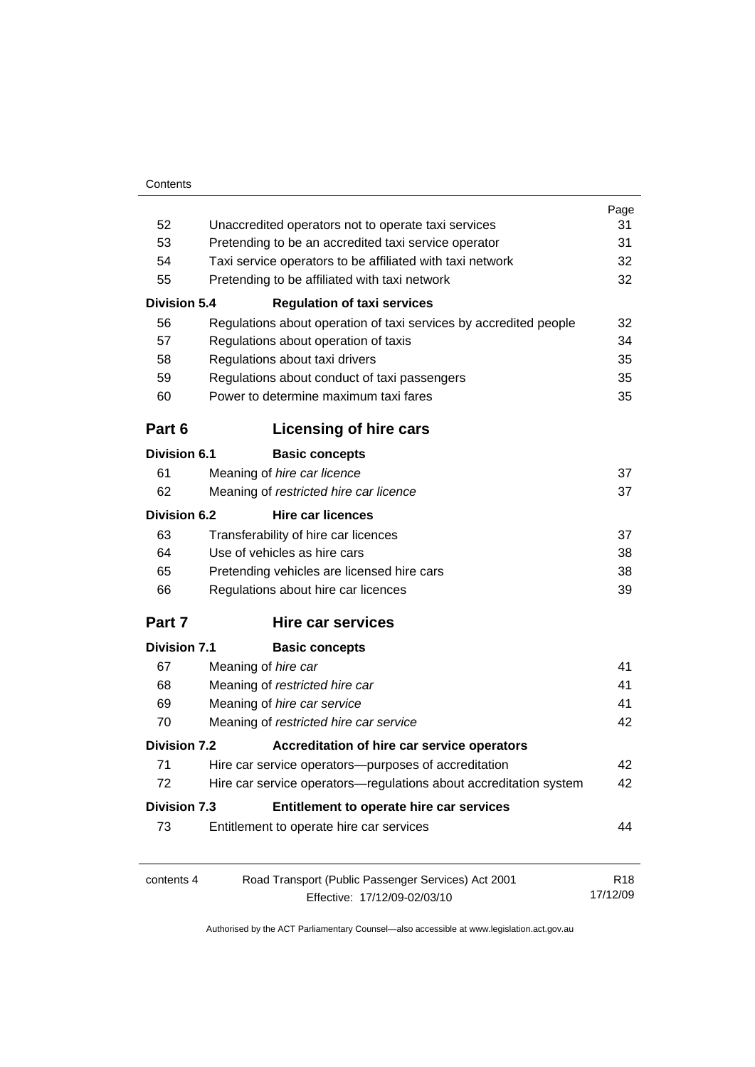| | | Page |
|---|---|---|
| 52 | Unaccredited operators not to operate taxi services | 31 |
| 53 | Pretending to be an accredited taxi service operator | 31 |
| 54 | Taxi service operators to be affiliated with taxi network | 32 |
| 55 | Pretending to be affiliated with taxi network | 32 |
| **Division 5.4** | **Regulation of taxi services** | |
| 56 | Regulations about operation of taxi services by accredited people | 32 |
| 57 | Regulations about operation of taxis | 34 |
| 58 | Regulations about taxi drivers | 35 |
| 59 | Regulations about conduct of taxi passengers | 35 |
| 60 | Power to determine maximum taxi fares | 35 |

## Part 6 Licensing of hire cars

| | | |
|---|---|---|
| **Division 6.1** | **Basic concepts** | |
| 61 | Meaning of *hire car licence* | 37 |
| 62 | Meaning of *restricted hire car licence* | 37 |
| **Division 6.2** | **Hire car licences** | |
| 63 | Transferability of hire car licences | 37 |
| 64 | Use of vehicles as hire cars | 38 |
| 65 | Pretending vehicles are licensed hire cars | 38 |
| 66 | Regulations about hire car licences | 39 |

## Part 7 Hire car services

| | | |
|---|---|---|
| **Division 7.1** | **Basic concepts** | |
| 67 | Meaning of *hire car* | 41 |
| 68 | Meaning of *restricted hire car* | 41 |
| 69 | Meaning of *hire car service* | 41 |
| 70 | Meaning of *restricted hire car service* | 42 |
| **Division 7.2** | **Accreditation of hire car service operators** | |
| 71 | Hire car service operators—purposes of accreditation | 42 |
| 72 | Hire car service operators—regulations about accreditation system | 42 |
| **Division 7.3** | **Entitlement to operate hire car services** | |
| 73 | Entitlement to operate hire car services | 44 |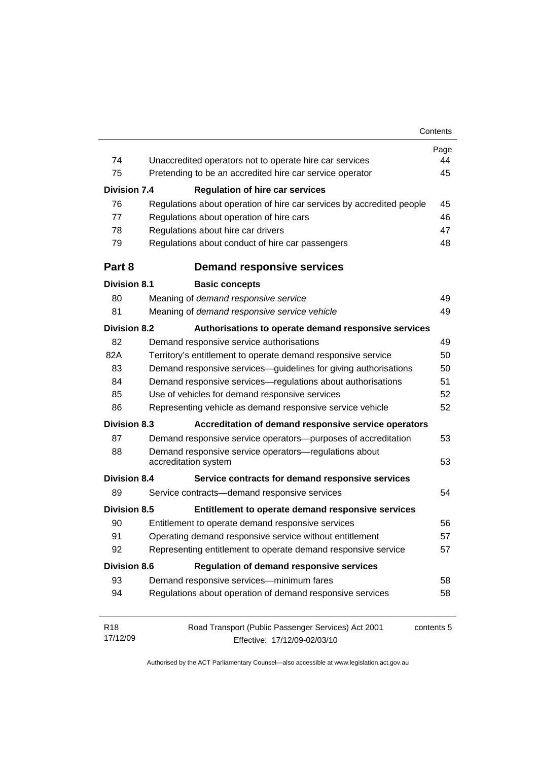| | | Page |
|---|---|---|
| 74 | Unaccredited operators not to operate hire car services | 44 |
| 75 | Pretending to be an accredited hire car service operator | 45 |
| **Division 7.4** | **Regulation of hire car services** | |
| 76 | Regulations about operation of hire car services by accredited people | 45 |
| 77 | Regulations about operation of hire cars | 46 |
| 78 | Regulations about hire car drivers | 47 |
| 79 | Regulations about conduct of hire car passengers | 48 |
| **Part 8** | **Demand responsive services** | |
| **Division 8.1** | **Basic concepts** | |
| 80 | Meaning of *demand responsive service* | 49 |
| 81 | Meaning of *demand responsive service vehicle* | 49 |
| **Division 8.2** | **Authorisations to operate demand responsive services** | |
| 82 | Demand responsive service authorisations | 49 |
| 82A | Territory's entitlement to operate demand responsive service | 50 |
| 83 | Demand responsive services—guidelines for giving authorisations | 50 |
| 84 | Demand responsive services—regulations about authorisations | 51 |
| 85 | Use of vehicles for demand responsive services | 52 |
| 86 | Representing vehicle as demand responsive service vehicle | 52 |
| **Division 8.3** | **Accreditation of demand responsive service operators** | |
| 87 | Demand responsive service operators—purposes of accreditation | 53 |
| 88 | Demand responsive service operators—regulations about accreditation system | 53 |
| **Division 8.4** | **Service contracts for demand responsive services** | |
| 89 | Service contracts—demand responsive services | 54 |
| **Division 8.5** | **Entitlement to operate demand responsive services** | |
| 90 | Entitlement to operate demand responsive services | 56 |
| 91 | Operating demand responsive service without entitlement | 57 |
| 92 | Representing entitlement to operate demand responsive service | 57 |
| **Division 8.6** | **Regulation of demand responsive services** | |
| 93 | Demand responsive services—minimum fares | 58 |
| 94 | Regulations about operation of demand responsive services | 58 |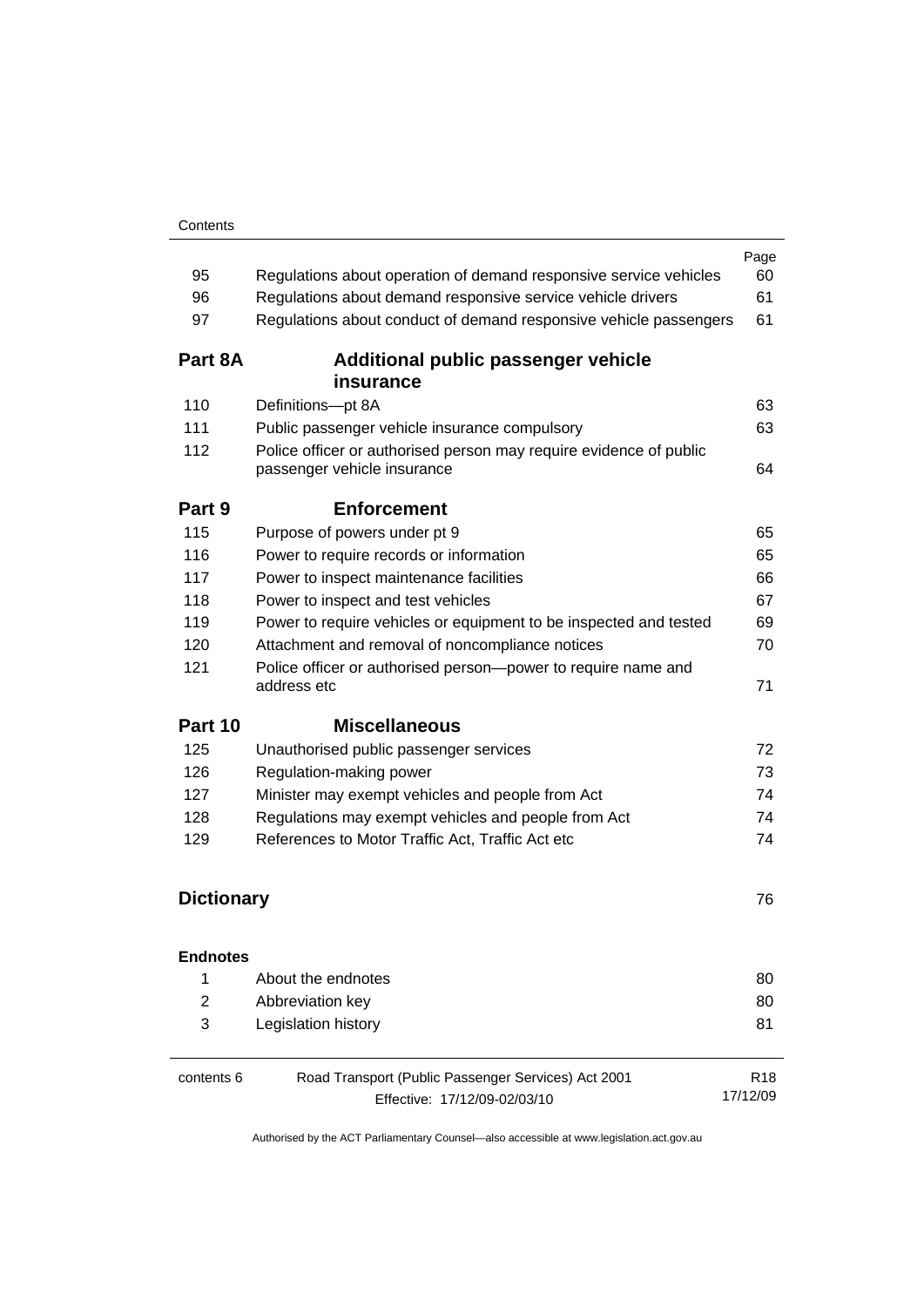| | | Page |
|---|---|---|
| 95 | Regulations about operation of demand responsive service vehicles | 60 |
| 96 | Regulations about demand responsive service vehicle drivers | 61 |
| 97 | Regulations about conduct of demand responsive vehicle passengers | 61 |
| **Part 8A** | **Additional public passenger vehicle insurance** | |
| 110 | Definitions—pt 8A | 63 |
| 111 | Public passenger vehicle insurance compulsory | 63 |
| 112 | Police officer or authorised person may require evidence of public passenger vehicle insurance | 64 |
| **Part 9** | **Enforcement** | |
| 115 | Purpose of powers under pt 9 | 65 |
| 116 | Power to require records or information | 65 |
| 117 | Power to inspect maintenance facilities | 66 |
| 118 | Power to inspect and test vehicles | 67 |
| 119 | Power to require vehicles or equipment to be inspected and tested | 69 |
| 120 | Attachment and removal of noncompliance notices | 70 |
| 121 | Police officer or authorised person—power to require name and address etc | 71 |
| **Part 10** | **Miscellaneous** | |
| 125 | Unauthorised public passenger services | 72 |
| 126 | Regulation-making power | 73 |
| 127 | Minister may exempt vehicles and people from Act | 74 |
| 128 | Regulations may exempt vehicles and people from Act | 74 |
| 129 | References to Motor Traffic Act, Traffic Act etc | 74 |
| **Dictionary** | | 76 |
| **Endnotes** | | |
| 1 | About the endnotes | 80 |
| 2 | Abbreviation key | 80 |
| 3 | Legislation history | 81 |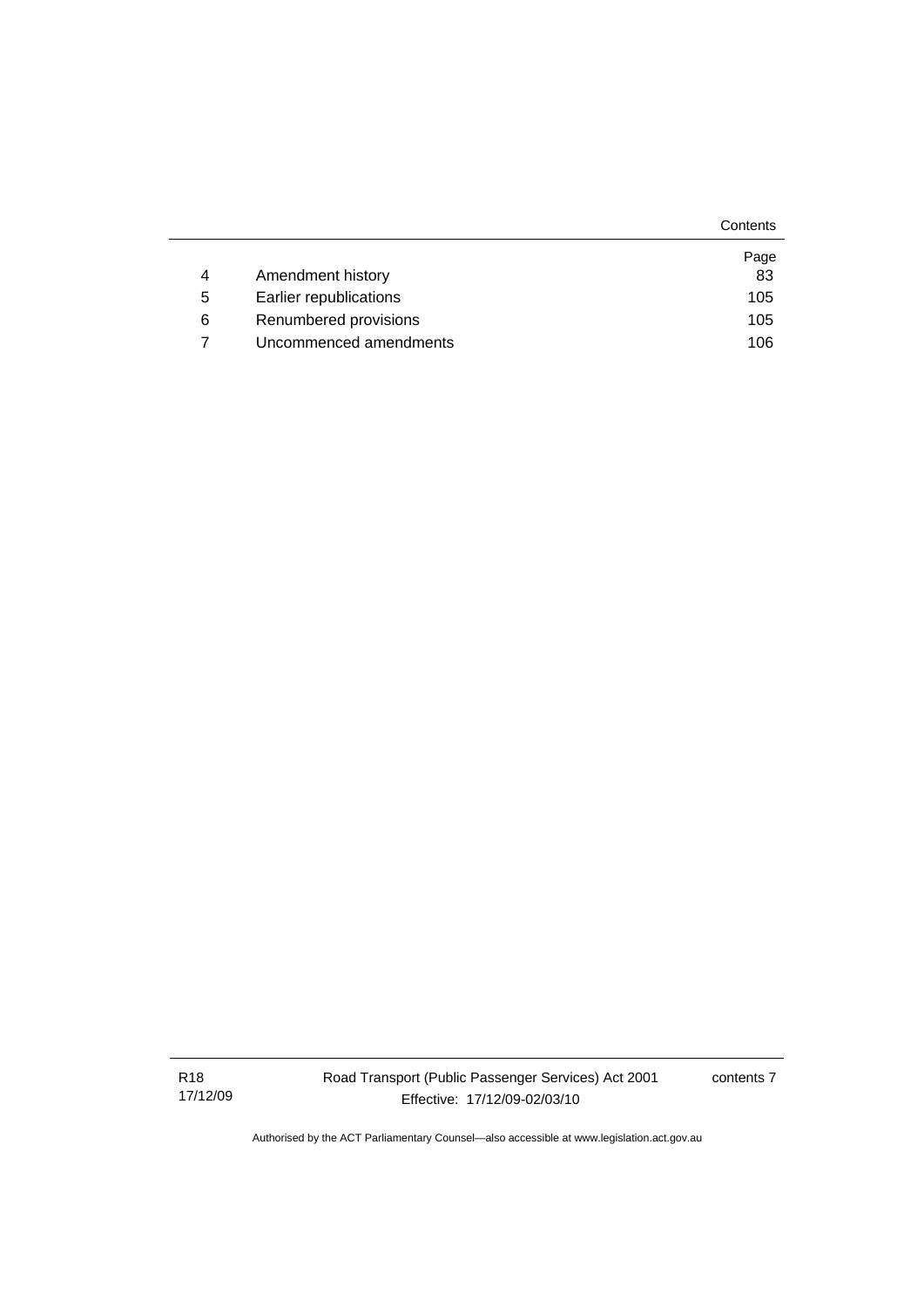| | | Page |
|---|---|---|
| 4 | Amendment history | 83 |
| 5 | Earlier republications | 105 |
| 6 | Renumbered provisions | 105 |
| 7 | Uncommenced amendments | 106 |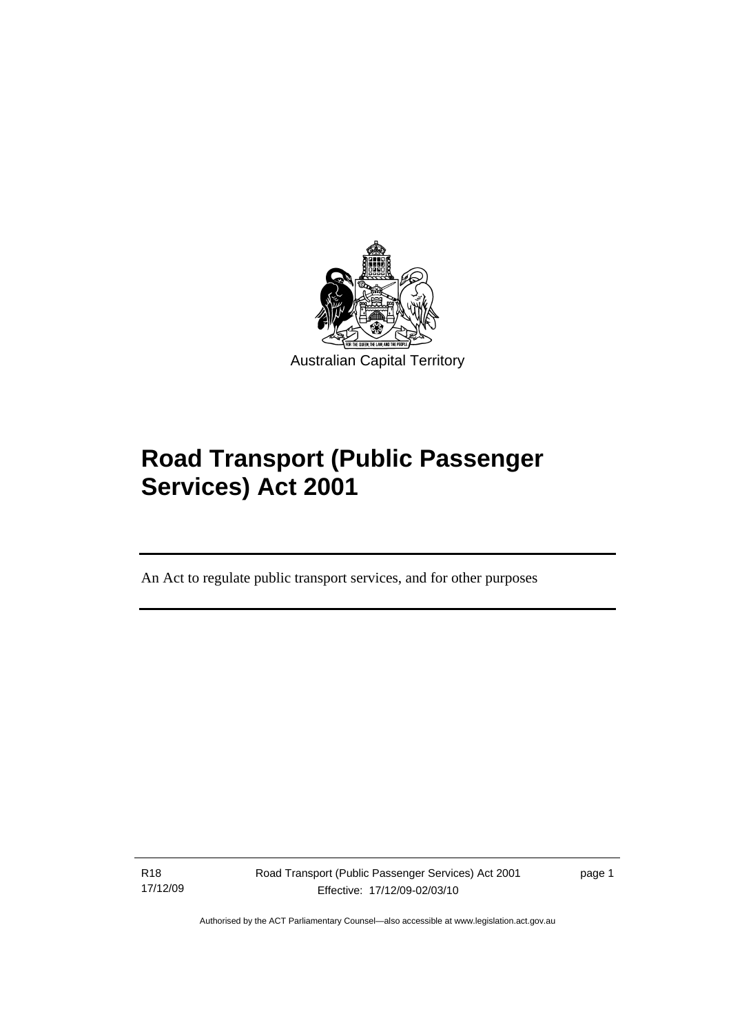Australian Capital Territory

# Road Transport (Public Passenger Services) Act 2001

An Act to regulate public transport services, and for other purposes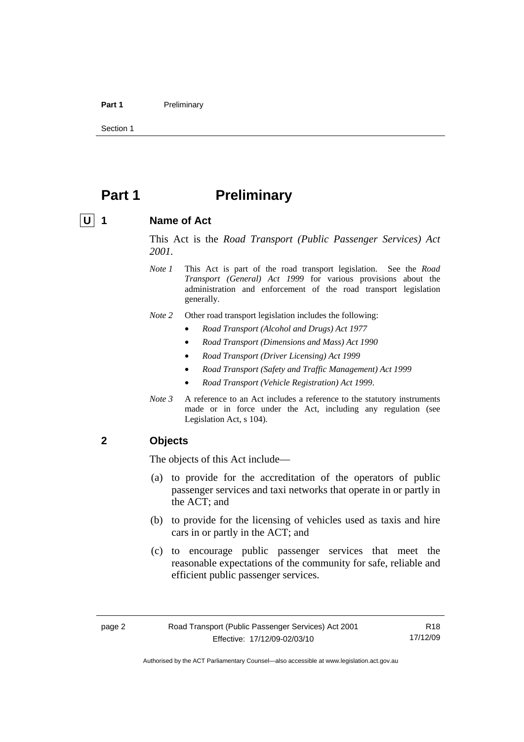# Part 1 Preliminary

### U 1 Name of Act

This Act is the *Road Transport (Public Passenger Services) Act 2001*.

*Note 1* This Act is part of the road transport legislation. See the *Road Transport (General) Act 1999* for various provisions about the administration and enforcement of the road transport legislation generally.

*Note 2* Other road transport legislation includes the following:

- *Road Transport (Alcohol and Drugs) Act 1977*
- *Road Transport (Dimensions and Mass) Act 1990*
- *Road Transport (Driver Licensing) Act 1999*
- *Road Transport (Safety and Traffic Management) Act 1999*
- *Road Transport (Vehicle Registration) Act 1999*.

*Note 3* A reference to an Act includes a reference to the statutory instruments made or in force under the Act, including any regulation (see Legislation Act, s 104).

### 2 Objects

The objects of this Act include—

(a) to provide for the accreditation of the operators of public passenger services and taxi networks that operate in or partly in the ACT; and

(b) to provide for the licensing of vehicles used as taxis and hire cars in or partly in the ACT; and

(c) to encourage public passenger services that meet the reasonable expectations of the community for safe, reliable and efficient public passenger services.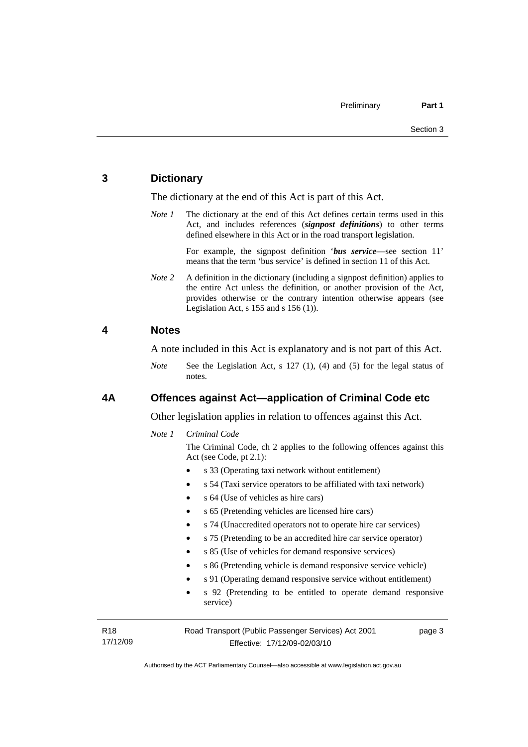## 3 Dictionary

The dictionary at the end of this Act is part of this Act.

*Note 1* The dictionary at the end of this Act defines certain terms used in this Act, and includes references (***signpost definitions***) to other terms defined elsewhere in this Act or in the road transport legislation.

For example, the signpost definition '***bus service***—see section 11' means that the term 'bus service' is defined in section 11 of this Act.

*Note 2* A definition in the dictionary (including a signpost definition) applies to the entire Act unless the definition, or another provision of the Act, provides otherwise or the contrary intention otherwise appears (see Legislation Act, s 155 and s 156 (1)).

## 4 Notes

A note included in this Act is explanatory and is not part of this Act.

*Note* See the Legislation Act, s 127 (1), (4) and (5) for the legal status of notes.

## 4A Offences against Act—application of Criminal Code etc

Other legislation applies in relation to offences against this Act.

*Note 1* *Criminal Code*

The Criminal Code, ch 2 applies to the following offences against this Act (see Code, pt 2.1):

- s 33 (Operating taxi network without entitlement)
- s 54 (Taxi service operators to be affiliated with taxi network)
- s 64 (Use of vehicles as hire cars)
- s 65 (Pretending vehicles are licensed hire cars)
- s 74 (Unaccredited operators not to operate hire car services)
- s 75 (Pretending to be an accredited hire car service operator)
- s 85 (Use of vehicles for demand responsive services)
- s 86 (Pretending vehicle is demand responsive service vehicle)
- s 91 (Operating demand responsive service without entitlement)
- s 92 (Pretending to be entitled to operate demand responsive service)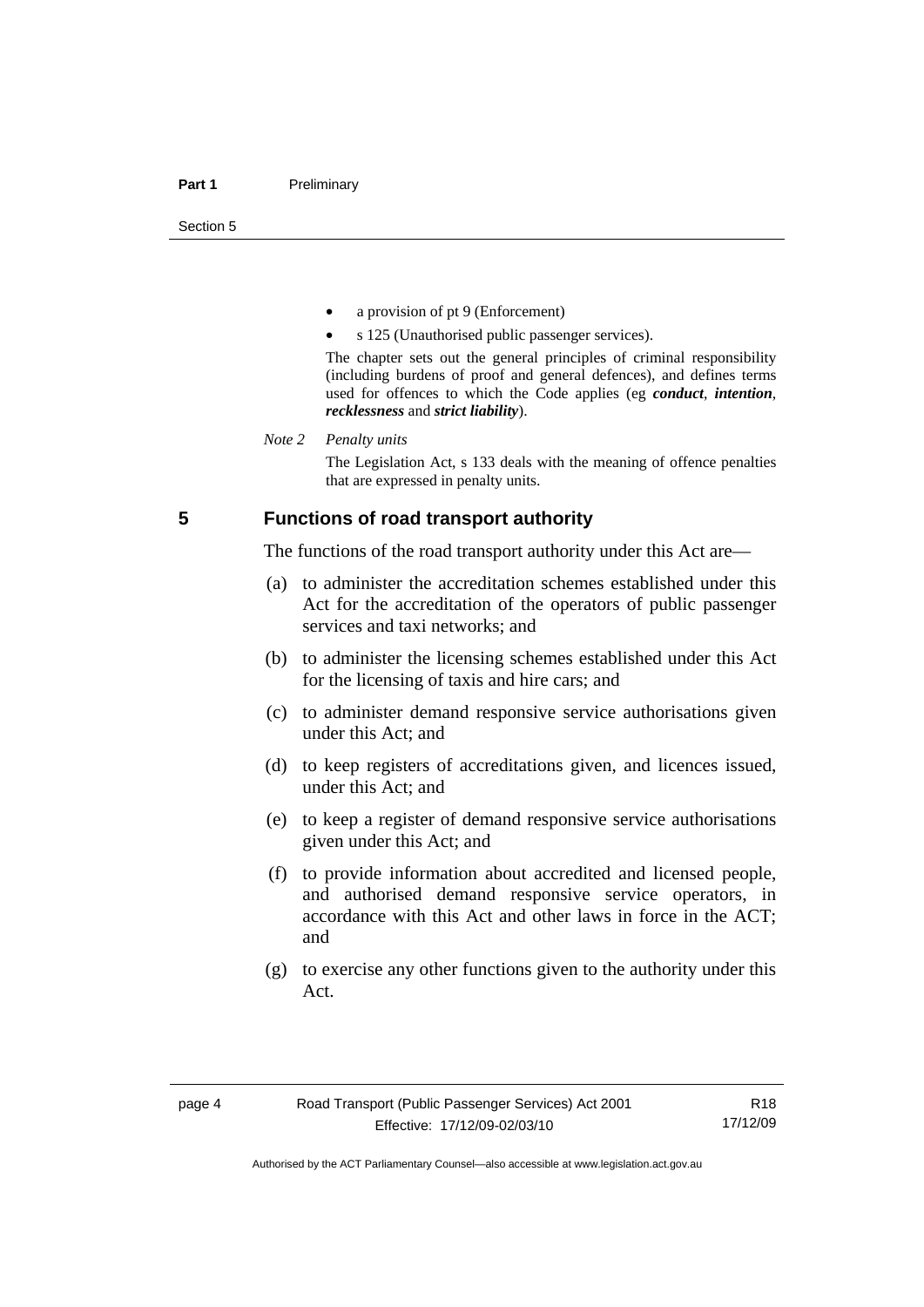- a provision of pt 9 (Enforcement)
- s 125 (Unauthorised public passenger services).

The chapter sets out the general principles of criminal responsibility (including burdens of proof and general defences), and defines terms used for offences to which the Code applies (eg ***conduct***, ***intention***, ***recklessness*** and ***strict liability***).

*Note 2 Penalty units*

The Legislation Act, s 133 deals with the meaning of offence penalties that are expressed in penalty units.

## 5 Functions of road transport authority

The functions of the road transport authority under this Act are—

(a) to administer the accreditation schemes established under this Act for the accreditation of the operators of public passenger services and taxi networks; and

(b) to administer the licensing schemes established under this Act for the licensing of taxis and hire cars; and

(c) to administer demand responsive service authorisations given under this Act; and

(d) to keep registers of accreditations given, and licences issued, under this Act; and

(e) to keep a register of demand responsive service authorisations given under this Act; and

(f) to provide information about accredited and licensed people, and authorised demand responsive service operators, in accordance with this Act and other laws in force in the ACT; and

(g) to exercise any other functions given to the authority under this Act.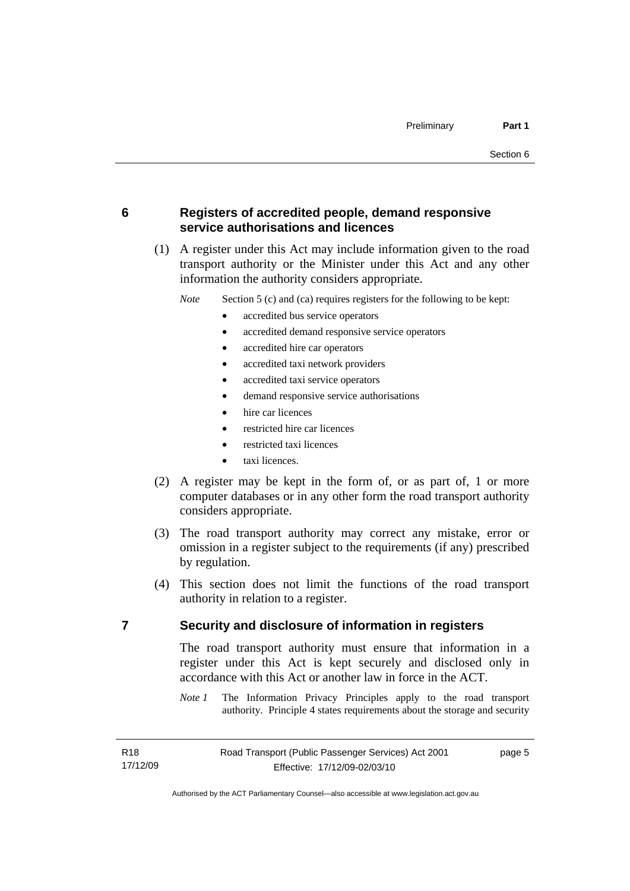## 6 Registers of accredited people, demand responsive service authorisations and licences

(1) A register under this Act may include information given to the road transport authority or the Minister under this Act and any other information the authority considers appropriate.

*Note* Section 5 (c) and (ca) requires registers for the following to be kept:

- accredited bus service operators
- accredited demand responsive service operators
- accredited hire car operators
- accredited taxi network providers
- accredited taxi service operators
- demand responsive service authorisations
- hire car licences
- restricted hire car licences
- restricted taxi licences
- taxi licences.

(2) A register may be kept in the form of, or as part of, 1 or more computer databases or in any other form the road transport authority considers appropriate.

(3) The road transport authority may correct any mistake, error or omission in a register subject to the requirements (if any) prescribed by regulation.

(4) This section does not limit the functions of the road transport authority in relation to a register.

## 7 Security and disclosure of information in registers

The road transport authority must ensure that information in a register under this Act is kept securely and disclosed only in accordance with this Act or another law in force in the ACT.

*Note 1* The Information Privacy Principles apply to the road transport authority. Principle 4 states requirements about the storage and security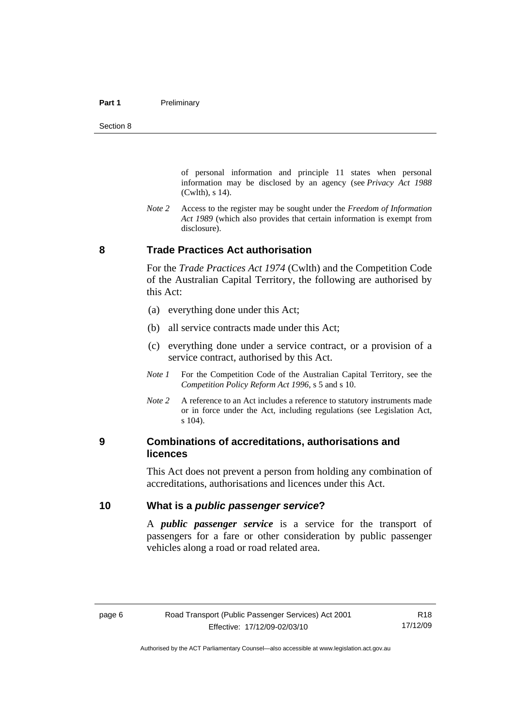of personal information and principle 11 states when personal information may be disclosed by an agency (see *Privacy Act 1988* (Cwlth), s 14).

*Note 2* Access to the register may be sought under the *Freedom of Information Act 1989* (which also provides that certain information is exempt from disclosure).

## 8 Trade Practices Act authorisation

For the *Trade Practices Act 1974* (Cwlth) and the Competition Code of the Australian Capital Territory, the following are authorised by this Act:

(a) everything done under this Act;

(b) all service contracts made under this Act;

(c) everything done under a service contract, or a provision of a service contract, authorised by this Act.

*Note 1* For the Competition Code of the Australian Capital Territory, see the *Competition Policy Reform Act 1996*, s 5 and s 10.

*Note 2* A reference to an Act includes a reference to statutory instruments made or in force under the Act, including regulations (see Legislation Act, s 104).

## 9 Combinations of accreditations, authorisations and licences

This Act does not prevent a person from holding any combination of accreditations, authorisations and licences under this Act.

## 10 What is a *public passenger service*?

A ***public passenger service*** is a service for the transport of passengers for a fare or other consideration by public passenger vehicles along a road or road related area.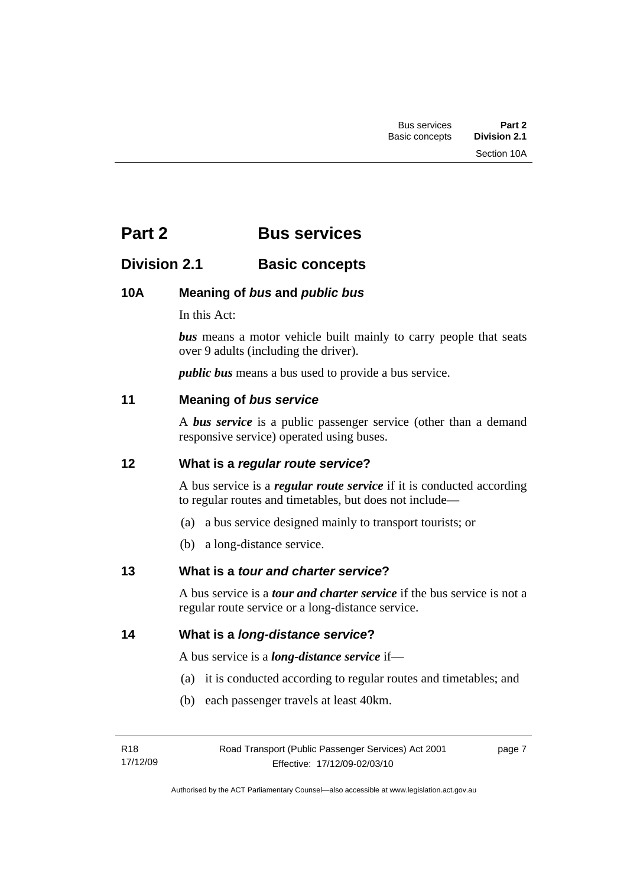# Part 2 Bus services

## Division 2.1 Basic concepts

### 10A Meaning of *bus* and *public bus*

In this Act:

***bus*** means a motor vehicle built mainly to carry people that seats over 9 adults (including the driver).

***public bus*** means a bus used to provide a bus service.

### 11 Meaning of *bus service*

A ***bus service*** is a public passenger service (other than a demand responsive service) operated using buses.

### 12 What is a *regular route service*?

A bus service is a ***regular route service*** if it is conducted according to regular routes and timetables, but does not include—

(a) a bus service designed mainly to transport tourists; or

(b) a long-distance service.

### 13 What is a *tour and charter service*?

A bus service is a ***tour and charter service*** if the bus service is not a regular route service or a long-distance service.

### 14 What is a *long-distance service*?

A bus service is a ***long-distance service*** if—

(a) it is conducted according to regular routes and timetables; and

(b) each passenger travels at least 40km.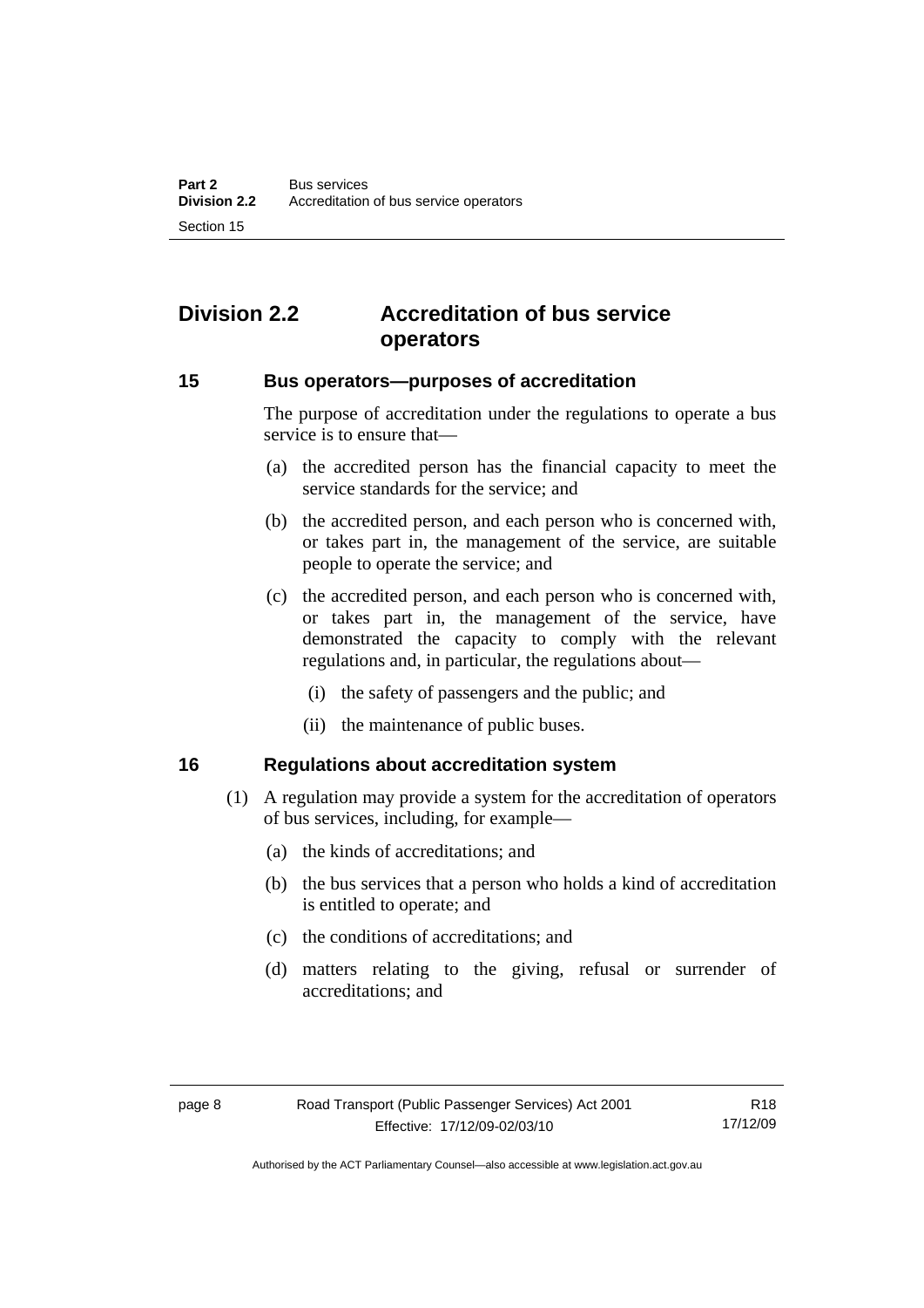# Division 2.2 Accreditation of bus service operators

## 15 Bus operators—purposes of accreditation

The purpose of accreditation under the regulations to operate a bus service is to ensure that—

(a) the accredited person has the financial capacity to meet the service standards for the service; and

(b) the accredited person, and each person who is concerned with, or takes part in, the management of the service, are suitable people to operate the service; and

(c) the accredited person, and each person who is concerned with, or takes part in, the management of the service, have demonstrated the capacity to comply with the relevant regulations and, in particular, the regulations about—

   (i) the safety of passengers and the public; and

   (ii) the maintenance of public buses.

## 16 Regulations about accreditation system

(1) A regulation may provide a system for the accreditation of operators of bus services, including, for example—

   (a) the kinds of accreditations; and

   (b) the bus services that a person who holds a kind of accreditation is entitled to operate; and

   (c) the conditions of accreditations; and

   (d) matters relating to the giving, refusal or surrender of accreditations; and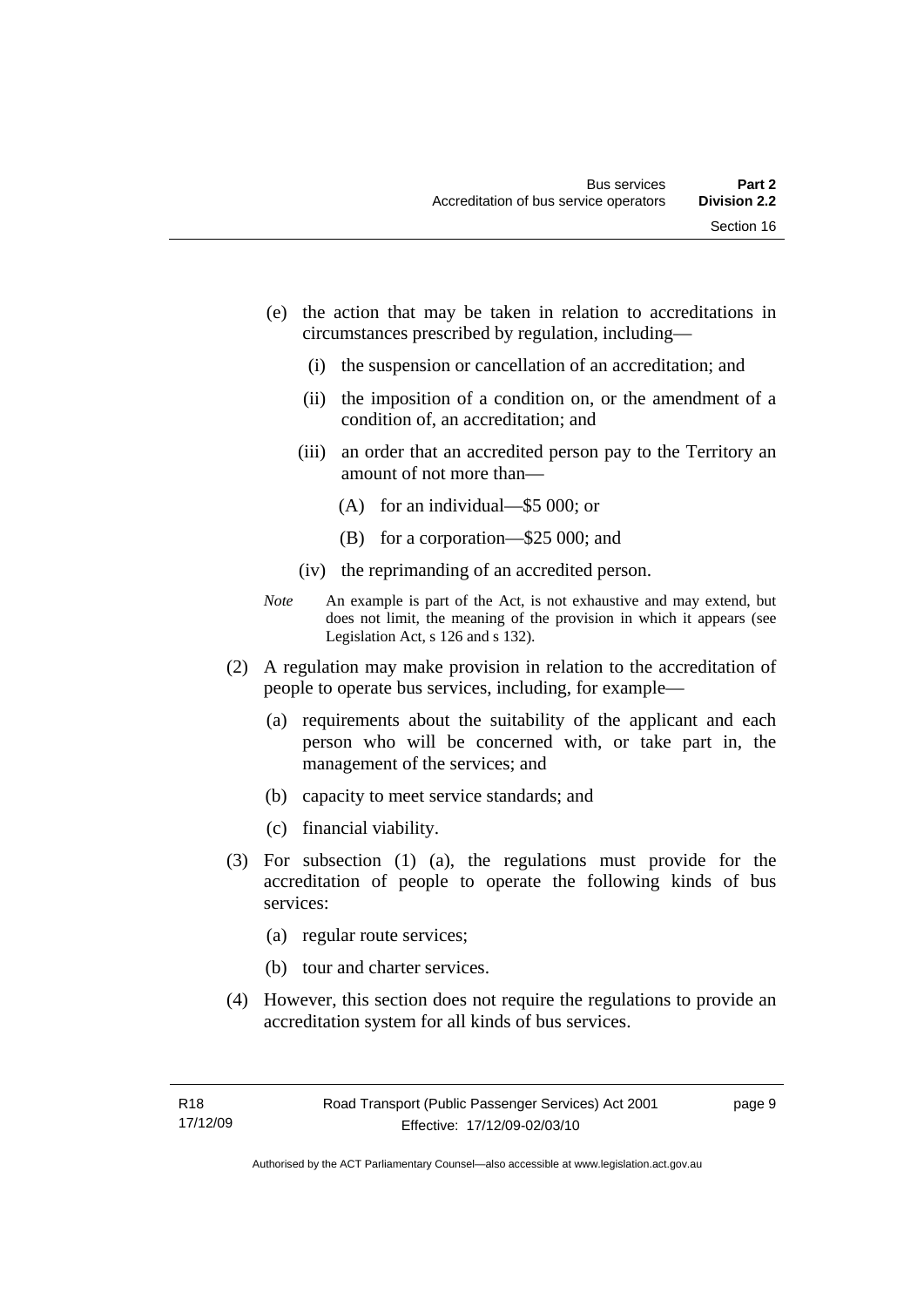(e) the action that may be taken in relation to accreditations in circumstances prescribed by regulation, including—

(i) the suspension or cancellation of an accreditation; and

(ii) the imposition of a condition on, or the amendment of a condition of, an accreditation; and

(iii) an order that an accredited person pay to the Territory an amount of not more than—

(A) for an individual—$5 000; or

(B) for a corporation—$25 000; and

(iv) the reprimanding of an accredited person.

*Note* An example is part of the Act, is not exhaustive and may extend, but does not limit, the meaning of the provision in which it appears (see Legislation Act, s 126 and s 132).

(2) A regulation may make provision in relation to the accreditation of people to operate bus services, including, for example—

(a) requirements about the suitability of the applicant and each person who will be concerned with, or take part in, the management of the services; and

(b) capacity to meet service standards; and

(c) financial viability.

(3) For subsection (1) (a), the regulations must provide for the accreditation of people to operate the following kinds of bus services:

(a) regular route services;

(b) tour and charter services.

(4) However, this section does not require the regulations to provide an accreditation system for all kinds of bus services.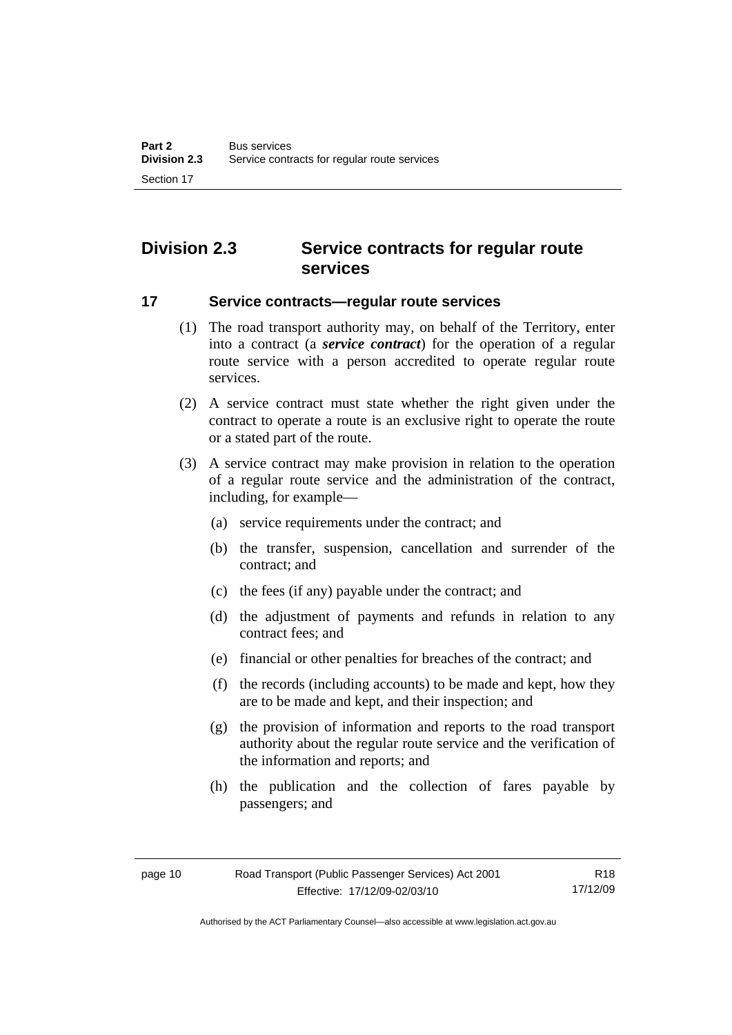## Division 2.3 Service contracts for regular route services

### 17 Service contracts—regular route services

(1) The road transport authority may, on behalf of the Territory, enter into a contract (a ***service contract***) for the operation of a regular route service with a person accredited to operate regular route services.

(2) A service contract must state whether the right given under the contract to operate a route is an exclusive right to operate the route or a stated part of the route.

(3) A service contract may make provision in relation to the operation of a regular route service and the administration of the contract, including, for example—

(a) service requirements under the contract; and

(b) the transfer, suspension, cancellation and surrender of the contract; and

(c) the fees (if any) payable under the contract; and

(d) the adjustment of payments and refunds in relation to any contract fees; and

(e) financial or other penalties for breaches of the contract; and

(f) the records (including accounts) to be made and kept, how they are to be made and kept, and their inspection; and

(g) the provision of information and reports to the road transport authority about the regular route service and the verification of the information and reports; and

(h) the publication and the collection of fares payable by passengers; and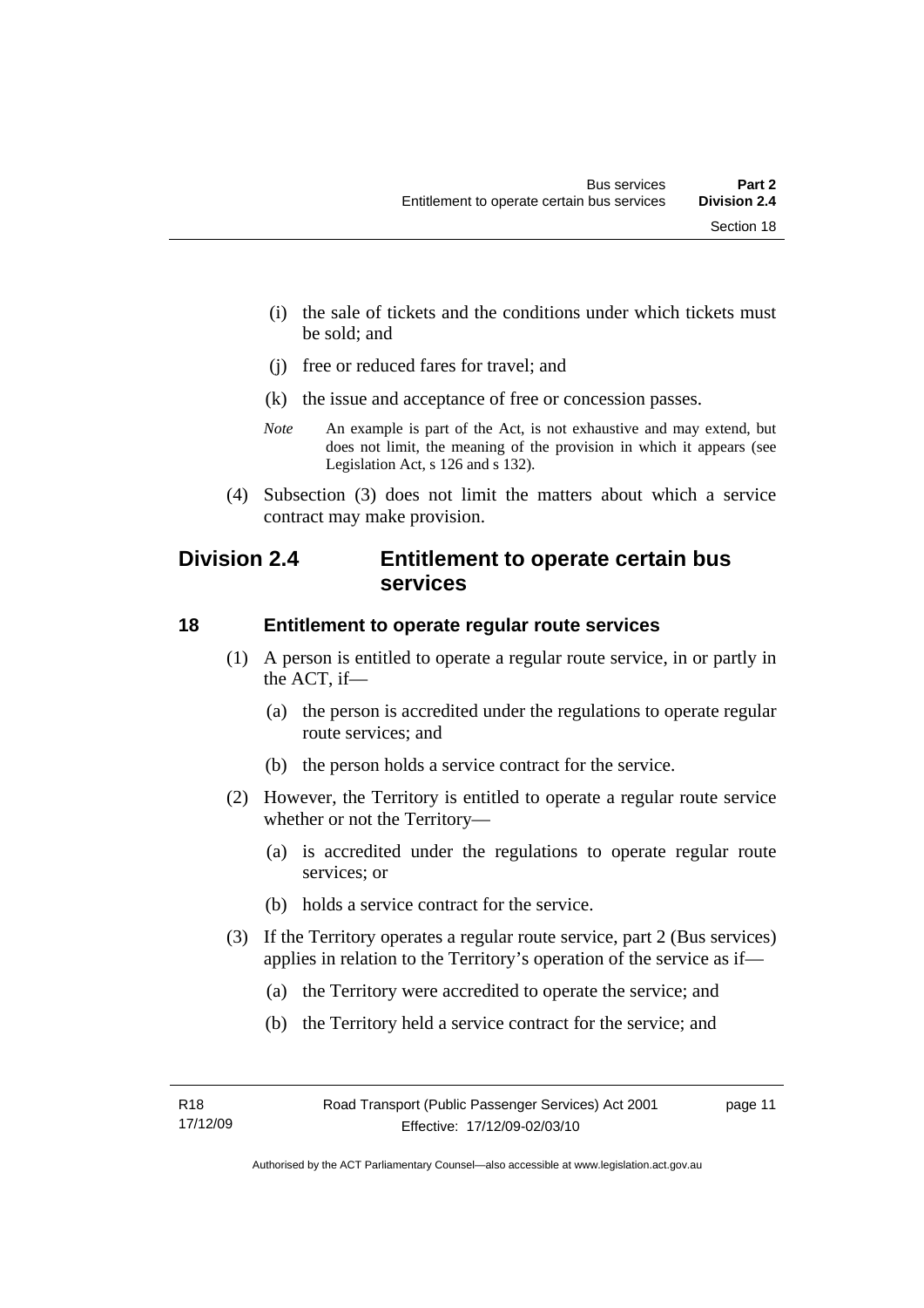(i) the sale of tickets and the conditions under which tickets must be sold; and

(j) free or reduced fares for travel; and

(k) the issue and acceptance of free or concession passes.

*Note* An example is part of the Act, is not exhaustive and may extend, but does not limit, the meaning of the provision in which it appears (see Legislation Act, s 126 and s 132).

(4) Subsection (3) does not limit the matters about which a service contract may make provision.

## Division 2.4 Entitlement to operate certain bus services

### 18 Entitlement to operate regular route services

(1) A person is entitled to operate a regular route service, in or partly in the ACT, if—

(a) the person is accredited under the regulations to operate regular route services; and

(b) the person holds a service contract for the service.

(2) However, the Territory is entitled to operate a regular route service whether or not the Territory—

(a) is accredited under the regulations to operate regular route services; or

(b) holds a service contract for the service.

(3) If the Territory operates a regular route service, part 2 (Bus services) applies in relation to the Territory's operation of the service as if—

(a) the Territory were accredited to operate the service; and

(b) the Territory held a service contract for the service; and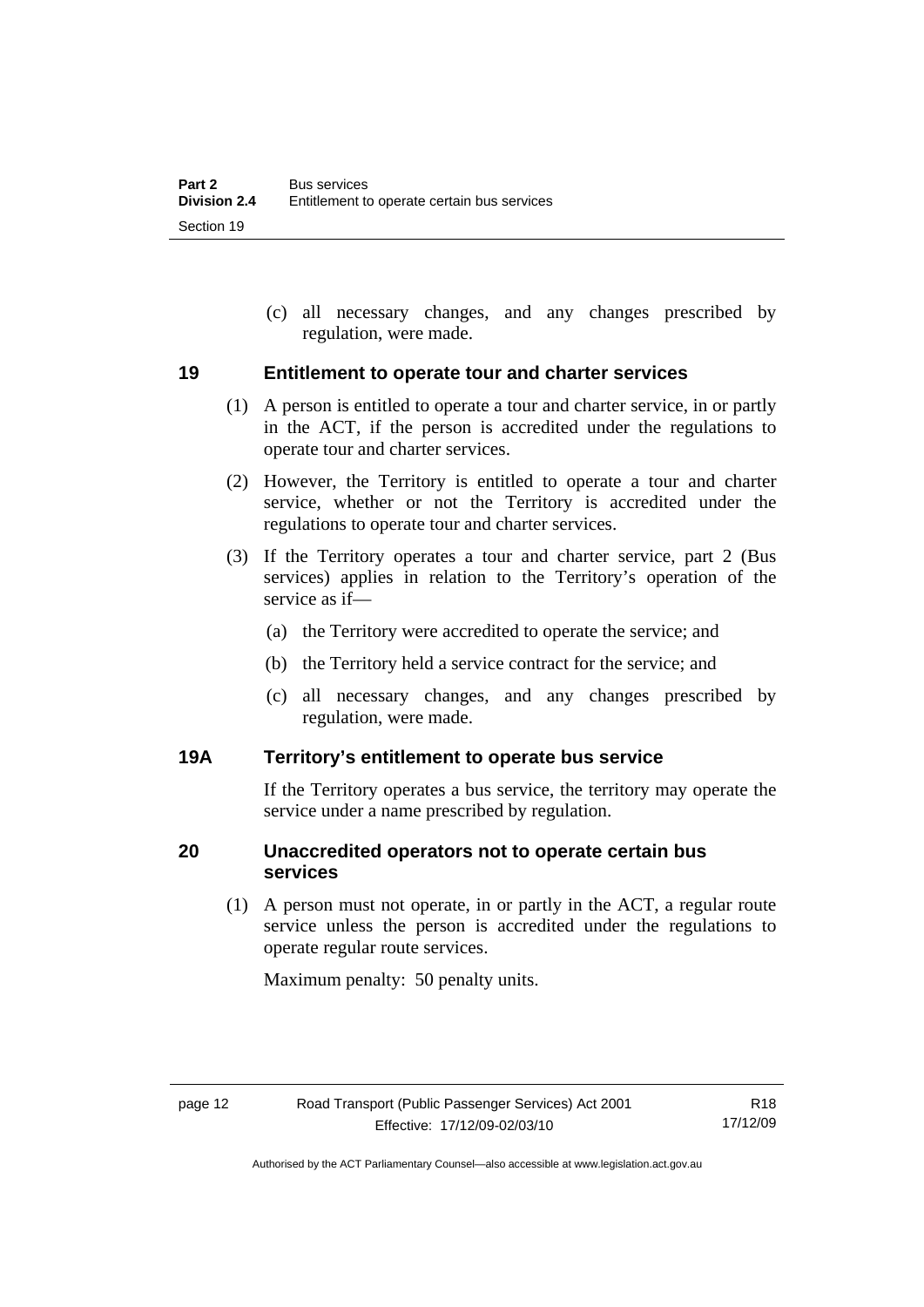(c) all necessary changes, and any changes prescribed by regulation, were made.

## 19 Entitlement to operate tour and charter services

(1) A person is entitled to operate a tour and charter service, in or partly in the ACT, if the person is accredited under the regulations to operate tour and charter services.

(2) However, the Territory is entitled to operate a tour and charter service, whether or not the Territory is accredited under the regulations to operate tour and charter services.

(3) If the Territory operates a tour and charter service, part 2 (Bus services) applies in relation to the Territory's operation of the service as if—

(a) the Territory were accredited to operate the service; and

(b) the Territory held a service contract for the service; and

(c) all necessary changes, and any changes prescribed by regulation, were made.

## 19A Territory's entitlement to operate bus service

If the Territory operates a bus service, the territory may operate the service under a name prescribed by regulation.

## 20 Unaccredited operators not to operate certain bus services

(1) A person must not operate, in or partly in the ACT, a regular route service unless the person is accredited under the regulations to operate regular route services.

Maximum penalty: 50 penalty units.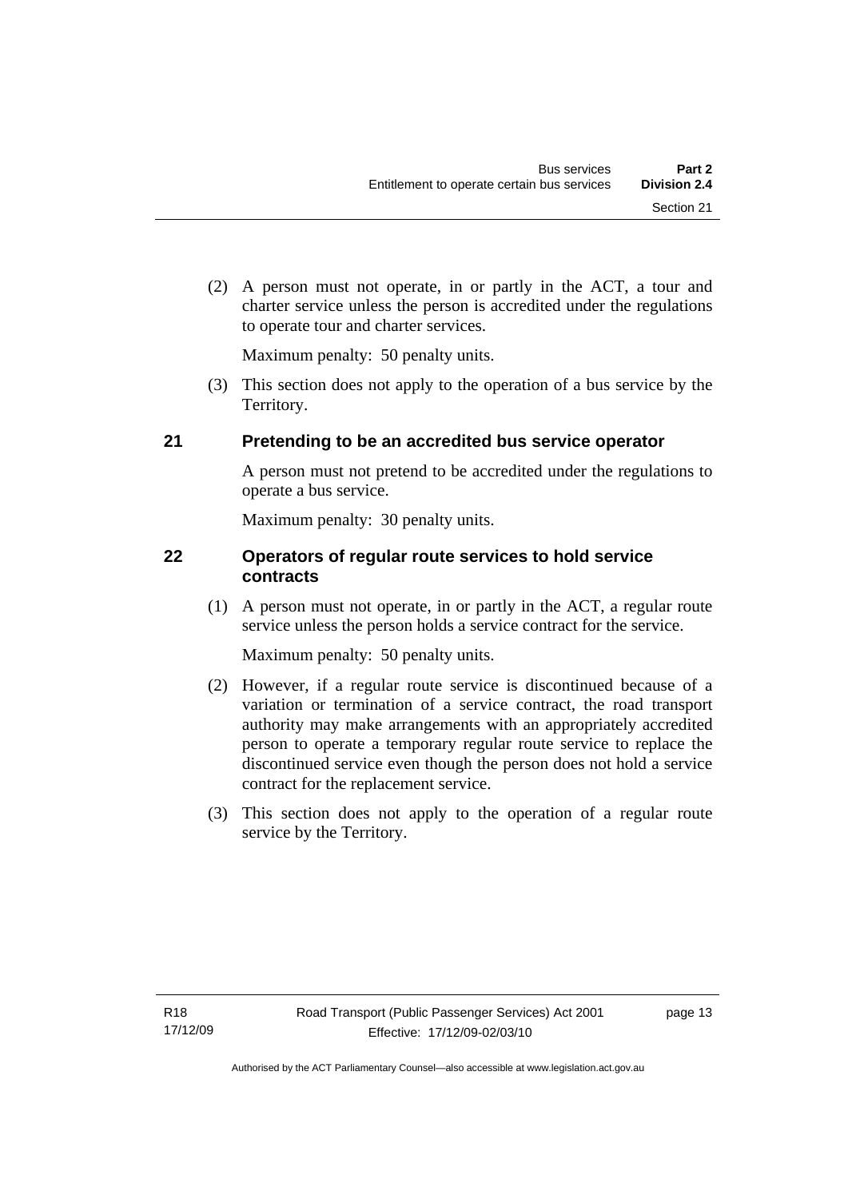(2) A person must not operate, in or partly in the ACT, a tour and charter service unless the person is accredited under the regulations to operate tour and charter services.

Maximum penalty: 50 penalty units.

(3) This section does not apply to the operation of a bus service by the Territory.

### 21 Pretending to be an accredited bus service operator

A person must not pretend to be accredited under the regulations to operate a bus service.

Maximum penalty: 30 penalty units.

### 22 Operators of regular route services to hold service contracts

(1) A person must not operate, in or partly in the ACT, a regular route service unless the person holds a service contract for the service.

Maximum penalty: 50 penalty units.

(2) However, if a regular route service is discontinued because of a variation or termination of a service contract, the road transport authority may make arrangements with an appropriately accredited person to operate a temporary regular route service to replace the discontinued service even though the person does not hold a service contract for the replacement service.

(3) This section does not apply to the operation of a regular route service by the Territory.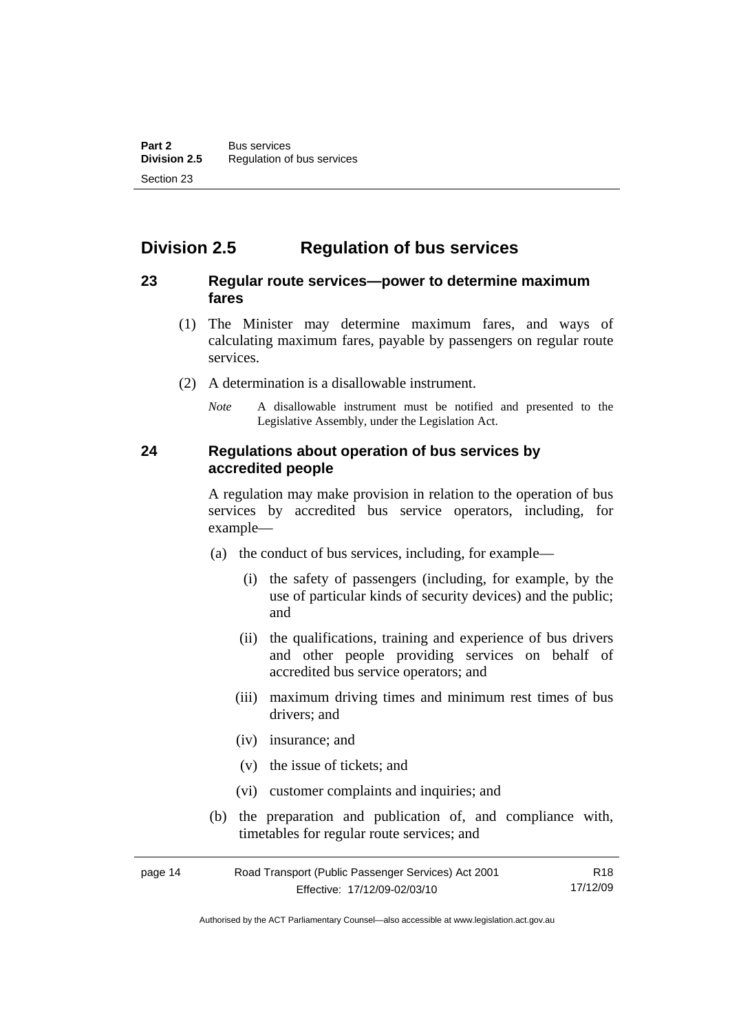## Division 2.5 Regulation of bus services

### 23 Regular route services—power to determine maximum fares

(1) The Minister may determine maximum fares, and ways of calculating maximum fares, payable by passengers on regular route services.

(2) A determination is a disallowable instrument.

*Note* A disallowable instrument must be notified and presented to the Legislative Assembly, under the Legislation Act.

### 24 Regulations about operation of bus services by accredited people

A regulation may make provision in relation to the operation of bus services by accredited bus service operators, including, for example—

(a) the conduct of bus services, including, for example—

(i) the safety of passengers (including, for example, by the use of particular kinds of security devices) and the public; and

(ii) the qualifications, training and experience of bus drivers and other people providing services on behalf of accredited bus service operators; and

(iii) maximum driving times and minimum rest times of bus drivers; and

(iv) insurance; and

(v) the issue of tickets; and

(vi) customer complaints and inquiries; and

(b) the preparation and publication of, and compliance with, timetables for regular route services; and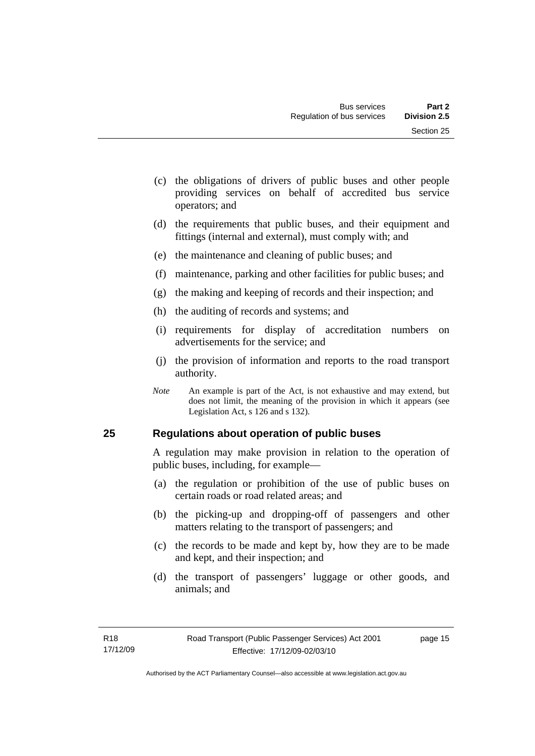(c) the obligations of drivers of public buses and other people providing services on behalf of accredited bus service operators; and

(d) the requirements that public buses, and their equipment and fittings (internal and external), must comply with; and

(e) the maintenance and cleaning of public buses; and

(f) maintenance, parking and other facilities for public buses; and

(g) the making and keeping of records and their inspection; and

(h) the auditing of records and systems; and

(i) requirements for display of accreditation numbers on advertisements for the service; and

(j) the provision of information and reports to the road transport authority.

*Note* An example is part of the Act, is not exhaustive and may extend, but does not limit, the meaning of the provision in which it appears (see Legislation Act, s 126 and s 132).

## 25 Regulations about operation of public buses

A regulation may make provision in relation to the operation of public buses, including, for example—

(a) the regulation or prohibition of the use of public buses on certain roads or road related areas; and

(b) the picking-up and dropping-off of passengers and other matters relating to the transport of passengers; and

(c) the records to be made and kept by, how they are to be made and kept, and their inspection; and

(d) the transport of passengers' luggage or other goods, and animals; and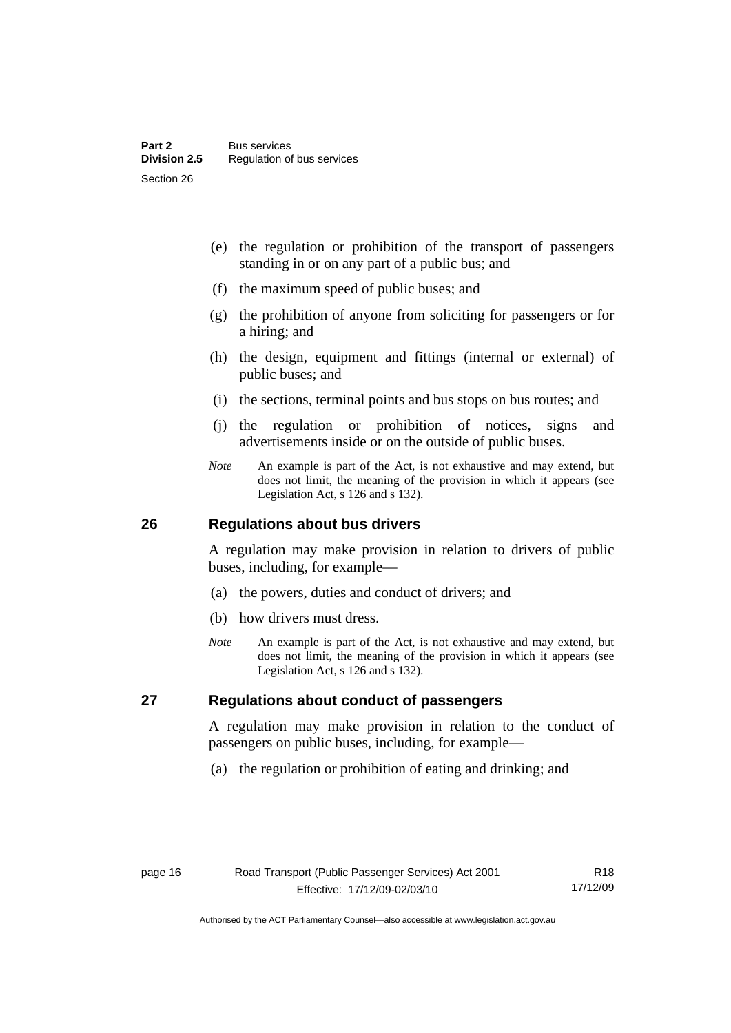(e) the regulation or prohibition of the transport of passengers standing in or on any part of a public bus; and

(f) the maximum speed of public buses; and

(g) the prohibition of anyone from soliciting for passengers or for a hiring; and

(h) the design, equipment and fittings (internal or external) of public buses; and

(i) the sections, terminal points and bus stops on bus routes; and

(j) the regulation or prohibition of notices, signs and advertisements inside or on the outside of public buses.

*Note* An example is part of the Act, is not exhaustive and may extend, but does not limit, the meaning of the provision in which it appears (see Legislation Act, s 126 and s 132).

## 26 Regulations about bus drivers

A regulation may make provision in relation to drivers of public buses, including, for example—

(a) the powers, duties and conduct of drivers; and

(b) how drivers must dress.

*Note* An example is part of the Act, is not exhaustive and may extend, but does not limit, the meaning of the provision in which it appears (see Legislation Act, s 126 and s 132).

## 27 Regulations about conduct of passengers

A regulation may make provision in relation to the conduct of passengers on public buses, including, for example—

(a) the regulation or prohibition of eating and drinking; and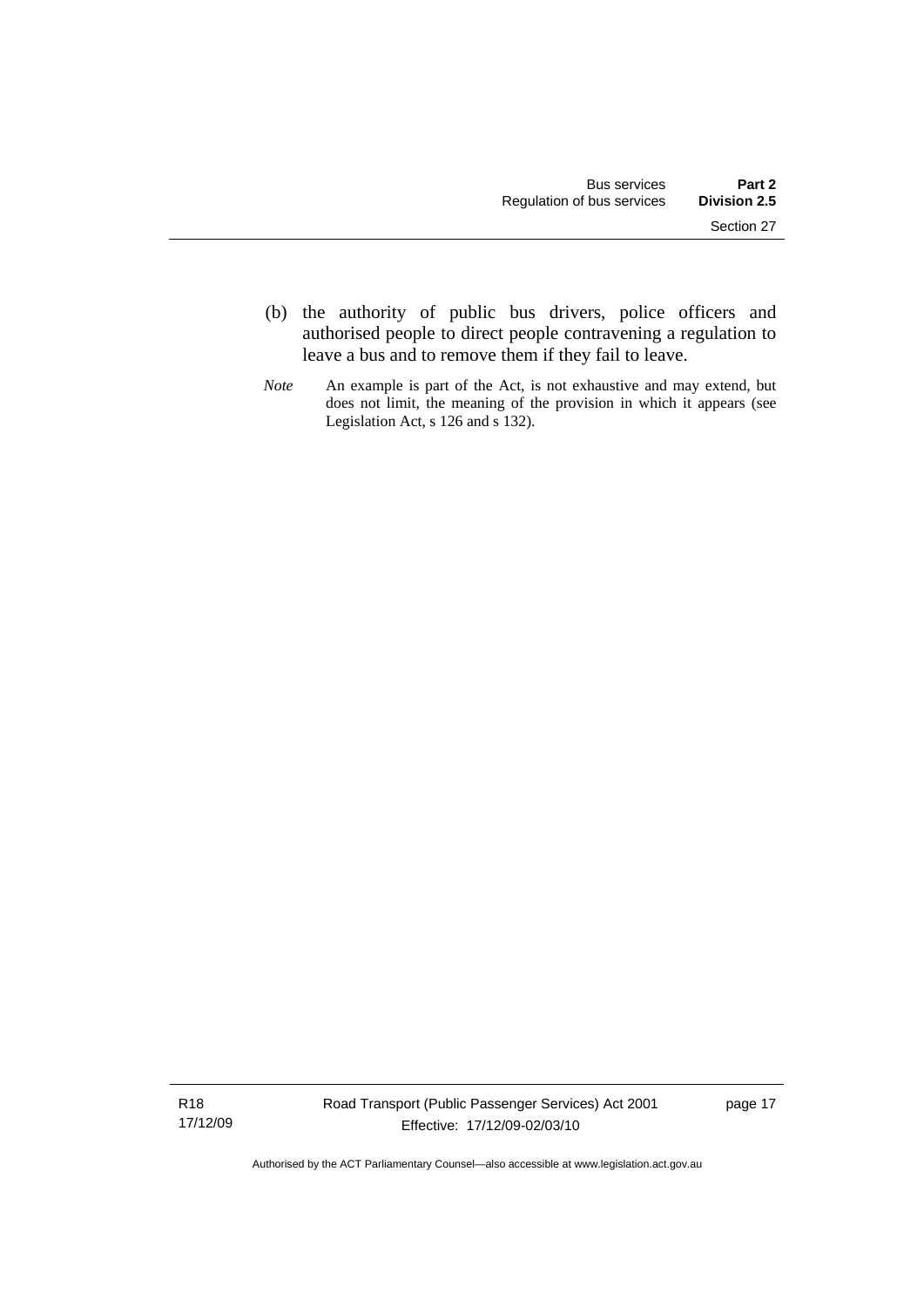(b) the authority of public bus drivers, police officers and authorised people to direct people contravening a regulation to leave a bus and to remove them if they fail to leave.

*Note* An example is part of the Act, is not exhaustive and may extend, but does not limit, the meaning of the provision in which it appears (see Legislation Act, s 126 and s 132).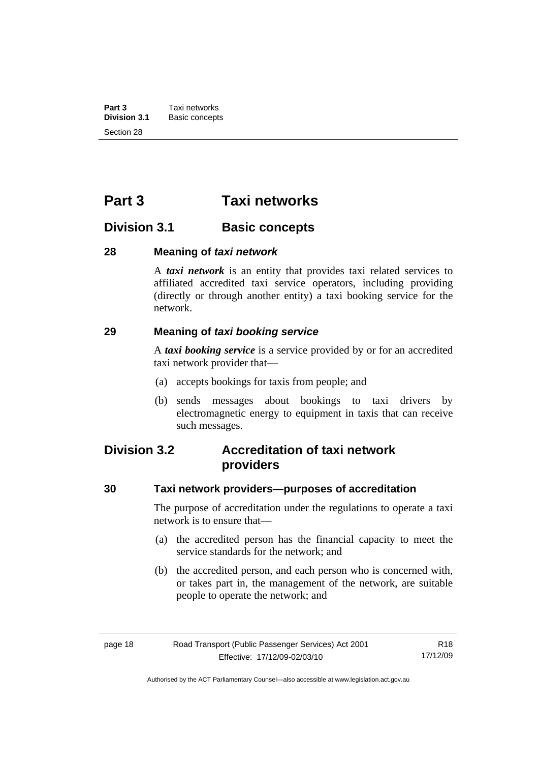# Part 3 Taxi networks

## Division 3.1 Basic concepts

### 28 Meaning of *taxi network*

A ***taxi network*** is an entity that provides taxi related services to affiliated accredited taxi service operators, including providing (directly or through another entity) a taxi booking service for the network.

### 29 Meaning of *taxi booking service*

A ***taxi booking service*** is a service provided by or for an accredited taxi network provider that—

(a) accepts bookings for taxis from people; and

(b) sends messages about bookings to taxi drivers by electromagnetic energy to equipment in taxis that can receive such messages.

## Division 3.2 Accreditation of taxi network providers

### 30 Taxi network providers—purposes of accreditation

The purpose of accreditation under the regulations to operate a taxi network is to ensure that—

(a) the accredited person has the financial capacity to meet the service standards for the network; and

(b) the accredited person, and each person who is concerned with, or takes part in, the management of the network, are suitable people to operate the network; and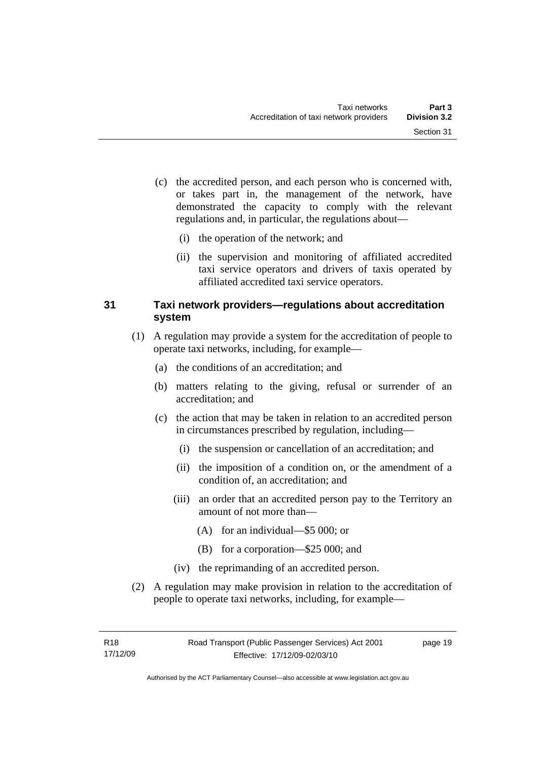(c) the accredited person, and each person who is concerned with, or takes part in, the management of the network, have demonstrated the capacity to comply with the relevant regulations and, in particular, the regulations about—

(i) the operation of the network; and

(ii) the supervision and monitoring of affiliated accredited taxi service operators and drivers of taxis operated by affiliated accredited taxi service operators.

### 31 Taxi network providers—regulations about accreditation system

(1) A regulation may provide a system for the accreditation of people to operate taxi networks, including, for example—

(a) the conditions of an accreditation; and

(b) matters relating to the giving, refusal or surrender of an accreditation; and

(c) the action that may be taken in relation to an accredited person in circumstances prescribed by regulation, including—

(i) the suspension or cancellation of an accreditation; and

(ii) the imposition of a condition on, or the amendment of a condition of, an accreditation; and

(iii) an order that an accredited person pay to the Territory an amount of not more than—

(A) for an individual—$5 000; or

(B) for a corporation—$25 000; and

(iv) the reprimanding of an accredited person.

(2) A regulation may make provision in relation to the accreditation of people to operate taxi networks, including, for example—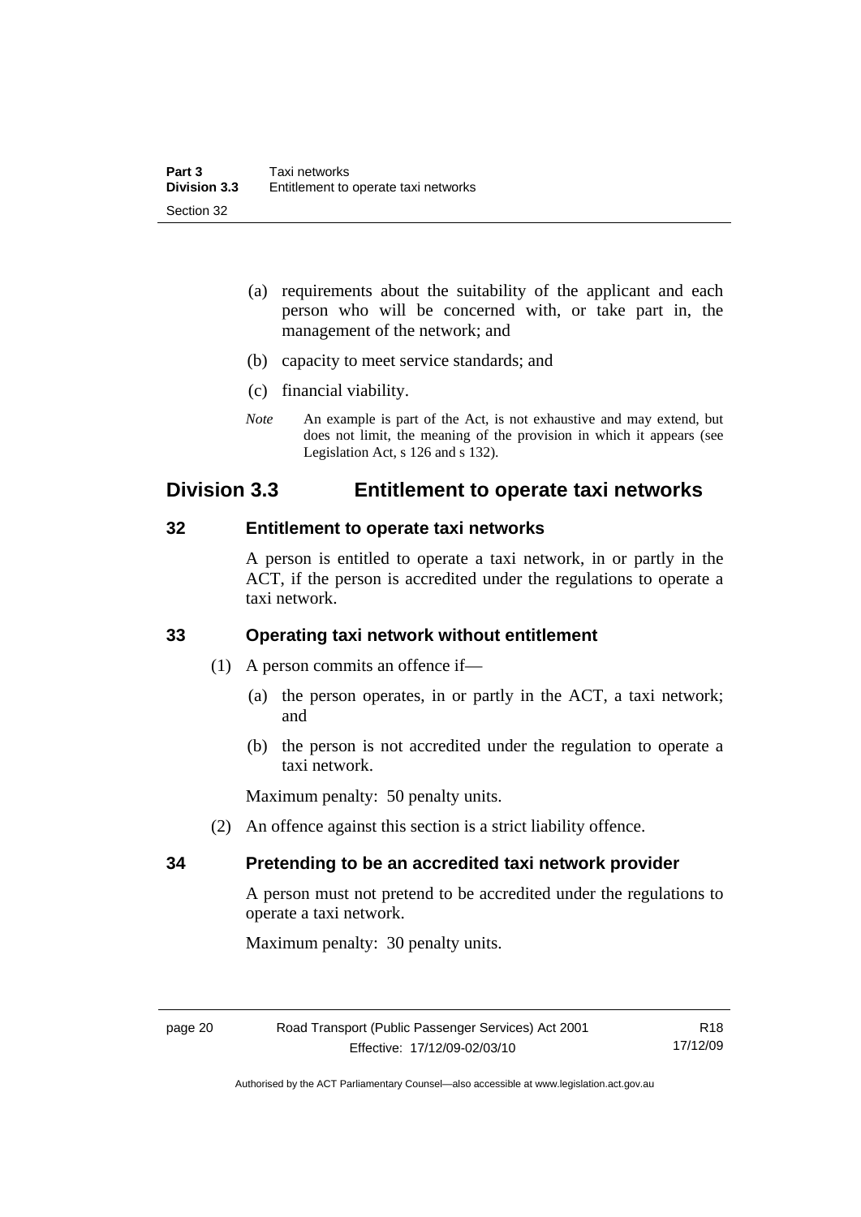(a) requirements about the suitability of the applicant and each person who will be concerned with, or take part in, the management of the network; and

(b) capacity to meet service standards; and

(c) financial viability.

*Note* An example is part of the Act, is not exhaustive and may extend, but does not limit, the meaning of the provision in which it appears (see Legislation Act, s 126 and s 132).

## Division 3.3 Entitlement to operate taxi networks

### 32 Entitlement to operate taxi networks

A person is entitled to operate a taxi network, in or partly in the ACT, if the person is accredited under the regulations to operate a taxi network.

### 33 Operating taxi network without entitlement

(1) A person commits an offence if—

(a) the person operates, in or partly in the ACT, a taxi network; and

(b) the person is not accredited under the regulation to operate a taxi network.

Maximum penalty: 50 penalty units.

(2) An offence against this section is a strict liability offence.

### 34 Pretending to be an accredited taxi network provider

A person must not pretend to be accredited under the regulations to operate a taxi network.

Maximum penalty: 30 penalty units.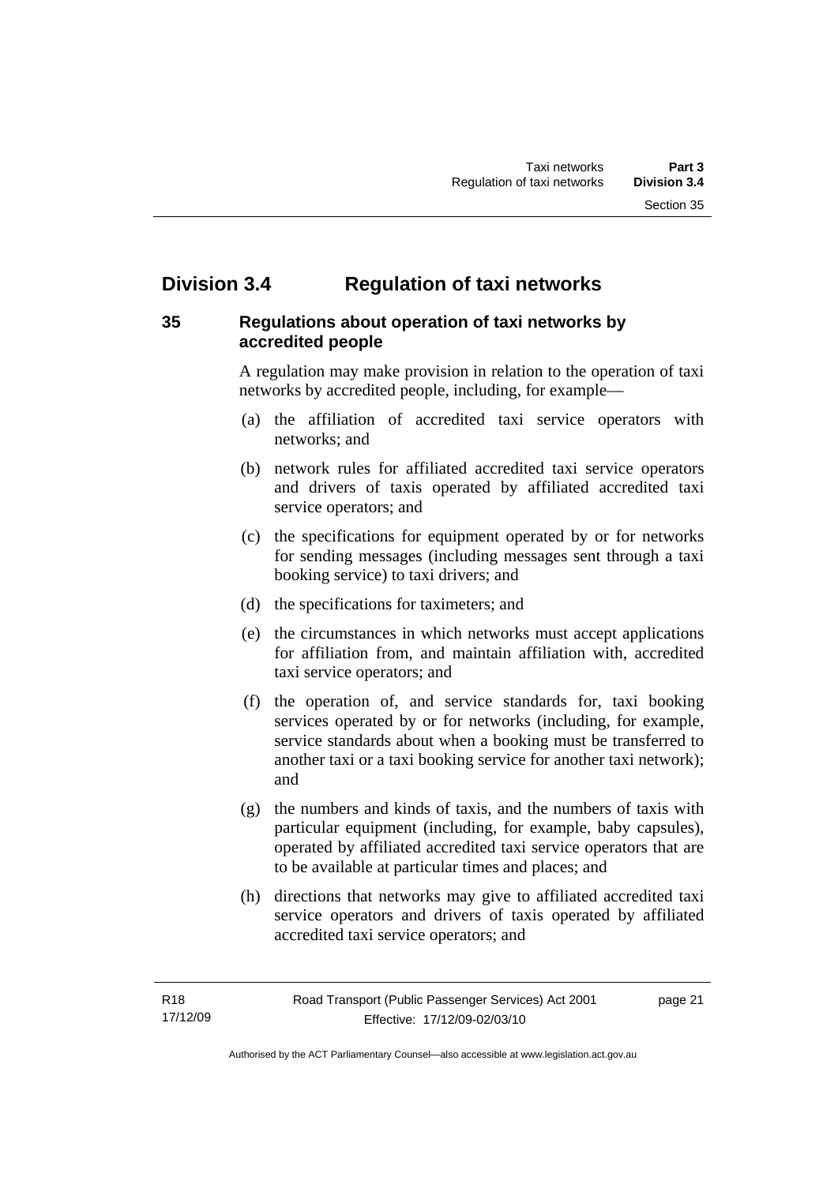## Division 3.4 Regulation of taxi networks

### 35 Regulations about operation of taxi networks by accredited people

A regulation may make provision in relation to the operation of taxi networks by accredited people, including, for example—

(a) the affiliation of accredited taxi service operators with networks; and

(b) network rules for affiliated accredited taxi service operators and drivers of taxis operated by affiliated accredited taxi service operators; and

(c) the specifications for equipment operated by or for networks for sending messages (including messages sent through a taxi booking service) to taxi drivers; and

(d) the specifications for taximeters; and

(e) the circumstances in which networks must accept applications for affiliation from, and maintain affiliation with, accredited taxi service operators; and

(f) the operation of, and service standards for, taxi booking services operated by or for networks (including, for example, service standards about when a booking must be transferred to another taxi or a taxi booking service for another taxi network); and

(g) the numbers and kinds of taxis, and the numbers of taxis with particular equipment (including, for example, baby capsules), operated by affiliated accredited taxi service operators that are to be available at particular times and places; and

(h) directions that networks may give to affiliated accredited taxi service operators and drivers of taxis operated by affiliated accredited taxi service operators; and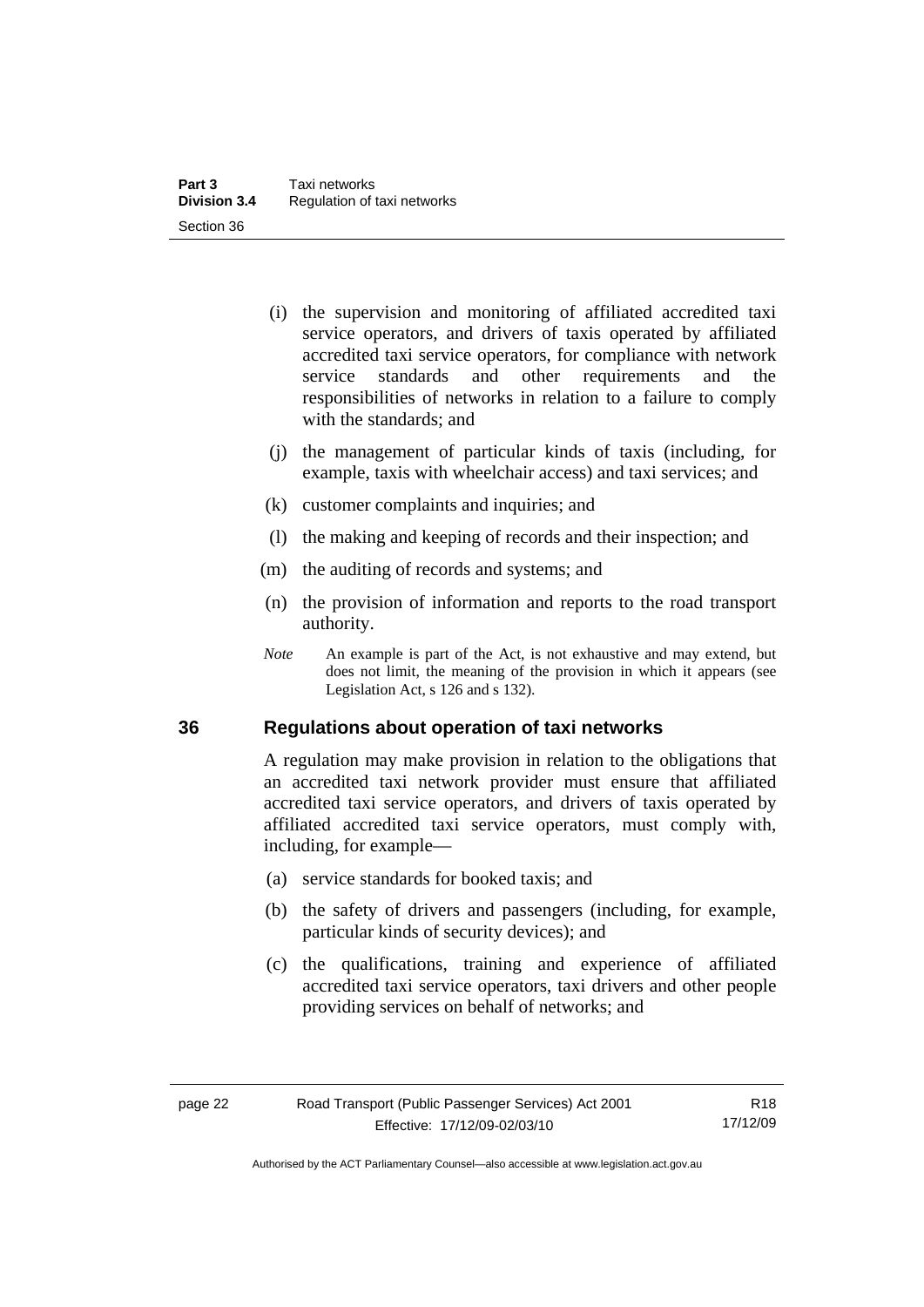(i) the supervision and monitoring of affiliated accredited taxi service operators, and drivers of taxis operated by affiliated accredited taxi service operators, for compliance with network service standards and other requirements and the responsibilities of networks in relation to a failure to comply with the standards; and

(j) the management of particular kinds of taxis (including, for example, taxis with wheelchair access) and taxi services; and

(k) customer complaints and inquiries; and

(l) the making and keeping of records and their inspection; and

(m) the auditing of records and systems; and

(n) the provision of information and reports to the road transport authority.

*Note* An example is part of the Act, is not exhaustive and may extend, but does not limit, the meaning of the provision in which it appears (see Legislation Act, s 126 and s 132).

## 36 Regulations about operation of taxi networks

A regulation may make provision in relation to the obligations that an accredited taxi network provider must ensure that affiliated accredited taxi service operators, and drivers of taxis operated by affiliated accredited taxi service operators, must comply with, including, for example—

(a) service standards for booked taxis; and

(b) the safety of drivers and passengers (including, for example, particular kinds of security devices); and

(c) the qualifications, training and experience of affiliated accredited taxi service operators, taxi drivers and other people providing services on behalf of networks; and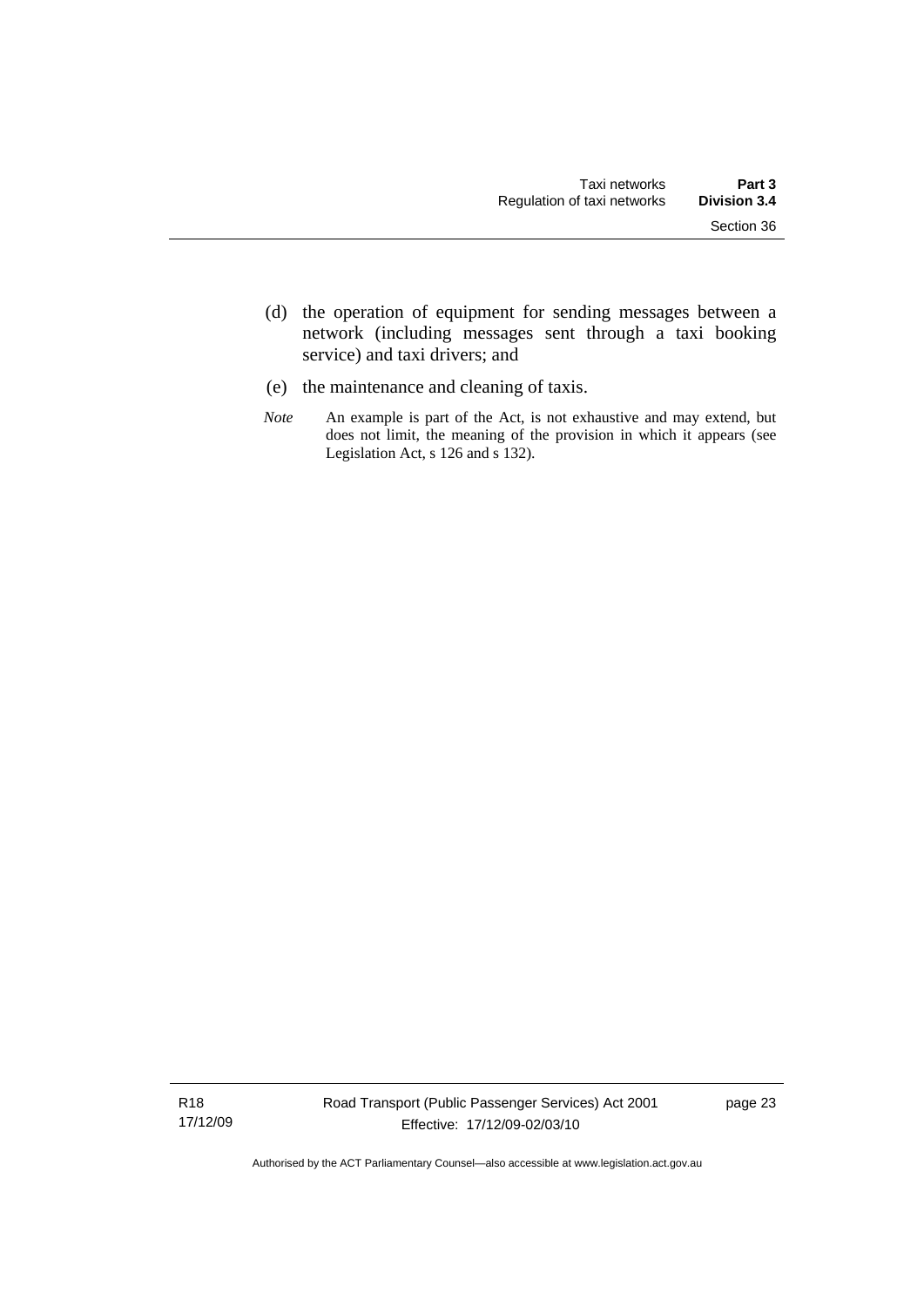(d) the operation of equipment for sending messages between a network (including messages sent through a taxi booking service) and taxi drivers; and

(e) the maintenance and cleaning of taxis.

*Note* An example is part of the Act, is not exhaustive and may extend, but does not limit, the meaning of the provision in which it appears (see Legislation Act, s 126 and s 132).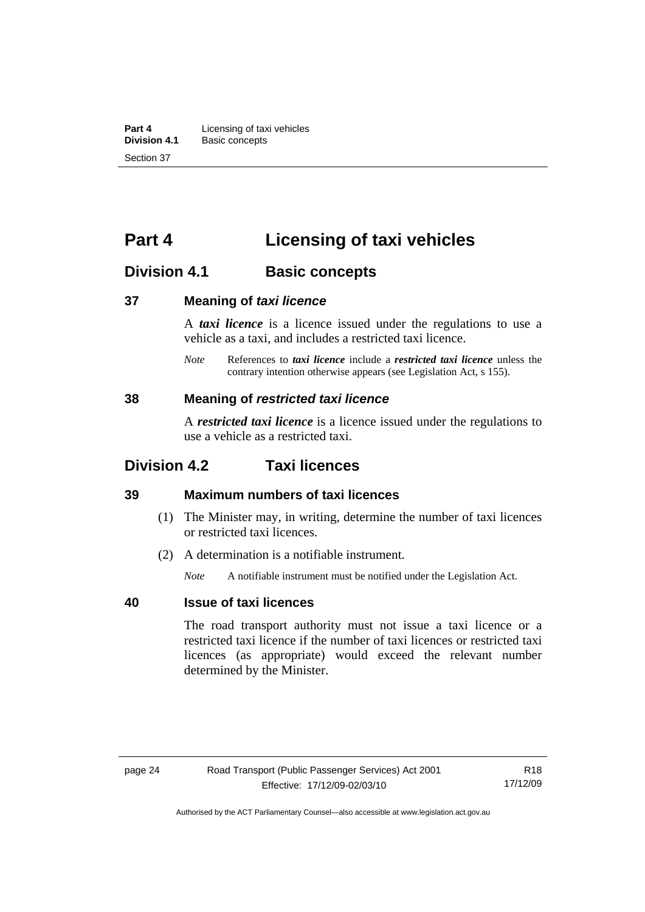# Part 4 Licensing of taxi vehicles

## Division 4.1 Basic concepts

### 37 Meaning of *taxi licence*

A ***taxi licence*** is a licence issued under the regulations to use a vehicle as a taxi, and includes a restricted taxi licence.

*Note* References to ***taxi licence*** include a ***restricted taxi licence*** unless the contrary intention otherwise appears (see Legislation Act, s 155).

### 38 Meaning of *restricted taxi licence*

A ***restricted taxi licence*** is a licence issued under the regulations to use a vehicle as a restricted taxi.

## Division 4.2 Taxi licences

### 39 Maximum numbers of taxi licences

(1) The Minister may, in writing, determine the number of taxi licences or restricted taxi licences.

(2) A determination is a notifiable instrument.

*Note* A notifiable instrument must be notified under the Legislation Act.

### 40 Issue of taxi licences

The road transport authority must not issue a taxi licence or a restricted taxi licence if the number of taxi licences or restricted taxi licences (as appropriate) would exceed the relevant number determined by the Minister.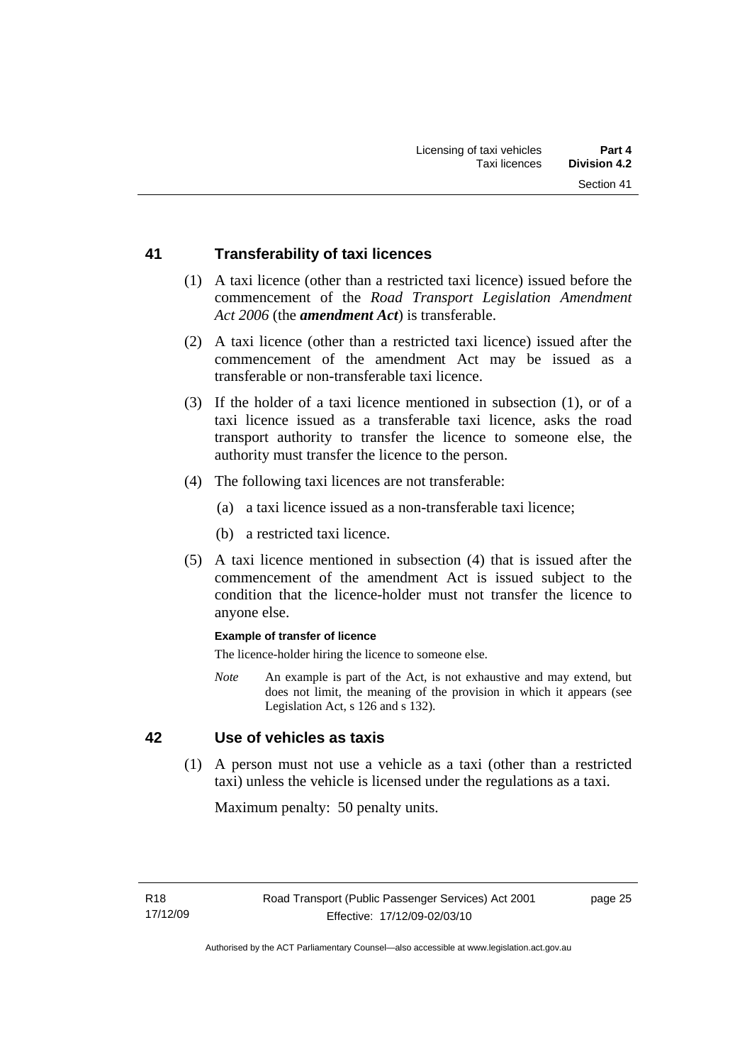## 41 Transferability of taxi licences

(1) A taxi licence (other than a restricted taxi licence) issued before the commencement of the *Road Transport Legislation Amendment Act 2006* (the ***amendment Act***) is transferable.

(2) A taxi licence (other than a restricted taxi licence) issued after the commencement of the amendment Act may be issued as a transferable or non-transferable taxi licence.

(3) If the holder of a taxi licence mentioned in subsection (1), or of a taxi licence issued as a transferable taxi licence, asks the road transport authority to transfer the licence to someone else, the authority must transfer the licence to the person.

(4) The following taxi licences are not transferable:

(a) a taxi licence issued as a non-transferable taxi licence;

(b) a restricted taxi licence.

(5) A taxi licence mentioned in subsection (4) that is issued after the commencement of the amendment Act is issued subject to the condition that the licence-holder must not transfer the licence to anyone else.

**Example of transfer of licence**

The licence-holder hiring the licence to someone else.

*Note* An example is part of the Act, is not exhaustive and may extend, but does not limit, the meaning of the provision in which it appears (see Legislation Act, s 126 and s 132).

## 42 Use of vehicles as taxis

(1) A person must not use a vehicle as a taxi (other than a restricted taxi) unless the vehicle is licensed under the regulations as a taxi.

Maximum penalty: 50 penalty units.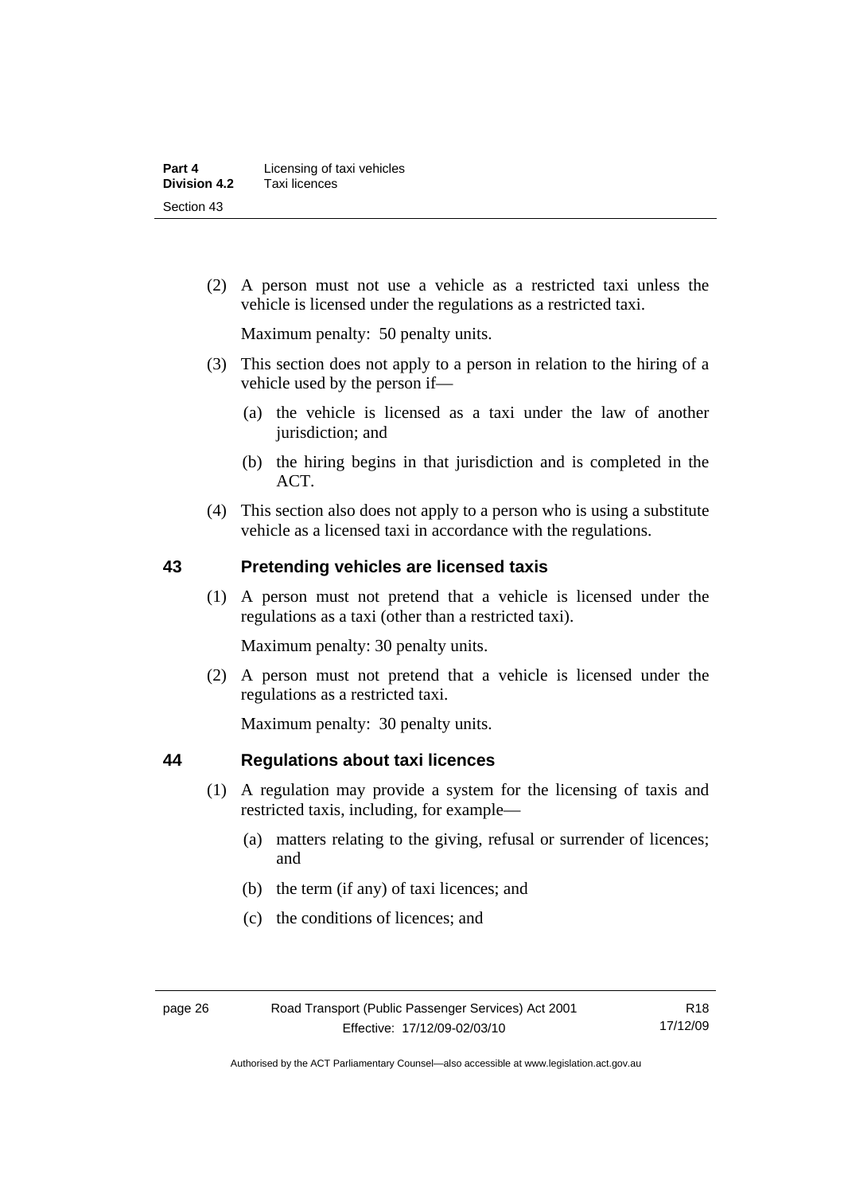(2) A person must not use a vehicle as a restricted taxi unless the vehicle is licensed under the regulations as a restricted taxi.

Maximum penalty: 50 penalty units.

(3) This section does not apply to a person in relation to the hiring of a vehicle used by the person if—

(a) the vehicle is licensed as a taxi under the law of another jurisdiction; and

(b) the hiring begins in that jurisdiction and is completed in the ACT.

(4) This section also does not apply to a person who is using a substitute vehicle as a licensed taxi in accordance with the regulations.

## 43 Pretending vehicles are licensed taxis

(1) A person must not pretend that a vehicle is licensed under the regulations as a taxi (other than a restricted taxi).

Maximum penalty: 30 penalty units.

(2) A person must not pretend that a vehicle is licensed under the regulations as a restricted taxi.

Maximum penalty: 30 penalty units.

## 44 Regulations about taxi licences

(1) A regulation may provide a system for the licensing of taxis and restricted taxis, including, for example—

(a) matters relating to the giving, refusal or surrender of licences; and

(b) the term (if any) of taxi licences; and

(c) the conditions of licences; and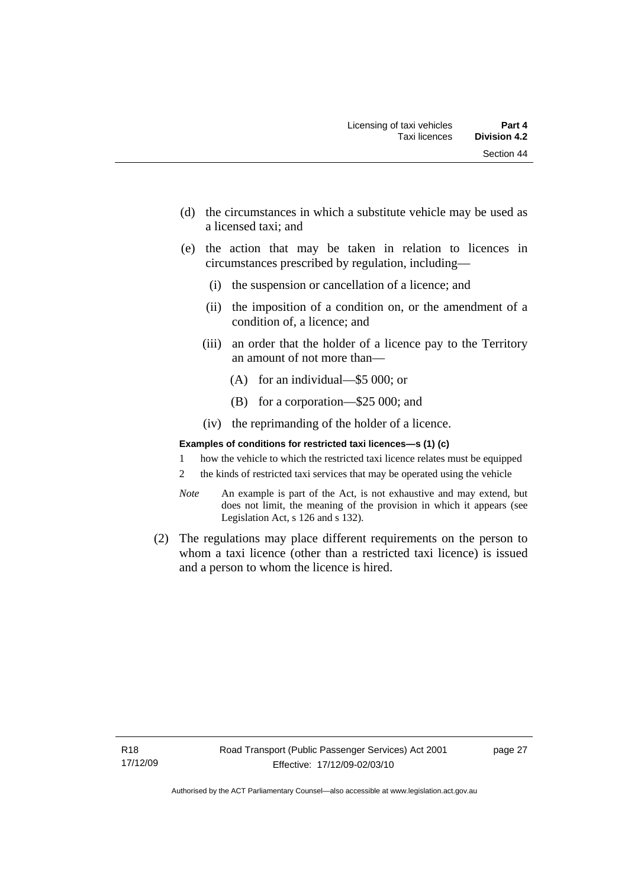(d) the circumstances in which a substitute vehicle may be used as a licensed taxi; and

(e) the action that may be taken in relation to licences in circumstances prescribed by regulation, including—

  (i) the suspension or cancellation of a licence; and

  (ii) the imposition of a condition on, or the amendment of a condition of, a licence; and

  (iii) an order that the holder of a licence pay to the Territory an amount of not more than—

    (A) for an individual—$5 000; or

    (B) for a corporation—$25 000; and

  (iv) the reprimanding of the holder of a licence.

**Examples of conditions for restricted taxi licences—s (1) (c)**

1 how the vehicle to which the restricted taxi licence relates must be equipped

2 the kinds of restricted taxi services that may be operated using the vehicle

*Note* An example is part of the Act, is not exhaustive and may extend, but does not limit, the meaning of the provision in which it appears (see Legislation Act, s 126 and s 132).

(2) The regulations may place different requirements on the person to whom a taxi licence (other than a restricted taxi licence) is issued and a person to whom the licence is hired.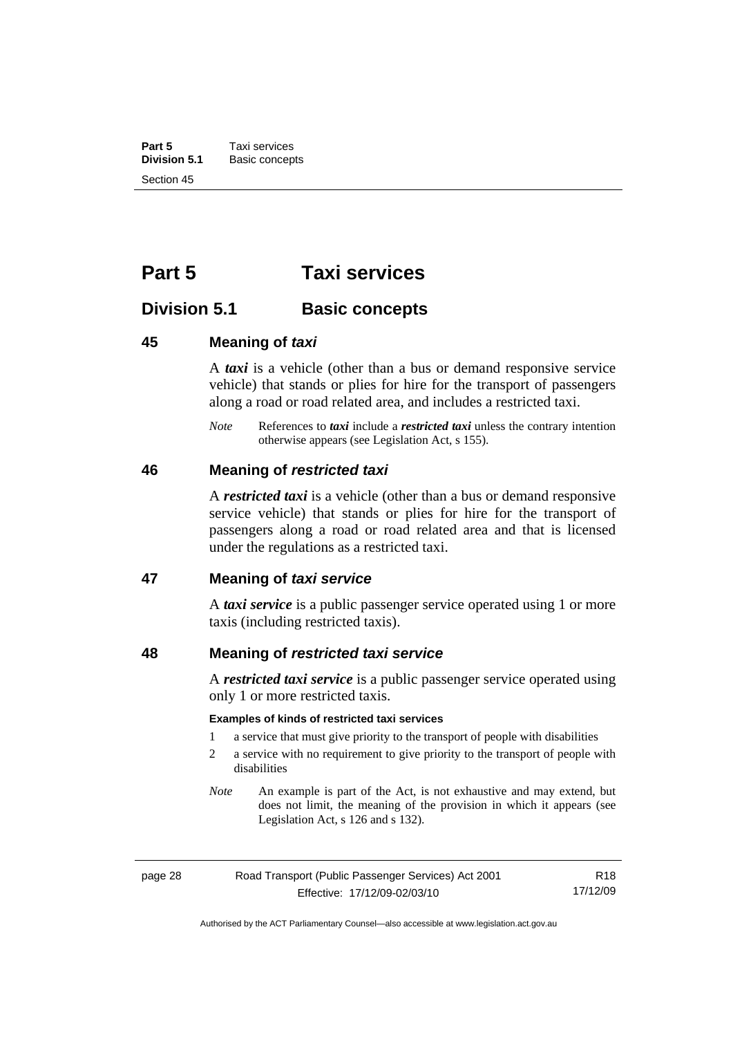# Part 5 Taxi services

## Division 5.1 Basic concepts

### 45 Meaning of *taxi*

A ***taxi*** is a vehicle (other than a bus or demand responsive service vehicle) that stands or plies for hire for the transport of passengers along a road or road related area, and includes a restricted taxi.

*Note* References to ***taxi*** include a ***restricted taxi*** unless the contrary intention otherwise appears (see Legislation Act, s 155).

### 46 Meaning of *restricted taxi*

A ***restricted taxi*** is a vehicle (other than a bus or demand responsive service vehicle) that stands or plies for hire for the transport of passengers along a road or road related area and that is licensed under the regulations as a restricted taxi.

### 47 Meaning of *taxi service*

A ***taxi service*** is a public passenger service operated using 1 or more taxis (including restricted taxis).

### 48 Meaning of *restricted taxi service*

A ***restricted taxi service*** is a public passenger service operated using only 1 or more restricted taxis.

**Examples of kinds of restricted taxi services**

1 a service that must give priority to the transport of people with disabilities

2 a service with no requirement to give priority to the transport of people with disabilities

*Note* An example is part of the Act, is not exhaustive and may extend, but does not limit, the meaning of the provision in which it appears (see Legislation Act, s 126 and s 132).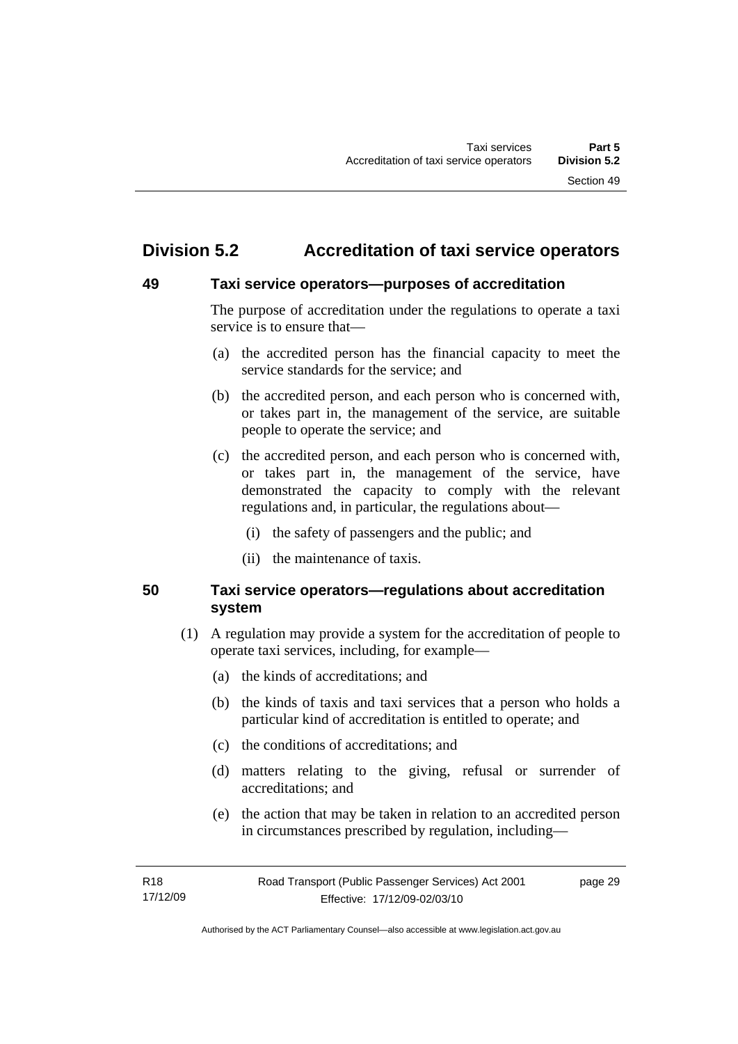## Division 5.2 Accreditation of taxi service operators

### 49 Taxi service operators—purposes of accreditation

The purpose of accreditation under the regulations to operate a taxi service is to ensure that—

(a) the accredited person has the financial capacity to meet the service standards for the service; and

(b) the accredited person, and each person who is concerned with, or takes part in, the management of the service, are suitable people to operate the service; and

(c) the accredited person, and each person who is concerned with, or takes part in, the management of the service, have demonstrated the capacity to comply with the relevant regulations and, in particular, the regulations about—

(i) the safety of passengers and the public; and

(ii) the maintenance of taxis.

### 50 Taxi service operators—regulations about accreditation system

(1) A regulation may provide a system for the accreditation of people to operate taxi services, including, for example—

(a) the kinds of accreditations; and

(b) the kinds of taxis and taxi services that a person who holds a particular kind of accreditation is entitled to operate; and

(c) the conditions of accreditations; and

(d) matters relating to the giving, refusal or surrender of accreditations; and

(e) the action that may be taken in relation to an accredited person in circumstances prescribed by regulation, including—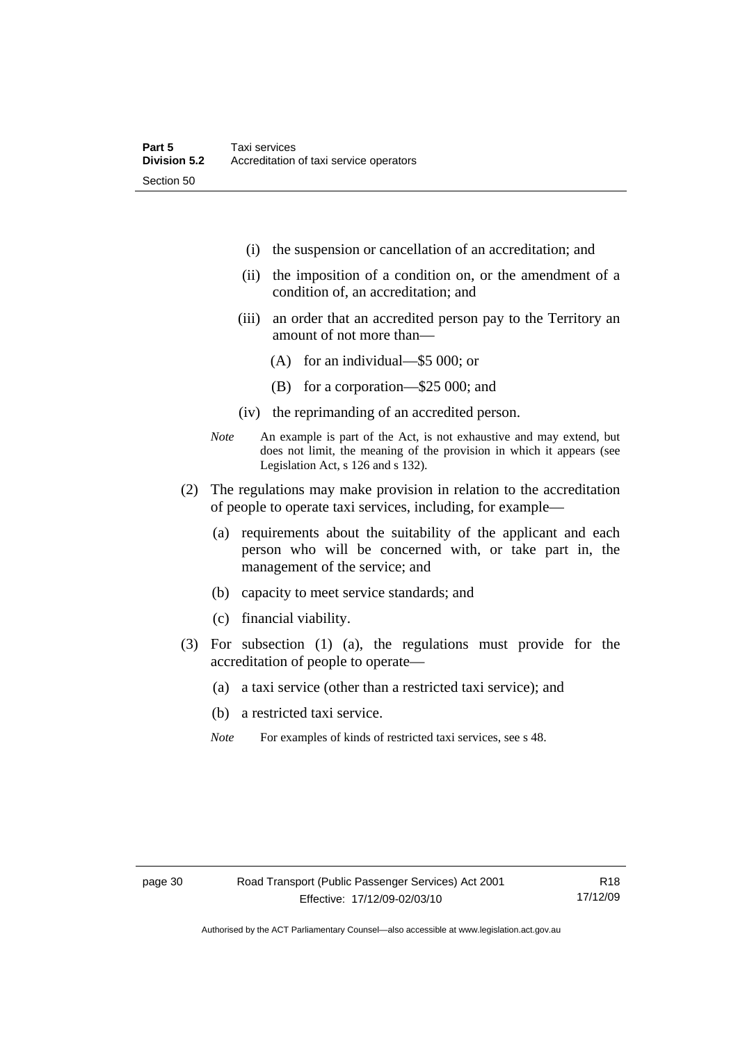(i) the suspension or cancellation of an accreditation; and

(ii) the imposition of a condition on, or the amendment of a condition of, an accreditation; and

(iii) an order that an accredited person pay to the Territory an amount of not more than—

(A) for an individual—$5 000; or

(B) for a corporation—$25 000; and

(iv) the reprimanding of an accredited person.

*Note* An example is part of the Act, is not exhaustive and may extend, but does not limit, the meaning of the provision in which it appears (see Legislation Act, s 126 and s 132).

(2) The regulations may make provision in relation to the accreditation of people to operate taxi services, including, for example—

(a) requirements about the suitability of the applicant and each person who will be concerned with, or take part in, the management of the service; and

(b) capacity to meet service standards; and

(c) financial viability.

(3) For subsection (1) (a), the regulations must provide for the accreditation of people to operate—

(a) a taxi service (other than a restricted taxi service); and

(b) a restricted taxi service.

*Note* For examples of kinds of restricted taxi services, see s 48.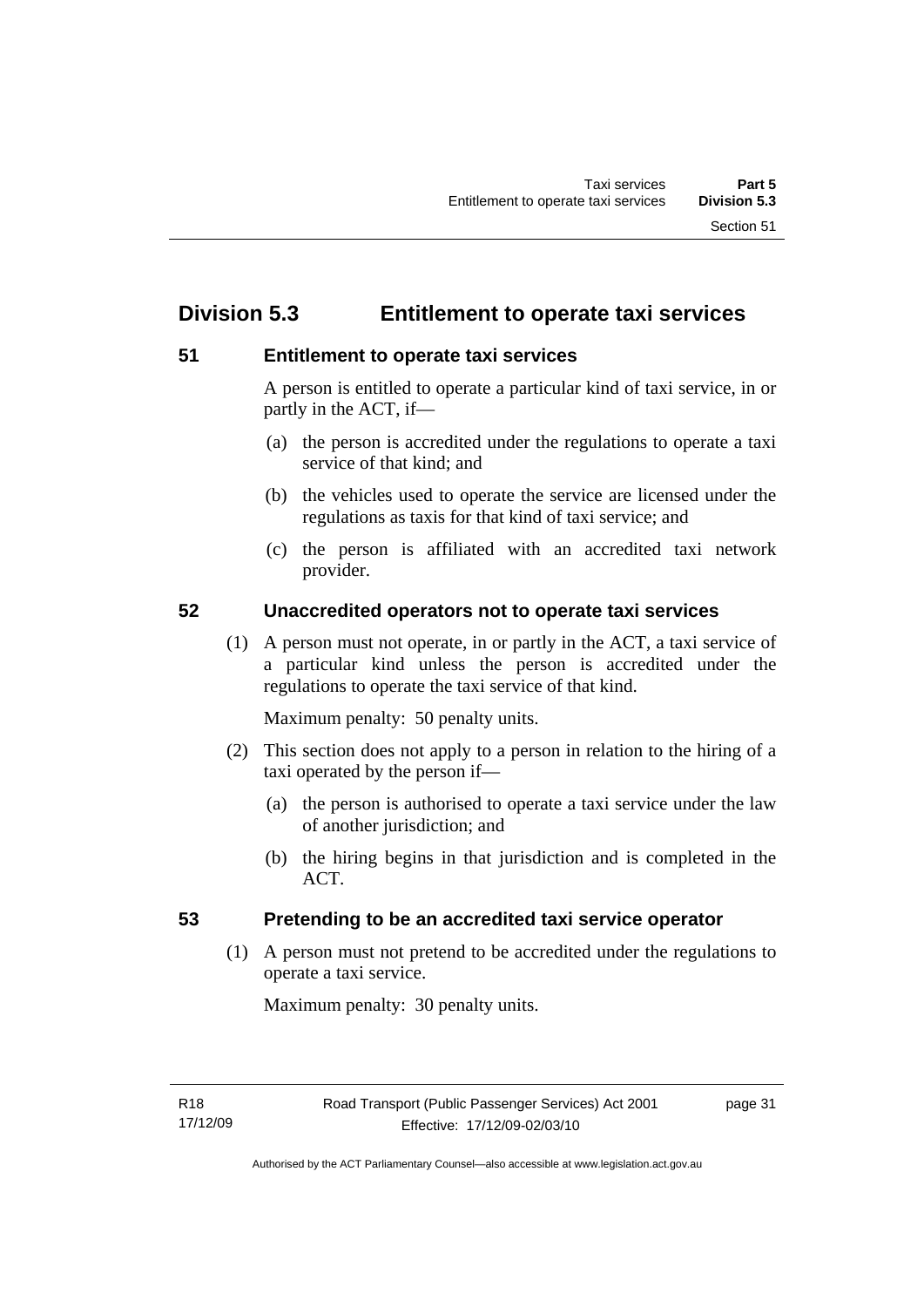## Division 5.3 Entitlement to operate taxi services

### 51 Entitlement to operate taxi services

A person is entitled to operate a particular kind of taxi service, in or partly in the ACT, if—

(a) the person is accredited under the regulations to operate a taxi service of that kind; and

(b) the vehicles used to operate the service are licensed under the regulations as taxis for that kind of taxi service; and

(c) the person is affiliated with an accredited taxi network provider.

### 52 Unaccredited operators not to operate taxi services

(1) A person must not operate, in or partly in the ACT, a taxi service of a particular kind unless the person is accredited under the regulations to operate the taxi service of that kind.

Maximum penalty: 50 penalty units.

(2) This section does not apply to a person in relation to the hiring of a taxi operated by the person if—

(a) the person is authorised to operate a taxi service under the law of another jurisdiction; and

(b) the hiring begins in that jurisdiction and is completed in the ACT.

### 53 Pretending to be an accredited taxi service operator

(1) A person must not pretend to be accredited under the regulations to operate a taxi service.

Maximum penalty: 30 penalty units.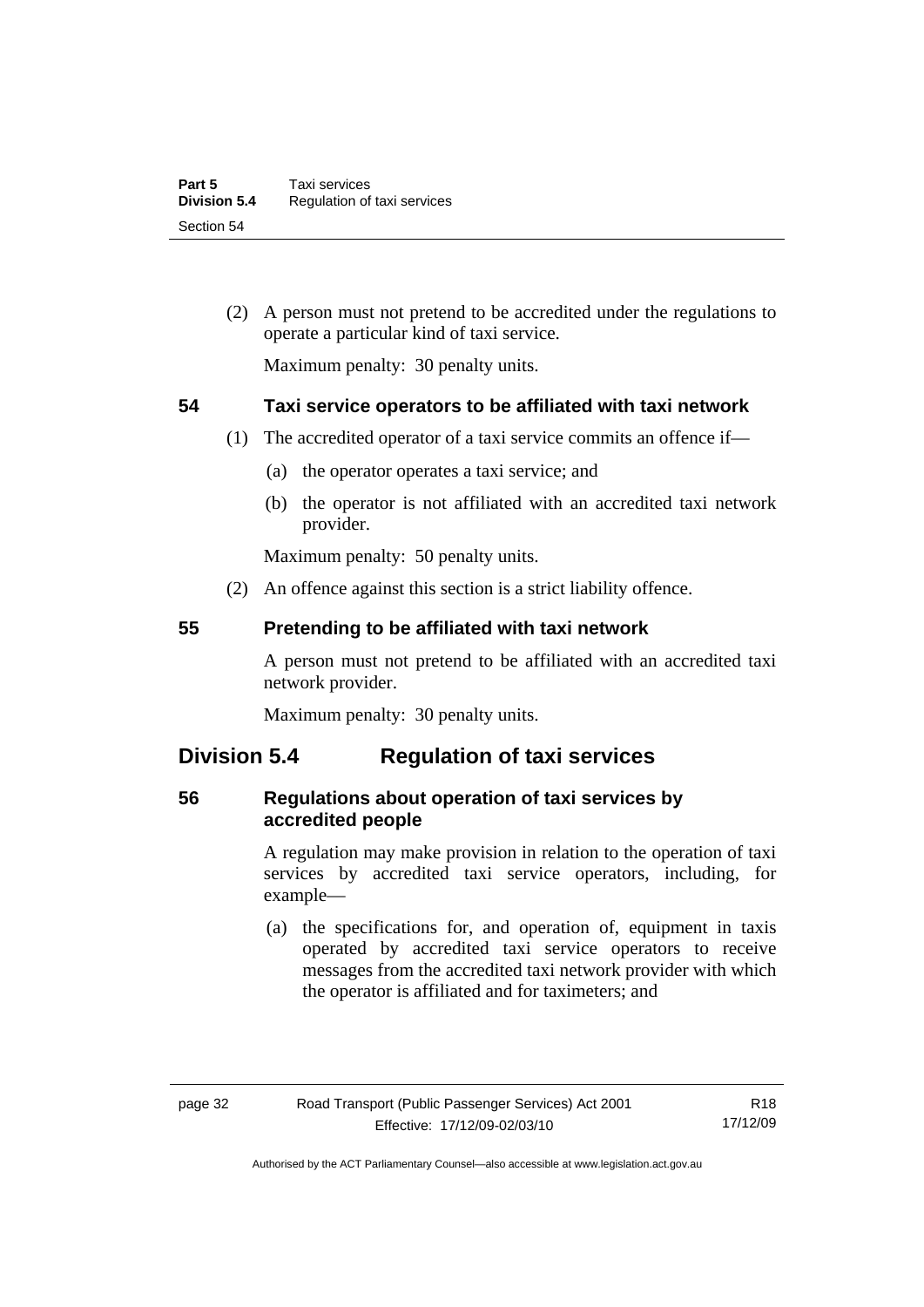(2) A person must not pretend to be accredited under the regulations to operate a particular kind of taxi service.

Maximum penalty: 30 penalty units.

### 54 Taxi service operators to be affiliated with taxi network

(1) The accredited operator of a taxi service commits an offence if—

(a) the operator operates a taxi service; and

(b) the operator is not affiliated with an accredited taxi network provider.

Maximum penalty: 50 penalty units.

(2) An offence against this section is a strict liability offence.

### 55 Pretending to be affiliated with taxi network

A person must not pretend to be affiliated with an accredited taxi network provider.

Maximum penalty: 30 penalty units.

## Division 5.4 Regulation of taxi services

### 56 Regulations about operation of taxi services by accredited people

A regulation may make provision in relation to the operation of taxi services by accredited taxi service operators, including, for example—

(a) the specifications for, and operation of, equipment in taxis operated by accredited taxi service operators to receive messages from the accredited taxi network provider with which the operator is affiliated and for taximeters; and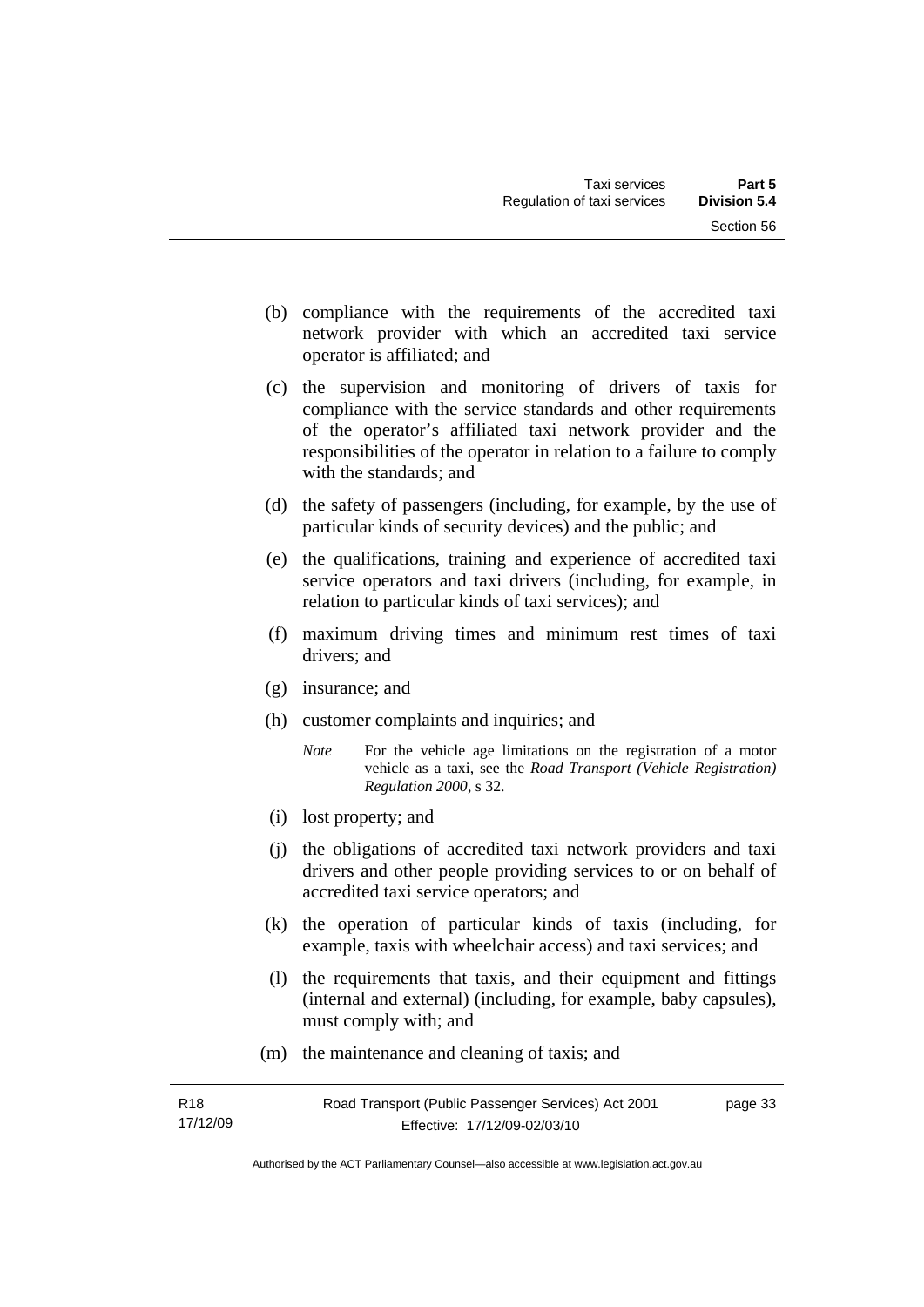(b) compliance with the requirements of the accredited taxi network provider with which an accredited taxi service operator is affiliated; and

(c) the supervision and monitoring of drivers of taxis for compliance with the service standards and other requirements of the operator's affiliated taxi network provider and the responsibilities of the operator in relation to a failure to comply with the standards; and

(d) the safety of passengers (including, for example, by the use of particular kinds of security devices) and the public; and

(e) the qualifications, training and experience of accredited taxi service operators and taxi drivers (including, for example, in relation to particular kinds of taxi services); and

(f) maximum driving times and minimum rest times of taxi drivers; and

(g) insurance; and

(h) customer complaints and inquiries; and

*Note* For the vehicle age limitations on the registration of a motor vehicle as a taxi, see the *Road Transport (Vehicle Registration) Regulation 2000*, s 32.

(i) lost property; and

(j) the obligations of accredited taxi network providers and taxi drivers and other people providing services to or on behalf of accredited taxi service operators; and

(k) the operation of particular kinds of taxis (including, for example, taxis with wheelchair access) and taxi services; and

(l) the requirements that taxis, and their equipment and fittings (internal and external) (including, for example, baby capsules), must comply with; and

(m) the maintenance and cleaning of taxis; and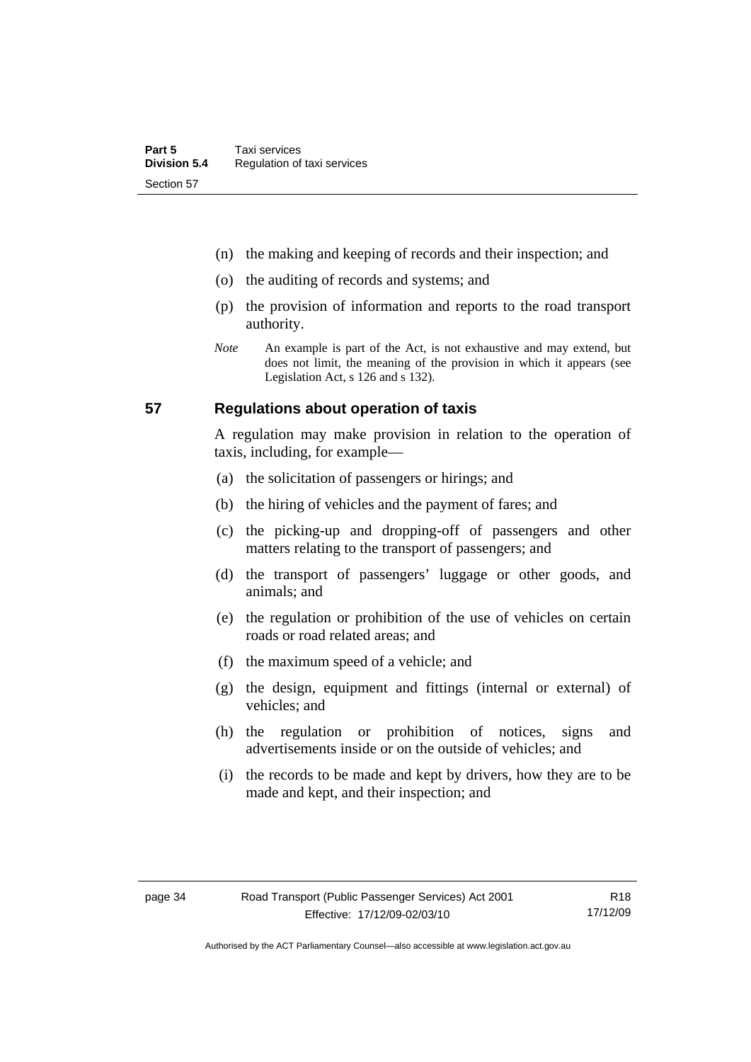(n) the making and keeping of records and their inspection; and

(o) the auditing of records and systems; and

(p) the provision of information and reports to the road transport authority.

*Note* An example is part of the Act, is not exhaustive and may extend, but does not limit, the meaning of the provision in which it appears (see Legislation Act, s 126 and s 132).

## 57 Regulations about operation of taxis

A regulation may make provision in relation to the operation of taxis, including, for example—

(a) the solicitation of passengers or hirings; and

(b) the hiring of vehicles and the payment of fares; and

(c) the picking-up and dropping-off of passengers and other matters relating to the transport of passengers; and

(d) the transport of passengers' luggage or other goods, and animals; and

(e) the regulation or prohibition of the use of vehicles on certain roads or road related areas; and

(f) the maximum speed of a vehicle; and

(g) the design, equipment and fittings (internal or external) of vehicles; and

(h) the regulation or prohibition of notices, signs and advertisements inside or on the outside of vehicles; and

(i) the records to be made and kept by drivers, how they are to be made and kept, and their inspection; and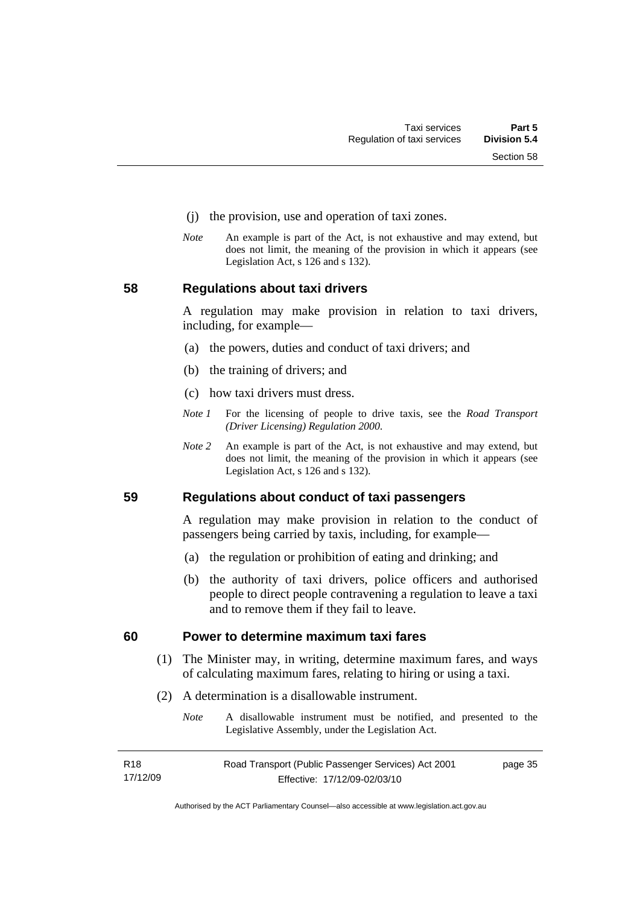(j) the provision, use and operation of taxi zones.

*Note* An example is part of the Act, is not exhaustive and may extend, but does not limit, the meaning of the provision in which it appears (see Legislation Act, s 126 and s 132).

## 58 Regulations about taxi drivers

A regulation may make provision in relation to taxi drivers, including, for example—

(a) the powers, duties and conduct of taxi drivers; and

(b) the training of drivers; and

(c) how taxi drivers must dress.

*Note 1* For the licensing of people to drive taxis, see the *Road Transport (Driver Licensing) Regulation 2000*.

*Note 2* An example is part of the Act, is not exhaustive and may extend, but does not limit, the meaning of the provision in which it appears (see Legislation Act, s 126 and s 132).

## 59 Regulations about conduct of taxi passengers

A regulation may make provision in relation to the conduct of passengers being carried by taxis, including, for example—

(a) the regulation or prohibition of eating and drinking; and

(b) the authority of taxi drivers, police officers and authorised people to direct people contravening a regulation to leave a taxi and to remove them if they fail to leave.

## 60 Power to determine maximum taxi fares

(1) The Minister may, in writing, determine maximum fares, and ways of calculating maximum fares, relating to hiring or using a taxi.

(2) A determination is a disallowable instrument.

*Note* A disallowable instrument must be notified, and presented to the Legislative Assembly, under the Legislation Act.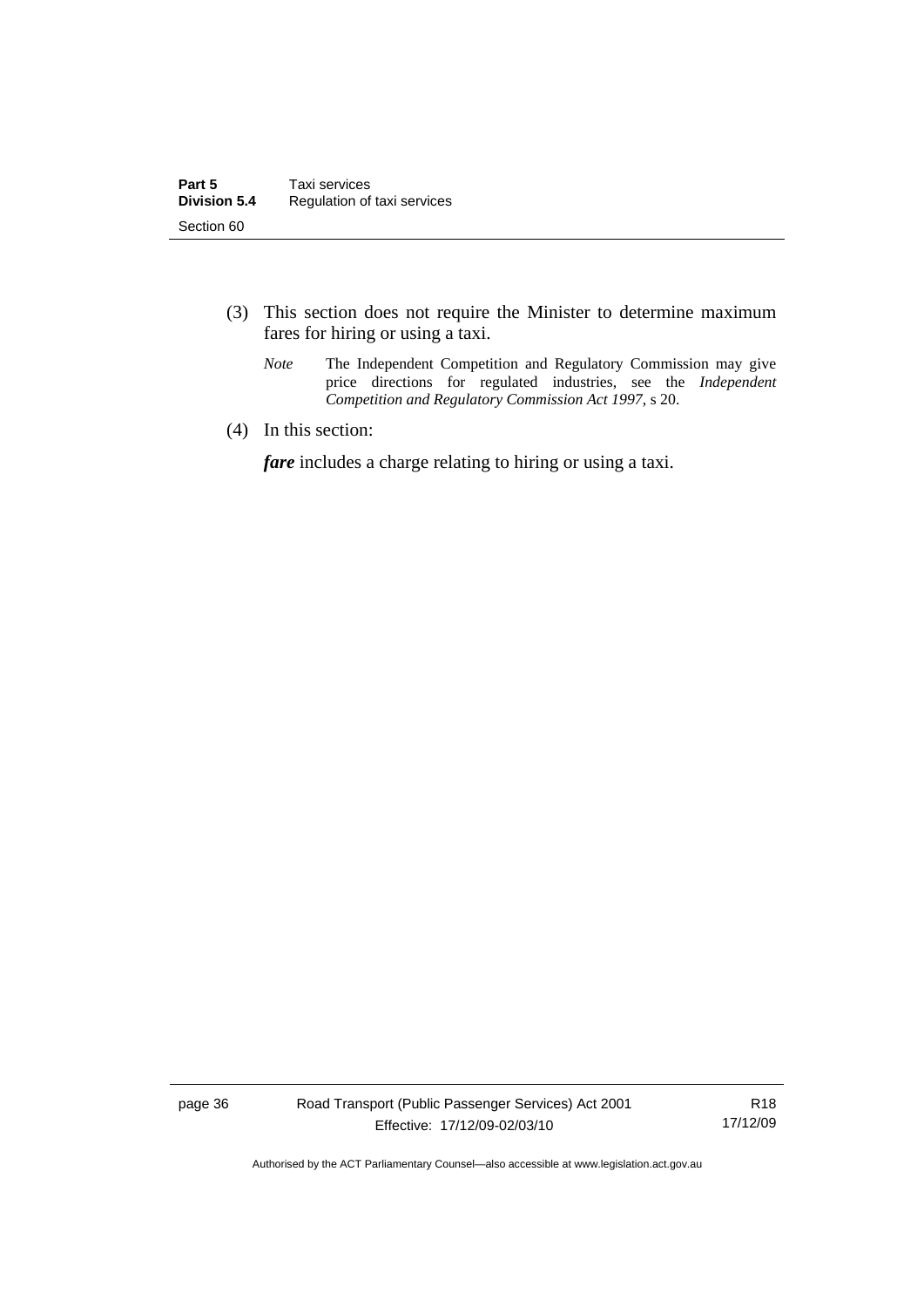(3) This section does not require the Minister to determine maximum fares for hiring or using a taxi.

*Note* The Independent Competition and Regulatory Commission may give price directions for regulated industries, see the *Independent Competition and Regulatory Commission Act 1997*, s 20.

(4) In this section:

***fare*** includes a charge relating to hiring or using a taxi.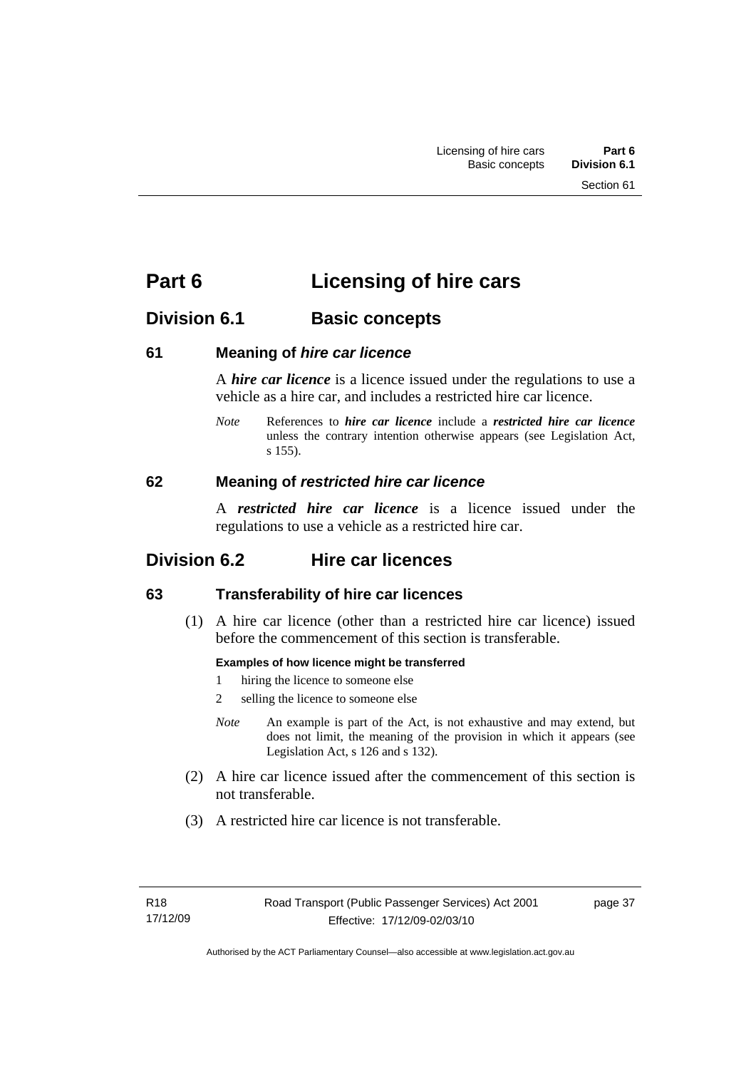# Part 6 Licensing of hire cars

## Division 6.1 Basic concepts

### 61 Meaning of *hire car licence*

A ***hire car licence*** is a licence issued under the regulations to use a vehicle as a hire car, and includes a restricted hire car licence.

*Note* References to ***hire car licence*** include a ***restricted hire car licence*** unless the contrary intention otherwise appears (see Legislation Act, s 155).

### 62 Meaning of *restricted hire car licence*

A ***restricted hire car licence*** is a licence issued under the regulations to use a vehicle as a restricted hire car.

## Division 6.2 Hire car licences

### 63 Transferability of hire car licences

(1) A hire car licence (other than a restricted hire car licence) issued before the commencement of this section is transferable.

**Examples of how licence might be transferred**

1 hiring the licence to someone else

2 selling the licence to someone else

*Note* An example is part of the Act, is not exhaustive and may extend, but does not limit, the meaning of the provision in which it appears (see Legislation Act, s 126 and s 132).

(2) A hire car licence issued after the commencement of this section is not transferable.

(3) A restricted hire car licence is not transferable.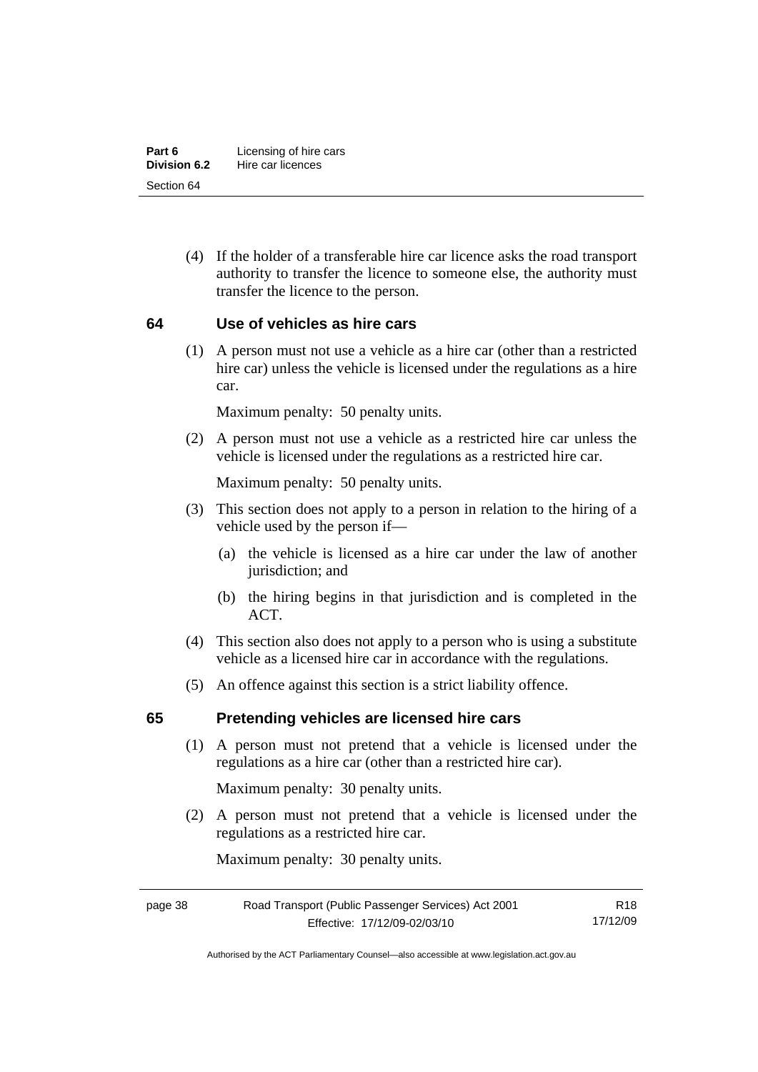(4) If the holder of a transferable hire car licence asks the road transport authority to transfer the licence to someone else, the authority must transfer the licence to the person.

## 64 Use of vehicles as hire cars

(1) A person must not use a vehicle as a hire car (other than a restricted hire car) unless the vehicle is licensed under the regulations as a hire car.

Maximum penalty: 50 penalty units.

(2) A person must not use a vehicle as a restricted hire car unless the vehicle is licensed under the regulations as a restricted hire car.

Maximum penalty: 50 penalty units.

(3) This section does not apply to a person in relation to the hiring of a vehicle used by the person if—

(a) the vehicle is licensed as a hire car under the law of another jurisdiction; and

(b) the hiring begins in that jurisdiction and is completed in the ACT.

(4) This section also does not apply to a person who is using a substitute vehicle as a licensed hire car in accordance with the regulations.

(5) An offence against this section is a strict liability offence.

## 65 Pretending vehicles are licensed hire cars

(1) A person must not pretend that a vehicle is licensed under the regulations as a hire car (other than a restricted hire car).

Maximum penalty: 30 penalty units.

(2) A person must not pretend that a vehicle is licensed under the regulations as a restricted hire car.

Maximum penalty: 30 penalty units.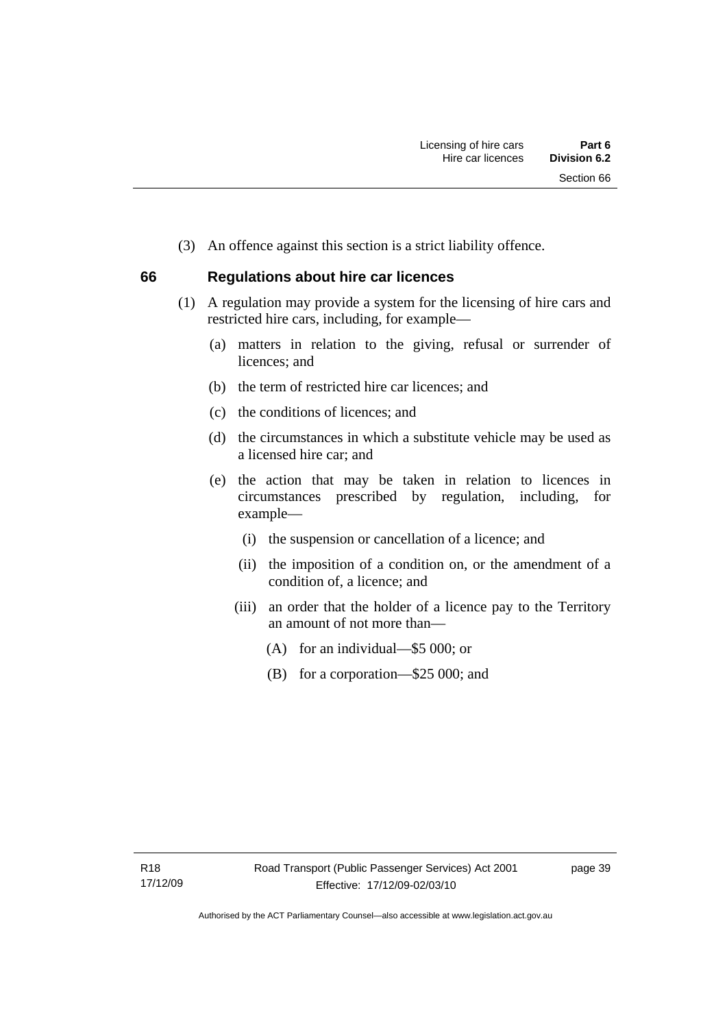(3) An offence against this section is a strict liability offence.

## 66 Regulations about hire car licences

(1) A regulation may provide a system for the licensing of hire cars and restricted hire cars, including, for example—

(a) matters in relation to the giving, refusal or surrender of licences; and

(b) the term of restricted hire car licences; and

(c) the conditions of licences; and

(d) the circumstances in which a substitute vehicle may be used as a licensed hire car; and

(e) the action that may be taken in relation to licences in circumstances prescribed by regulation, including, for example—

(i) the suspension or cancellation of a licence; and

(ii) the imposition of a condition on, or the amendment of a condition of, a licence; and

(iii) an order that the holder of a licence pay to the Territory an amount of not more than—

(A) for an individual—$5 000; or

(B) for a corporation—$25 000; and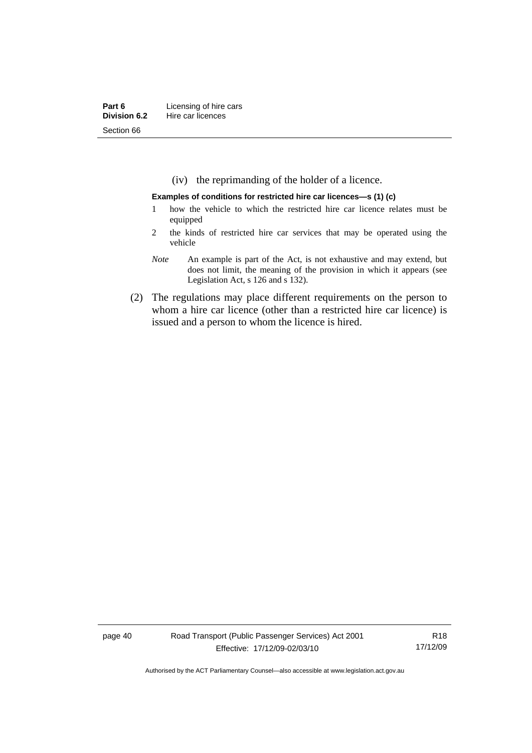(iv) the reprimanding of the holder of a licence.

**Examples of conditions for restricted hire car licences—s (1) (c)**

1 how the vehicle to which the restricted hire car licence relates must be equipped

2 the kinds of restricted hire car services that may be operated using the vehicle

*Note* An example is part of the Act, is not exhaustive and may extend, but does not limit, the meaning of the provision in which it appears (see Legislation Act, s 126 and s 132).

(2) The regulations may place different requirements on the person to whom a hire car licence (other than a restricted hire car licence) is issued and a person to whom the licence is hired.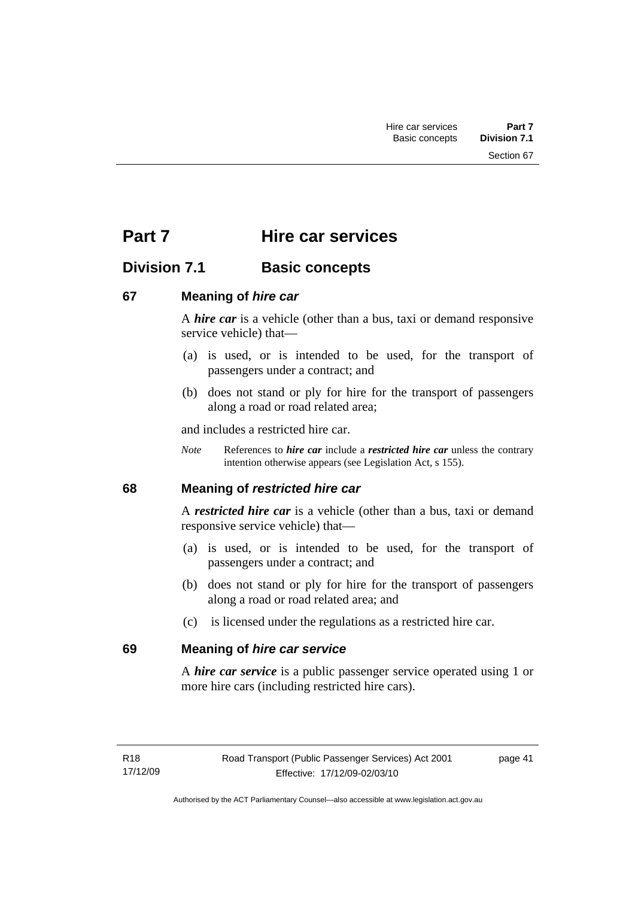# Part 7 Hire car services

## Division 7.1 Basic concepts

### 67 Meaning of *hire car*

A ***hire car*** is a vehicle (other than a bus, taxi or demand responsive service vehicle) that—

(a) is used, or is intended to be used, for the transport of passengers under a contract; and

(b) does not stand or ply for hire for the transport of passengers along a road or road related area;

and includes a restricted hire car.

*Note* References to ***hire car*** include a ***restricted hire car*** unless the contrary intention otherwise appears (see Legislation Act, s 155).

### 68 Meaning of *restricted hire car*

A ***restricted hire car*** is a vehicle (other than a bus, taxi or demand responsive service vehicle) that—

(a) is used, or is intended to be used, for the transport of passengers under a contract; and

(b) does not stand or ply for hire for the transport of passengers along a road or road related area; and

(c) is licensed under the regulations as a restricted hire car.

### 69 Meaning of *hire car service*

A ***hire car service*** is a public passenger service operated using 1 or more hire cars (including restricted hire cars).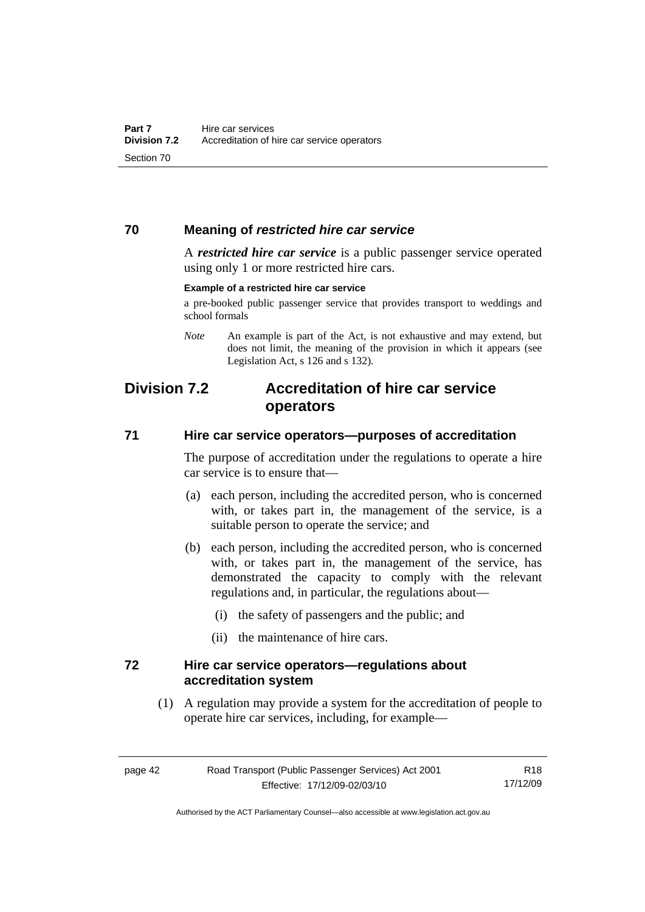### 70 Meaning of *restricted hire car service*

A ***restricted hire car service*** is a public passenger service operated using only 1 or more restricted hire cars.

**Example of a restricted hire car service**

a pre-booked public passenger service that provides transport to weddings and school formals

*Note* An example is part of the Act, is not exhaustive and may extend, but does not limit, the meaning of the provision in which it appears (see Legislation Act, s 126 and s 132).

## Division 7.2 Accreditation of hire car service operators

### 71 Hire car service operators—purposes of accreditation

The purpose of accreditation under the regulations to operate a hire car service is to ensure that—

(a) each person, including the accredited person, who is concerned with, or takes part in, the management of the service, is a suitable person to operate the service; and

(b) each person, including the accredited person, who is concerned with, or takes part in, the management of the service, has demonstrated the capacity to comply with the relevant regulations and, in particular, the regulations about—

(i) the safety of passengers and the public; and

(ii) the maintenance of hire cars.

### 72 Hire car service operators—regulations about accreditation system

(1) A regulation may provide a system for the accreditation of people to operate hire car services, including, for example—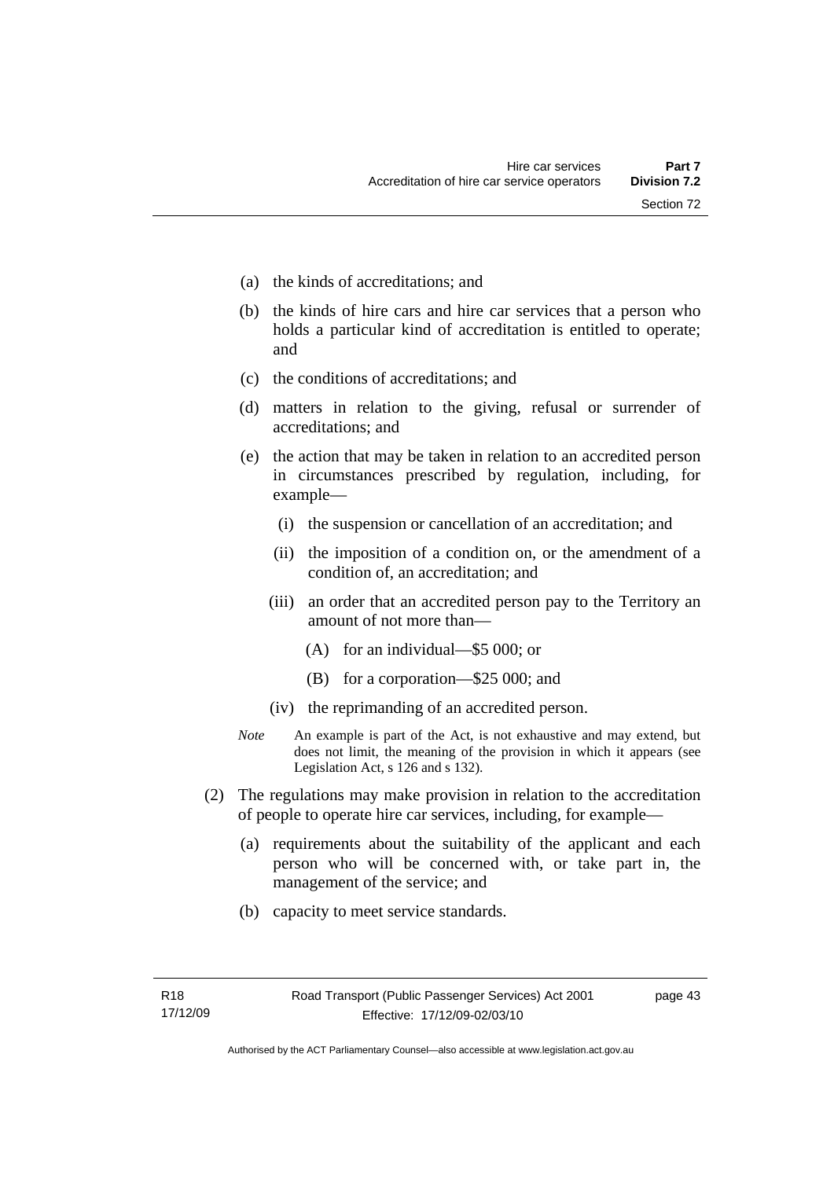(a) the kinds of accreditations; and

(b) the kinds of hire cars and hire car services that a person who holds a particular kind of accreditation is entitled to operate; and

(c) the conditions of accreditations; and

(d) matters in relation to the giving, refusal or surrender of accreditations; and

(e) the action that may be taken in relation to an accredited person in circumstances prescribed by regulation, including, for example—

   (i) the suspension or cancellation of an accreditation; and

   (ii) the imposition of a condition on, or the amendment of a condition of, an accreditation; and

   (iii) an order that an accredited person pay to the Territory an amount of not more than—

      (A) for an individual—$5 000; or

      (B) for a corporation—$25 000; and

   (iv) the reprimanding of an accredited person.

*Note* An example is part of the Act, is not exhaustive and may extend, but does not limit, the meaning of the provision in which it appears (see Legislation Act, s 126 and s 132).

(2) The regulations may make provision in relation to the accreditation of people to operate hire car services, including, for example—

(a) requirements about the suitability of the applicant and each person who will be concerned with, or take part in, the management of the service; and

(b) capacity to meet service standards.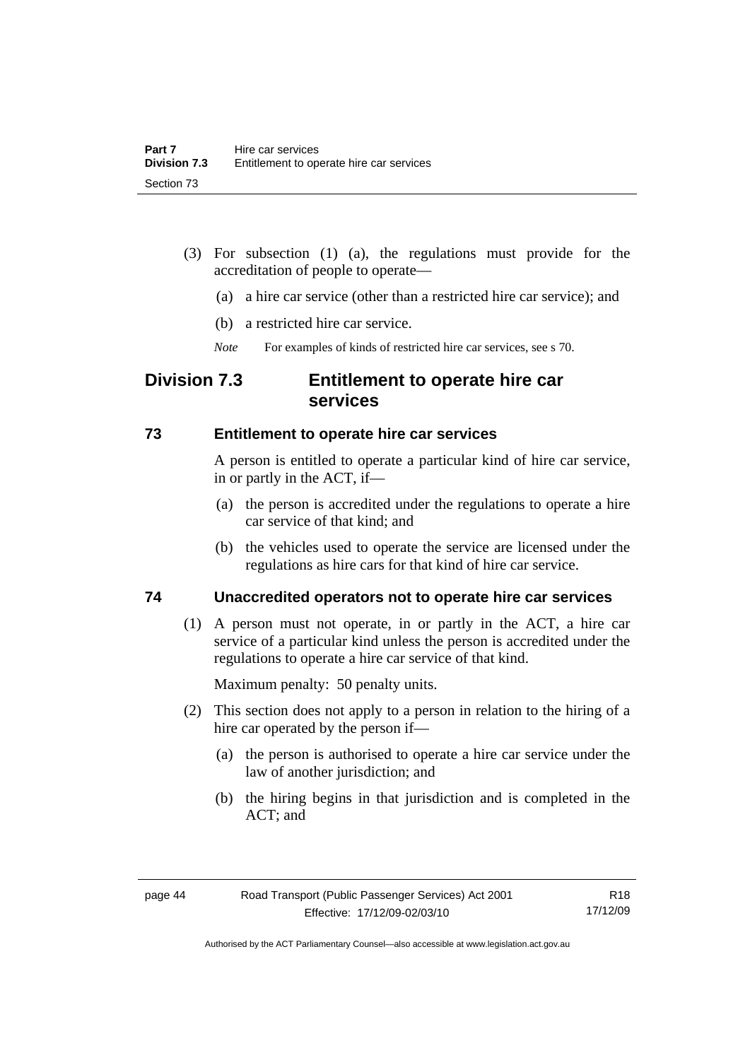(3) For subsection (1) (a), the regulations must provide for the accreditation of people to operate—

(a) a hire car service (other than a restricted hire car service); and

(b) a restricted hire car service.

*Note* For examples of kinds of restricted hire car services, see s 70.

## Division 7.3 Entitlement to operate hire car services

### 73 Entitlement to operate hire car services

A person is entitled to operate a particular kind of hire car service, in or partly in the ACT, if—

(a) the person is accredited under the regulations to operate a hire car service of that kind; and

(b) the vehicles used to operate the service are licensed under the regulations as hire cars for that kind of hire car service.

### 74 Unaccredited operators not to operate hire car services

(1) A person must not operate, in or partly in the ACT, a hire car service of a particular kind unless the person is accredited under the regulations to operate a hire car service of that kind.

Maximum penalty: 50 penalty units.

(2) This section does not apply to a person in relation to the hiring of a hire car operated by the person if—

(a) the person is authorised to operate a hire car service under the law of another jurisdiction; and

(b) the hiring begins in that jurisdiction and is completed in the ACT; and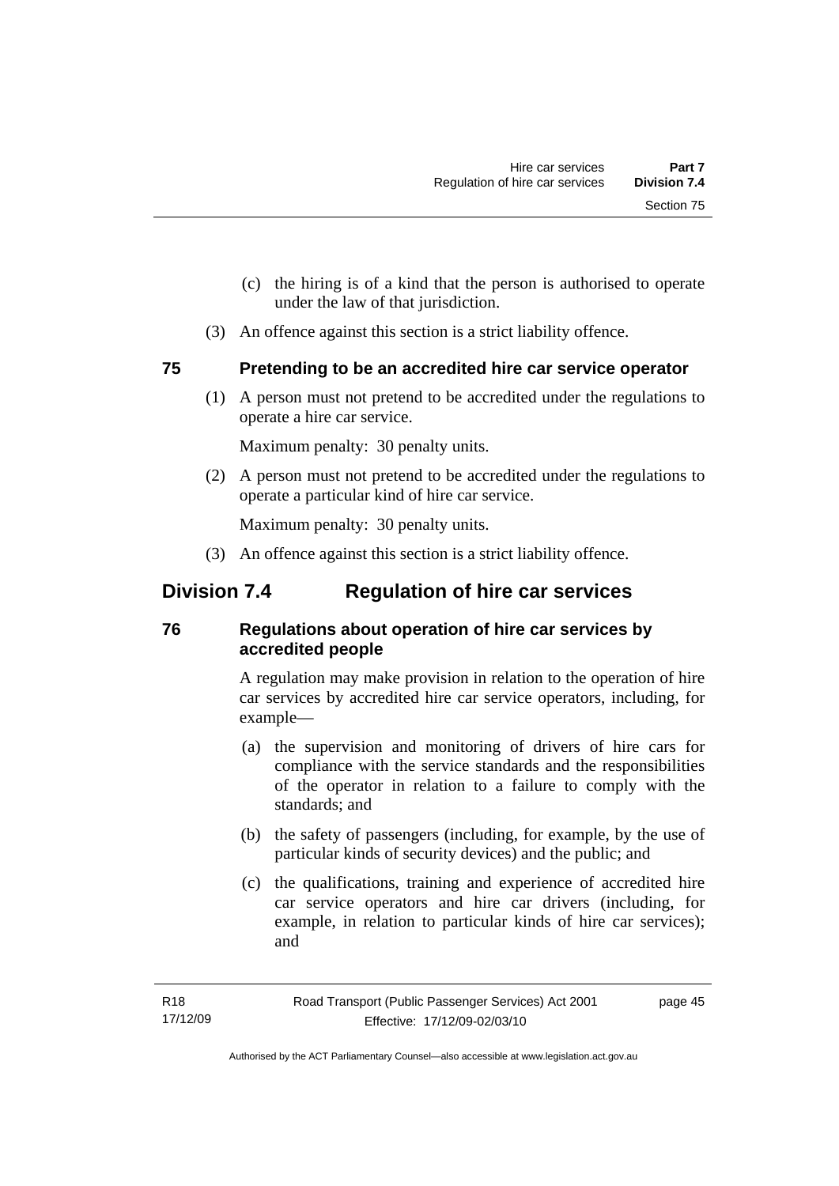(c) the hiring is of a kind that the person is authorised to operate under the law of that jurisdiction.

(3) An offence against this section is a strict liability offence.

### 75 Pretending to be an accredited hire car service operator

(1) A person must not pretend to be accredited under the regulations to operate a hire car service.

Maximum penalty: 30 penalty units.

(2) A person must not pretend to be accredited under the regulations to operate a particular kind of hire car service.

Maximum penalty: 30 penalty units.

(3) An offence against this section is a strict liability offence.

## Division 7.4 Regulation of hire car services

### 76 Regulations about operation of hire car services by accredited people

A regulation may make provision in relation to the operation of hire car services by accredited hire car service operators, including, for example—

(a) the supervision and monitoring of drivers of hire cars for compliance with the service standards and the responsibilities of the operator in relation to a failure to comply with the standards; and

(b) the safety of passengers (including, for example, by the use of particular kinds of security devices) and the public; and

(c) the qualifications, training and experience of accredited hire car service operators and hire car drivers (including, for example, in relation to particular kinds of hire car services); and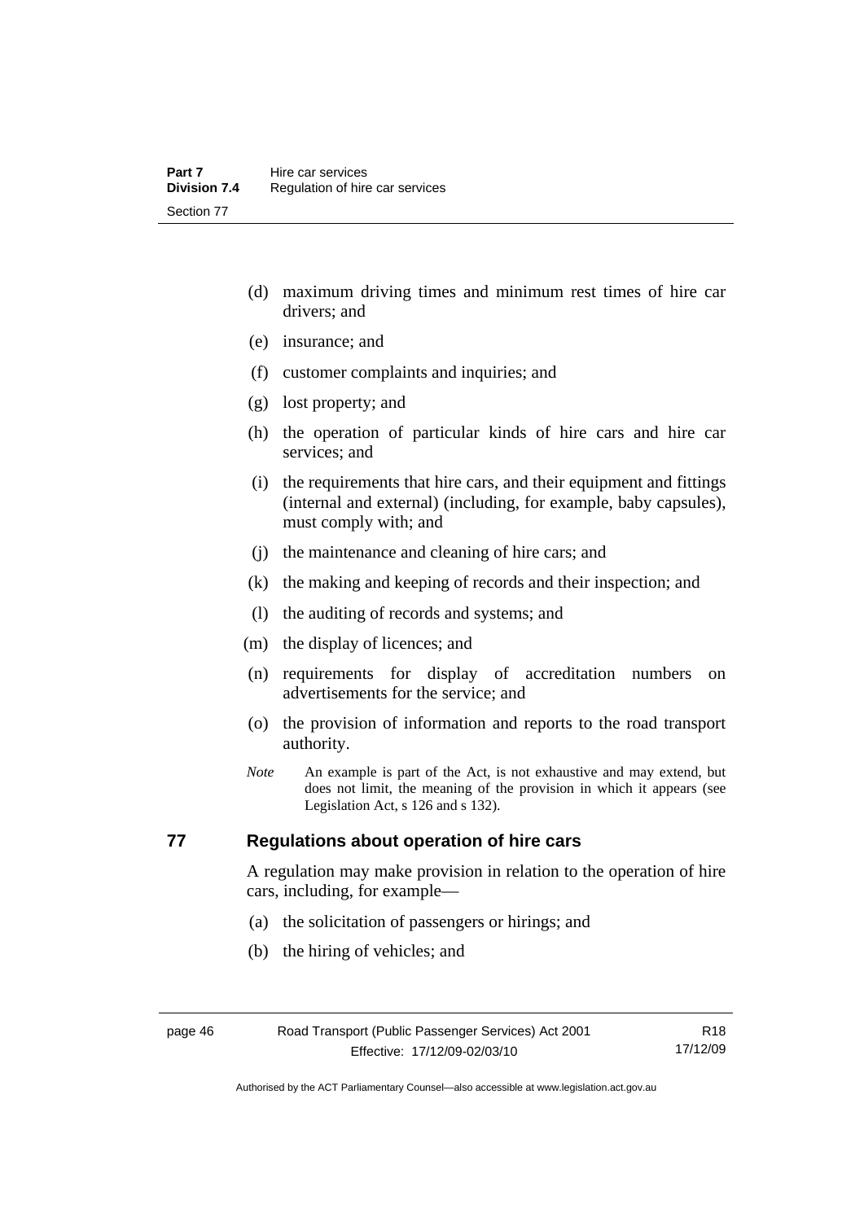(d) maximum driving times and minimum rest times of hire car drivers; and

(e) insurance; and

(f) customer complaints and inquiries; and

(g) lost property; and

(h) the operation of particular kinds of hire cars and hire car services; and

(i) the requirements that hire cars, and their equipment and fittings (internal and external) (including, for example, baby capsules), must comply with; and

(j) the maintenance and cleaning of hire cars; and

(k) the making and keeping of records and their inspection; and

(l) the auditing of records and systems; and

(m) the display of licences; and

(n) requirements for display of accreditation numbers on advertisements for the service; and

(o) the provision of information and reports to the road transport authority.

*Note* An example is part of the Act, is not exhaustive and may extend, but does not limit, the meaning of the provision in which it appears (see Legislation Act, s 126 and s 132).

## 77 Regulations about operation of hire cars

A regulation may make provision in relation to the operation of hire cars, including, for example—

(a) the solicitation of passengers or hirings; and

(b) the hiring of vehicles; and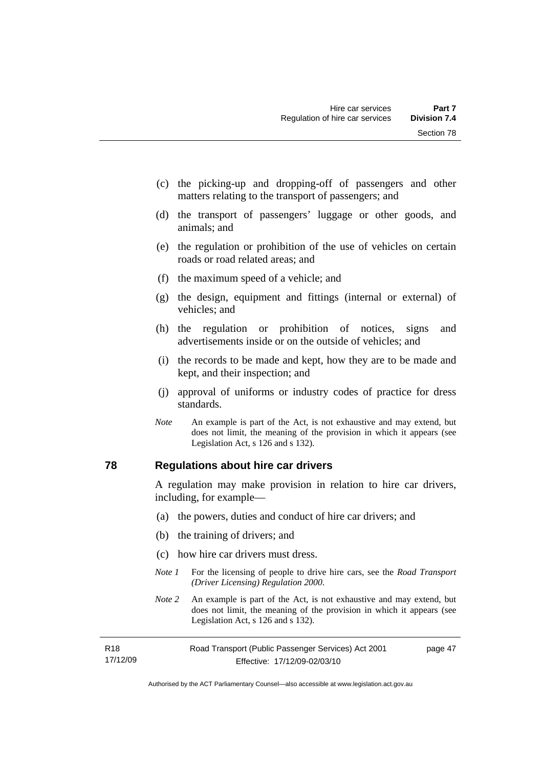(c) the picking-up and dropping-off of passengers and other matters relating to the transport of passengers; and

(d) the transport of passengers' luggage or other goods, and animals; and

(e) the regulation or prohibition of the use of vehicles on certain roads or road related areas; and

(f) the maximum speed of a vehicle; and

(g) the design, equipment and fittings (internal or external) of vehicles; and

(h) the regulation or prohibition of notices, signs and advertisements inside or on the outside of vehicles; and

(i) the records to be made and kept, how they are to be made and kept, and their inspection; and

(j) approval of uniforms or industry codes of practice for dress standards.

*Note* An example is part of the Act, is not exhaustive and may extend, but does not limit, the meaning of the provision in which it appears (see Legislation Act, s 126 and s 132).

## 78 Regulations about hire car drivers

A regulation may make provision in relation to hire car drivers, including, for example—

(a) the powers, duties and conduct of hire car drivers; and

(b) the training of drivers; and

(c) how hire car drivers must dress.

*Note 1* For the licensing of people to drive hire cars, see the *Road Transport (Driver Licensing) Regulation 2000*.

*Note 2* An example is part of the Act, is not exhaustive and may extend, but does not limit, the meaning of the provision in which it appears (see Legislation Act, s 126 and s 132).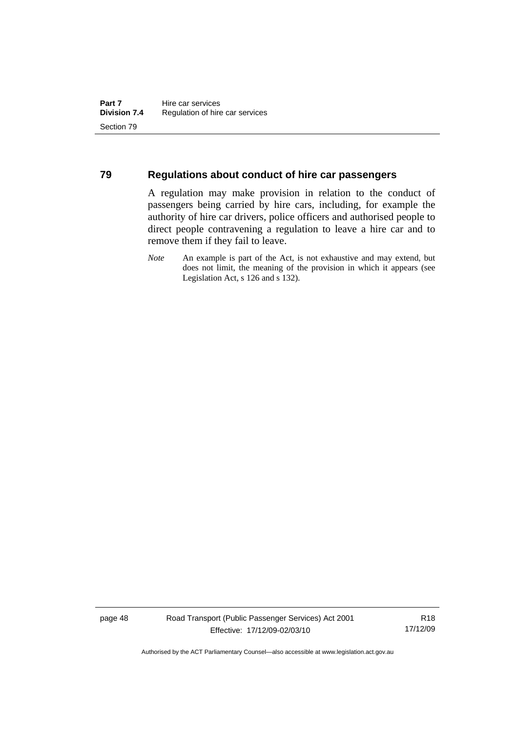## 79 Regulations about conduct of hire car passengers

A regulation may make provision in relation to the conduct of passengers being carried by hire cars, including, for example the authority of hire car drivers, police officers and authorised people to direct people contravening a regulation to leave a hire car and to remove them if they fail to leave.

*Note* An example is part of the Act, is not exhaustive and may extend, but does not limit, the meaning of the provision in which it appears (see Legislation Act, s 126 and s 132).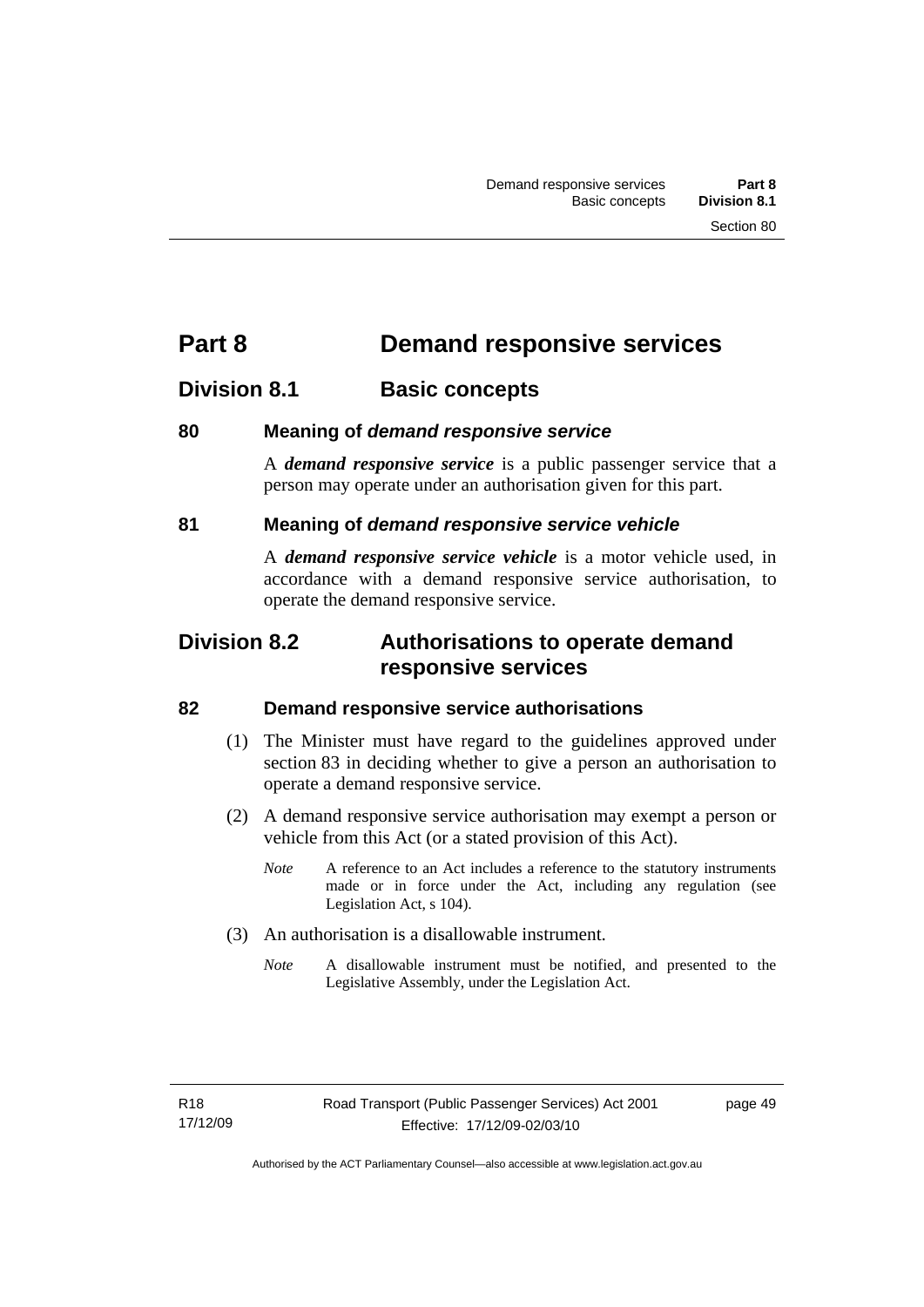# Part 8 Demand responsive services

## Division 8.1 Basic concepts

### 80 Meaning of *demand responsive service*

A ***demand responsive service*** is a public passenger service that a person may operate under an authorisation given for this part.

### 81 Meaning of *demand responsive service vehicle*

A ***demand responsive service vehicle*** is a motor vehicle used, in accordance with a demand responsive service authorisation, to operate the demand responsive service.

## Division 8.2 Authorisations to operate demand responsive services

### 82 Demand responsive service authorisations

(1) The Minister must have regard to the guidelines approved under section 83 in deciding whether to give a person an authorisation to operate a demand responsive service.

(2) A demand responsive service authorisation may exempt a person or vehicle from this Act (or a stated provision of this Act).

*Note* A reference to an Act includes a reference to the statutory instruments made or in force under the Act, including any regulation (see Legislation Act, s 104).

(3) An authorisation is a disallowable instrument.

*Note* A disallowable instrument must be notified, and presented to the Legislative Assembly, under the Legislation Act.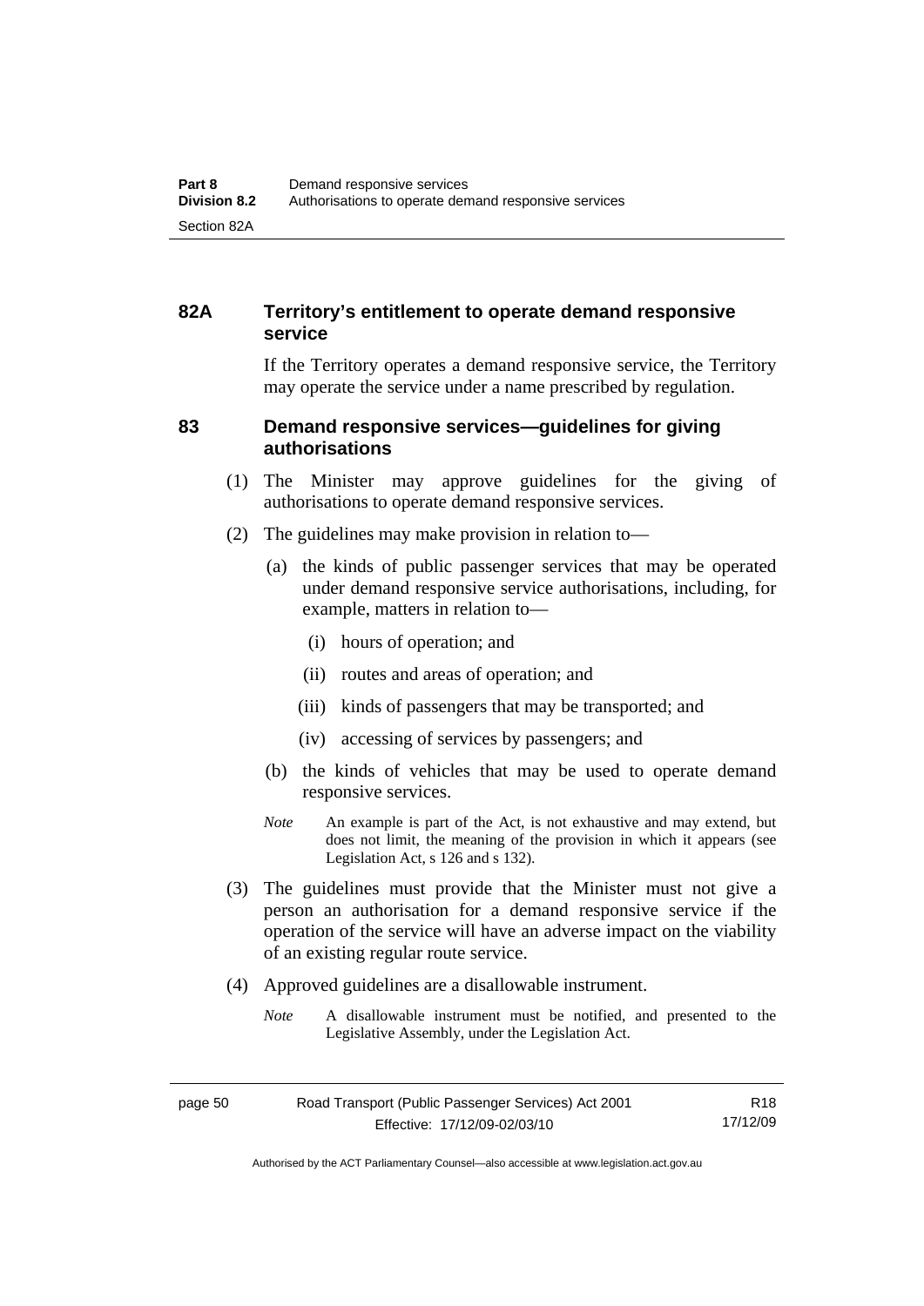## 82A Territory's entitlement to operate demand responsive service

If the Territory operates a demand responsive service, the Territory may operate the service under a name prescribed by regulation.

## 83 Demand responsive services—guidelines for giving authorisations

(1) The Minister may approve guidelines for the giving of authorisations to operate demand responsive services.

(2) The guidelines may make provision in relation to—

(a) the kinds of public passenger services that may be operated under demand responsive service authorisations, including, for example, matters in relation to—

(i) hours of operation; and

(ii) routes and areas of operation; and

(iii) kinds of passengers that may be transported; and

(iv) accessing of services by passengers; and

(b) the kinds of vehicles that may be used to operate demand responsive services.

*Note* An example is part of the Act, is not exhaustive and may extend, but does not limit, the meaning of the provision in which it appears (see Legislation Act, s 126 and s 132).

(3) The guidelines must provide that the Minister must not give a person an authorisation for a demand responsive service if the operation of the service will have an adverse impact on the viability of an existing regular route service.

(4) Approved guidelines are a disallowable instrument.

*Note* A disallowable instrument must be notified, and presented to the Legislative Assembly, under the Legislation Act.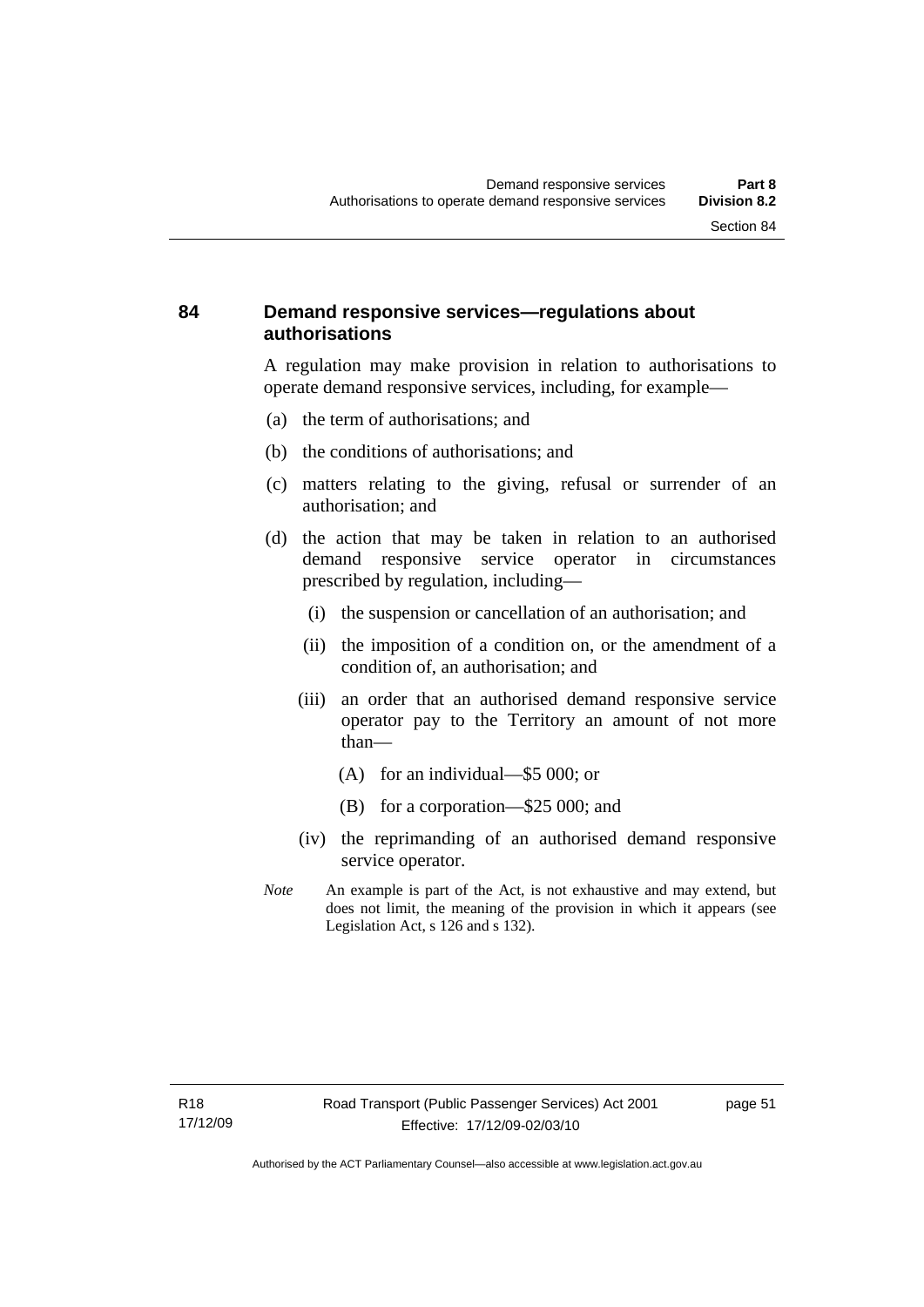## 84 Demand responsive services—regulations about authorisations

A regulation may make provision in relation to authorisations to operate demand responsive services, including, for example—

(a) the term of authorisations; and

(b) the conditions of authorisations; and

(c) matters relating to the giving, refusal or surrender of an authorisation; and

(d) the action that may be taken in relation to an authorised demand responsive service operator in circumstances prescribed by regulation, including—

  (i) the suspension or cancellation of an authorisation; and

  (ii) the imposition of a condition on, or the amendment of a condition of, an authorisation; and

  (iii) an order that an authorised demand responsive service operator pay to the Territory an amount of not more than—

    (A) for an individual—$5 000; or

    (B) for a corporation—$25 000; and

  (iv) the reprimanding of an authorised demand responsive service operator.

*Note* An example is part of the Act, is not exhaustive and may extend, but does not limit, the meaning of the provision in which it appears (see Legislation Act, s 126 and s 132).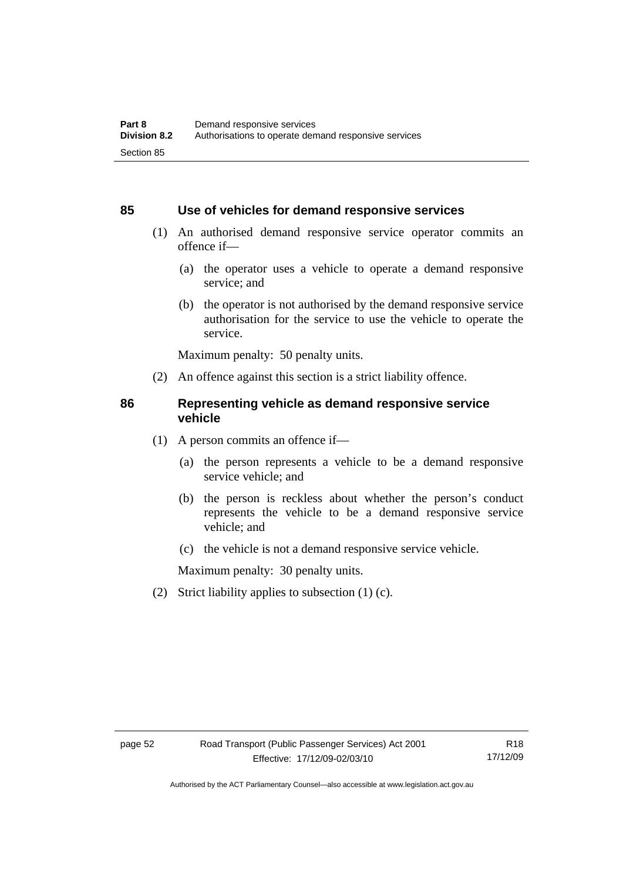## 85 Use of vehicles for demand responsive services

(1) An authorised demand responsive service operator commits an offence if—

(a) the operator uses a vehicle to operate a demand responsive service; and

(b) the operator is not authorised by the demand responsive service authorisation for the service to use the vehicle to operate the service.

Maximum penalty: 50 penalty units.

(2) An offence against this section is a strict liability offence.

## 86 Representing vehicle as demand responsive service vehicle

(1) A person commits an offence if—

(a) the person represents a vehicle to be a demand responsive service vehicle; and

(b) the person is reckless about whether the person's conduct represents the vehicle to be a demand responsive service vehicle; and

(c) the vehicle is not a demand responsive service vehicle.

Maximum penalty: 30 penalty units.

(2) Strict liability applies to subsection (1) (c).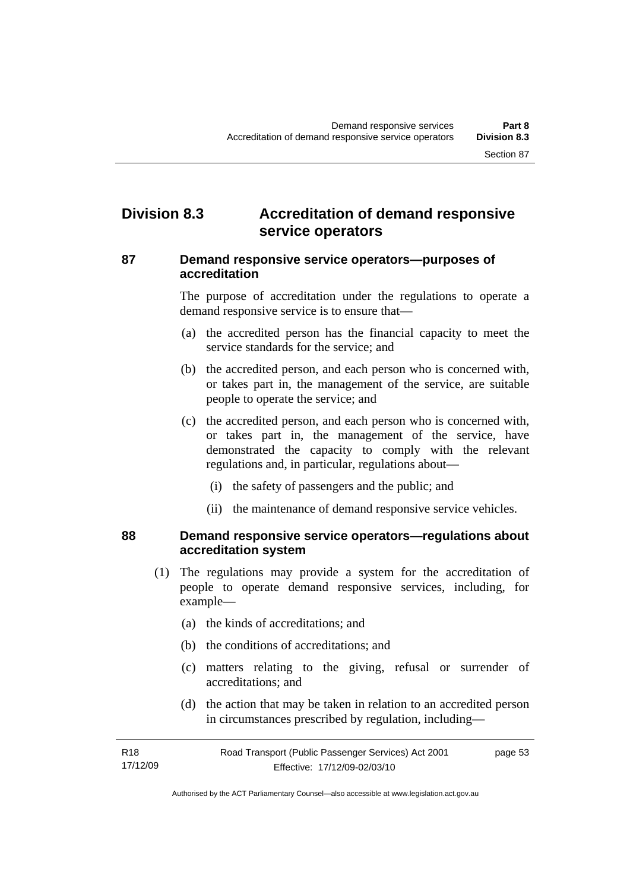## Division 8.3 Accreditation of demand responsive service operators

### 87 Demand responsive service operators—purposes of accreditation

The purpose of accreditation under the regulations to operate a demand responsive service is to ensure that—

(a) the accredited person has the financial capacity to meet the service standards for the service; and

(b) the accredited person, and each person who is concerned with, or takes part in, the management of the service, are suitable people to operate the service; and

(c) the accredited person, and each person who is concerned with, or takes part in, the management of the service, have demonstrated the capacity to comply with the relevant regulations and, in particular, regulations about—

  (i) the safety of passengers and the public; and

  (ii) the maintenance of demand responsive service vehicles.

### 88 Demand responsive service operators—regulations about accreditation system

(1) The regulations may provide a system for the accreditation of people to operate demand responsive services, including, for example—

  (a) the kinds of accreditations; and

  (b) the conditions of accreditations; and

  (c) matters relating to the giving, refusal or surrender of accreditations; and

  (d) the action that may be taken in relation to an accredited person in circumstances prescribed by regulation, including—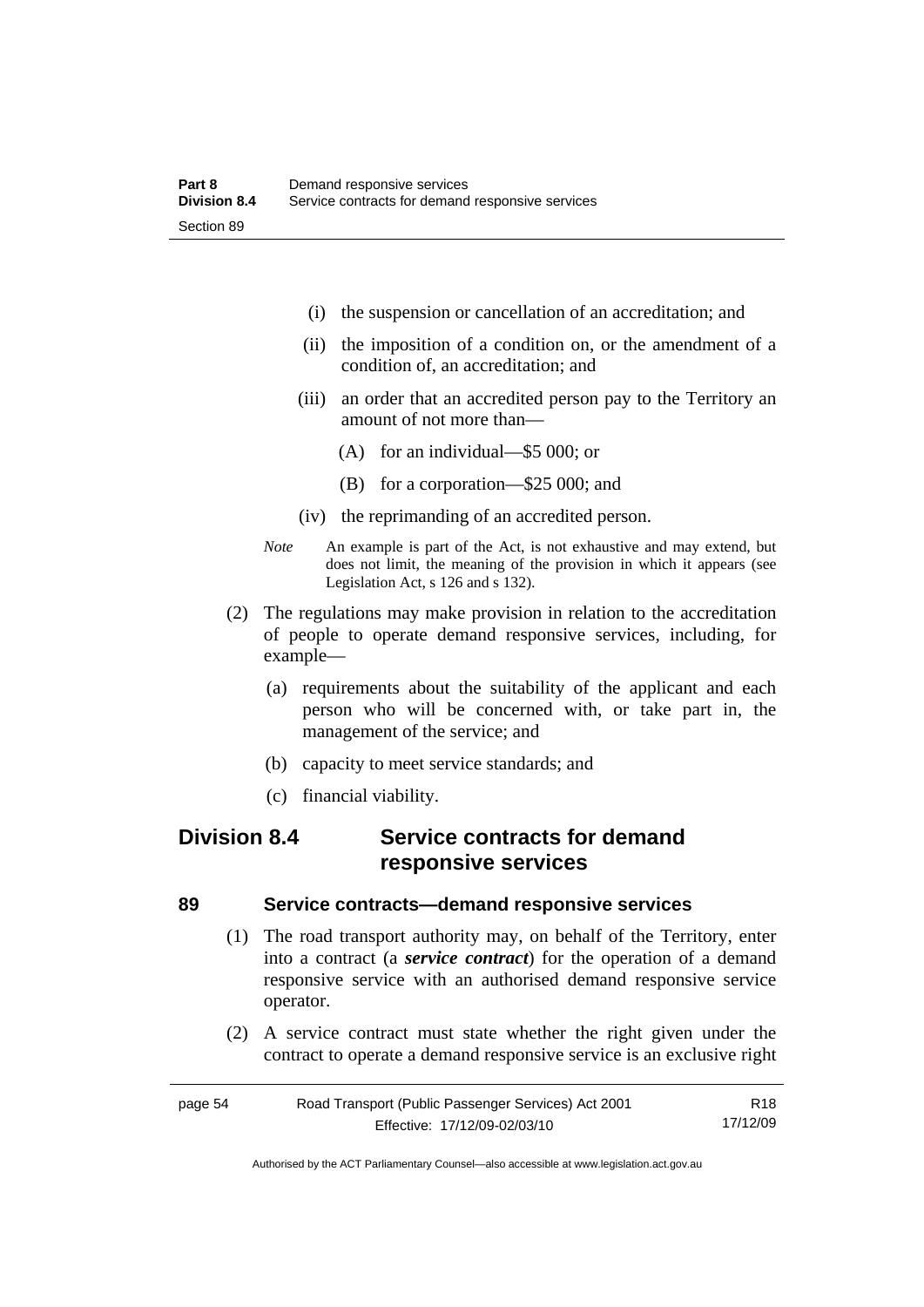(i) the suspension or cancellation of an accreditation; and

(ii) the imposition of a condition on, or the amendment of a condition of, an accreditation; and

(iii) an order that an accredited person pay to the Territory an amount of not more than—

(A) for an individual—$5 000; or

(B) for a corporation—$25 000; and

(iv) the reprimanding of an accredited person.

*Note* An example is part of the Act, is not exhaustive and may extend, but does not limit, the meaning of the provision in which it appears (see Legislation Act, s 126 and s 132).

(2) The regulations may make provision in relation to the accreditation of people to operate demand responsive services, including, for example—

(a) requirements about the suitability of the applicant and each person who will be concerned with, or take part in, the management of the service; and

(b) capacity to meet service standards; and

(c) financial viability.

## Division 8.4 Service contracts for demand responsive services

### 89 Service contracts—demand responsive services

(1) The road transport authority may, on behalf of the Territory, enter into a contract (a ***service contract***) for the operation of a demand responsive service with an authorised demand responsive service operator.

(2) A service contract must state whether the right given under the contract to operate a demand responsive service is an exclusive right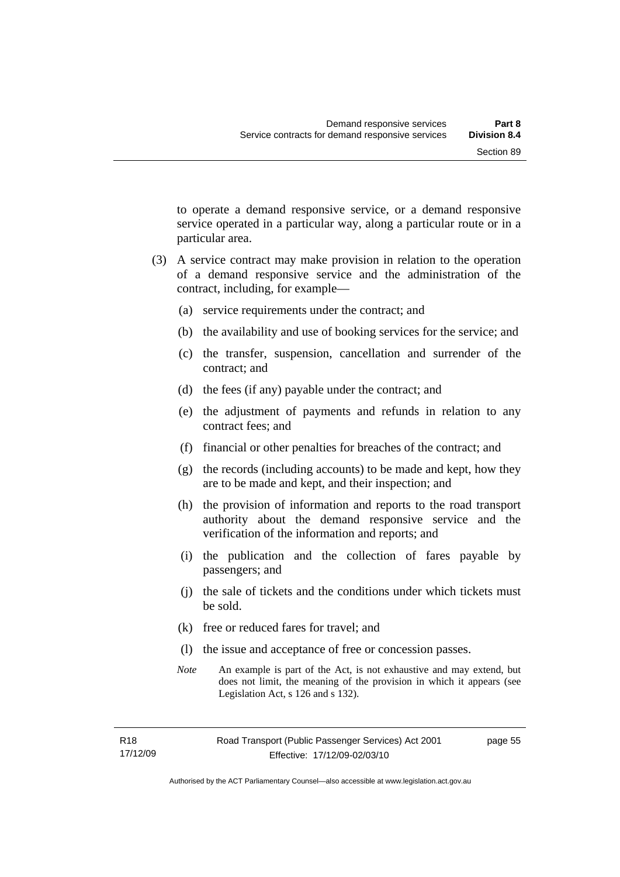to operate a demand responsive service, or a demand responsive service operated in a particular way, along a particular route or in a particular area.

(3) A service contract may make provision in relation to the operation of a demand responsive service and the administration of the contract, including, for example—

(a) service requirements under the contract; and

(b) the availability and use of booking services for the service; and

(c) the transfer, suspension, cancellation and surrender of the contract; and

(d) the fees (if any) payable under the contract; and

(e) the adjustment of payments and refunds in relation to any contract fees; and

(f) financial or other penalties for breaches of the contract; and

(g) the records (including accounts) to be made and kept, how they are to be made and kept, and their inspection; and

(h) the provision of information and reports to the road transport authority about the demand responsive service and the verification of the information and reports; and

(i) the publication and the collection of fares payable by passengers; and

(j) the sale of tickets and the conditions under which tickets must be sold.

(k) free or reduced fares for travel; and

(l) the issue and acceptance of free or concession passes.

*Note* An example is part of the Act, is not exhaustive and may extend, but does not limit, the meaning of the provision in which it appears (see Legislation Act, s 126 and s 132).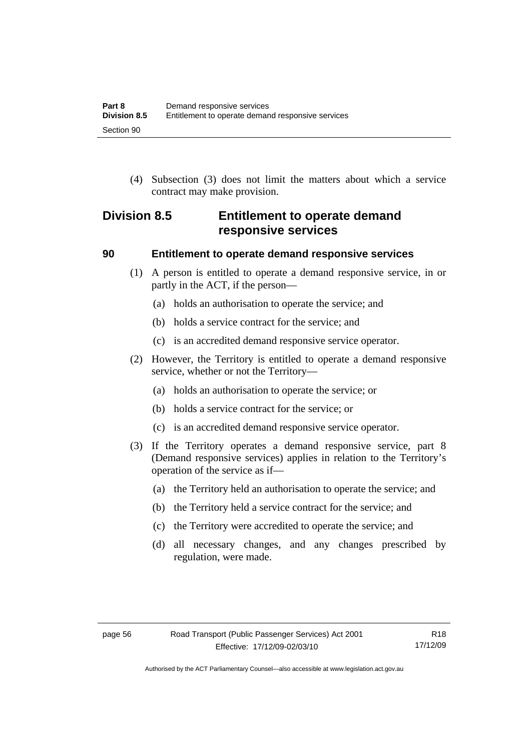(4) Subsection (3) does not limit the matters about which a service contract may make provision.

## Division 8.5 Entitlement to operate demand responsive services

### 90 Entitlement to operate demand responsive services

(1) A person is entitled to operate a demand responsive service, in or partly in the ACT, if the person—

(a) holds an authorisation to operate the service; and

(b) holds a service contract for the service; and

(c) is an accredited demand responsive service operator.

(2) However, the Territory is entitled to operate a demand responsive service, whether or not the Territory—

(a) holds an authorisation to operate the service; or

(b) holds a service contract for the service; or

(c) is an accredited demand responsive service operator.

(3) If the Territory operates a demand responsive service, part 8 (Demand responsive services) applies in relation to the Territory's operation of the service as if—

(a) the Territory held an authorisation to operate the service; and

(b) the Territory held a service contract for the service; and

(c) the Territory were accredited to operate the service; and

(d) all necessary changes, and any changes prescribed by regulation, were made.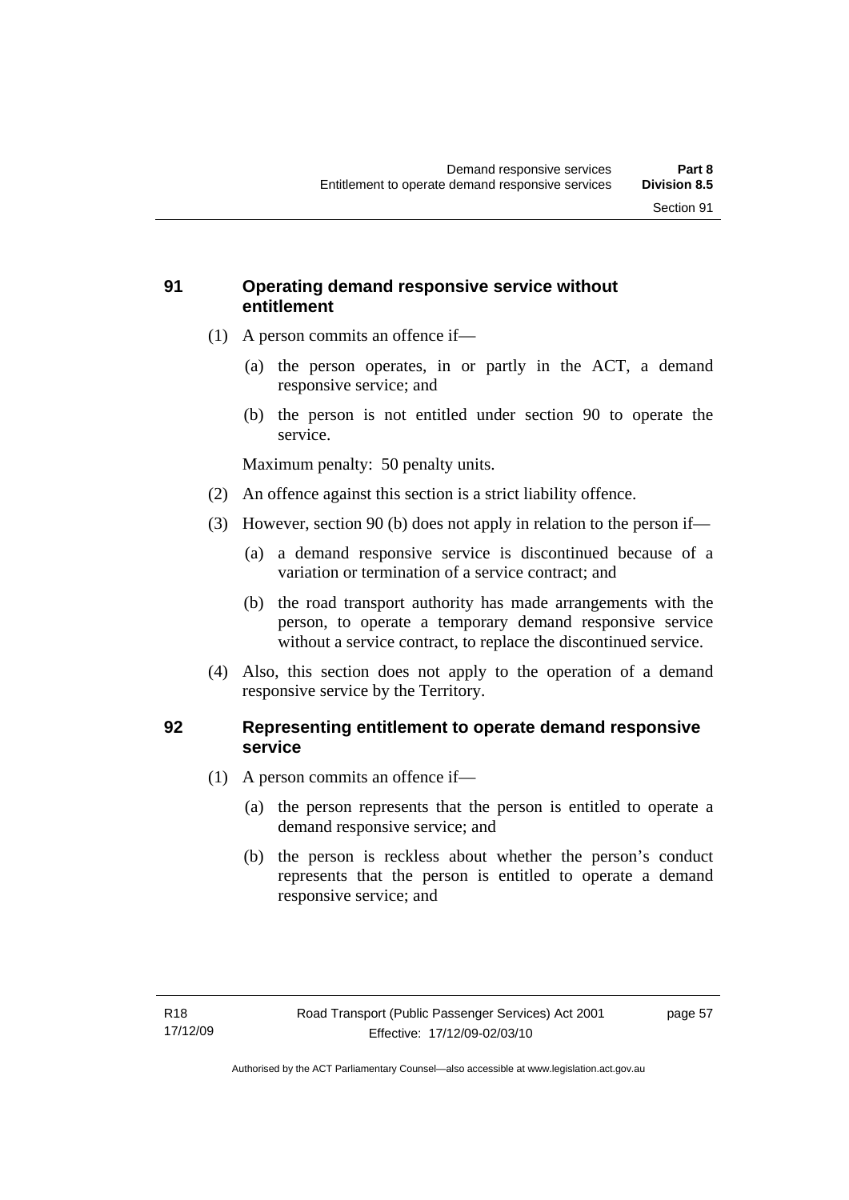## 91 Operating demand responsive service without entitlement

(1) A person commits an offence if—

(a) the person operates, in or partly in the ACT, a demand responsive service; and

(b) the person is not entitled under section 90 to operate the service.

Maximum penalty: 50 penalty units.

(2) An offence against this section is a strict liability offence.

(3) However, section 90 (b) does not apply in relation to the person if—

(a) a demand responsive service is discontinued because of a variation or termination of a service contract; and

(b) the road transport authority has made arrangements with the person, to operate a temporary demand responsive service without a service contract, to replace the discontinued service.

(4) Also, this section does not apply to the operation of a demand responsive service by the Territory.

## 92 Representing entitlement to operate demand responsive service

(1) A person commits an offence if—

(a) the person represents that the person is entitled to operate a demand responsive service; and

(b) the person is reckless about whether the person's conduct represents that the person is entitled to operate a demand responsive service; and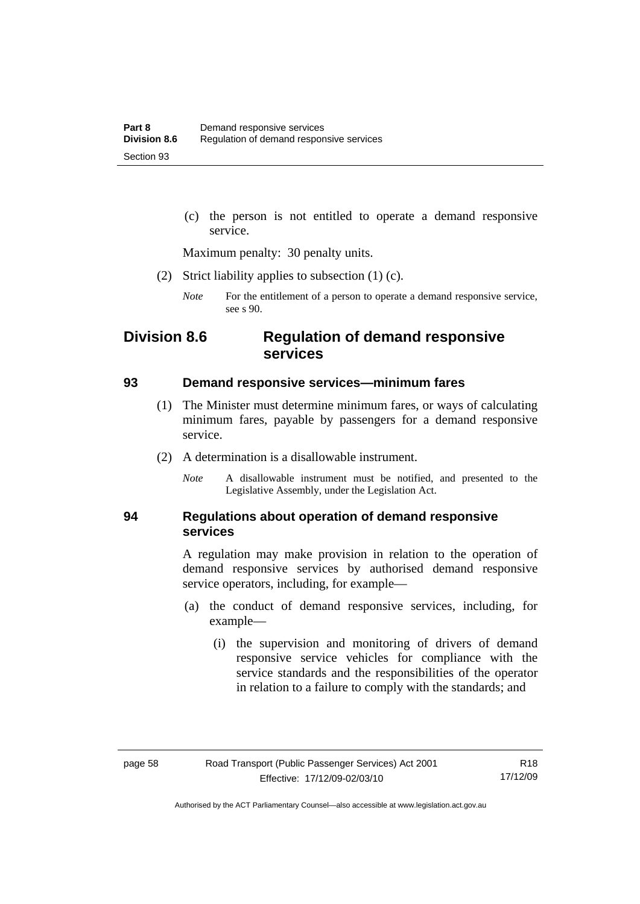(c) the person is not entitled to operate a demand responsive service.

Maximum penalty: 30 penalty units.

(2) Strict liability applies to subsection (1) (c).

*Note* For the entitlement of a person to operate a demand responsive service, see s 90.

## Division 8.6 Regulation of demand responsive services

### 93 Demand responsive services—minimum fares

(1) The Minister must determine minimum fares, or ways of calculating minimum fares, payable by passengers for a demand responsive service.

(2) A determination is a disallowable instrument.

*Note* A disallowable instrument must be notified, and presented to the Legislative Assembly, under the Legislation Act.

### 94 Regulations about operation of demand responsive services

A regulation may make provision in relation to the operation of demand responsive services by authorised demand responsive service operators, including, for example—

(a) the conduct of demand responsive services, including, for example—

(i) the supervision and monitoring of drivers of demand responsive service vehicles for compliance with the service standards and the responsibilities of the operator in relation to a failure to comply with the standards; and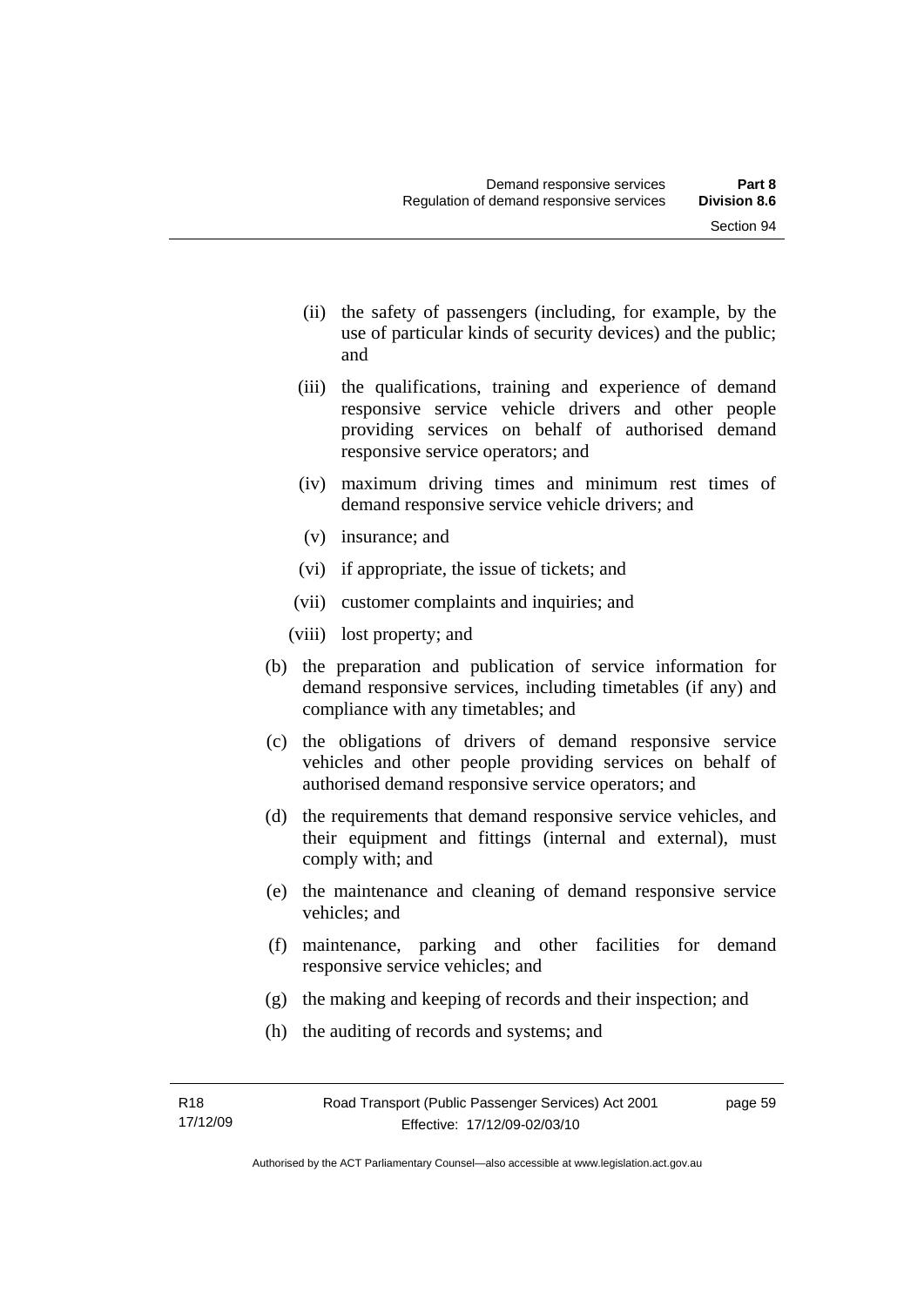(ii) the safety of passengers (including, for example, by the use of particular kinds of security devices) and the public; and

(iii) the qualifications, training and experience of demand responsive service vehicle drivers and other people providing services on behalf of authorised demand responsive service operators; and

(iv) maximum driving times and minimum rest times of demand responsive service vehicle drivers; and

(v) insurance; and

(vi) if appropriate, the issue of tickets; and

(vii) customer complaints and inquiries; and

(viii) lost property; and

(b) the preparation and publication of service information for demand responsive services, including timetables (if any) and compliance with any timetables; and

(c) the obligations of drivers of demand responsive service vehicles and other people providing services on behalf of authorised demand responsive service operators; and

(d) the requirements that demand responsive service vehicles, and their equipment and fittings (internal and external), must comply with; and

(e) the maintenance and cleaning of demand responsive service vehicles; and

(f) maintenance, parking and other facilities for demand responsive service vehicles; and

(g) the making and keeping of records and their inspection; and

(h) the auditing of records and systems; and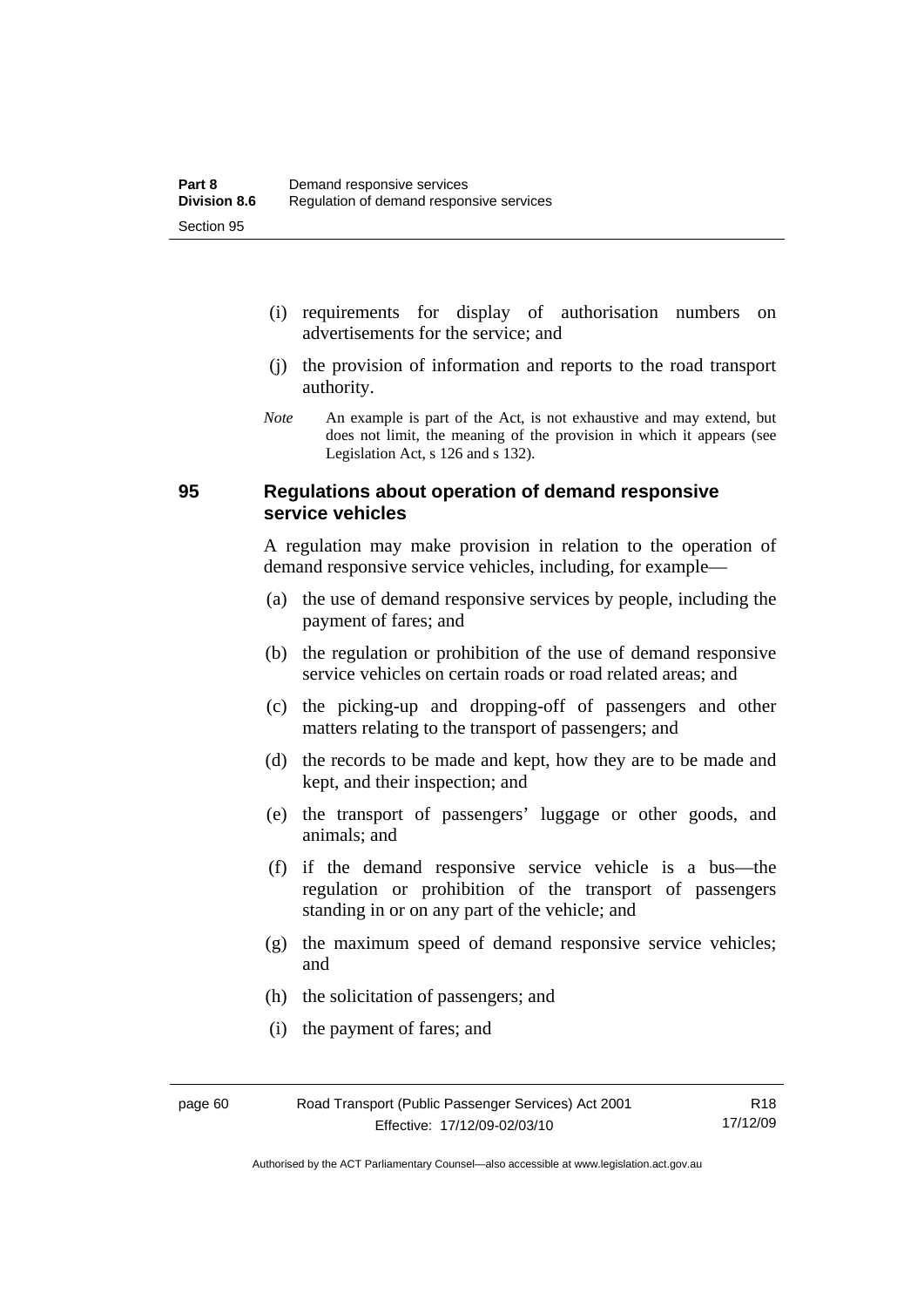(i) requirements for display of authorisation numbers on advertisements for the service; and

(j) the provision of information and reports to the road transport authority.

*Note* An example is part of the Act, is not exhaustive and may extend, but does not limit, the meaning of the provision in which it appears (see Legislation Act, s 126 and s 132).

## 95 Regulations about operation of demand responsive service vehicles

A regulation may make provision in relation to the operation of demand responsive service vehicles, including, for example—

(a) the use of demand responsive services by people, including the payment of fares; and

(b) the regulation or prohibition of the use of demand responsive service vehicles on certain roads or road related areas; and

(c) the picking-up and dropping-off of passengers and other matters relating to the transport of passengers; and

(d) the records to be made and kept, how they are to be made and kept, and their inspection; and

(e) the transport of passengers' luggage or other goods, and animals; and

(f) if the demand responsive service vehicle is a bus—the regulation or prohibition of the transport of passengers standing in or on any part of the vehicle; and

(g) the maximum speed of demand responsive service vehicles; and

(h) the solicitation of passengers; and

(i) the payment of fares; and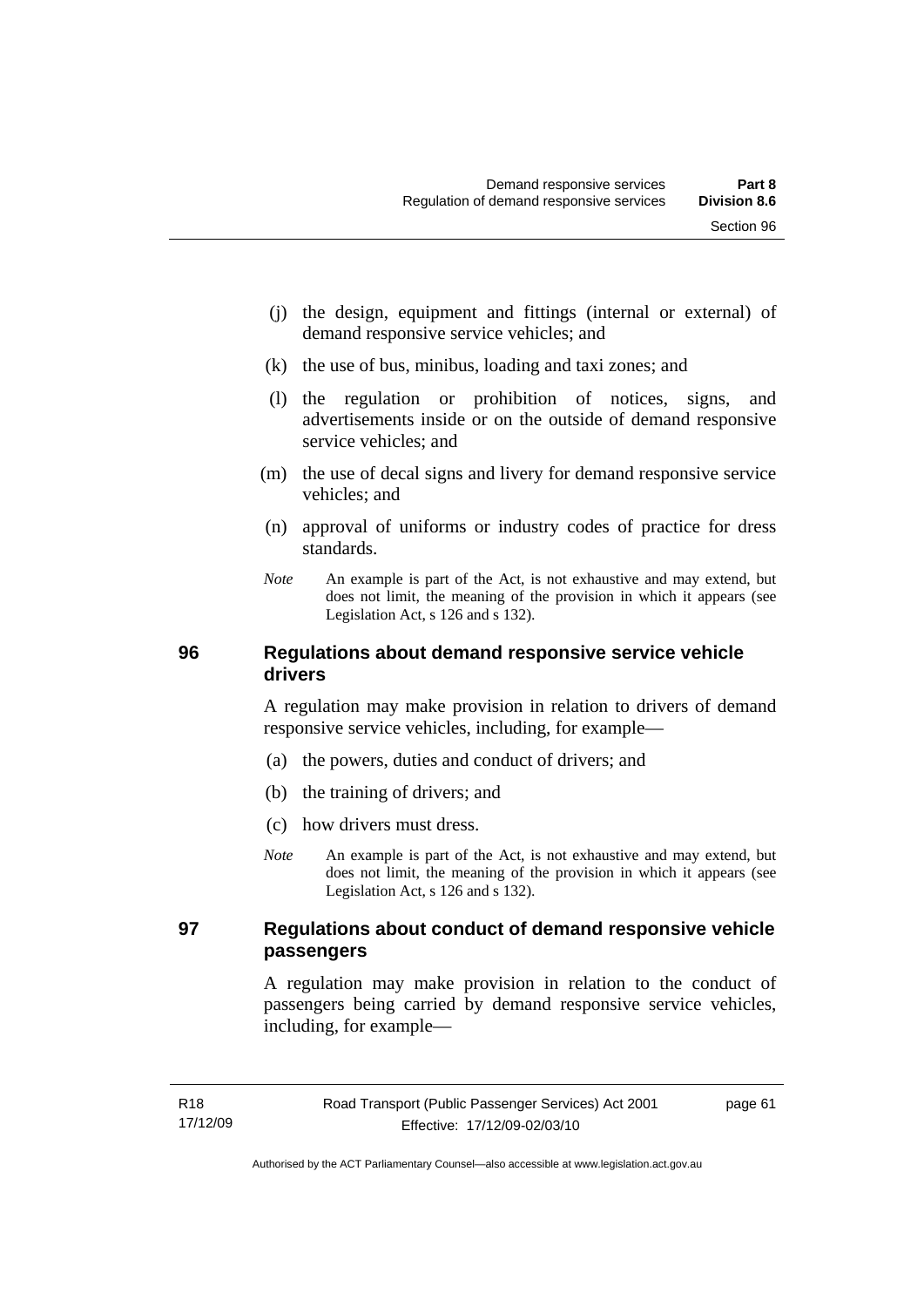(j) the design, equipment and fittings (internal or external) of demand responsive service vehicles; and

(k) the use of bus, minibus, loading and taxi zones; and

(l) the regulation or prohibition of notices, signs, and advertisements inside or on the outside of demand responsive service vehicles; and

(m) the use of decal signs and livery for demand responsive service vehicles; and

(n) approval of uniforms or industry codes of practice for dress standards.

*Note* An example is part of the Act, is not exhaustive and may extend, but does not limit, the meaning of the provision in which it appears (see Legislation Act, s 126 and s 132).

## 96 Regulations about demand responsive service vehicle drivers

A regulation may make provision in relation to drivers of demand responsive service vehicles, including, for example—

(a) the powers, duties and conduct of drivers; and

(b) the training of drivers; and

(c) how drivers must dress.

*Note* An example is part of the Act, is not exhaustive and may extend, but does not limit, the meaning of the provision in which it appears (see Legislation Act, s 126 and s 132).

## 97 Regulations about conduct of demand responsive vehicle passengers

A regulation may make provision in relation to the conduct of passengers being carried by demand responsive service vehicles, including, for example—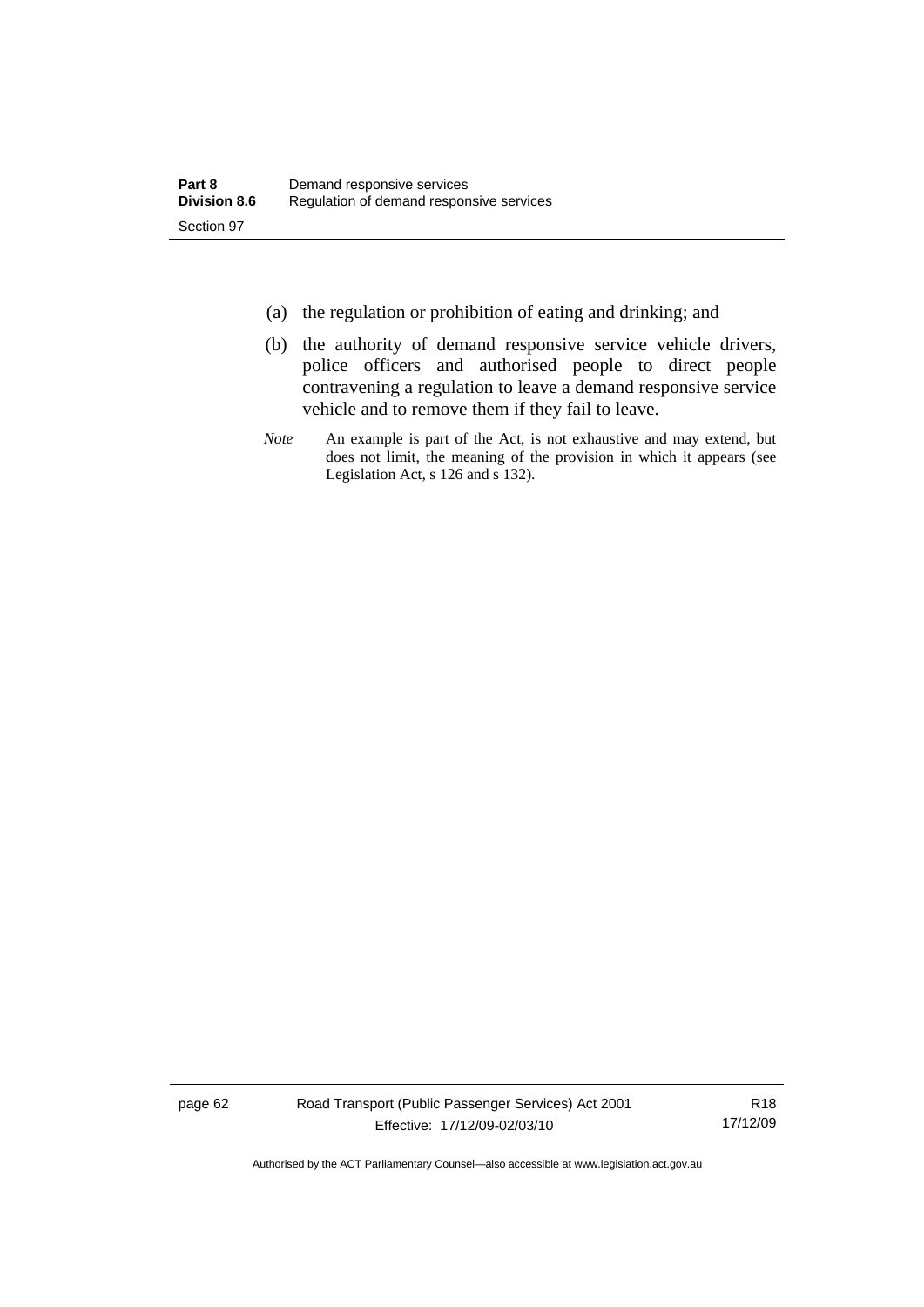(a) the regulation or prohibition of eating and drinking; and

(b) the authority of demand responsive service vehicle drivers, police officers and authorised people to direct people contravening a regulation to leave a demand responsive service vehicle and to remove them if they fail to leave.

*Note* An example is part of the Act, is not exhaustive and may extend, but does not limit, the meaning of the provision in which it appears (see Legislation Act, s 126 and s 132).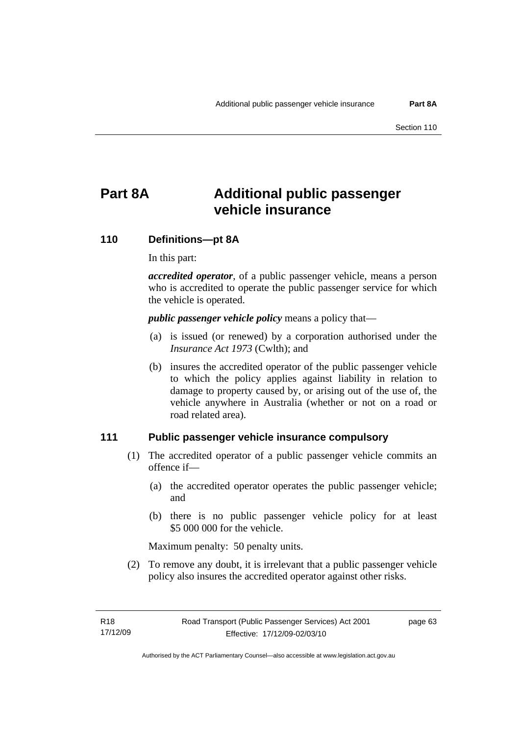# Part 8A Additional public passenger vehicle insurance

## 110 Definitions—pt 8A

In this part:

***accredited operator***, of a public passenger vehicle, means a person who is accredited to operate the public passenger service for which the vehicle is operated.

***public passenger vehicle policy*** means a policy that—

(a) is issued (or renewed) by a corporation authorised under the *Insurance Act 1973* (Cwlth); and

(b) insures the accredited operator of the public passenger vehicle to which the policy applies against liability in relation to damage to property caused by, or arising out of the use of, the vehicle anywhere in Australia (whether or not on a road or road related area).

## 111 Public passenger vehicle insurance compulsory

(1) The accredited operator of a public passenger vehicle commits an offence if—

(a) the accredited operator operates the public passenger vehicle; and

(b) there is no public passenger vehicle policy for at least $5 000 000 for the vehicle.

Maximum penalty: 50 penalty units.

(2) To remove any doubt, it is irrelevant that a public passenger vehicle policy also insures the accredited operator against other risks.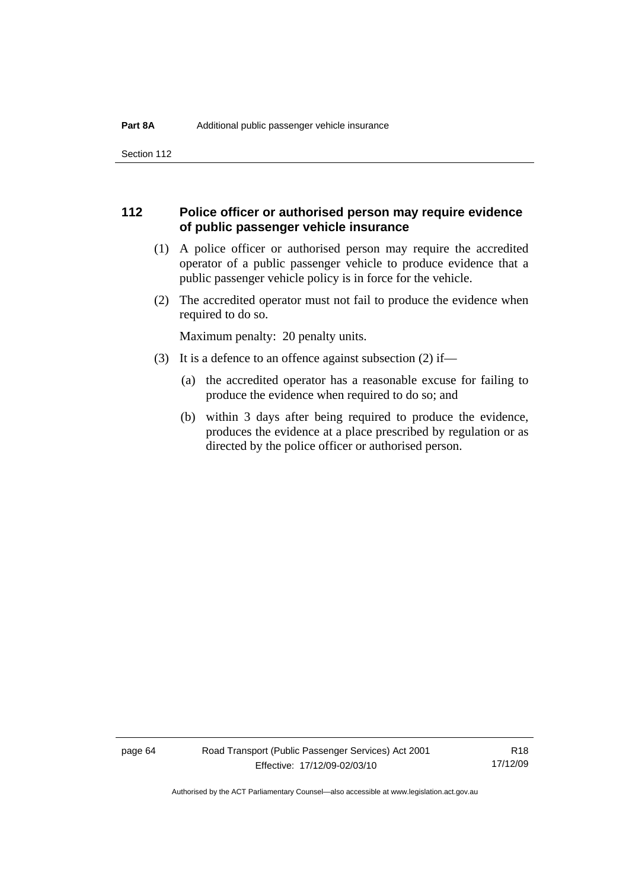## 112 Police officer or authorised person may require evidence of public passenger vehicle insurance

(1) A police officer or authorised person may require the accredited operator of a public passenger vehicle to produce evidence that a public passenger vehicle policy is in force for the vehicle.

(2) The accredited operator must not fail to produce the evidence when required to do so.

Maximum penalty: 20 penalty units.

(3) It is a defence to an offence against subsection (2) if—

(a) the accredited operator has a reasonable excuse for failing to produce the evidence when required to do so; and

(b) within 3 days after being required to produce the evidence, produces the evidence at a place prescribed by regulation or as directed by the police officer or authorised person.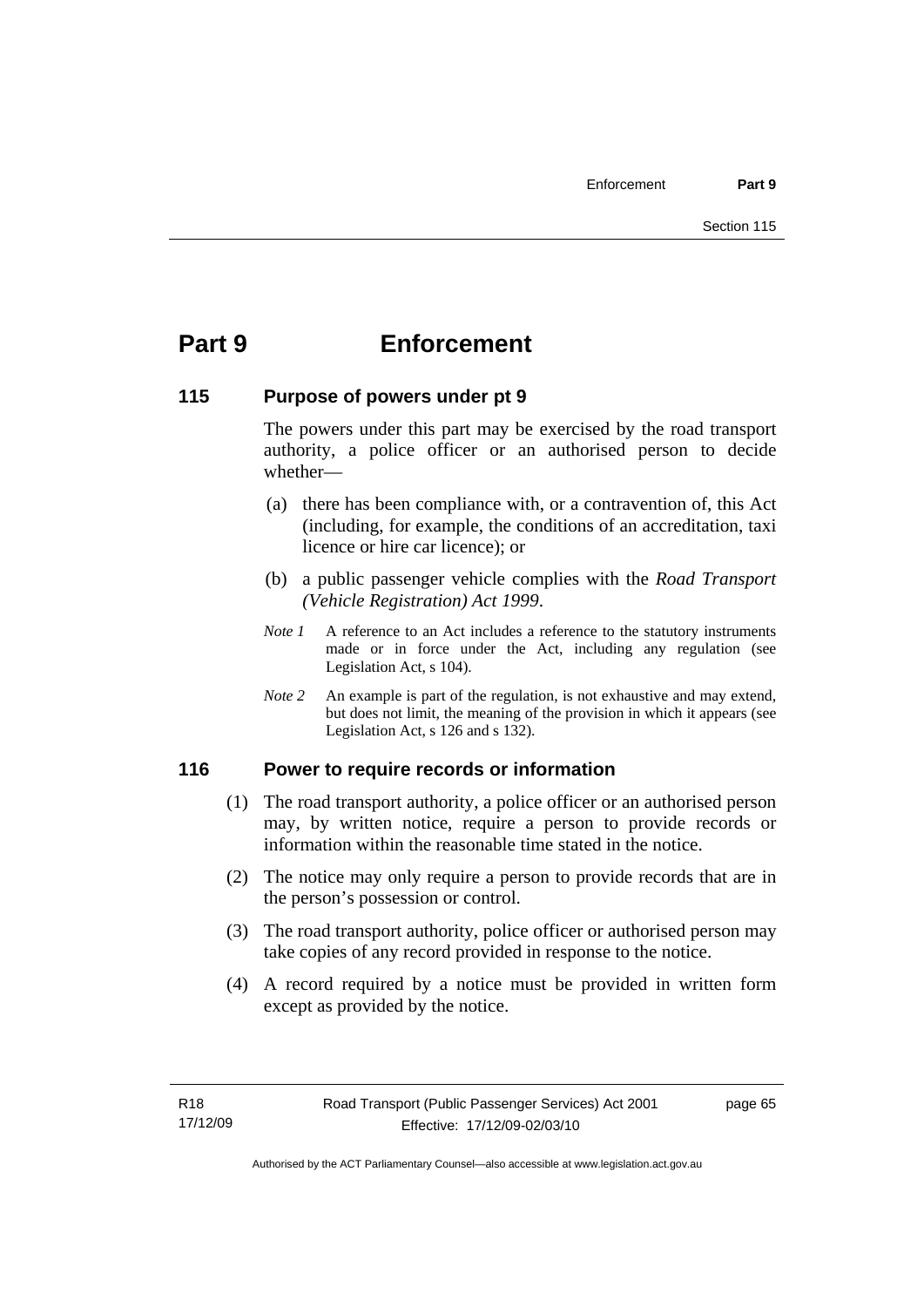# Part 9 Enforcement

## 115 Purpose of powers under pt 9

The powers under this part may be exercised by the road transport authority, a police officer or an authorised person to decide whether—

(a) there has been compliance with, or a contravention of, this Act (including, for example, the conditions of an accreditation, taxi licence or hire car licence); or

(b) a public passenger vehicle complies with the *Road Transport (Vehicle Registration) Act 1999*.

*Note 1* A reference to an Act includes a reference to the statutory instruments made or in force under the Act, including any regulation (see Legislation Act, s 104).

*Note 2* An example is part of the regulation, is not exhaustive and may extend, but does not limit, the meaning of the provision in which it appears (see Legislation Act, s 126 and s 132).

## 116 Power to require records or information

(1) The road transport authority, a police officer or an authorised person may, by written notice, require a person to provide records or information within the reasonable time stated in the notice.

(2) The notice may only require a person to provide records that are in the person's possession or control.

(3) The road transport authority, police officer or authorised person may take copies of any record provided in response to the notice.

(4) A record required by a notice must be provided in written form except as provided by the notice.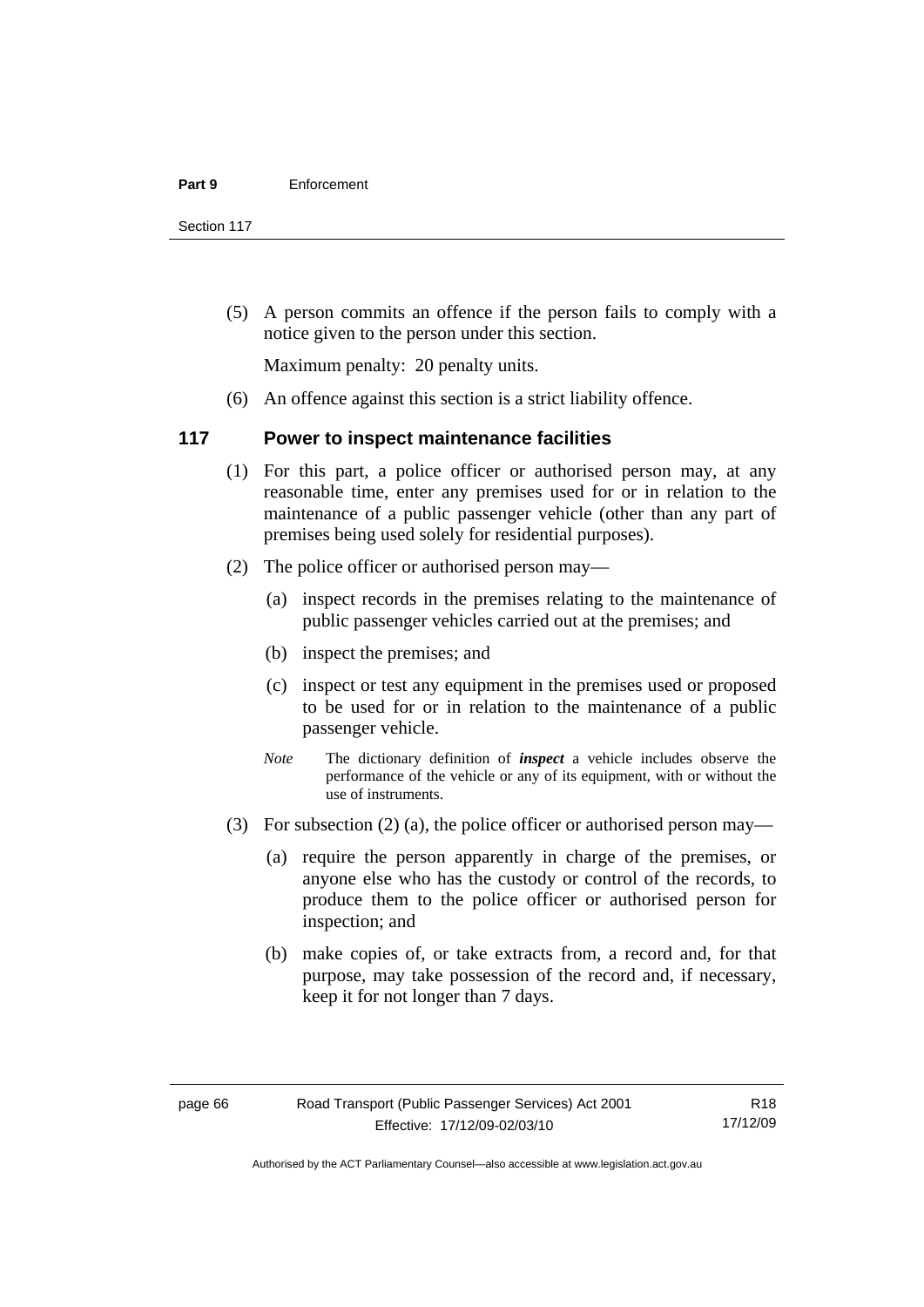(5) A person commits an offence if the person fails to comply with a notice given to the person under this section.

Maximum penalty: 20 penalty units.

(6) An offence against this section is a strict liability offence.

## 117 Power to inspect maintenance facilities

(1) For this part, a police officer or authorised person may, at any reasonable time, enter any premises used for or in relation to the maintenance of a public passenger vehicle (other than any part of premises being used solely for residential purposes).

(2) The police officer or authorised person may—

(a) inspect records in the premises relating to the maintenance of public passenger vehicles carried out at the premises; and

(b) inspect the premises; and

(c) inspect or test any equipment in the premises used or proposed to be used for or in relation to the maintenance of a public passenger vehicle.

*Note* The dictionary definition of ***inspect*** a vehicle includes observe the performance of the vehicle or any of its equipment, with or without the use of instruments.

(3) For subsection (2) (a), the police officer or authorised person may—

(a) require the person apparently in charge of the premises, or anyone else who has the custody or control of the records, to produce them to the police officer or authorised person for inspection; and

(b) make copies of, or take extracts from, a record and, for that purpose, may take possession of the record and, if necessary, keep it for not longer than 7 days.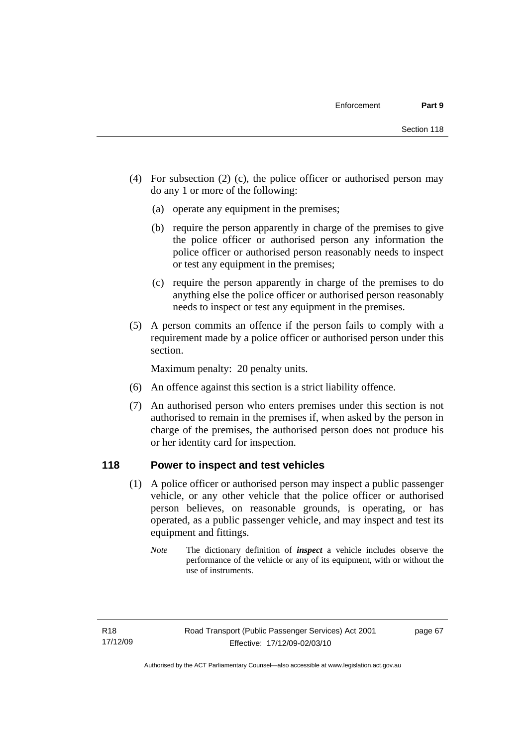(4) For subsection (2) (c), the police officer or authorised person may do any 1 or more of the following:

(a) operate any equipment in the premises;

(b) require the person apparently in charge of the premises to give the police officer or authorised person any information the police officer or authorised person reasonably needs to inspect or test any equipment in the premises;

(c) require the person apparently in charge of the premises to do anything else the police officer or authorised person reasonably needs to inspect or test any equipment in the premises.

(5) A person commits an offence if the person fails to comply with a requirement made by a police officer or authorised person under this section.

Maximum penalty: 20 penalty units.

(6) An offence against this section is a strict liability offence.

(7) An authorised person who enters premises under this section is not authorised to remain in the premises if, when asked by the person in charge of the premises, the authorised person does not produce his or her identity card for inspection.

## 118 Power to inspect and test vehicles

(1) A police officer or authorised person may inspect a public passenger vehicle, or any other vehicle that the police officer or authorised person believes, on reasonable grounds, is operating, or has operated, as a public passenger vehicle, and may inspect and test its equipment and fittings.

*Note* The dictionary definition of ***inspect*** a vehicle includes observe the performance of the vehicle or any of its equipment, with or without the use of instruments.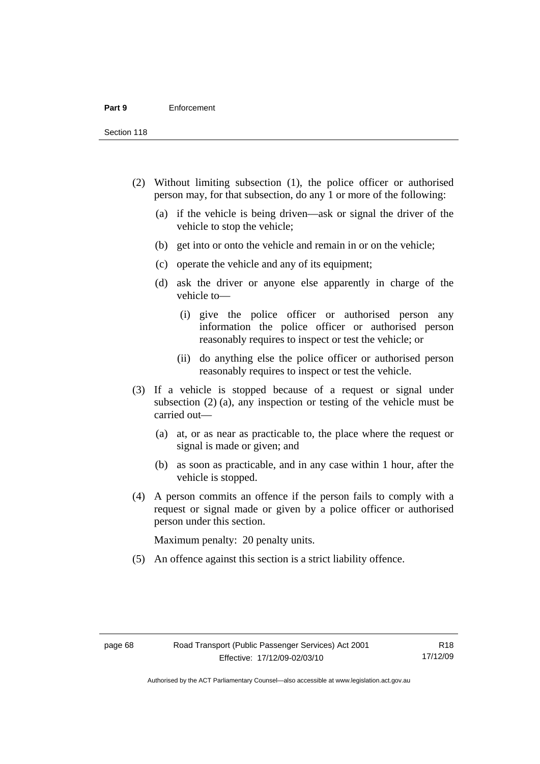(2) Without limiting subsection (1), the police officer or authorised person may, for that subsection, do any 1 or more of the following:

  (a) if the vehicle is being driven—ask or signal the driver of the vehicle to stop the vehicle;

  (b) get into or onto the vehicle and remain in or on the vehicle;

  (c) operate the vehicle and any of its equipment;

  (d) ask the driver or anyone else apparently in charge of the vehicle to—

    (i) give the police officer or authorised person any information the police officer or authorised person reasonably requires to inspect or test the vehicle; or

    (ii) do anything else the police officer or authorised person reasonably requires to inspect or test the vehicle.

(3) If a vehicle is stopped because of a request or signal under subsection (2) (a), any inspection or testing of the vehicle must be carried out—

  (a) at, or as near as practicable to, the place where the request or signal is made or given; and

  (b) as soon as practicable, and in any case within 1 hour, after the vehicle is stopped.

(4) A person commits an offence if the person fails to comply with a request or signal made or given by a police officer or authorised person under this section.

Maximum penalty: 20 penalty units.

(5) An offence against this section is a strict liability offence.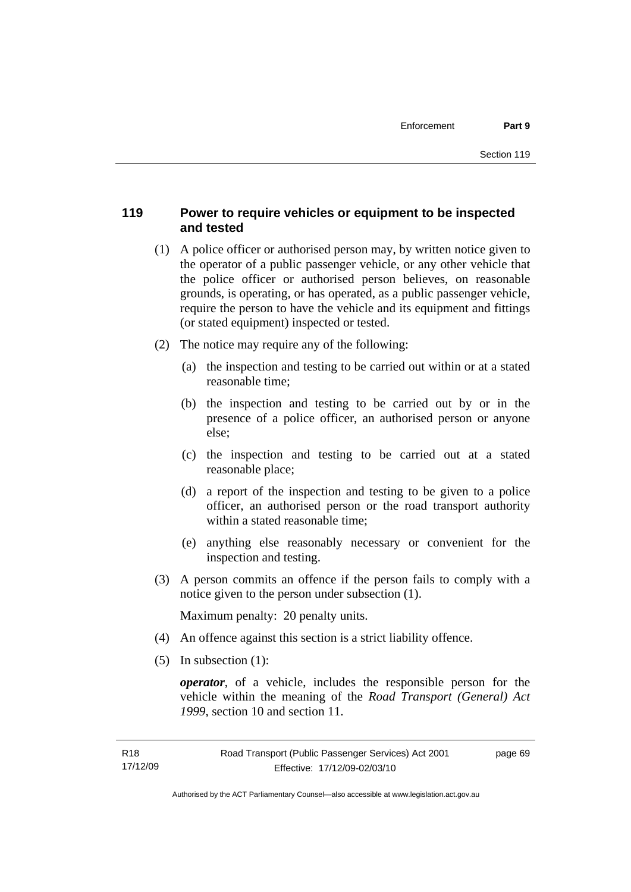### 119 Power to require vehicles or equipment to be inspected and tested

(1) A police officer or authorised person may, by written notice given to the operator of a public passenger vehicle, or any other vehicle that the police officer or authorised person believes, on reasonable grounds, is operating, or has operated, as a public passenger vehicle, require the person to have the vehicle and its equipment and fittings (or stated equipment) inspected or tested.

(2) The notice may require any of the following:

- (a) the inspection and testing to be carried out within or at a stated reasonable time;
- (b) the inspection and testing to be carried out by or in the presence of a police officer, an authorised person or anyone else;
- (c) the inspection and testing to be carried out at a stated reasonable place;
- (d) a report of the inspection and testing to be given to a police officer, an authorised person or the road transport authority within a stated reasonable time;
- (e) anything else reasonably necessary or convenient for the inspection and testing.

(3) A person commits an offence if the person fails to comply with a notice given to the person under subsection (1).

Maximum penalty: 20 penalty units.

(4) An offence against this section is a strict liability offence.

(5) In subsection (1):

***operator***, of a vehicle, includes the responsible person for the vehicle within the meaning of the *Road Transport (General) Act 1999*, section 10 and section 11.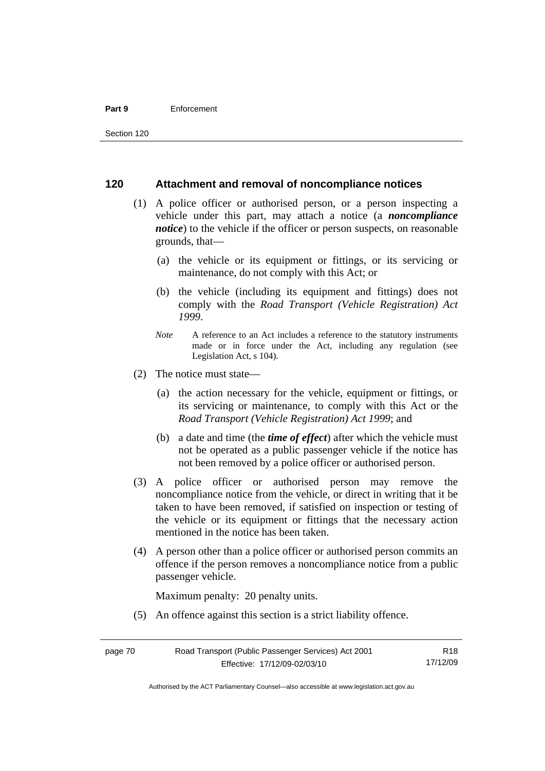## 120 Attachment and removal of noncompliance notices

(1) A police officer or authorised person, or a person inspecting a vehicle under this part, may attach a notice (a ***noncompliance notice***) to the vehicle if the officer or person suspects, on reasonable grounds, that—

(a) the vehicle or its equipment or fittings, or its servicing or maintenance, do not comply with this Act; or

(b) the vehicle (including its equipment and fittings) does not comply with the *Road Transport (Vehicle Registration) Act 1999*.

*Note* A reference to an Act includes a reference to the statutory instruments made or in force under the Act, including any regulation (see Legislation Act, s 104).

(2) The notice must state—

(a) the action necessary for the vehicle, equipment or fittings, or its servicing or maintenance, to comply with this Act or the *Road Transport (Vehicle Registration) Act 1999*; and

(b) a date and time (the ***time of effect***) after which the vehicle must not be operated as a public passenger vehicle if the notice has not been removed by a police officer or authorised person.

(3) A police officer or authorised person may remove the noncompliance notice from the vehicle, or direct in writing that it be taken to have been removed, if satisfied on inspection or testing of the vehicle or its equipment or fittings that the necessary action mentioned in the notice has been taken.

(4) A person other than a police officer or authorised person commits an offence if the person removes a noncompliance notice from a public passenger vehicle.

Maximum penalty: 20 penalty units.

(5) An offence against this section is a strict liability offence.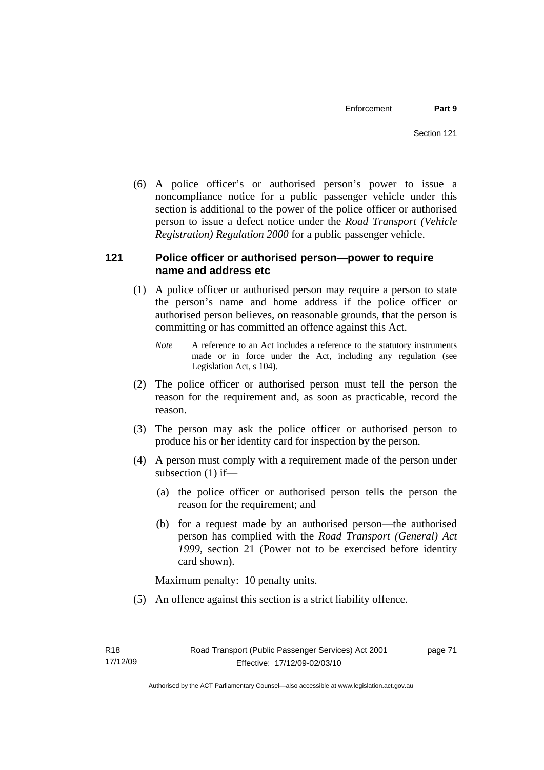(6) A police officer's or authorised person's power to issue a noncompliance notice for a public passenger vehicle under this section is additional to the power of the police officer or authorised person to issue a defect notice under the *Road Transport (Vehicle Registration) Regulation 2000* for a public passenger vehicle.

### 121 Police officer or authorised person—power to require name and address etc

(1) A police officer or authorised person may require a person to state the person's name and home address if the police officer or authorised person believes, on reasonable grounds, that the person is committing or has committed an offence against this Act.

*Note* A reference to an Act includes a reference to the statutory instruments made or in force under the Act, including any regulation (see Legislation Act, s 104).

(2) The police officer or authorised person must tell the person the reason for the requirement and, as soon as practicable, record the reason.

(3) The person may ask the police officer or authorised person to produce his or her identity card for inspection by the person.

(4) A person must comply with a requirement made of the person under subsection (1) if—

(a) the police officer or authorised person tells the person the reason for the requirement; and

(b) for a request made by an authorised person—the authorised person has complied with the *Road Transport (General) Act 1999*, section 21 (Power not to be exercised before identity card shown).

Maximum penalty: 10 penalty units.

(5) An offence against this section is a strict liability offence.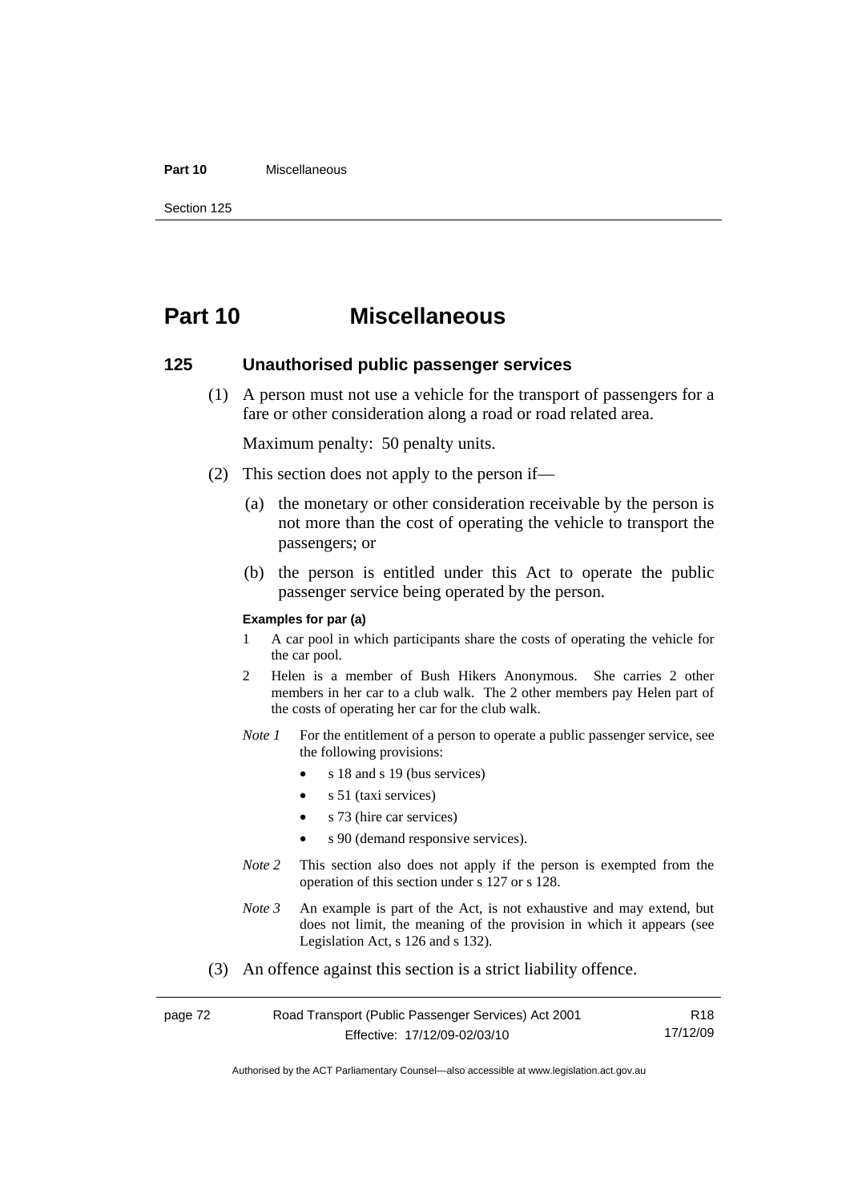# Part 10 Miscellaneous

## 125 Unauthorised public passenger services

(1) A person must not use a vehicle for the transport of passengers for a fare or other consideration along a road or road related area.

Maximum penalty: 50 penalty units.

(2) This section does not apply to the person if—

(a) the monetary or other consideration receivable by the person is not more than the cost of operating the vehicle to transport the passengers; or

(b) the person is entitled under this Act to operate the public passenger service being operated by the person.

**Examples for par (a)**

1 A car pool in which participants share the costs of operating the vehicle for the car pool.

2 Helen is a member of Bush Hikers Anonymous. She carries 2 other members in her car to a club walk. The 2 other members pay Helen part of the costs of operating her car for the club walk.

*Note 1* For the entitlement of a person to operate a public passenger service, see the following provisions:

- s 18 and s 19 (bus services)
- s 51 (taxi services)
- s 73 (hire car services)
- s 90 (demand responsive services).

*Note 2* This section also does not apply if the person is exempted from the operation of this section under s 127 or s 128.

*Note 3* An example is part of the Act, is not exhaustive and may extend, but does not limit, the meaning of the provision in which it appears (see Legislation Act, s 126 and s 132).

(3) An offence against this section is a strict liability offence.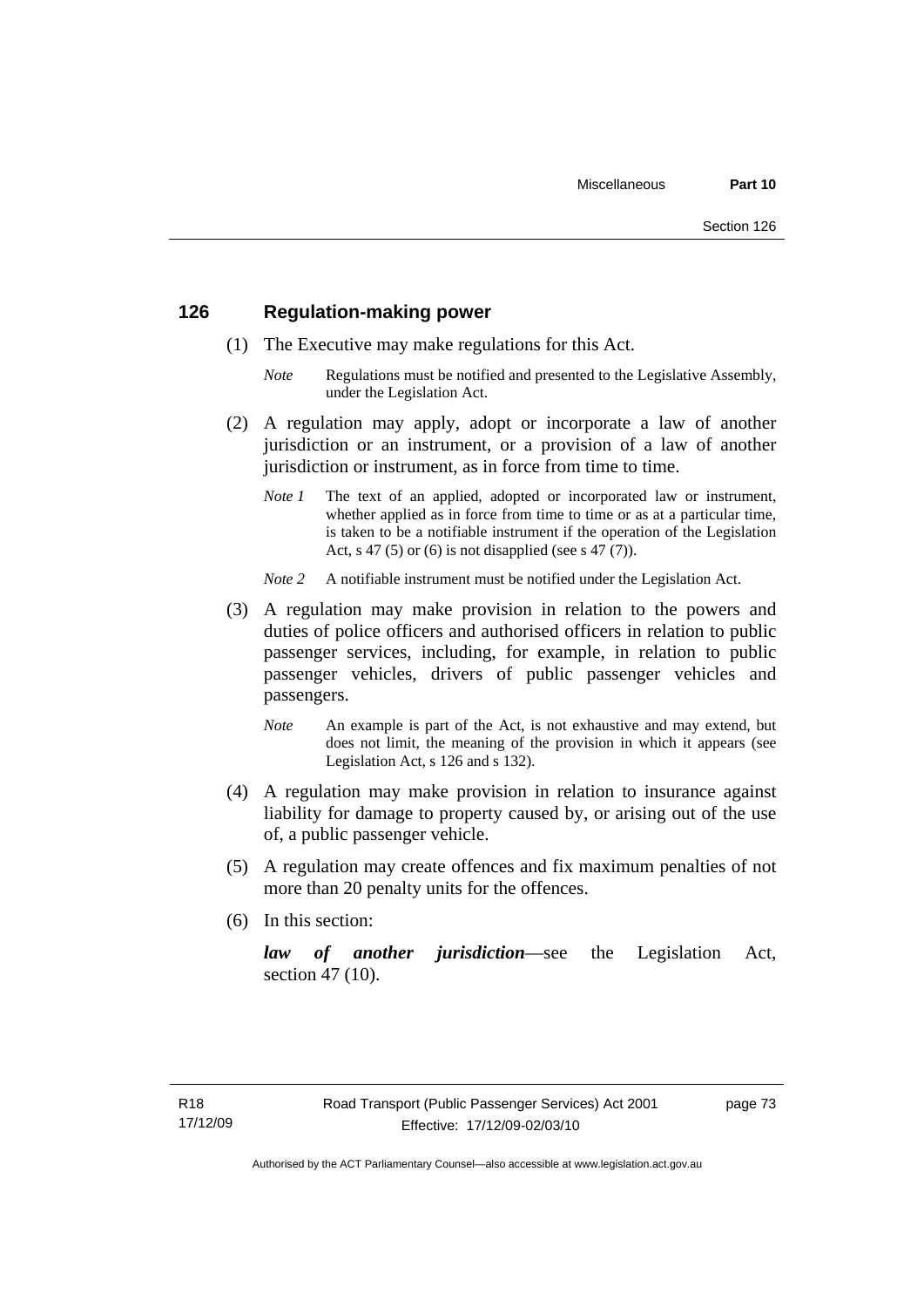## 126 Regulation-making power

(1) The Executive may make regulations for this Act.

*Note* Regulations must be notified and presented to the Legislative Assembly, under the Legislation Act.

(2) A regulation may apply, adopt or incorporate a law of another jurisdiction or an instrument, or a provision of a law of another jurisdiction or instrument, as in force from time to time.

*Note 1* The text of an applied, adopted or incorporated law or instrument, whether applied as in force from time to time or as at a particular time, is taken to be a notifiable instrument if the operation of the Legislation Act, s 47 (5) or (6) is not disapplied (see s 47 (7)).

*Note 2* A notifiable instrument must be notified under the Legislation Act.

(3) A regulation may make provision in relation to the powers and duties of police officers and authorised officers in relation to public passenger services, including, for example, in relation to public passenger vehicles, drivers of public passenger vehicles and passengers.

*Note* An example is part of the Act, is not exhaustive and may extend, but does not limit, the meaning of the provision in which it appears (see Legislation Act, s 126 and s 132).

(4) A regulation may make provision in relation to insurance against liability for damage to property caused by, or arising out of the use of, a public passenger vehicle.

(5) A regulation may create offences and fix maximum penalties of not more than 20 penalty units for the offences.

(6) In this section:

***law of another jurisdiction***—see the Legislation Act, section 47 (10).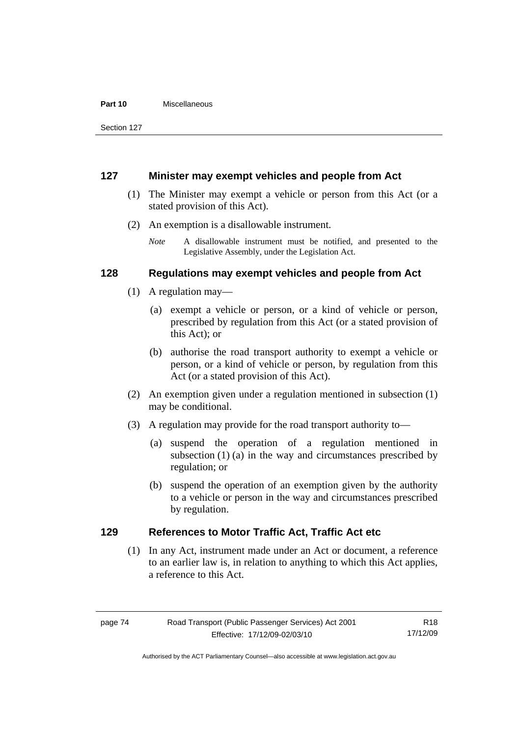## 127 Minister may exempt vehicles and people from Act

(1) The Minister may exempt a vehicle or person from this Act (or a stated provision of this Act).

(2) An exemption is a disallowable instrument.

*Note* A disallowable instrument must be notified, and presented to the Legislative Assembly, under the Legislation Act.

## 128 Regulations may exempt vehicles and people from Act

(1) A regulation may—

(a) exempt a vehicle or person, or a kind of vehicle or person, prescribed by regulation from this Act (or a stated provision of this Act); or

(b) authorise the road transport authority to exempt a vehicle or person, or a kind of vehicle or person, by regulation from this Act (or a stated provision of this Act).

(2) An exemption given under a regulation mentioned in subsection (1) may be conditional.

(3) A regulation may provide for the road transport authority to—

(a) suspend the operation of a regulation mentioned in subsection (1) (a) in the way and circumstances prescribed by regulation; or

(b) suspend the operation of an exemption given by the authority to a vehicle or person in the way and circumstances prescribed by regulation.

## 129 References to Motor Traffic Act, Traffic Act etc

(1) In any Act, instrument made under an Act or document, a reference to an earlier law is, in relation to anything to which this Act applies, a reference to this Act.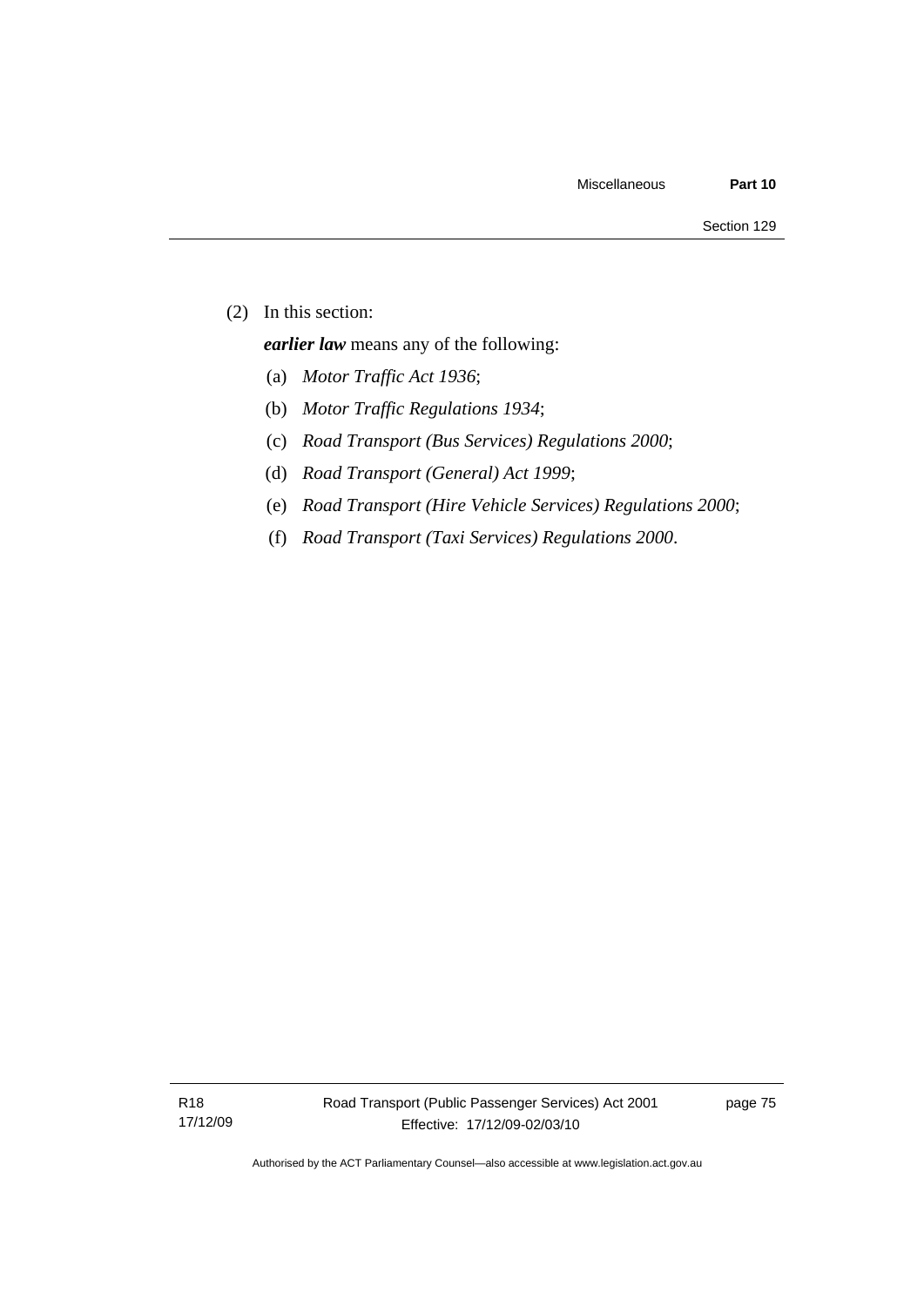(2) In this section:

***earlier law*** means any of the following:

(a) *Motor Traffic Act 1936*;

(b) *Motor Traffic Regulations 1934*;

(c) *Road Transport (Bus Services) Regulations 2000*;

(d) *Road Transport (General) Act 1999*;

(e) *Road Transport (Hire Vehicle Services) Regulations 2000*;

(f) *Road Transport (Taxi Services) Regulations 2000*.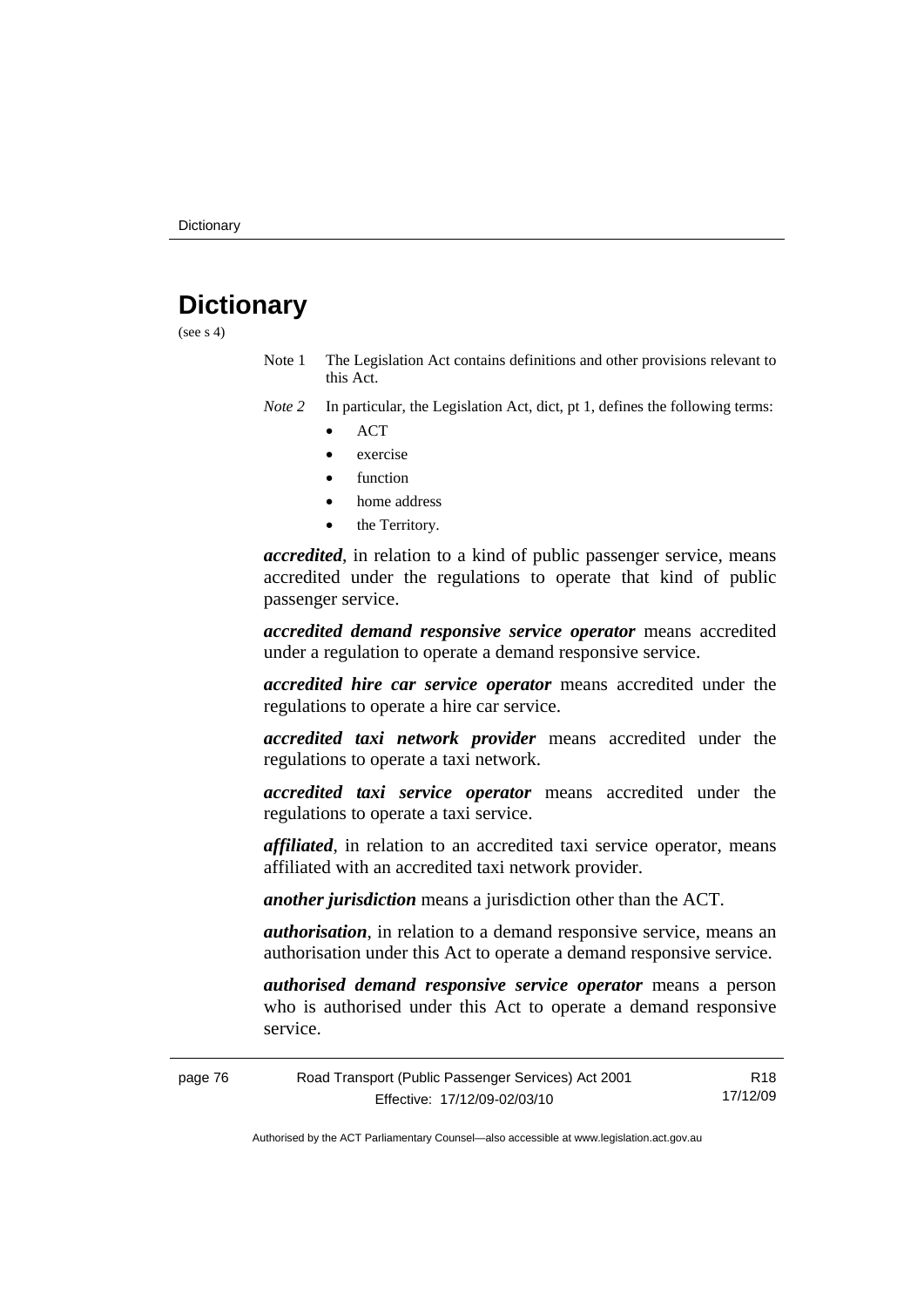# Dictionary

(see s 4)

Note 1 The Legislation Act contains definitions and other provisions relevant to this Act.

*Note 2* In particular, the Legislation Act, dict, pt 1, defines the following terms:

- ACT
- exercise
- function
- home address
- the Territory.

***accredited***, in relation to a kind of public passenger service, means accredited under the regulations to operate that kind of public passenger service.

***accredited demand responsive service operator*** means accredited under a regulation to operate a demand responsive service.

***accredited hire car service operator*** means accredited under the regulations to operate a hire car service.

***accredited taxi network provider*** means accredited under the regulations to operate a taxi network.

***accredited taxi service operator*** means accredited under the regulations to operate a taxi service.

***affiliated***, in relation to an accredited taxi service operator, means affiliated with an accredited taxi network provider.

***another jurisdiction*** means a jurisdiction other than the ACT.

***authorisation***, in relation to a demand responsive service, means an authorisation under this Act to operate a demand responsive service.

***authorised demand responsive service operator*** means a person who is authorised under this Act to operate a demand responsive service.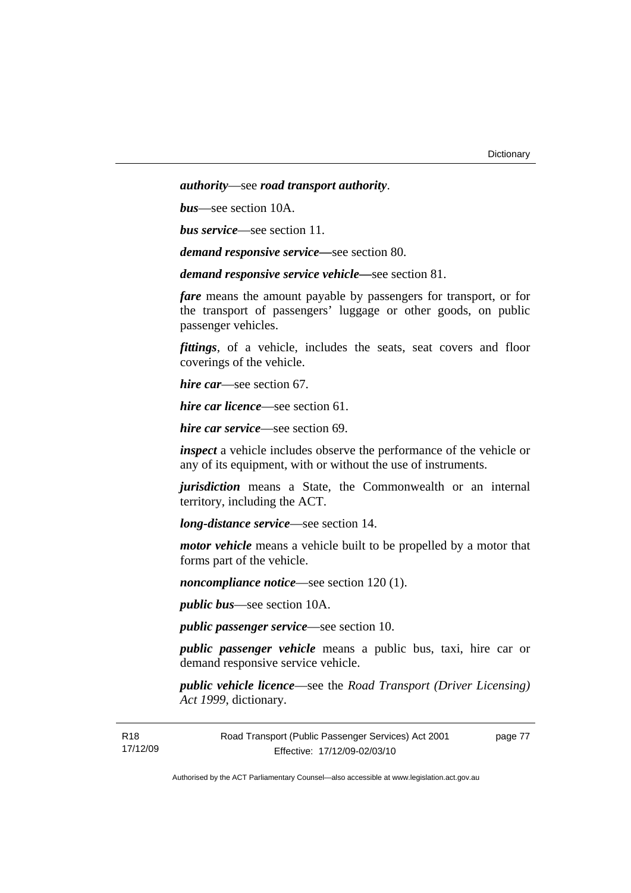***authority***—see ***road transport authority***.

***bus***—see section 10A.

***bus service***—see section 11.

***demand responsive service***—see section 80.

***demand responsive service vehicle***—see section 81.

***fare*** means the amount payable by passengers for transport, or for the transport of passengers' luggage or other goods, on public passenger vehicles.

***fittings***, of a vehicle, includes the seats, seat covers and floor coverings of the vehicle.

***hire car***—see section 67.

***hire car licence***—see section 61.

***hire car service***—see section 69.

***inspect*** a vehicle includes observe the performance of the vehicle or any of its equipment, with or without the use of instruments.

***jurisdiction*** means a State, the Commonwealth or an internal territory, including the ACT.

***long-distance service***—see section 14.

***motor vehicle*** means a vehicle built to be propelled by a motor that forms part of the vehicle.

***noncompliance notice***—see section 120 (1).

***public bus***—see section 10A.

***public passenger service***—see section 10.

***public passenger vehicle*** means a public bus, taxi, hire car or demand responsive service vehicle.

***public vehicle licence***—see the *Road Transport (Driver Licensing) Act 1999*, dictionary.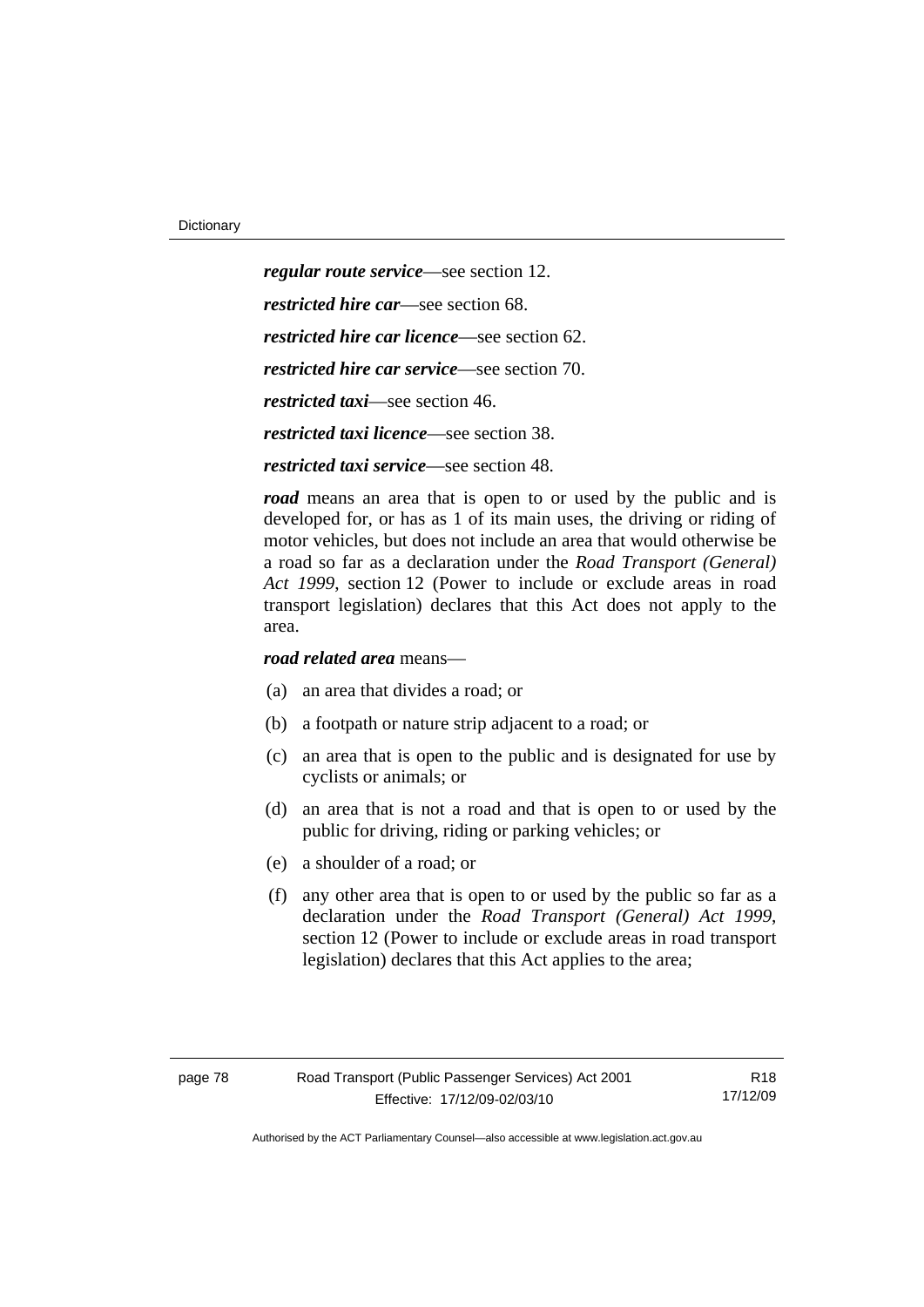***regular route service***—see section 12.

***restricted hire car***—see section 68.

***restricted hire car licence***—see section 62.

***restricted hire car service***—see section 70.

***restricted taxi***—see section 46.

***restricted taxi licence***—see section 38.

***restricted taxi service***—see section 48.

***road*** means an area that is open to or used by the public and is developed for, or has as 1 of its main uses, the driving or riding of motor vehicles, but does not include an area that would otherwise be a road so far as a declaration under the *Road Transport (General) Act 1999*, section 12 (Power to include or exclude areas in road transport legislation) declares that this Act does not apply to the area.

***road related area*** means—

(a) an area that divides a road; or

(b) a footpath or nature strip adjacent to a road; or

(c) an area that is open to the public and is designated for use by cyclists or animals; or

(d) an area that is not a road and that is open to or used by the public for driving, riding or parking vehicles; or

(e) a shoulder of a road; or

(f) any other area that is open to or used by the public so far as a declaration under the *Road Transport (General) Act 1999*, section 12 (Power to include or exclude areas in road transport legislation) declares that this Act applies to the area;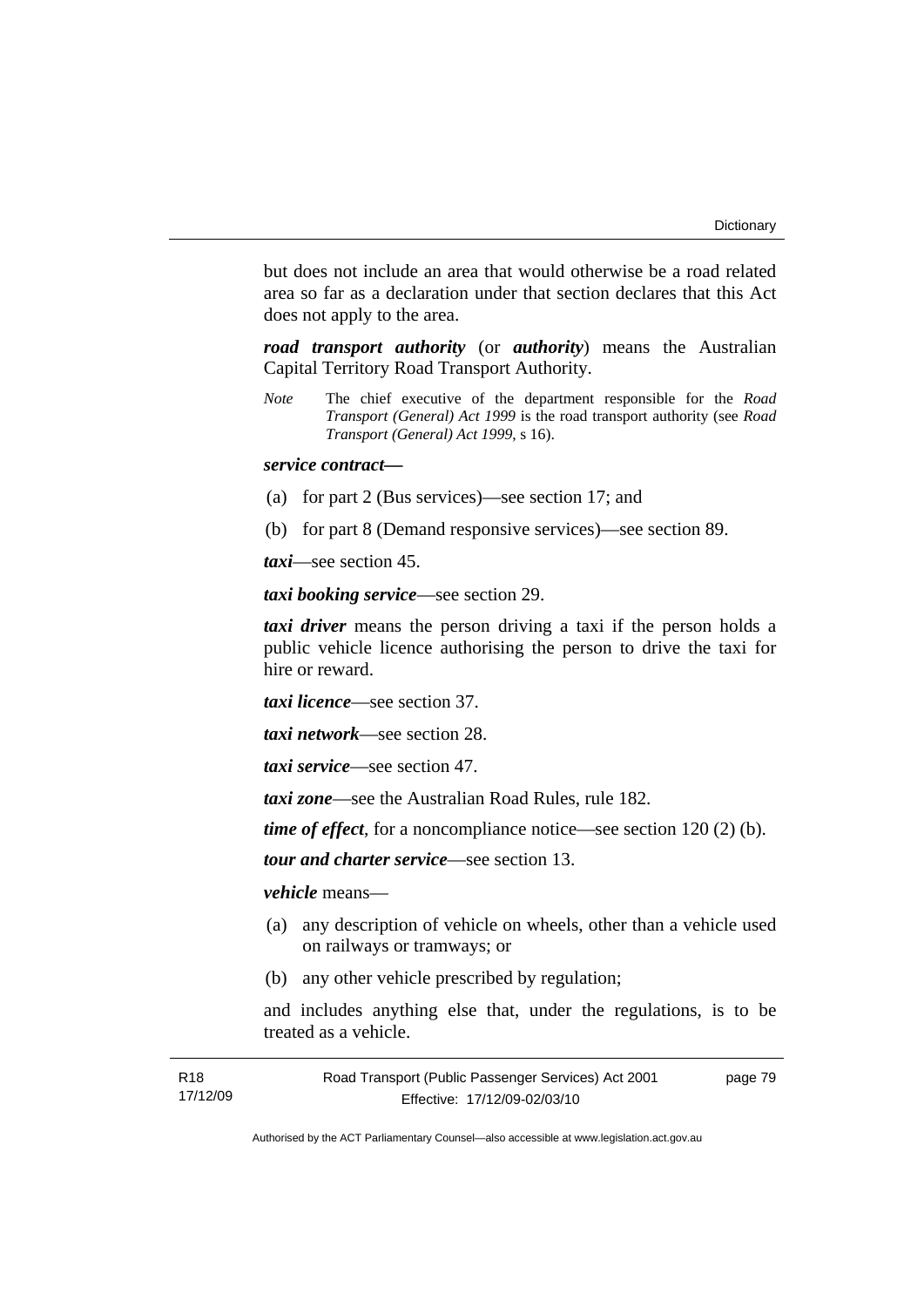but does not include an area that would otherwise be a road related area so far as a declaration under that section declares that this Act does not apply to the area.

***road transport authority*** (or ***authority***) means the Australian Capital Territory Road Transport Authority.

*Note* The chief executive of the department responsible for the *Road Transport (General) Act 1999* is the road transport authority (see *Road Transport (General) Act 1999*, s 16).

***service contract—***

(a) for part 2 (Bus services)—see section 17; and

(b) for part 8 (Demand responsive services)—see section 89.

***taxi***—see section 45.

***taxi booking service***—see section 29.

***taxi driver*** means the person driving a taxi if the person holds a public vehicle licence authorising the person to drive the taxi for hire or reward.

***taxi licence***—see section 37.

***taxi network***—see section 28.

***taxi service***—see section 47.

***taxi zone***—see the Australian Road Rules, rule 182.

***time of effect***, for a noncompliance notice—see section 120 (2) (b).

***tour and charter service***—see section 13.

***vehicle*** means—

(a) any description of vehicle on wheels, other than a vehicle used on railways or tramways; or

(b) any other vehicle prescribed by regulation;

and includes anything else that, under the regulations, is to be treated as a vehicle.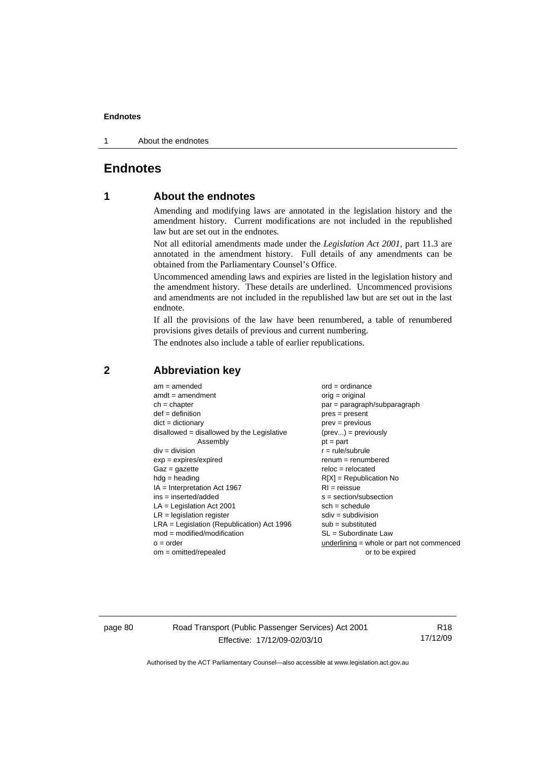# Endnotes

## 1 About the endnotes

Amending and modifying laws are annotated in the legislation history and the amendment history. Current modifications are not included in the republished law but are set out in the endnotes.

Not all editorial amendments made under the *Legislation Act 2001*, part 11.3 are annotated in the amendment history. Full details of any amendments can be obtained from the Parliamentary Counsel's Office.

Uncommenced amending laws and expiries are listed in the legislation history and the amendment history. These details are underlined. Uncommenced provisions and amendments are not included in the republished law but are set out in the last endnote.

If all the provisions of the law have been renumbered, a table of renumbered provisions gives details of previous and current numbering.

The endnotes also include a table of earlier republications.

## 2 Abbreviation key

am = amended
amdt = amendment
ch = chapter
def = definition
dict = dictionary
disallowed = disallowed by the Legislative Assembly
div = division
exp = expires/expired
Gaz = gazette
hdg = heading
IA = Interpretation Act 1967
ins = inserted/added
LA = Legislation Act 2001
LR = legislation register
LRA = Legislation (Republication) Act 1996
mod = modified/modification
o = order
om = omitted/repealed
ord = ordinance
orig = original
par = paragraph/subparagraph
pres = present
prev = previous
(prev...) = previously
pt = part
r = rule/subrule
renum = renumbered
reloc = relocated
R[X] = Republication No
RI = reissue
s = section/subsection
sch = schedule
sdiv = subdivision
sub = substituted
SL = Subordinate Law
underlining = whole or part not commenced or to be expired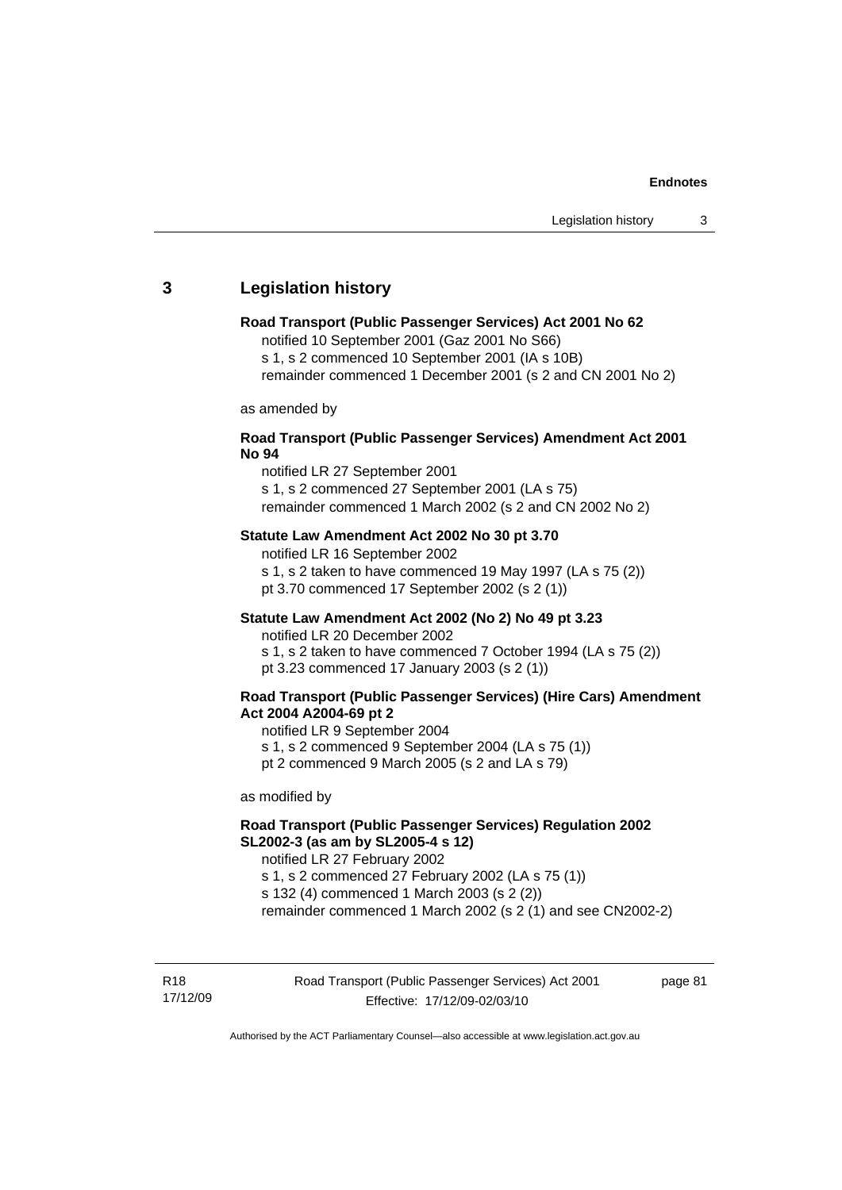## 3 Legislation history

**Road Transport (Public Passenger Services) Act 2001 No 62**

notified 10 September 2001 (Gaz 2001 No S66)
s 1, s 2 commenced 10 September 2001 (IA s 10B)
remainder commenced 1 December 2001 (s 2 and CN 2001 No 2)

as amended by

**Road Transport (Public Passenger Services) Amendment Act 2001 No 94**

notified LR 27 September 2001
s 1, s 2 commenced 27 September 2001 (LA s 75)
remainder commenced 1 March 2002 (s 2 and CN 2002 No 2)

**Statute Law Amendment Act 2002 No 30 pt 3.70**

notified LR 16 September 2002
s 1, s 2 taken to have commenced 19 May 1997 (LA s 75 (2))
pt 3.70 commenced 17 September 2002 (s 2 (1))

**Statute Law Amendment Act 2002 (No 2) No 49 pt 3.23**

notified LR 20 December 2002
s 1, s 2 taken to have commenced 7 October 1994 (LA s 75 (2))
pt 3.23 commenced 17 January 2003 (s 2 (1))

**Road Transport (Public Passenger Services) (Hire Cars) Amendment Act 2004 A2004-69 pt 2**

notified LR 9 September 2004
s 1, s 2 commenced 9 September 2004 (LA s 75 (1))
pt 2 commenced 9 March 2005 (s 2 and LA s 79)

as modified by

**Road Transport (Public Passenger Services) Regulation 2002 SL2002-3 (as am by SL2005-4 s 12)**

notified LR 27 February 2002
s 1, s 2 commenced 27 February 2002 (LA s 75 (1))
s 132 (4) commenced 1 March 2003 (s 2 (2))
remainder commenced 1 March 2002 (s 2 (1) and see CN2002-2)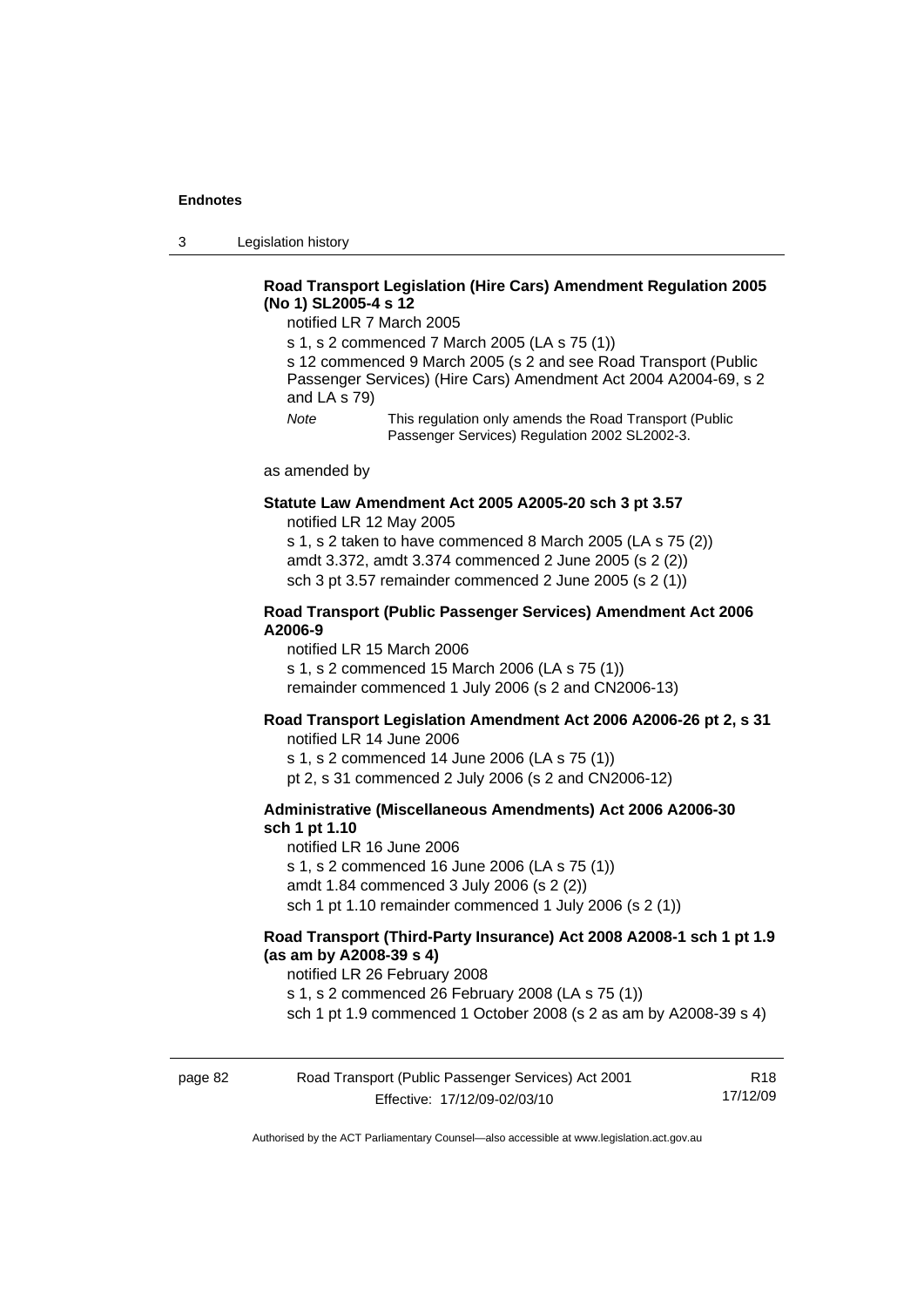**Road Transport Legislation (Hire Cars) Amendment Regulation 2005 (No 1) SL2005-4 s 12**

notified LR 7 March 2005

s 1, s 2 commenced 7 March 2005 (LA s 75 (1))

s 12 commenced 9 March 2005 (s 2 and see Road Transport (Public Passenger Services) (Hire Cars) Amendment Act 2004 A2004-69, s 2 and LA s 79)

*Note* This regulation only amends the Road Transport (Public Passenger Services) Regulation 2002 SL2002-3.

as amended by

**Statute Law Amendment Act 2005 A2005-20 sch 3 pt 3.57**

notified LR 12 May 2005

s 1, s 2 taken to have commenced 8 March 2005 (LA s 75 (2))

amdt 3.372, amdt 3.374 commenced 2 June 2005 (s 2 (2))

sch 3 pt 3.57 remainder commenced 2 June 2005 (s 2 (1))

**Road Transport (Public Passenger Services) Amendment Act 2006 A2006-9**

notified LR 15 March 2006

s 1, s 2 commenced 15 March 2006 (LA s 75 (1))

remainder commenced 1 July 2006 (s 2 and CN2006-13)

**Road Transport Legislation Amendment Act 2006 A2006-26 pt 2, s 31**

notified LR 14 June 2006

s 1, s 2 commenced 14 June 2006 (LA s 75 (1))

pt 2, s 31 commenced 2 July 2006 (s 2 and CN2006-12)

**Administrative (Miscellaneous Amendments) Act 2006 A2006-30 sch 1 pt 1.10**

notified LR 16 June 2006

s 1, s 2 commenced 16 June 2006 (LA s 75 (1))

amdt 1.84 commenced 3 July 2006 (s 2 (2))

sch 1 pt 1.10 remainder commenced 1 July 2006 (s 2 (1))

**Road Transport (Third-Party Insurance) Act 2008 A2008-1 sch 1 pt 1.9 (as am by A2008-39 s 4)**

notified LR 26 February 2008

s 1, s 2 commenced 26 February 2008 (LA s 75 (1))

sch 1 pt 1.9 commenced 1 October 2008 (s 2 as am by A2008-39 s 4)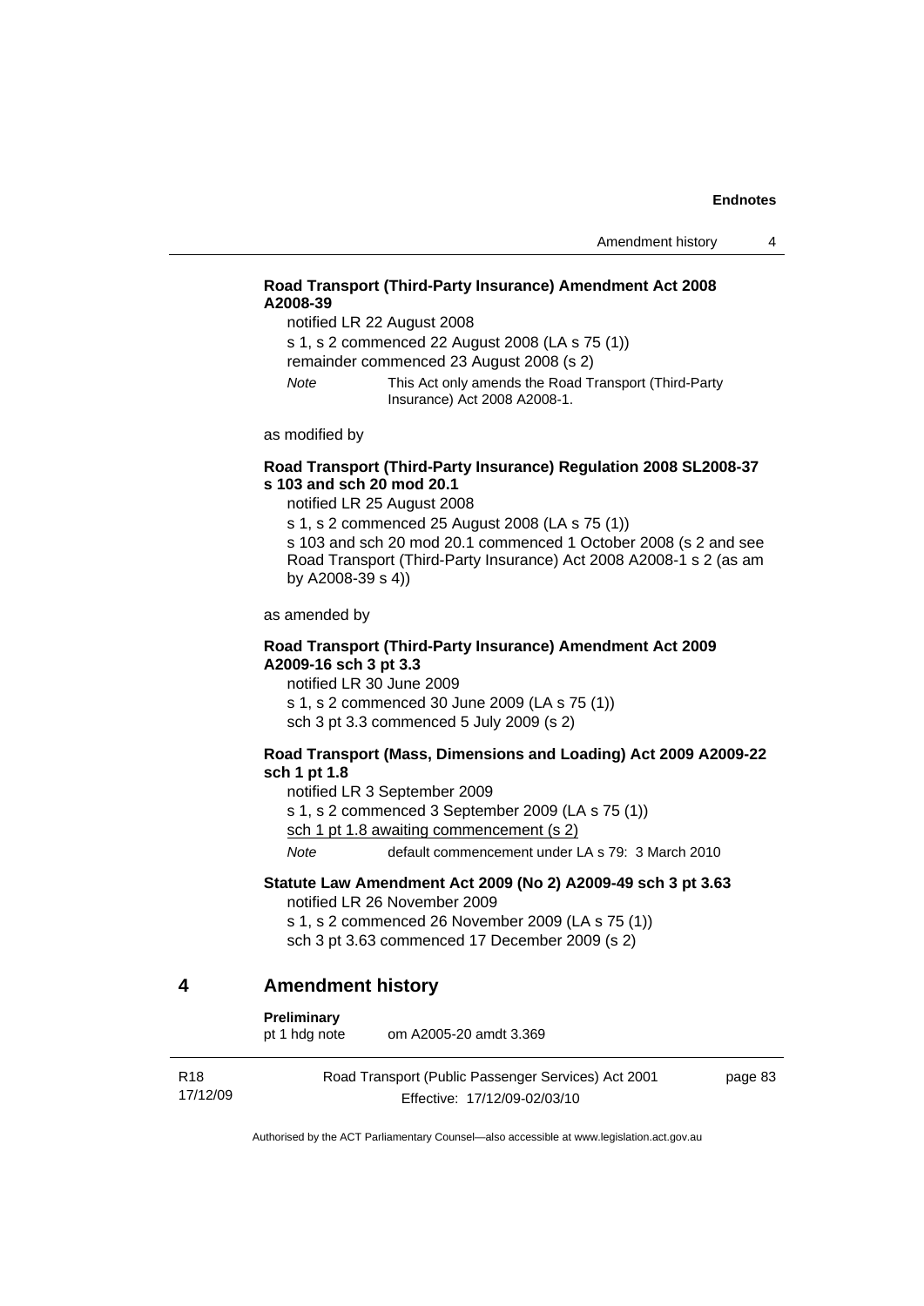**Road Transport (Third-Party Insurance) Amendment Act 2008 A2008-39**

notified LR 22 August 2008

s 1, s 2 commenced 22 August 2008 (LA s 75 (1))

remainder commenced 23 August 2008 (s 2)

*Note* This Act only amends the Road Transport (Third-Party Insurance) Act 2008 A2008-1.

as modified by

**Road Transport (Third-Party Insurance) Regulation 2008 SL2008-37 s 103 and sch 20 mod 20.1**

notified LR 25 August 2008

s 1, s 2 commenced 25 August 2008 (LA s 75 (1))

s 103 and sch 20 mod 20.1 commenced 1 October 2008 (s 2 and see Road Transport (Third-Party Insurance) Act 2008 A2008-1 s 2 (as am by A2008-39 s 4))

as amended by

**Road Transport (Third-Party Insurance) Amendment Act 2009 A2009-16 sch 3 pt 3.3**

notified LR 30 June 2009

s 1, s 2 commenced 30 June 2009 (LA s 75 (1))

sch 3 pt 3.3 commenced 5 July 2009 (s 2)

**Road Transport (Mass, Dimensions and Loading) Act 2009 A2009-22 sch 1 pt 1.8**

notified LR 3 September 2009

s 1, s 2 commenced 3 September 2009 (LA s 75 (1))

sch 1 pt 1.8 awaiting commencement (s 2)

*Note* default commencement under LA s 79: 3 March 2010

**Statute Law Amendment Act 2009 (No 2) A2009-49 sch 3 pt 3.63**

notified LR 26 November 2009

s 1, s 2 commenced 26 November 2009 (LA s 75 (1))

sch 3 pt 3.63 commenced 17 December 2009 (s 2)

## 4 Amendment history

**Preliminary**

pt 1 hdg note om A2005-20 amdt 3.369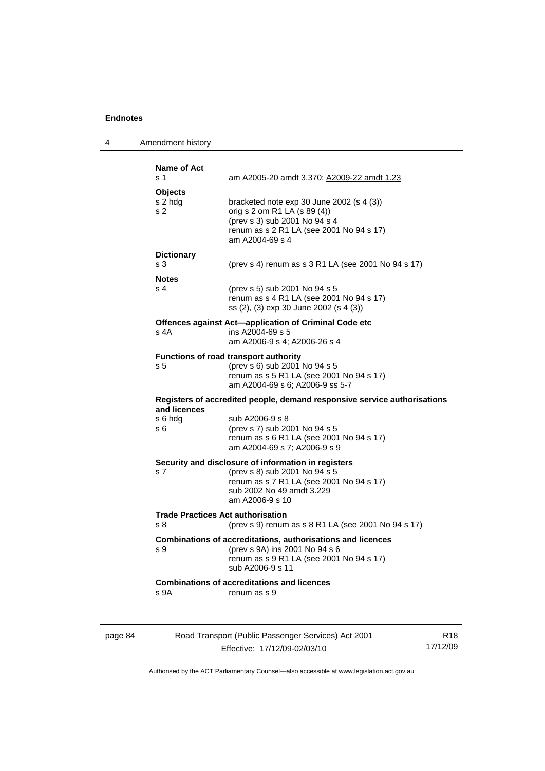**Name of Act**
s 1 am A2005-20 amdt 3.370; A2009-22 amdt 1.23

**Objects**
s 2 hdg bracketed note exp 30 June 2002 (s 4 (3))
s 2 orig s 2 om R1 LA (s 89 (4))
(prev s 3) sub 2001 No 94 s 4
renum as s 2 R1 LA (see 2001 No 94 s 17)
am A2004-69 s 4

**Dictionary**
s 3 (prev s 4) renum as s 3 R1 LA (see 2001 No 94 s 17)

**Notes**
s 4 (prev s 5) sub 2001 No 94 s 5
renum as s 4 R1 LA (see 2001 No 94 s 17)
ss (2), (3) exp 30 June 2002 (s 4 (3))

**Offences against Act—application of Criminal Code etc**
s 4A ins A2004-69 s 5
am A2006-9 s 4; A2006-26 s 4

**Functions of road transport authority**
s 5 (prev s 6) sub 2001 No 94 s 5
renum as s 5 R1 LA (see 2001 No 94 s 17)
am A2004-69 s 6; A2006-9 ss 5-7

**Registers of accredited people, demand responsive service authorisations and licences**
s 6 hdg sub A2006-9 s 8
s 6 (prev s 7) sub 2001 No 94 s 5
renum as s 6 R1 LA (see 2001 No 94 s 17)
am A2004-69 s 7; A2006-9 s 9

**Security and disclosure of information in registers**
s 7 (prev s 8) sub 2001 No 94 s 5
renum as s 7 R1 LA (see 2001 No 94 s 17)
sub 2002 No 49 amdt 3.229
am A2006-9 s 10

**Trade Practices Act authorisation**
s 8 (prev s 9) renum as s 8 R1 LA (see 2001 No 94 s 17)

**Combinations of accreditations, authorisations and licences**
s 9 (prev s 9A) ins 2001 No 94 s 6
renum as s 9 R1 LA (see 2001 No 94 s 17)
sub A2006-9 s 11

**Combinations of accreditations and licences**
s 9A renum as s 9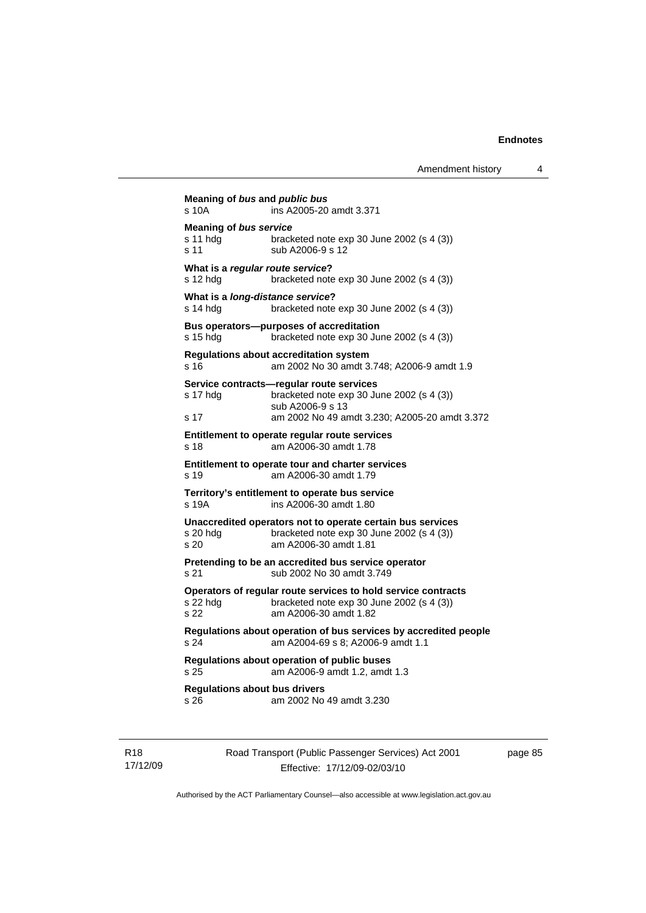**Meaning of *bus* and *public bus***
s 10A ins A2005-20 amdt 3.371

**Meaning of *bus service***
s 11 hdg bracketed note exp 30 June 2002 (s 4 (3))
s 11 sub A2006-9 s 12

**What is a *regular route service*?**
s 12 hdg bracketed note exp 30 June 2002 (s 4 (3))

**What is a *long-distance service*?**
s 14 hdg bracketed note exp 30 June 2002 (s 4 (3))

**Bus operators—purposes of accreditation**
s 15 hdg bracketed note exp 30 June 2002 (s 4 (3))

**Regulations about accreditation system**
s 16 am 2002 No 30 amdt 3.748; A2006-9 amdt 1.9

**Service contracts—regular route services**
s 17 hdg bracketed note exp 30 June 2002 (s 4 (3))
sub A2006-9 s 13
s 17 am 2002 No 49 amdt 3.230; A2005-20 amdt 3.372

**Entitlement to operate regular route services**
s 18 am A2006-30 amdt 1.78

**Entitlement to operate tour and charter services**
s 19 am A2006-30 amdt 1.79

**Territory's entitlement to operate bus service**
s 19A ins A2006-30 amdt 1.80

**Unaccredited operators not to operate certain bus services**
s 20 hdg bracketed note exp 30 June 2002 (s 4 (3))
s 20 am A2006-30 amdt 1.81

**Pretending to be an accredited bus service operator**
s 21 sub 2002 No 30 amdt 3.749

**Operators of regular route services to hold service contracts**
s 22 hdg bracketed note exp 30 June 2002 (s 4 (3))
s 22 am A2006-30 amdt 1.82

**Regulations about operation of bus services by accredited people**
s 24 am A2004-69 s 8; A2006-9 amdt 1.1

**Regulations about operation of public buses**
s 25 am A2006-9 amdt 1.2, amdt 1.3

**Regulations about bus drivers**
s 26 am 2002 No 49 amdt 3.230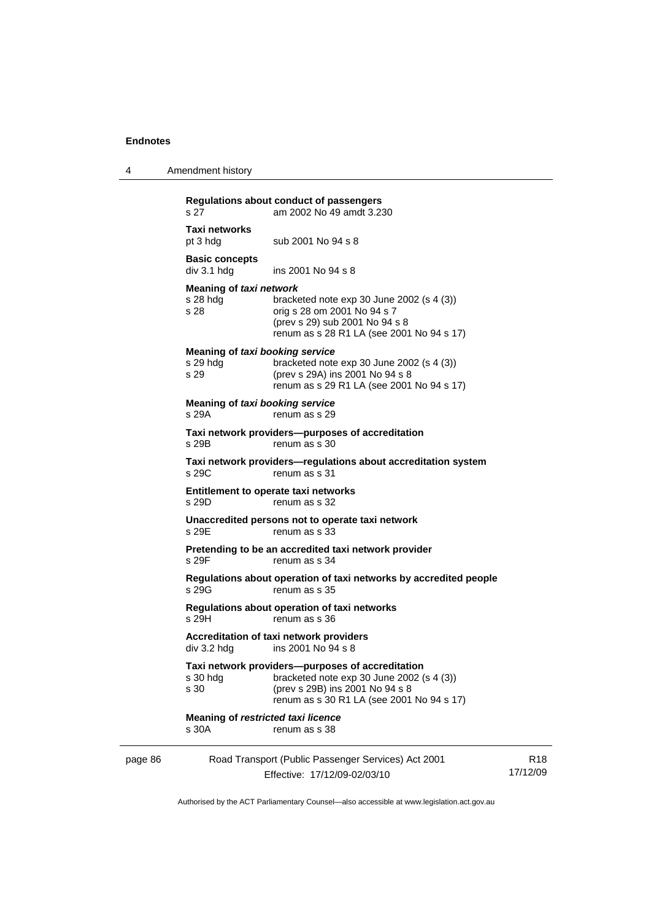**Regulations about conduct of passengers**

s 27 am 2002 No 49 amdt 3.230

**Taxi networks**

pt 3 hdg sub 2001 No 94 s 8

**Basic concepts**

div 3.1 hdg ins 2001 No 94 s 8

**Meaning of *taxi network***

s 28 hdg bracketed note exp 30 June 2002 (s 4 (3))

s 28 orig s 28 om 2001 No 94 s 7
(prev s 29) sub 2001 No 94 s 8
renum as s 28 R1 LA (see 2001 No 94 s 17)

**Meaning of *taxi booking service***

s 29 hdg bracketed note exp 30 June 2002 (s 4 (3))

s 29 (prev s 29A) ins 2001 No 94 s 8
renum as s 29 R1 LA (see 2001 No 94 s 17)

**Meaning of *taxi booking service***

s 29A renum as s 29

**Taxi network providers—purposes of accreditation**

s 29B renum as s 30

**Taxi network providers—regulations about accreditation system**

s 29C renum as s 31

**Entitlement to operate taxi networks**

s 29D renum as s 32

**Unaccredited persons not to operate taxi network**

s 29E renum as s 33

**Pretending to be an accredited taxi network provider**

s 29F renum as s 34

**Regulations about operation of taxi networks by accredited people**

s 29G renum as s 35

**Regulations about operation of taxi networks**

s 29H renum as s 36

**Accreditation of taxi network providers**

div 3.2 hdg ins 2001 No 94 s 8

**Taxi network providers—purposes of accreditation**

s 30 hdg bracketed note exp 30 June 2002 (s 4 (3))

s 30 (prev s 29B) ins 2001 No 94 s 8
renum as s 30 R1 LA (see 2001 No 94 s 17)

**Meaning of *restricted taxi licence***

s 30A renum as s 38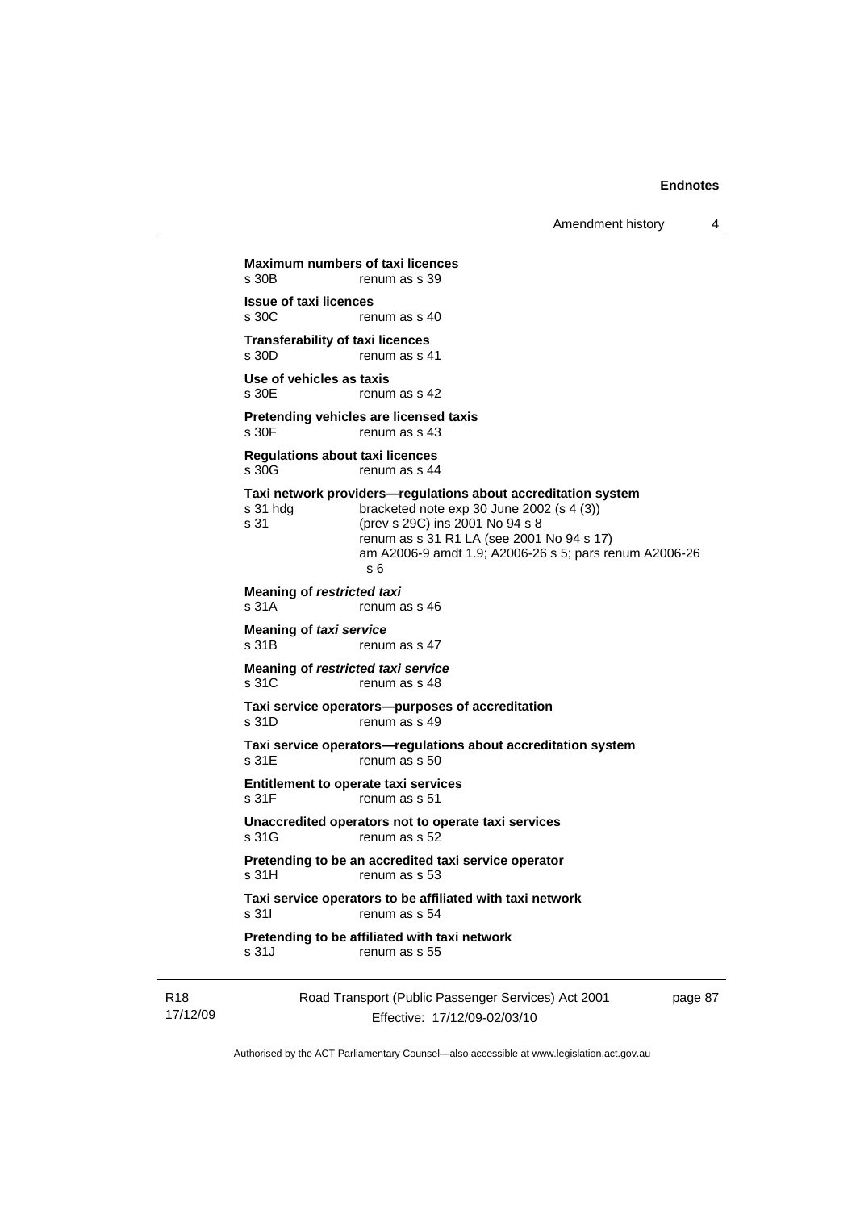**Maximum numbers of taxi licences**
s 30B renum as s 39

**Issue of taxi licences**
s 30C renum as s 40

**Transferability of taxi licences**
s 30D renum as s 41

**Use of vehicles as taxis**
s 30E renum as s 42

**Pretending vehicles are licensed taxis**
s 30F renum as s 43

**Regulations about taxi licences**
s 30G renum as s 44

**Taxi network providers—regulations about accreditation system**
s 31 hdg bracketed note exp 30 June 2002 (s 4 (3))
s 31 (prev s 29C) ins 2001 No 94 s 8
renum as s 31 R1 LA (see 2001 No 94 s 17)
am A2006-9 amdt 1.9; A2006-26 s 5; pars renum A2006-26 s 6

**Meaning of *restricted taxi***
s 31A renum as s 46

**Meaning of *taxi service***
s 31B renum as s 47

**Meaning of *restricted taxi service***
s 31C renum as s 48

**Taxi service operators—purposes of accreditation**
s 31D renum as s 49

**Taxi service operators—regulations about accreditation system**
s 31E renum as s 50

**Entitlement to operate taxi services**
s 31F renum as s 51

**Unaccredited operators not to operate taxi services**
s 31G renum as s 52

**Pretending to be an accredited taxi service operator**
s 31H renum as s 53

**Taxi service operators to be affiliated with taxi network**
s 31I renum as s 54

**Pretending to be affiliated with taxi network**
s 31J renum as s 55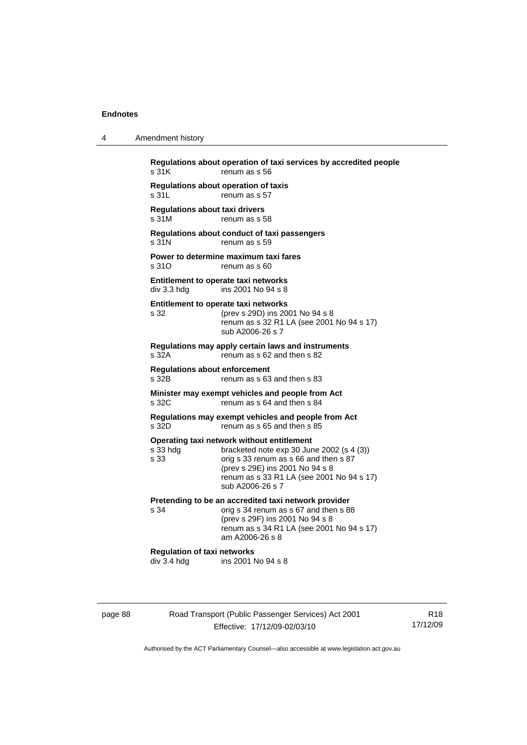**Regulations about operation of taxi services by accredited people**
s 31K renum as s 56

**Regulations about operation of taxis**
s 31L renum as s 57

**Regulations about taxi drivers**
s 31M renum as s 58

**Regulations about conduct of taxi passengers**
s 31N renum as s 59

**Power to determine maximum taxi fares**
s 31O renum as s 60

**Entitlement to operate taxi networks**
div 3.3 hdg ins 2001 No 94 s 8

**Entitlement to operate taxi networks**
s 32 (prev s 29D) ins 2001 No 94 s 8
renum as s 32 R1 LA (see 2001 No 94 s 17)
sub A2006-26 s 7

**Regulations may apply certain laws and instruments**
s 32A renum as s 62 and then s 82

**Regulations about enforcement**
s 32B renum as s 63 and then s 83

**Minister may exempt vehicles and people from Act**
s 32C renum as s 64 and then s 84

**Regulations may exempt vehicles and people from Act**
s 32D renum as s 65 and then s 85

**Operating taxi network without entitlement**
s 33 hdg bracketed note exp 30 June 2002 (s 4 (3))
s 33 orig s 33 renum as s 66 and then s 87
(prev s 29E) ins 2001 No 94 s 8
renum as s 33 R1 LA (see 2001 No 94 s 17)
sub A2006-26 s 7

**Pretending to be an accredited taxi network provider**
s 34 orig s 34 renum as s 67 and then s 88
(prev s 29F) ins 2001 No 94 s 8
renum as s 34 R1 LA (see 2001 No 94 s 17)
am A2006-26 s 8

**Regulation of taxi networks**
div 3.4 hdg ins 2001 No 94 s 8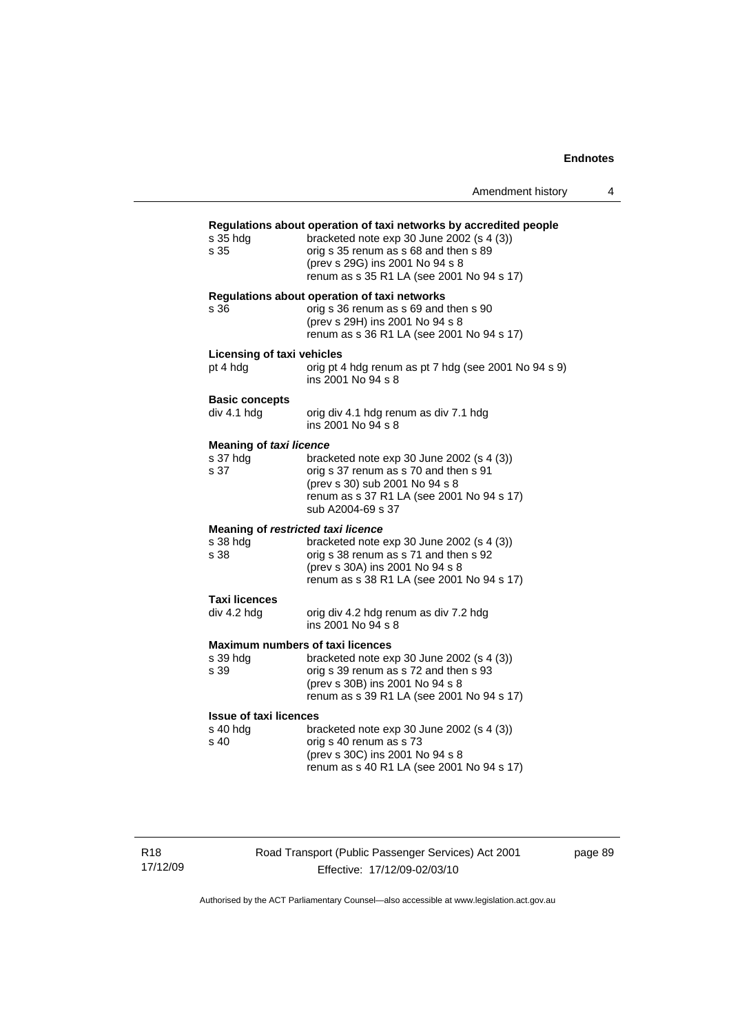**Regulations about operation of taxi networks by accredited people**

s 35 hdg — bracketed note exp 30 June 2002 (s 4 (3))
s 35 — orig s 35 renum as s 68 and then s 89
(prev s 29G) ins 2001 No 94 s 8
renum as s 35 R1 LA (see 2001 No 94 s 17)

**Regulations about operation of taxi networks**

s 36 — orig s 36 renum as s 69 and then s 90
(prev s 29H) ins 2001 No 94 s 8
renum as s 36 R1 LA (see 2001 No 94 s 17)

**Licensing of taxi vehicles**

pt 4 hdg — orig pt 4 hdg renum as pt 7 hdg (see 2001 No 94 s 9)
ins 2001 No 94 s 8

**Basic concepts**

div 4.1 hdg — orig div 4.1 hdg renum as div 7.1 hdg
ins 2001 No 94 s 8

**Meaning of *taxi licence***

s 37 hdg — bracketed note exp 30 June 2002 (s 4 (3))
s 37 — orig s 37 renum as s 70 and then s 91
(prev s 30) sub 2001 No 94 s 8
renum as s 37 R1 LA (see 2001 No 94 s 17)
sub A2004-69 s 37

**Meaning of *restricted taxi licence***

s 38 hdg — bracketed note exp 30 June 2002 (s 4 (3))
s 38 — orig s 38 renum as s 71 and then s 92
(prev s 30A) ins 2001 No 94 s 8
renum as s 38 R1 LA (see 2001 No 94 s 17)

**Taxi licences**

div 4.2 hdg — orig div 4.2 hdg renum as div 7.2 hdg
ins 2001 No 94 s 8

**Maximum numbers of taxi licences**

s 39 hdg — bracketed note exp 30 June 2002 (s 4 (3))
s 39 — orig s 39 renum as s 72 and then s 93
(prev s 30B) ins 2001 No 94 s 8
renum as s 39 R1 LA (see 2001 No 94 s 17)

**Issue of taxi licences**

s 40 hdg — bracketed note exp 30 June 2002 (s 4 (3))
s 40 — orig s 40 renum as s 73
(prev s 30C) ins 2001 No 94 s 8
renum as s 40 R1 LA (see 2001 No 94 s 17)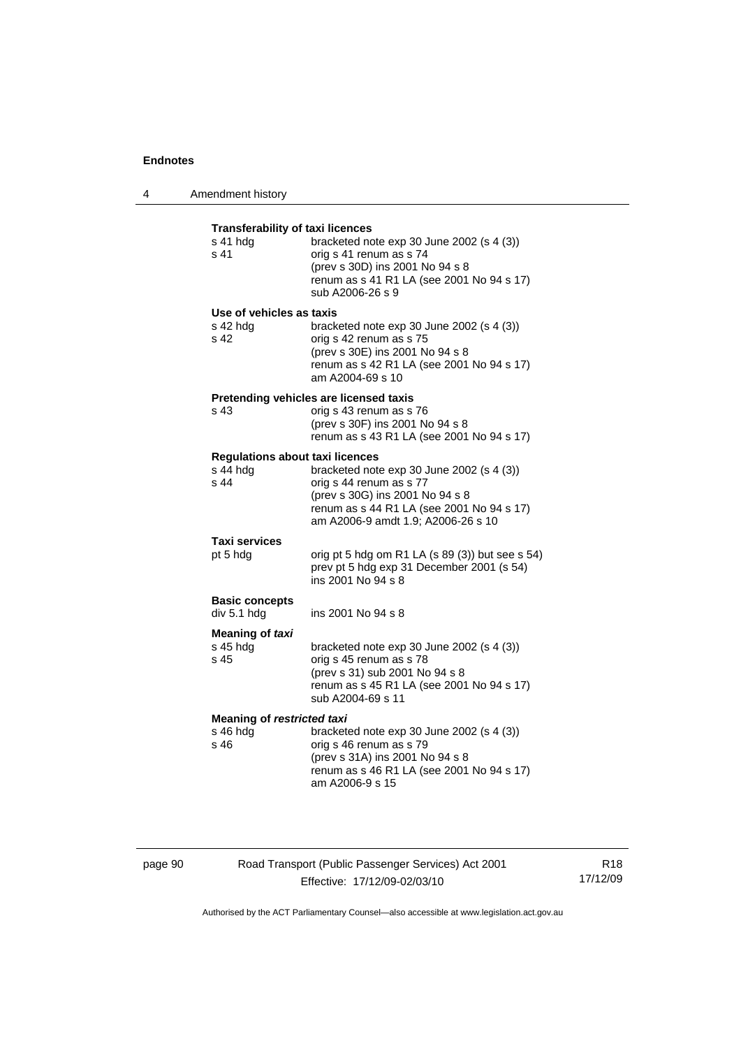**Transferability of taxi licences**

| | |
|---|---|
| s 41 hdg | bracketed note exp 30 June 2002 (s 4 (3)) |
| s 41 | orig s 41 renum as s 74<br>(prev s 30D) ins 2001 No 94 s 8<br>renum as s 41 R1 LA (see 2001 No 94 s 17)<br>sub A2006-26 s 9 |

**Use of vehicles as taxis**

| | |
|---|---|
| s 42 hdg | bracketed note exp 30 June 2002 (s 4 (3)) |
| s 42 | orig s 42 renum as s 75<br>(prev s 30E) ins 2001 No 94 s 8<br>renum as s 42 R1 LA (see 2001 No 94 s 17)<br>am A2004-69 s 10 |

**Pretending vehicles are licensed taxis**

| | |
|---|---|
| s 43 | orig s 43 renum as s 76<br>(prev s 30F) ins 2001 No 94 s 8<br>renum as s 43 R1 LA (see 2001 No 94 s 17) |

**Regulations about taxi licences**

| | |
|---|---|
| s 44 hdg | bracketed note exp 30 June 2002 (s 4 (3)) |
| s 44 | orig s 44 renum as s 77<br>(prev s 30G) ins 2001 No 94 s 8<br>renum as s 44 R1 LA (see 2001 No 94 s 17)<br>am A2006-9 amdt 1.9; A2006-26 s 10 |

**Taxi services**

| | |
|---|---|
| pt 5 hdg | orig pt 5 hdg om R1 LA (s 89 (3)) but see s 54)<br>prev pt 5 hdg exp 31 December 2001 (s 54)<br>ins 2001 No 94 s 8 |

**Basic concepts**

| | |
|---|---|
| div 5.1 hdg | ins 2001 No 94 s 8 |

**Meaning of *taxi***

| | |
|---|---|
| s 45 hdg | bracketed note exp 30 June 2002 (s 4 (3)) |
| s 45 | orig s 45 renum as s 78<br>(prev s 31) sub 2001 No 94 s 8<br>renum as s 45 R1 LA (see 2001 No 94 s 17)<br>sub A2004-69 s 11 |

**Meaning of *restricted taxi***

| | |
|---|---|
| s 46 hdg | bracketed note exp 30 June 2002 (s 4 (3)) |
| s 46 | orig s 46 renum as s 79<br>(prev s 31A) ins 2001 No 94 s 8<br>renum as s 46 R1 LA (see 2001 No 94 s 17)<br>am A2006-9 s 15 |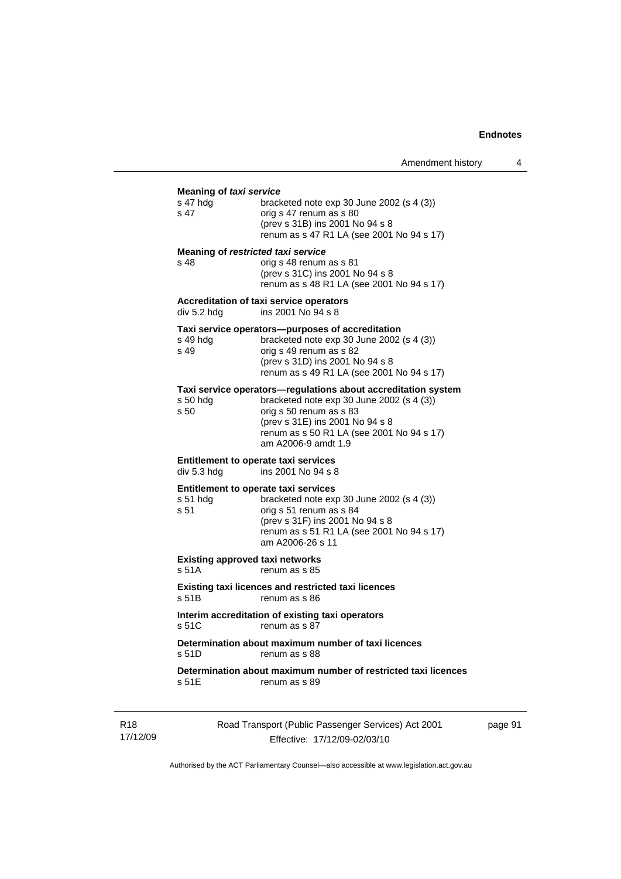**Meaning of *taxi service***

s 47 hdg bracketed note exp 30 June 2002 (s 4 (3))
s 47 orig s 47 renum as s 80
(prev s 31B) ins 2001 No 94 s 8
renum as s 47 R1 LA (see 2001 No 94 s 17)

**Meaning of *restricted taxi service***

s 48 orig s 48 renum as s 81
(prev s 31C) ins 2001 No 94 s 8
renum as s 48 R1 LA (see 2001 No 94 s 17)

**Accreditation of taxi service operators**

div 5.2 hdg ins 2001 No 94 s 8

**Taxi service operators—purposes of accreditation**

s 49 hdg bracketed note exp 30 June 2002 (s 4 (3))
s 49 orig s 49 renum as s 82
(prev s 31D) ins 2001 No 94 s 8
renum as s 49 R1 LA (see 2001 No 94 s 17)

**Taxi service operators—regulations about accreditation system**

s 50 hdg bracketed note exp 30 June 2002 (s 4 (3))
s 50 orig s 50 renum as s 83
(prev s 31E) ins 2001 No 94 s 8
renum as s 50 R1 LA (see 2001 No 94 s 17)
am A2006-9 amdt 1.9

**Entitlement to operate taxi services**

div 5.3 hdg ins 2001 No 94 s 8

**Entitlement to operate taxi services**

s 51 hdg bracketed note exp 30 June 2002 (s 4 (3))
s 51 orig s 51 renum as s 84
(prev s 31F) ins 2001 No 94 s 8
renum as s 51 R1 LA (see 2001 No 94 s 17)
am A2006-26 s 11

**Existing approved taxi networks**

s 51A renum as s 85

**Existing taxi licences and restricted taxi licences**

s 51B renum as s 86

**Interim accreditation of existing taxi operators**

s 51C renum as s 87

**Determination about maximum number of taxi licences**

s 51D renum as s 88

**Determination about maximum number of restricted taxi licences**

s 51E renum as s 89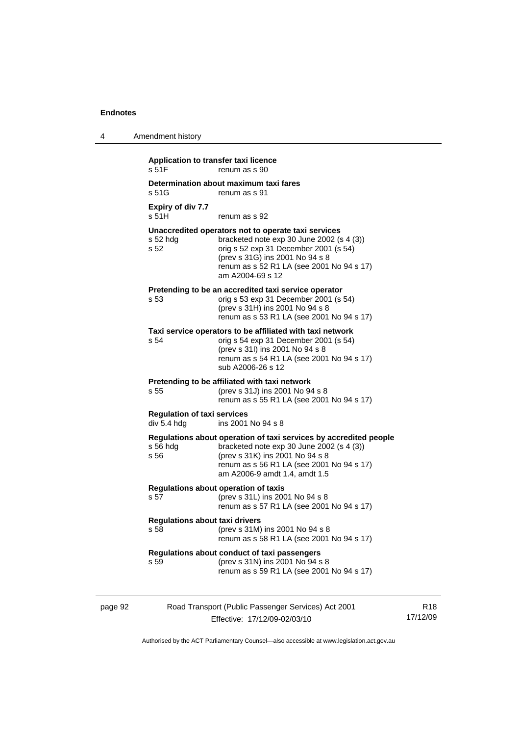**Application to transfer taxi licence**
s 51F renum as s 90

**Determination about maximum taxi fares**
s 51G renum as s 91

**Expiry of div 7.7**
s 51H renum as s 92

**Unaccredited operators not to operate taxi services**
s 52 hdg bracketed note exp 30 June 2002 (s 4 (3))
s 52 orig s 52 exp 31 December 2001 (s 54)
(prev s 31G) ins 2001 No 94 s 8
renum as s 52 R1 LA (see 2001 No 94 s 17)
am A2004-69 s 12

**Pretending to be an accredited taxi service operator**
s 53 orig s 53 exp 31 December 2001 (s 54)
(prev s 31H) ins 2001 No 94 s 8
renum as s 53 R1 LA (see 2001 No 94 s 17)

**Taxi service operators to be affiliated with taxi network**
s 54 orig s 54 exp 31 December 2001 (s 54)
(prev s 31I) ins 2001 No 94 s 8
renum as s 54 R1 LA (see 2001 No 94 s 17)
sub A2006-26 s 12

**Pretending to be affiliated with taxi network**
s 55 (prev s 31J) ins 2001 No 94 s 8
renum as s 55 R1 LA (see 2001 No 94 s 17)

**Regulation of taxi services**
div 5.4 hdg ins 2001 No 94 s 8

**Regulations about operation of taxi services by accredited people**
s 56 hdg bracketed note exp 30 June 2002 (s 4 (3))
s 56 (prev s 31K) ins 2001 No 94 s 8
renum as s 56 R1 LA (see 2001 No 94 s 17)
am A2006-9 amdt 1.4, amdt 1.5

**Regulations about operation of taxis**
s 57 (prev s 31L) ins 2001 No 94 s 8
renum as s 57 R1 LA (see 2001 No 94 s 17)

**Regulations about taxi drivers**
s 58 (prev s 31M) ins 2001 No 94 s 8
renum as s 58 R1 LA (see 2001 No 94 s 17)

**Regulations about conduct of taxi passengers**
s 59 (prev s 31N) ins 2001 No 94 s 8
renum as s 59 R1 LA (see 2001 No 94 s 17)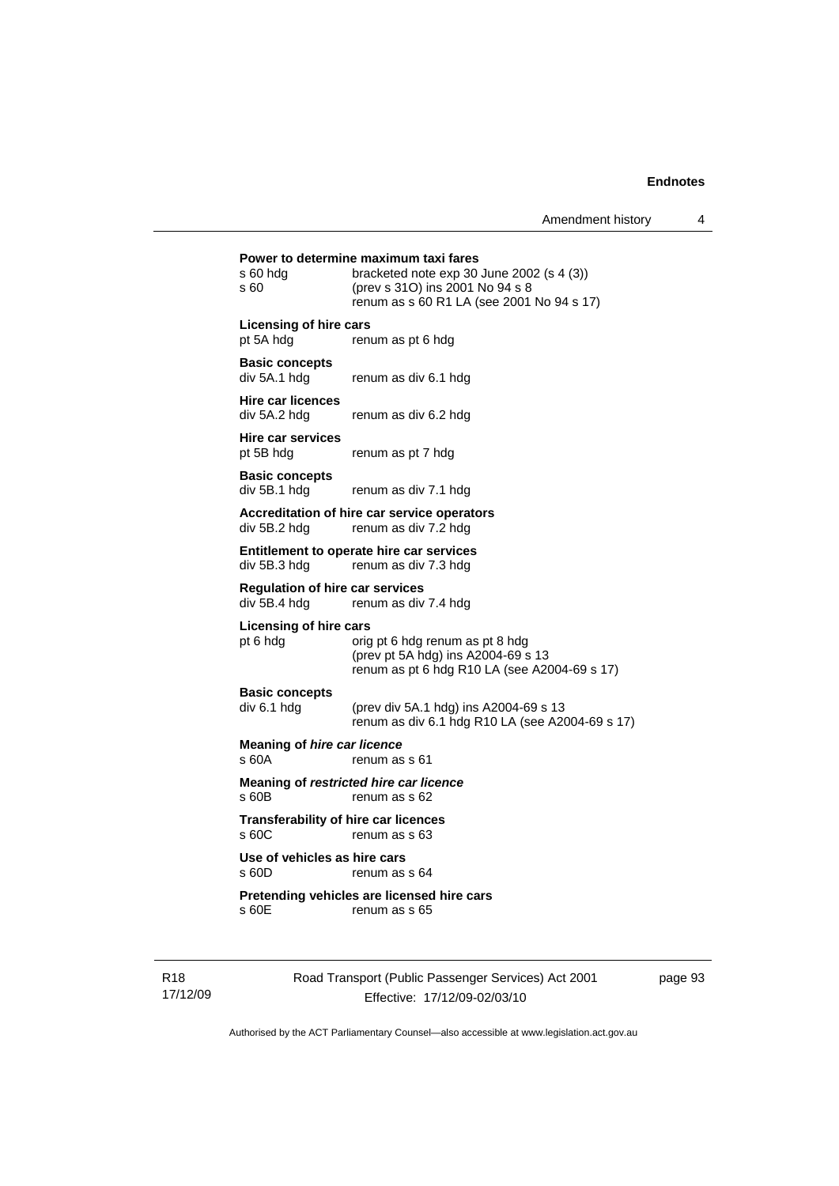**Power to determine maximum taxi fares**

s 60 hdg bracketed note exp 30 June 2002 (s 4 (3))
s 60 (prev s 31O) ins 2001 No 94 s 8
renum as s 60 R1 LA (see 2001 No 94 s 17)

**Licensing of hire cars**

pt 5A hdg renum as pt 6 hdg

**Basic concepts**

div 5A.1 hdg renum as div 6.1 hdg

**Hire car licences**

div 5A.2 hdg renum as div 6.2 hdg

**Hire car services**

pt 5B hdg renum as pt 7 hdg

**Basic concepts**

div 5B.1 hdg renum as div 7.1 hdg

**Accreditation of hire car service operators**

div 5B.2 hdg renum as div 7.2 hdg

**Entitlement to operate hire car services**

div 5B.3 hdg renum as div 7.3 hdg

**Regulation of hire car services**

div 5B.4 hdg renum as div 7.4 hdg

**Licensing of hire cars**

pt 6 hdg orig pt 6 hdg renum as pt 8 hdg
(prev pt 5A hdg) ins A2004-69 s 13
renum as pt 6 hdg R10 LA (see A2004-69 s 17)

**Basic concepts**

div 6.1 hdg (prev div 5A.1 hdg) ins A2004-69 s 13
renum as div 6.1 hdg R10 LA (see A2004-69 s 17)

**Meaning of *hire car licence***

s 60A renum as s 61

**Meaning of *restricted hire car licence***

s 60B renum as s 62

**Transferability of hire car licences**

s 60C renum as s 63

**Use of vehicles as hire cars**

s 60D renum as s 64

**Pretending vehicles are licensed hire cars**

s 60E renum as s 65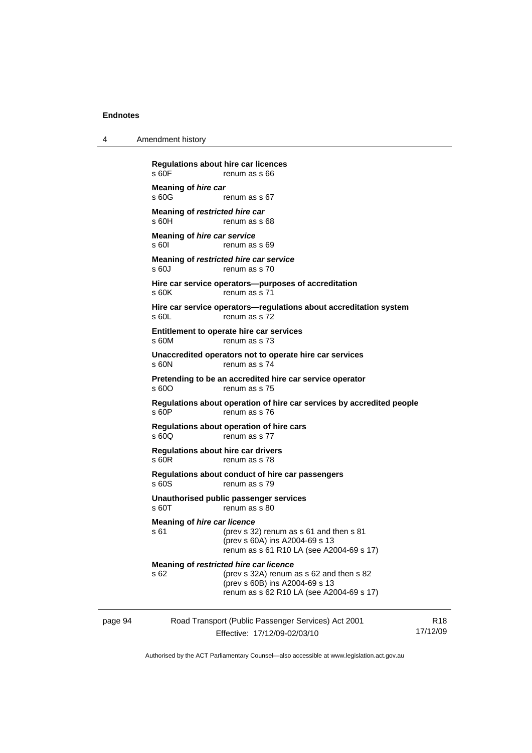**Regulations about hire car licences**
s 60F renum as s 66

**Meaning of *hire car***
s 60G renum as s 67

**Meaning of *restricted hire car***
s 60H renum as s 68

**Meaning of *hire car service***
s 60I renum as s 69

**Meaning of *restricted hire car service***
s 60J renum as s 70

**Hire car service operators—purposes of accreditation**
s 60K renum as s 71

**Hire car service operators—regulations about accreditation system**
s 60L renum as s 72

**Entitlement to operate hire car services**
s 60M renum as s 73

**Unaccredited operators not to operate hire car services**
s 60N renum as s 74

**Pretending to be an accredited hire car service operator**
s 60O renum as s 75

**Regulations about operation of hire car services by accredited people**
s 60P renum as s 76

**Regulations about operation of hire cars**
s 60Q renum as s 77

**Regulations about hire car drivers**
s 60R renum as s 78

**Regulations about conduct of hire car passengers**
s 60S renum as s 79

**Unauthorised public passenger services**
s 60T renum as s 80

**Meaning of *hire car licence***
s 61 (prev s 32) renum as s 61 and then s 81
(prev s 60A) ins A2004-69 s 13
renum as s 61 R10 LA (see A2004-69 s 17)

**Meaning of *restricted hire car licence***
s 62 (prev s 32A) renum as s 62 and then s 82
(prev s 60B) ins A2004-69 s 13
renum as s 62 R10 LA (see A2004-69 s 17)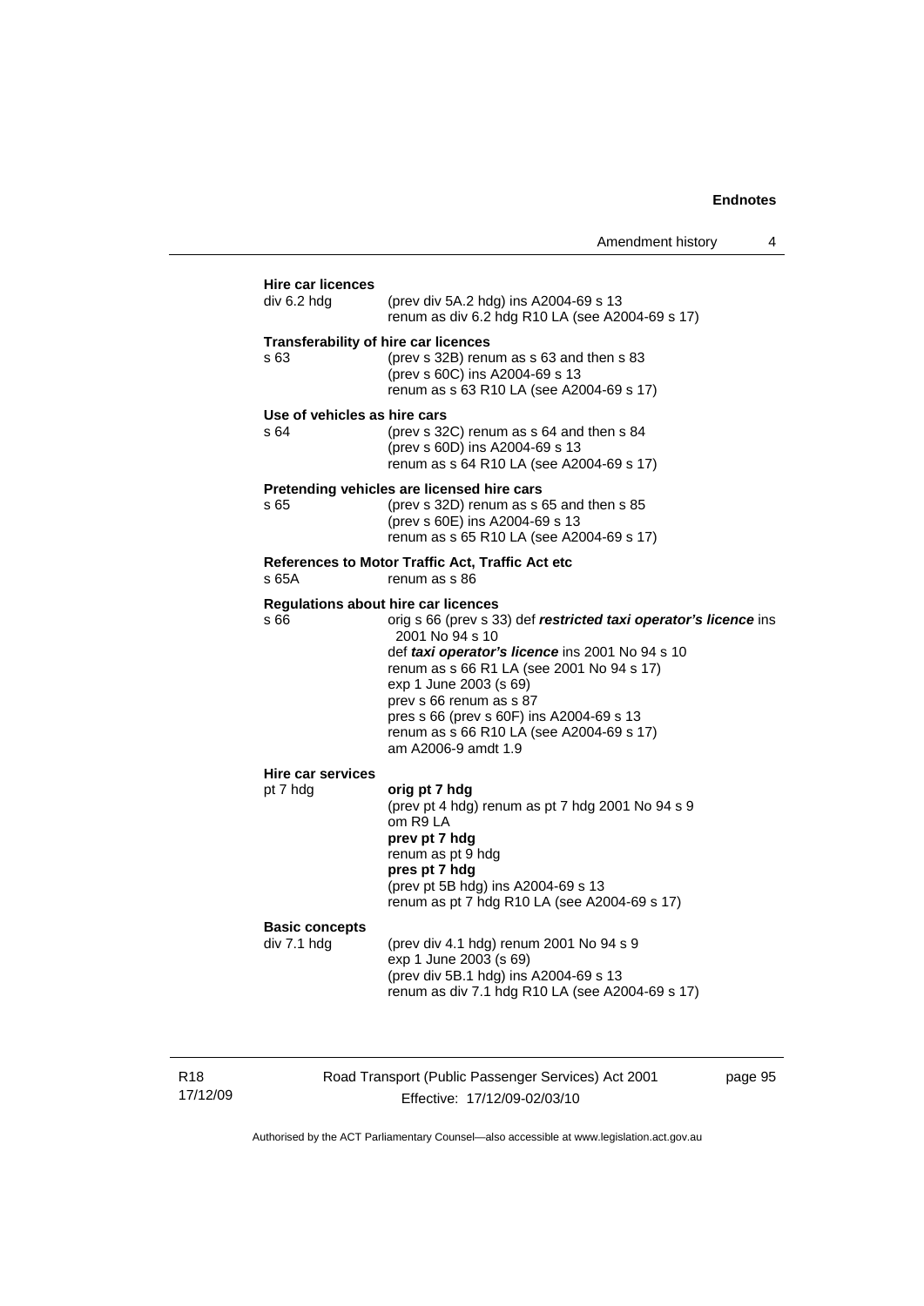**Hire car licences**

div 6.2 hdg (prev div 5A.2 hdg) ins A2004-69 s 13
renum as div 6.2 hdg R10 LA (see A2004-69 s 17)

**Transferability of hire car licences**

s 63 (prev s 32B) renum as s 63 and then s 83
(prev s 60C) ins A2004-69 s 13
renum as s 63 R10 LA (see A2004-69 s 17)

**Use of vehicles as hire cars**

s 64 (prev s 32C) renum as s 64 and then s 84
(prev s 60D) ins A2004-69 s 13
renum as s 64 R10 LA (see A2004-69 s 17)

**Pretending vehicles are licensed hire cars**

s 65 (prev s 32D) renum as s 65 and then s 85
(prev s 60E) ins A2004-69 s 13
renum as s 65 R10 LA (see A2004-69 s 17)

**References to Motor Traffic Act, Traffic Act etc**

s 65A renum as s 86

**Regulations about hire car licences**

s 66 orig s 66 (prev s 33) def ***restricted taxi operator's licence*** ins 2001 No 94 s 10
def ***taxi operator's licence*** ins 2001 No 94 s 10
renum as s 66 R1 LA (see 2001 No 94 s 17)
exp 1 June 2003 (s 69)
prev s 66 renum as s 87
pres s 66 (prev s 60F) ins A2004-69 s 13
renum as s 66 R10 LA (see A2004-69 s 17)
am A2006-9 amdt 1.9

**Hire car services**

pt 7 hdg **orig pt 7 hdg**
(prev pt 4 hdg) renum as pt 7 hdg 2001 No 94 s 9
om R9 LA
**prev pt 7 hdg**
renum as pt 9 hdg
**pres pt 7 hdg**
(prev pt 5B hdg) ins A2004-69 s 13
renum as pt 7 hdg R10 LA (see A2004-69 s 17)

**Basic concepts**

div 7.1 hdg (prev div 4.1 hdg) renum 2001 No 94 s 9
exp 1 June 2003 (s 69)
(prev div 5B.1 hdg) ins A2004-69 s 13
renum as div 7.1 hdg R10 LA (see A2004-69 s 17)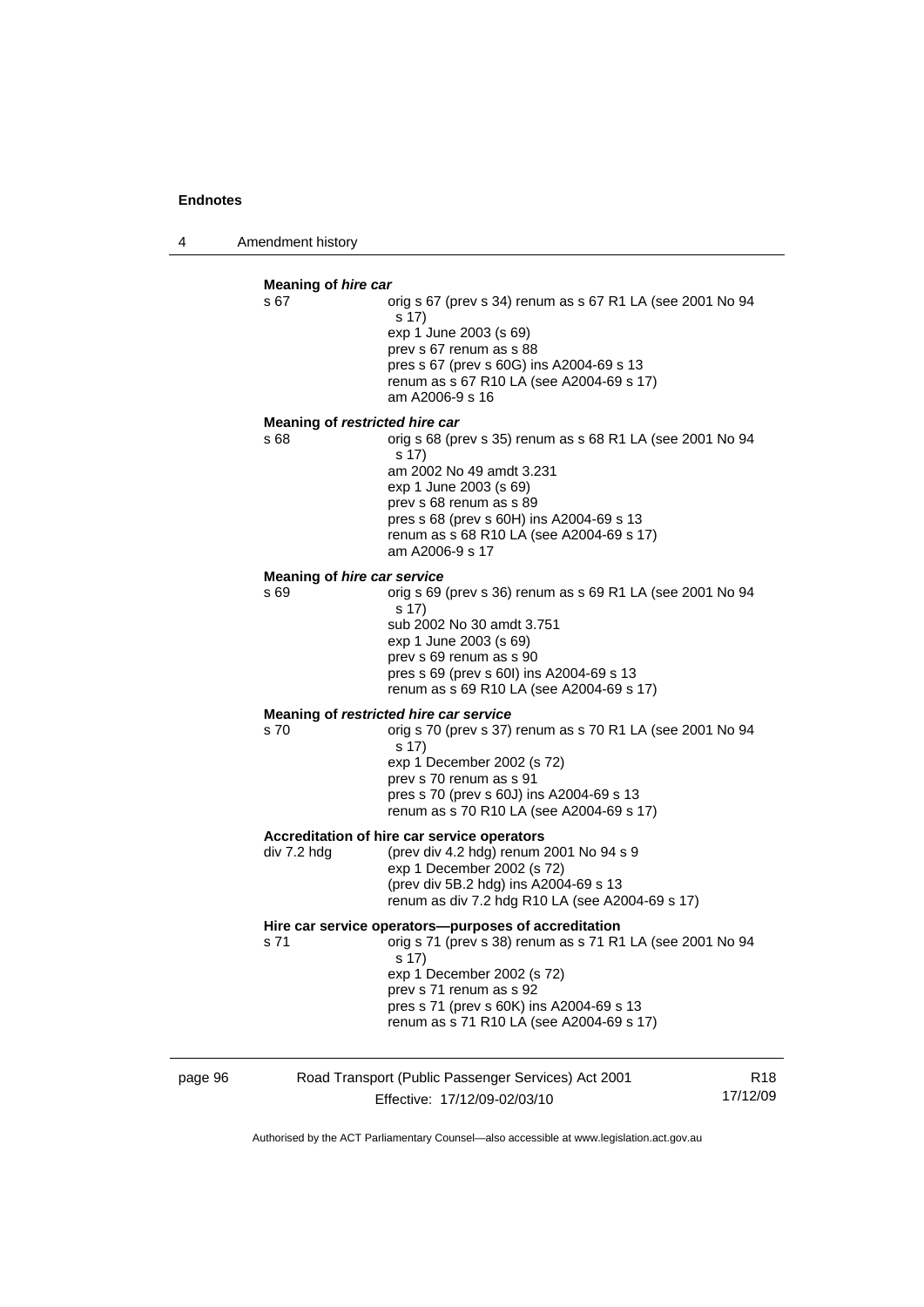**Meaning of *hire car***

s 67 — orig s 67 (prev s 34) renum as s 67 R1 LA (see 2001 No 94 s 17)
exp 1 June 2003 (s 69)
prev s 67 renum as s 88
pres s 67 (prev s 60G) ins A2004-69 s 13
renum as s 67 R10 LA (see A2004-69 s 17)
am A2006-9 s 16

**Meaning of *restricted hire car***

s 68 — orig s 68 (prev s 35) renum as s 68 R1 LA (see 2001 No 94 s 17)
am 2002 No 49 amdt 3.231
exp 1 June 2003 (s 69)
prev s 68 renum as s 89
pres s 68 (prev s 60H) ins A2004-69 s 13
renum as s 68 R10 LA (see A2004-69 s 17)
am A2006-9 s 17

**Meaning of *hire car service***

s 69 — orig s 69 (prev s 36) renum as s 69 R1 LA (see 2001 No 94 s 17)
sub 2002 No 30 amdt 3.751
exp 1 June 2003 (s 69)
prev s 69 renum as s 90
pres s 69 (prev s 60I) ins A2004-69 s 13
renum as s 69 R10 LA (see A2004-69 s 17)

**Meaning of *restricted hire car service***

s 70 — orig s 70 (prev s 37) renum as s 70 R1 LA (see 2001 No 94 s 17)
exp 1 December 2002 (s 72)
prev s 70 renum as s 91
pres s 70 (prev s 60J) ins A2004-69 s 13
renum as s 70 R10 LA (see A2004-69 s 17)

**Accreditation of hire car service operators**

div 7.2 hdg — (prev div 4.2 hdg) renum 2001 No 94 s 9
exp 1 December 2002 (s 72)
(prev div 5B.2 hdg) ins A2004-69 s 13
renum as div 7.2 hdg R10 LA (see A2004-69 s 17)

**Hire car service operators—purposes of accreditation**

s 71 — orig s 71 (prev s 38) renum as s 71 R1 LA (see 2001 No 94 s 17)
exp 1 December 2002 (s 72)
prev s 71 renum as s 92
pres s 71 (prev s 60K) ins A2004-69 s 13
renum as s 71 R10 LA (see A2004-69 s 17)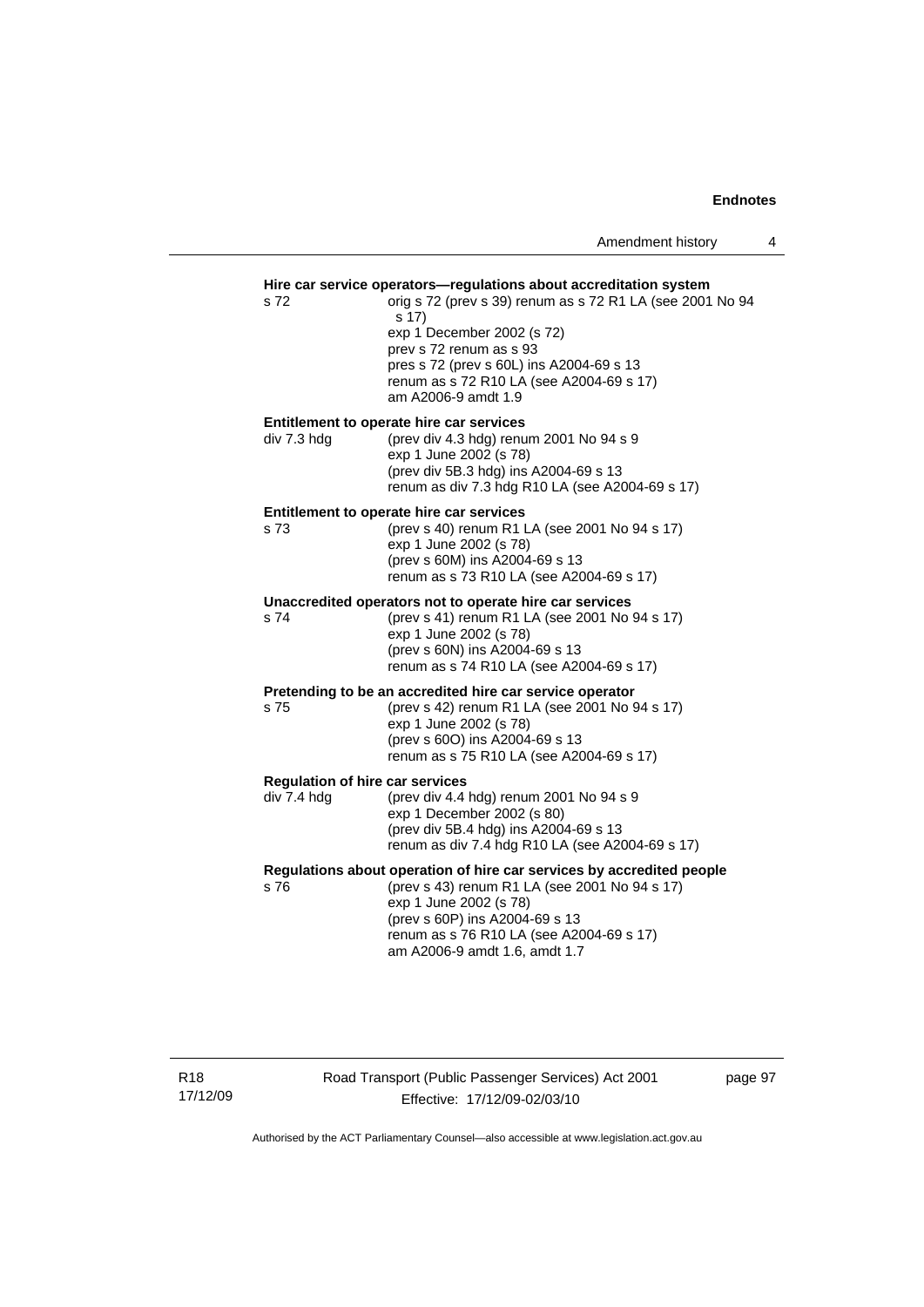**Hire car service operators—regulations about accreditation system**

s 72 — orig s 72 (prev s 39) renum as s 72 R1 LA (see 2001 No 94 s 17)
exp 1 December 2002 (s 72)
prev s 72 renum as s 93
pres s 72 (prev s 60L) ins A2004-69 s 13
renum as s 72 R10 LA (see A2004-69 s 17)
am A2006-9 amdt 1.9

**Entitlement to operate hire car services**

div 7.3 hdg — (prev div 4.3 hdg) renum 2001 No 94 s 9
exp 1 June 2002 (s 78)
(prev div 5B.3 hdg) ins A2004-69 s 13
renum as div 7.3 hdg R10 LA (see A2004-69 s 17)

**Entitlement to operate hire car services**

s 73 — (prev s 40) renum R1 LA (see 2001 No 94 s 17)
exp 1 June 2002 (s 78)
(prev s 60M) ins A2004-69 s 13
renum as s 73 R10 LA (see A2004-69 s 17)

**Unaccredited operators not to operate hire car services**

s 74 — (prev s 41) renum R1 LA (see 2001 No 94 s 17)
exp 1 June 2002 (s 78)
(prev s 60N) ins A2004-69 s 13
renum as s 74 R10 LA (see A2004-69 s 17)

**Pretending to be an accredited hire car service operator**

s 75 — (prev s 42) renum R1 LA (see 2001 No 94 s 17)
exp 1 June 2002 (s 78)
(prev s 60O) ins A2004-69 s 13
renum as s 75 R10 LA (see A2004-69 s 17)

**Regulation of hire car services**

div 7.4 hdg — (prev div 4.4 hdg) renum 2001 No 94 s 9
exp 1 December 2002 (s 80)
(prev div 5B.4 hdg) ins A2004-69 s 13
renum as div 7.4 hdg R10 LA (see A2004-69 s 17)

**Regulations about operation of hire car services by accredited people**

s 76 — (prev s 43) renum R1 LA (see 2001 No 94 s 17)
exp 1 June 2002 (s 78)
(prev s 60P) ins A2004-69 s 13
renum as s 76 R10 LA (see A2004-69 s 17)
am A2006-9 amdt 1.6, amdt 1.7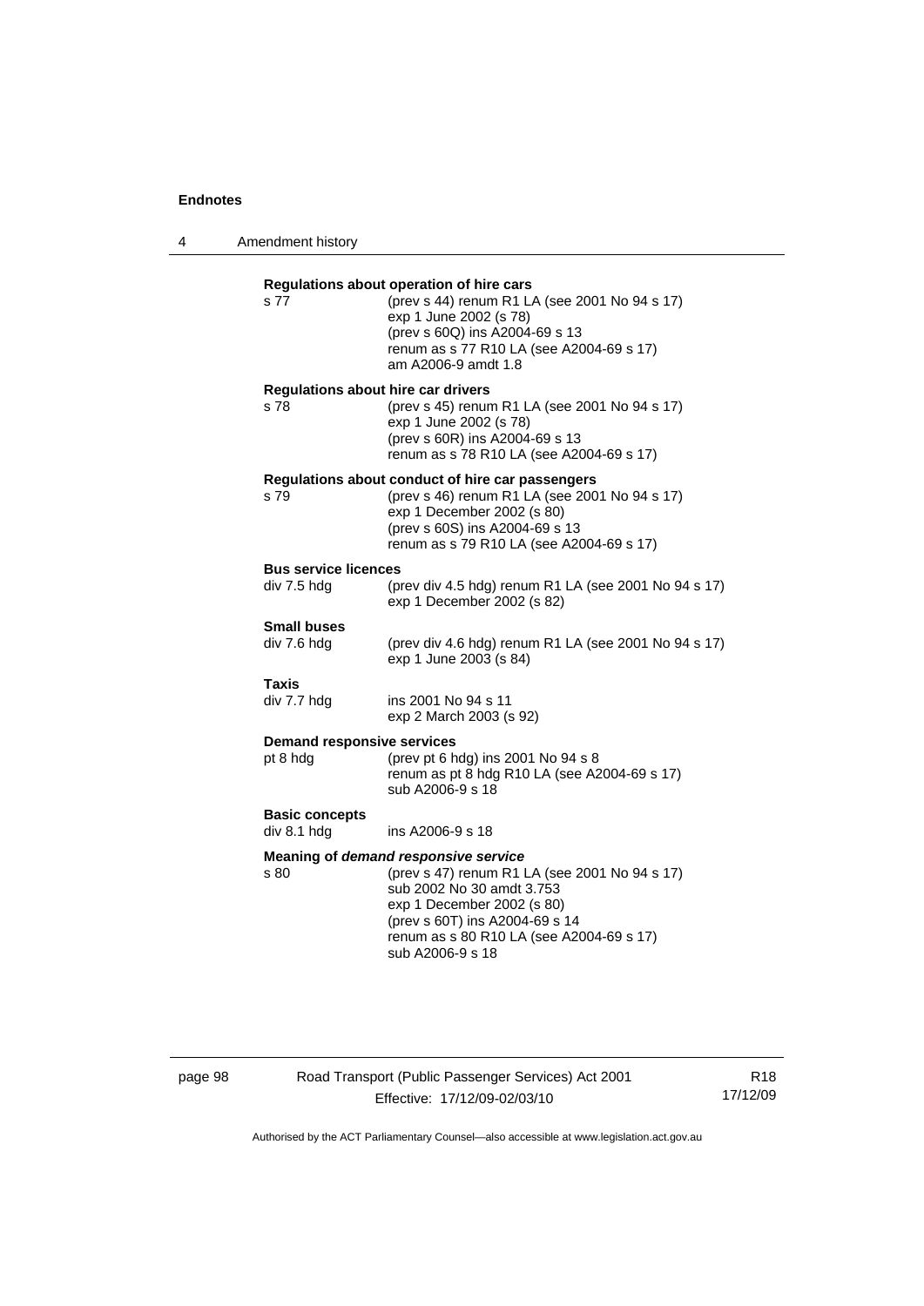**Regulations about operation of hire cars**

s 77 (prev s 44) renum R1 LA (see 2001 No 94 s 17)
exp 1 June 2002 (s 78)
(prev s 60Q) ins A2004-69 s 13
renum as s 77 R10 LA (see A2004-69 s 17)
am A2006-9 amdt 1.8

**Regulations about hire car drivers**

s 78 (prev s 45) renum R1 LA (see 2001 No 94 s 17)
exp 1 June 2002 (s 78)
(prev s 60R) ins A2004-69 s 13
renum as s 78 R10 LA (see A2004-69 s 17)

**Regulations about conduct of hire car passengers**

s 79 (prev s 46) renum R1 LA (see 2001 No 94 s 17)
exp 1 December 2002 (s 80)
(prev s 60S) ins A2004-69 s 13
renum as s 79 R10 LA (see A2004-69 s 17)

**Bus service licences**

div 7.5 hdg (prev div 4.5 hdg) renum R1 LA (see 2001 No 94 s 17)
exp 1 December 2002 (s 82)

**Small buses**

div 7.6 hdg (prev div 4.6 hdg) renum R1 LA (see 2001 No 94 s 17)
exp 1 June 2003 (s 84)

**Taxis**

div 7.7 hdg ins 2001 No 94 s 11
exp 2 March 2003 (s 92)

**Demand responsive services**

pt 8 hdg (prev pt 6 hdg) ins 2001 No 94 s 8
renum as pt 8 hdg R10 LA (see A2004-69 s 17)
sub A2006-9 s 18

**Basic concepts**

div 8.1 hdg ins A2006-9 s 18

**Meaning of *demand responsive service***

s 80 (prev s 47) renum R1 LA (see 2001 No 94 s 17)
sub 2002 No 30 amdt 3.753
exp 1 December 2002 (s 80)
(prev s 60T) ins A2004-69 s 14
renum as s 80 R10 LA (see A2004-69 s 17)
sub A2006-9 s 18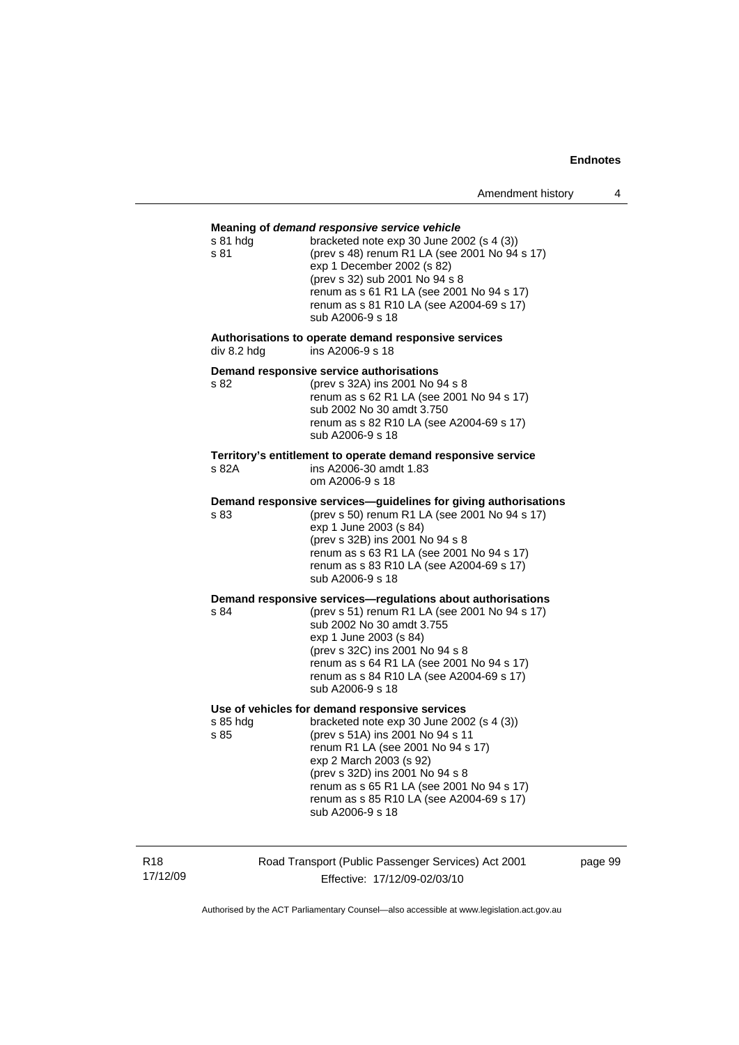**Meaning of *demand responsive service vehicle***

| | |
|---|---|
| s 81 hdg | bracketed note exp 30 June 2002 (s 4 (3)) |
| s 81 | (prev s 48) renum R1 LA (see 2001 No 94 s 17)<br>exp 1 December 2002 (s 82)<br>(prev s 32) sub 2001 No 94 s 8<br>renum as s 61 R1 LA (see 2001 No 94 s 17)<br>renum as s 81 R10 LA (see A2004-69 s 17)<br>sub A2006-9 s 18 |

**Authorisations to operate demand responsive services**

| | |
|---|---|
| div 8.2 hdg | ins A2006-9 s 18 |

**Demand responsive service authorisations**

| | |
|---|---|
| s 82 | (prev s 32A) ins 2001 No 94 s 8<br>renum as s 62 R1 LA (see 2001 No 94 s 17)<br>sub 2002 No 30 amdt 3.750<br>renum as s 82 R10 LA (see A2004-69 s 17)<br>sub A2006-9 s 18 |

**Territory's entitlement to operate demand responsive service**

| | |
|---|---|
| s 82A | ins A2006-30 amdt 1.83<br>om A2006-9 s 18 |

**Demand responsive services—guidelines for giving authorisations**

| | |
|---|---|
| s 83 | (prev s 50) renum R1 LA (see 2001 No 94 s 17)<br>exp 1 June 2003 (s 84)<br>(prev s 32B) ins 2001 No 94 s 8<br>renum as s 63 R1 LA (see 2001 No 94 s 17)<br>renum as s 83 R10 LA (see A2004-69 s 17)<br>sub A2006-9 s 18 |

**Demand responsive services—regulations about authorisations**

| | |
|---|---|
| s 84 | (prev s 51) renum R1 LA (see 2001 No 94 s 17)<br>sub 2002 No 30 amdt 3.755<br>exp 1 June 2003 (s 84)<br>(prev s 32C) ins 2001 No 94 s 8<br>renum as s 64 R1 LA (see 2001 No 94 s 17)<br>renum as s 84 R10 LA (see A2004-69 s 17)<br>sub A2006-9 s 18 |

**Use of vehicles for demand responsive services**

| | |
|---|---|
| s 85 hdg | bracketed note exp 30 June 2002 (s 4 (3)) |
| s 85 | (prev s 51A) ins 2001 No 94 s 11<br>renum R1 LA (see 2001 No 94 s 17)<br>exp 2 March 2003 (s 92)<br>(prev s 32D) ins 2001 No 94 s 8<br>renum as s 65 R1 LA (see 2001 No 94 s 17)<br>renum as s 85 R10 LA (see A2004-69 s 17)<br>sub A2006-9 s 18 |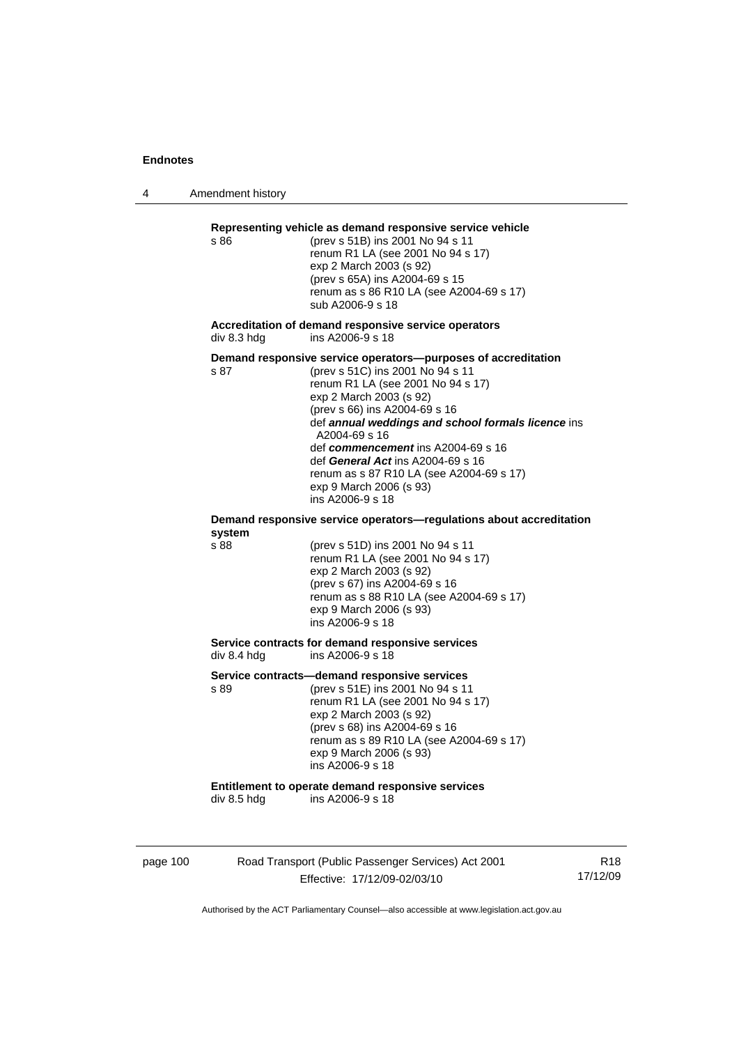**Representing vehicle as demand responsive service vehicle**

s 86 (prev s 51B) ins 2001 No 94 s 11
renum R1 LA (see 2001 No 94 s 17)
exp 2 March 2003 (s 92)
(prev s 65A) ins A2004-69 s 15
renum as s 86 R10 LA (see A2004-69 s 17)
sub A2006-9 s 18

**Accreditation of demand responsive service operators**

div 8.3 hdg ins A2006-9 s 18

**Demand responsive service operators—purposes of accreditation**

s 87 (prev s 51C) ins 2001 No 94 s 11
renum R1 LA (see 2001 No 94 s 17)
exp 2 March 2003 (s 92)
(prev s 66) ins A2004-69 s 16
def ***annual weddings and school formals licence*** ins A2004-69 s 16
def ***commencement*** ins A2004-69 s 16
def ***General Act*** ins A2004-69 s 16
renum as s 87 R10 LA (see A2004-69 s 17)
exp 9 March 2006 (s 93)
ins A2006-9 s 18

**Demand responsive service operators—regulations about accreditation system**

s 88 (prev s 51D) ins 2001 No 94 s 11
renum R1 LA (see 2001 No 94 s 17)
exp 2 March 2003 (s 92)
(prev s 67) ins A2004-69 s 16
renum as s 88 R10 LA (see A2004-69 s 17)
exp 9 March 2006 (s 93)
ins A2006-9 s 18

**Service contracts for demand responsive services**

div 8.4 hdg ins A2006-9 s 18

**Service contracts—demand responsive services**

s 89 (prev s 51E) ins 2001 No 94 s 11
renum R1 LA (see 2001 No 94 s 17)
exp 2 March 2003 (s 92)
(prev s 68) ins A2004-69 s 16
renum as s 89 R10 LA (see A2004-69 s 17)
exp 9 March 2006 (s 93)
ins A2006-9 s 18

**Entitlement to operate demand responsive services**

div 8.5 hdg ins A2006-9 s 18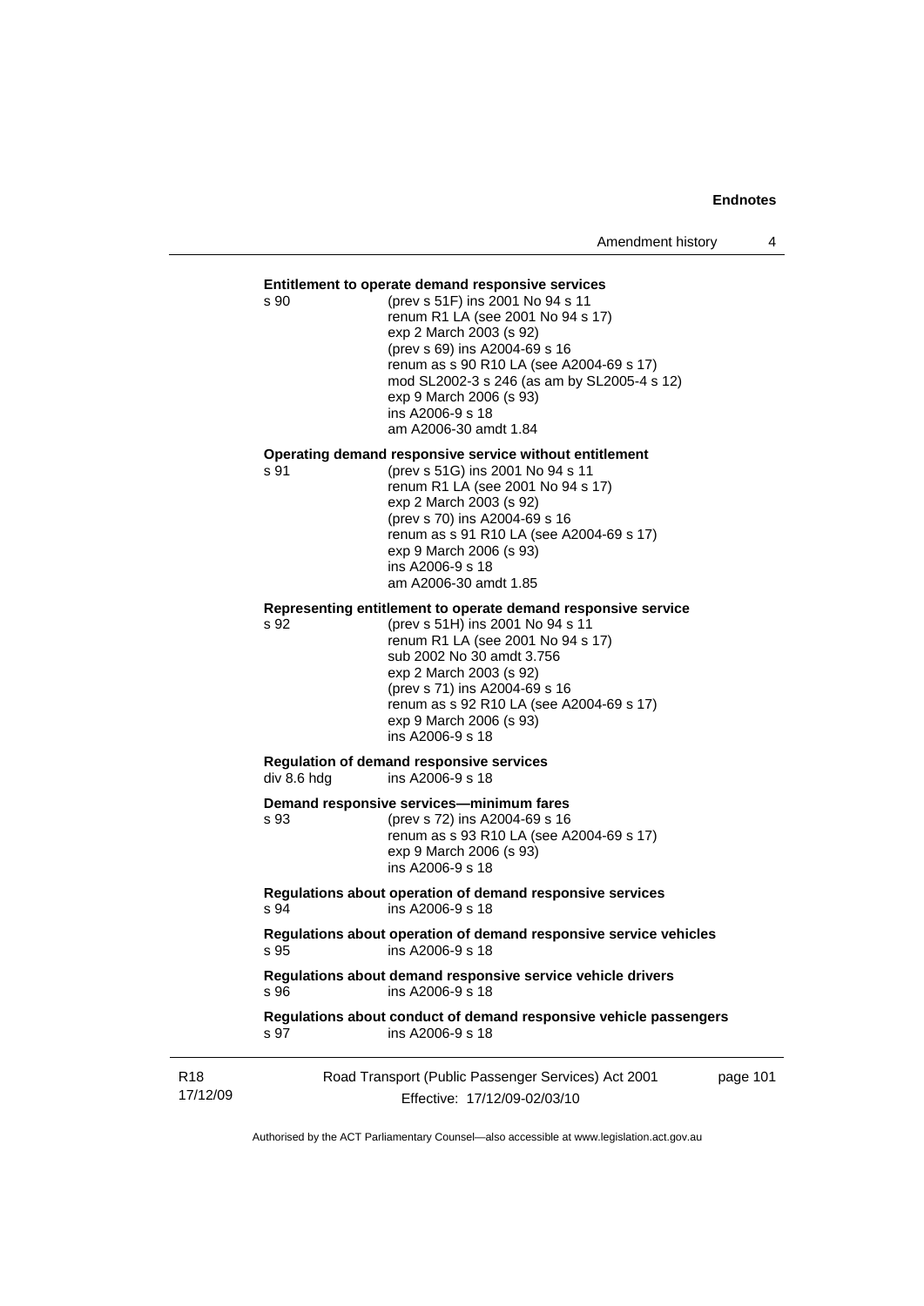**Entitlement to operate demand responsive services**

s 90 (prev s 51F) ins 2001 No 94 s 11
renum R1 LA (see 2001 No 94 s 17)
exp 2 March 2003 (s 92)
(prev s 69) ins A2004-69 s 16
renum as s 90 R10 LA (see A2004-69 s 17)
mod SL2002-3 s 246 (as am by SL2005-4 s 12)
exp 9 March 2006 (s 93)
ins A2006-9 s 18
am A2006-30 amdt 1.84

**Operating demand responsive service without entitlement**

s 91 (prev s 51G) ins 2001 No 94 s 11
renum R1 LA (see 2001 No 94 s 17)
exp 2 March 2003 (s 92)
(prev s 70) ins A2004-69 s 16
renum as s 91 R10 LA (see A2004-69 s 17)
exp 9 March 2006 (s 93)
ins A2006-9 s 18
am A2006-30 amdt 1.85

**Representing entitlement to operate demand responsive service**

s 92 (prev s 51H) ins 2001 No 94 s 11
renum R1 LA (see 2001 No 94 s 17)
sub 2002 No 30 amdt 3.756
exp 2 March 2003 (s 92)
(prev s 71) ins A2004-69 s 16
renum as s 92 R10 LA (see A2004-69 s 17)
exp 9 March 2006 (s 93)
ins A2006-9 s 18

**Regulation of demand responsive services**

div 8.6 hdg ins A2006-9 s 18

**Demand responsive services—minimum fares**

s 93 (prev s 72) ins A2004-69 s 16
renum as s 93 R10 LA (see A2004-69 s 17)
exp 9 March 2006 (s 93)
ins A2006-9 s 18

**Regulations about operation of demand responsive services**

s 94 ins A2006-9 s 18

**Regulations about operation of demand responsive service vehicles**

s 95 ins A2006-9 s 18

**Regulations about demand responsive service vehicle drivers**

s 96 ins A2006-9 s 18

**Regulations about conduct of demand responsive vehicle passengers**

s 97 ins A2006-9 s 18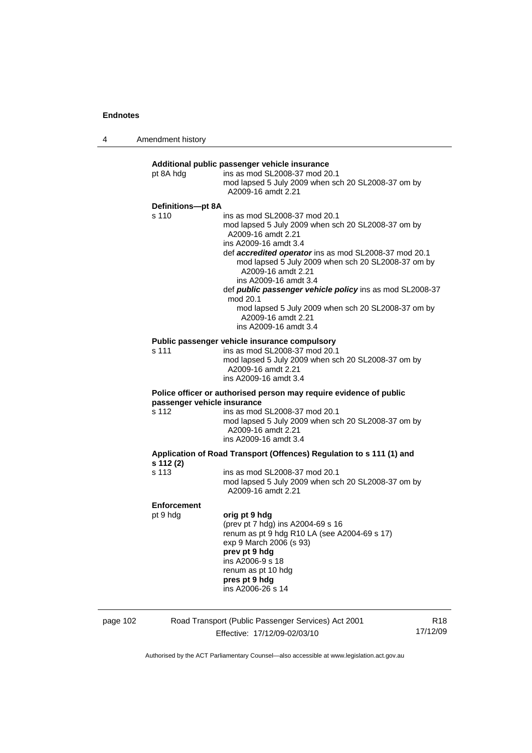**Additional public passenger vehicle insurance**

pt 8A hdg — ins as mod SL2008-37 mod 20.1
mod lapsed 5 July 2009 when sch 20 SL2008-37 om by A2009-16 amdt 2.21

**Definitions—pt 8A**

s 110 — ins as mod SL2008-37 mod 20.1
mod lapsed 5 July 2009 when sch 20 SL2008-37 om by A2009-16 amdt 2.21
ins A2009-16 amdt 3.4
def ***accredited operator*** ins as mod SL2008-37 mod 20.1
mod lapsed 5 July 2009 when sch 20 SL2008-37 om by A2009-16 amdt 2.21
ins A2009-16 amdt 3.4
def ***public passenger vehicle policy*** ins as mod SL2008-37 mod 20.1
mod lapsed 5 July 2009 when sch 20 SL2008-37 om by A2009-16 amdt 2.21
ins A2009-16 amdt 3.4

**Public passenger vehicle insurance compulsory**

s 111 — ins as mod SL2008-37 mod 20.1
mod lapsed 5 July 2009 when sch 20 SL2008-37 om by A2009-16 amdt 2.21
ins A2009-16 amdt 3.4

**Police officer or authorised person may require evidence of public passenger vehicle insurance**

s 112 — ins as mod SL2008-37 mod 20.1
mod lapsed 5 July 2009 when sch 20 SL2008-37 om by A2009-16 amdt 2.21
ins A2009-16 amdt 3.4

**Application of Road Transport (Offences) Regulation to s 111 (1) and s 112 (2)**

s 113 — ins as mod SL2008-37 mod 20.1
mod lapsed 5 July 2009 when sch 20 SL2008-37 om by A2009-16 amdt 2.21

**Enforcement**

pt 9 hdg — **orig pt 9 hdg**
(prev pt 7 hdg) ins A2004-69 s 16
renum as pt 9 hdg R10 LA (see A2004-69 s 17)
exp 9 March 2006 (s 93)
**prev pt 9 hdg**
ins A2006-9 s 18
renum as pt 10 hdg
**pres pt 9 hdg**
ins A2006-26 s 14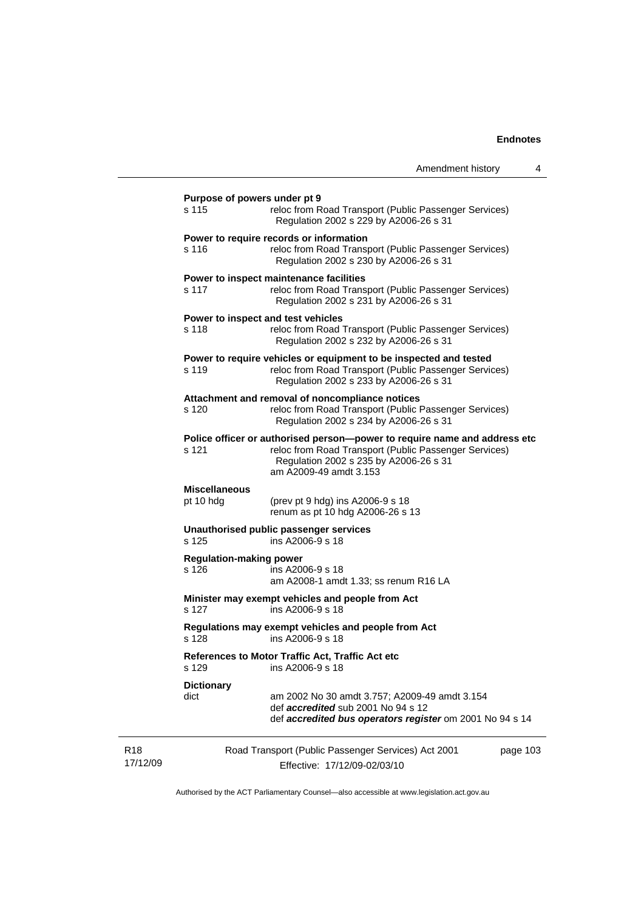**Purpose of powers under pt 9**

s 115 reloc from Road Transport (Public Passenger Services) Regulation 2002 s 229 by A2006-26 s 31

**Power to require records or information**

s 116 reloc from Road Transport (Public Passenger Services) Regulation 2002 s 230 by A2006-26 s 31

**Power to inspect maintenance facilities**

s 117 reloc from Road Transport (Public Passenger Services) Regulation 2002 s 231 by A2006-26 s 31

**Power to inspect and test vehicles**

s 118 reloc from Road Transport (Public Passenger Services) Regulation 2002 s 232 by A2006-26 s 31

**Power to require vehicles or equipment to be inspected and tested**

s 119 reloc from Road Transport (Public Passenger Services) Regulation 2002 s 233 by A2006-26 s 31

**Attachment and removal of noncompliance notices**

s 120 reloc from Road Transport (Public Passenger Services) Regulation 2002 s 234 by A2006-26 s 31

**Police officer or authorised person—power to require name and address etc**

s 121 reloc from Road Transport (Public Passenger Services) Regulation 2002 s 235 by A2006-26 s 31
am A2009-49 amdt 3.153

**Miscellaneous**

pt 10 hdg (prev pt 9 hdg) ins A2006-9 s 18
renum as pt 10 hdg A2006-26 s 13

**Unauthorised public passenger services**

s 125 ins A2006-9 s 18

**Regulation-making power**

s 126 ins A2006-9 s 18
am A2008-1 amdt 1.33; ss renum R16 LA

**Minister may exempt vehicles and people from Act**

s 127 ins A2006-9 s 18

**Regulations may exempt vehicles and people from Act**

s 128 ins A2006-9 s 18

**References to Motor Traffic Act, Traffic Act etc**

s 129 ins A2006-9 s 18

**Dictionary**

dict am 2002 No 30 amdt 3.757; A2009-49 amdt 3.154
def ***accredited*** sub 2001 No 94 s 12
def ***accredited bus operators register*** om 2001 No 94 s 14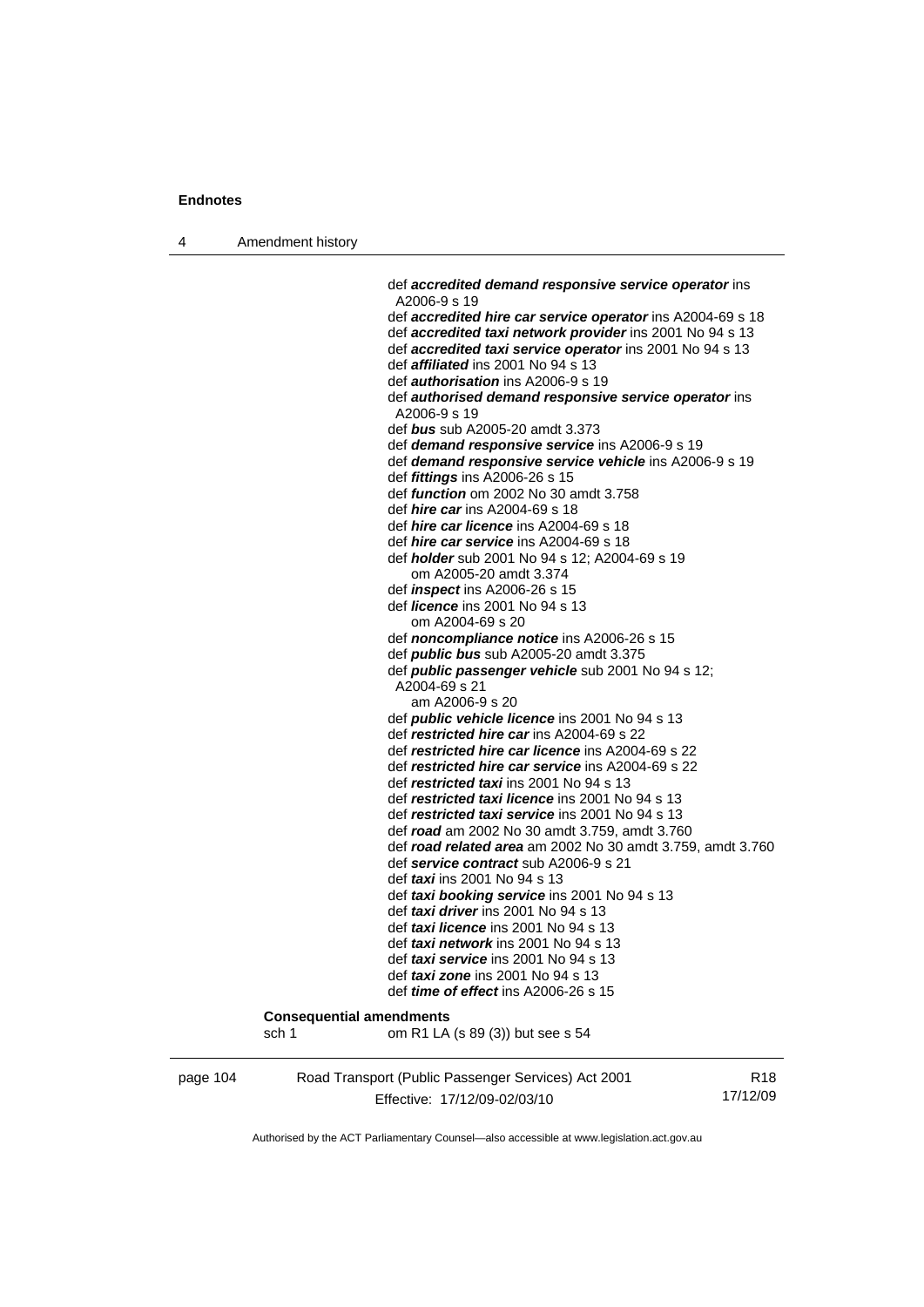def ***accredited demand responsive service operator*** ins A2006-9 s 19
def ***accredited hire car service operator*** ins A2004-69 s 18
def ***accredited taxi network provider*** ins 2001 No 94 s 13
def ***accredited taxi service operator*** ins 2001 No 94 s 13
def ***affiliated*** ins 2001 No 94 s 13
def ***authorisation*** ins A2006-9 s 19
def ***authorised demand responsive service operator*** ins A2006-9 s 19
def ***bus*** sub A2005-20 amdt 3.373
def ***demand responsive service*** ins A2006-9 s 19
def ***demand responsive service vehicle*** ins A2006-9 s 19
def ***fittings*** ins A2006-26 s 15
def ***function*** om 2002 No 30 amdt 3.758
def ***hire car*** ins A2004-69 s 18
def ***hire car licence*** ins A2004-69 s 18
def ***hire car service*** ins A2004-69 s 18
def ***holder*** sub 2001 No 94 s 12; A2004-69 s 19
    om A2005-20 amdt 3.374
def ***inspect*** ins A2006-26 s 15
def ***licence*** ins 2001 No 94 s 13
    om A2004-69 s 20
def ***noncompliance notice*** ins A2006-26 s 15
def ***public bus*** sub A2005-20 amdt 3.375
def ***public passenger vehicle*** sub 2001 No 94 s 12; A2004-69 s 21
    am A2006-9 s 20
def ***public vehicle licence*** ins 2001 No 94 s 13
def ***restricted hire car*** ins A2004-69 s 22
def ***restricted hire car licence*** ins A2004-69 s 22
def ***restricted hire car service*** ins A2004-69 s 22
def ***restricted taxi*** ins 2001 No 94 s 13
def ***restricted taxi licence*** ins 2001 No 94 s 13
def ***restricted taxi service*** ins 2001 No 94 s 13
def ***road*** am 2002 No 30 amdt 3.759, amdt 3.760
def ***road related area*** am 2002 No 30 amdt 3.759, amdt 3.760
def ***service contract*** sub A2006-9 s 21
def ***taxi*** ins 2001 No 94 s 13
def ***taxi booking service*** ins 2001 No 94 s 13
def ***taxi driver*** ins 2001 No 94 s 13
def ***taxi licence*** ins 2001 No 94 s 13
def ***taxi network*** ins 2001 No 94 s 13
def ***taxi service*** ins 2001 No 94 s 13
def ***taxi zone*** ins 2001 No 94 s 13
def ***time of effect*** ins A2006-26 s 15

**Consequential amendments**

sch 1 om R1 LA (s 89 (3)) but see s 54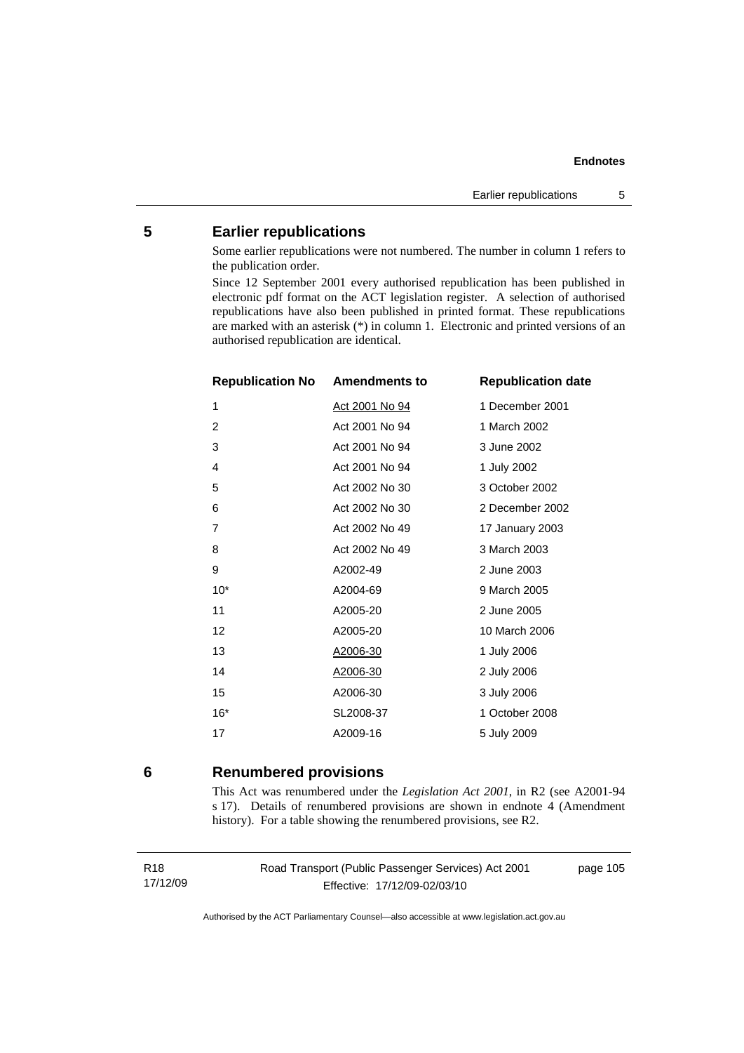## 5 Earlier republications

Some earlier republications were not numbered. The number in column 1 refers to the publication order.

Since 12 September 2001 every authorised republication has been published in electronic pdf format on the ACT legislation register. A selection of authorised republications have also been published in printed format. These republications are marked with an asterisk (*) in column 1. Electronic and printed versions of an authorised republication are identical.

| Republication No | Amendments to | Republication date |
|---|---|---|
| 1 | Act 2001 No 94 | 1 December 2001 |
| 2 | Act 2001 No 94 | 1 March 2002 |
| 3 | Act 2001 No 94 | 3 June 2002 |
| 4 | Act 2001 No 94 | 1 July 2002 |
| 5 | Act 2002 No 30 | 3 October 2002 |
| 6 | Act 2002 No 30 | 2 December 2002 |
| 7 | Act 2002 No 49 | 17 January 2003 |
| 8 | Act 2002 No 49 | 3 March 2003 |
| 9 | A2002-49 | 2 June 2003 |
| 10* | A2004-69 | 9 March 2005 |
| 11 | A2005-20 | 2 June 2005 |
| 12 | A2005-20 | 10 March 2006 |
| 13 | A2006-30 | 1 July 2006 |
| 14 | A2006-30 | 2 July 2006 |
| 15 | A2006-30 | 3 July 2006 |
| 16* | SL2008-37 | 1 October 2008 |
| 17 | A2009-16 | 5 July 2009 |

## 6 Renumbered provisions

This Act was renumbered under the *Legislation Act 2001*, in R2 (see A2001-94 s 17). Details of renumbered provisions are shown in endnote 4 (Amendment history). For a table showing the renumbered provisions, see R2.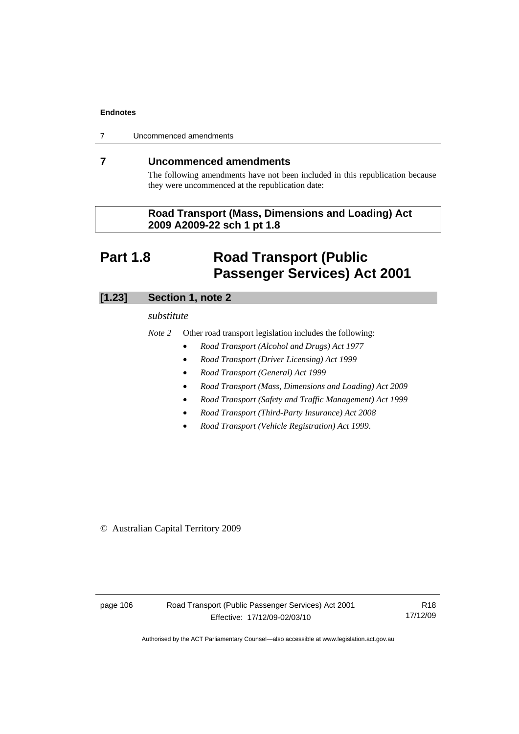## 7 Uncommenced amendments

The following amendments have not been included in this republication because they were uncommenced at the republication date:

**Road Transport (Mass, Dimensions and Loading) Act 2009 A2009-22 sch 1 pt 1.8**

# Part 1.8 Road Transport (Public Passenger Services) Act 2001

### [1.23] Section 1, note 2

*substitute*

*Note 2* Other road transport legislation includes the following:

- *Road Transport (Alcohol and Drugs) Act 1977*
- *Road Transport (Driver Licensing) Act 1999*
- *Road Transport (General) Act 1999*
- *Road Transport (Mass, Dimensions and Loading) Act 2009*
- *Road Transport (Safety and Traffic Management) Act 1999*
- *Road Transport (Third-Party Insurance) Act 2008*
- *Road Transport (Vehicle Registration) Act 1999*.

© Australian Capital Territory 2009